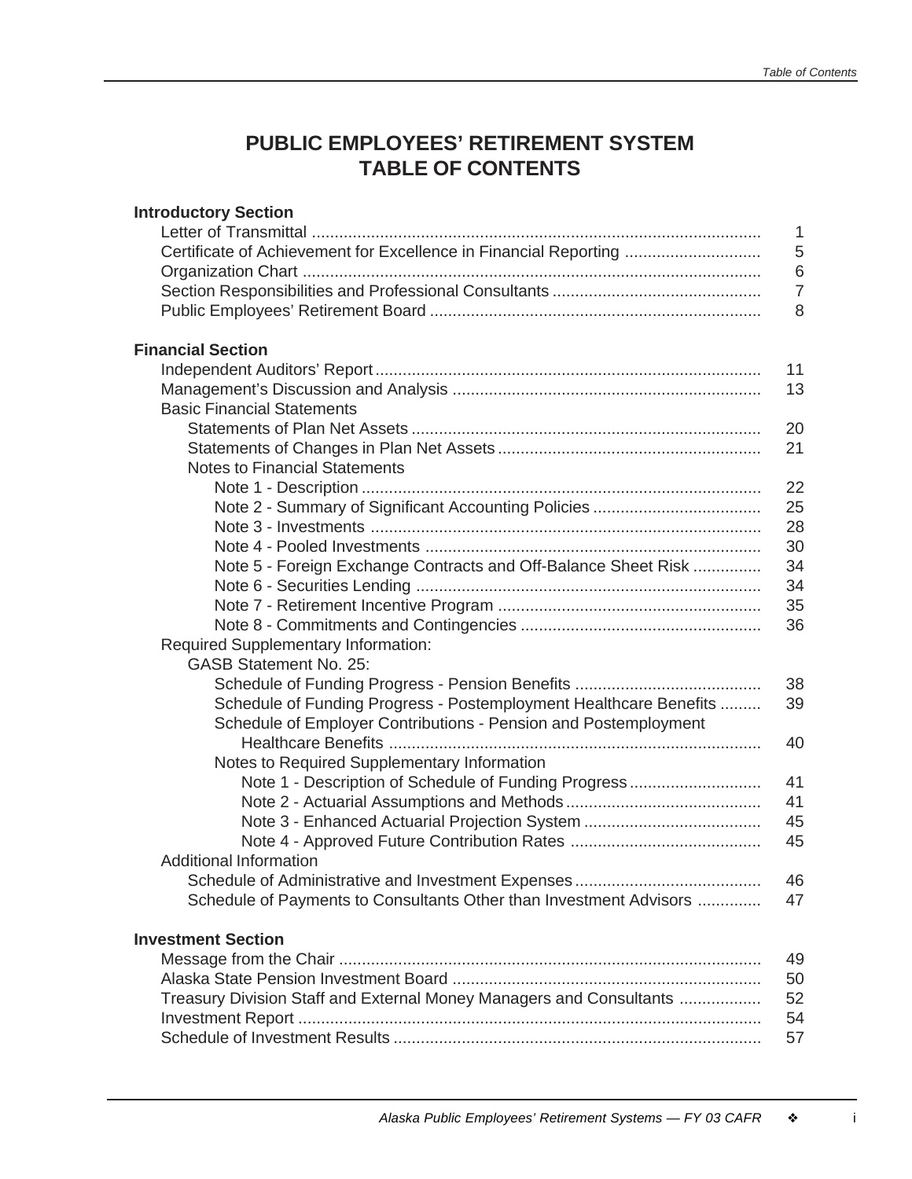# PUBLIC EMPLOYEES' RETIREMENT SYSTEM
# TABLE OF CONTENTS

**Introductory Section**

| | |
|---|---|
| Letter of Transmittal | 1 |
| Certificate of Achievement for Excellence in Financial Reporting | 5 |
| Organization Chart | 6 |
| Section Responsibilities and Professional Consultants | 7 |
| Public Employees' Retirement Board | 8 |

**Financial Section**

| | |
|---|---|
| Independent Auditors' Report | 11 |
| Management's Discussion and Analysis | 13 |
| Basic Financial Statements | |
| Statements of Plan Net Assets | 20 |
| Statements of Changes in Plan Net Assets | 21 |
| Notes to Financial Statements | |
| Note 1 - Description | 22 |
| Note 2 - Summary of Significant Accounting Policies | 25 |
| Note 3 - Investments | 28 |
| Note 4 - Pooled Investments | 30 |
| Note 5 - Foreign Exchange Contracts and Off-Balance Sheet Risk | 34 |
| Note 6 - Securities Lending | 34 |
| Note 7 - Retirement Incentive Program | 35 |
| Note 8 - Commitments and Contingencies | 36 |
| Required Supplementary Information: | |
| GASB Statement No. 25: | |
| Schedule of Funding Progress - Pension Benefits | 38 |
| Schedule of Funding Progress - Postemployment Healthcare Benefits | 39 |
| Schedule of Employer Contributions - Pension and Postemployment Healthcare Benefits | 40 |
| Notes to Required Supplementary Information | |
| Note 1 - Description of Schedule of Funding Progress | 41 |
| Note 2 - Actuarial Assumptions and Methods | 41 |
| Note 3 - Enhanced Actuarial Projection System | 45 |
| Note 4 - Approved Future Contribution Rates | 45 |
| Additional Information | |
| Schedule of Administrative and Investment Expenses | 46 |
| Schedule of Payments to Consultants Other than Investment Advisors | 47 |

**Investment Section**

| | |
|---|---|
| Message from the Chair | 49 |
| Alaska State Pension Investment Board | 50 |
| Treasury Division Staff and External Money Managers and Consultants | 52 |
| Investment Report | 54 |
| Schedule of Investment Results | 57 |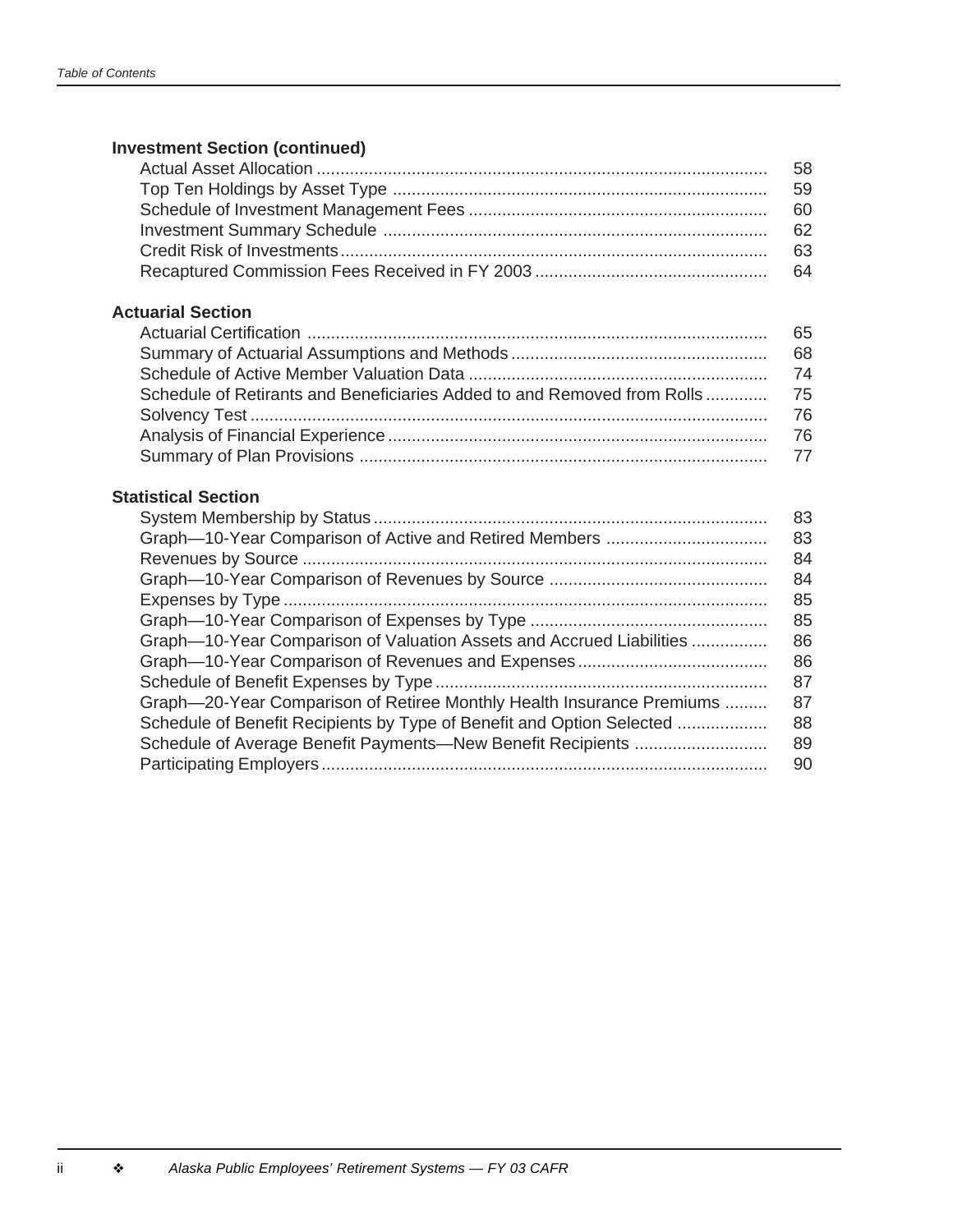**Investment Section (continued)**

| | |
|---|---|
| Actual Asset Allocation | 58 |
| Top Ten Holdings by Asset Type | 59 |
| Schedule of Investment Management Fees | 60 |
| Investment Summary Schedule | 62 |
| Credit Risk of Investments | 63 |
| Recaptured Commission Fees Received in FY 2003 | 64 |

**Actuarial Section**

| | |
|---|---|
| Actuarial Certification | 65 |
| Summary of Actuarial Assumptions and Methods | 68 |
| Schedule of Active Member Valuation Data | 74 |
| Schedule of Retirants and Beneficiaries Added to and Removed from Rolls | 75 |
| Solvency Test | 76 |
| Analysis of Financial Experience | 76 |
| Summary of Plan Provisions | 77 |

**Statistical Section**

| | |
|---|---|
| System Membership by Status | 83 |
| Graph—10-Year Comparison of Active and Retired Members | 83 |
| Revenues by Source | 84 |
| Graph—10-Year Comparison of Revenues by Source | 84 |
| Expenses by Type | 85 |
| Graph—10-Year Comparison of Expenses by Type | 85 |
| Graph—10-Year Comparison of Valuation Assets and Accrued Liabilities | 86 |
| Graph—10-Year Comparison of Revenues and Expenses | 86 |
| Schedule of Benefit Expenses by Type | 87 |
| Graph—20-Year Comparison of Retiree Monthly Health Insurance Premiums | 87 |
| Schedule of Benefit Recipients by Type of Benefit and Option Selected | 88 |
| Schedule of Average Benefit Payments—New Benefit Recipients | 89 |
| Participating Employers | 90 |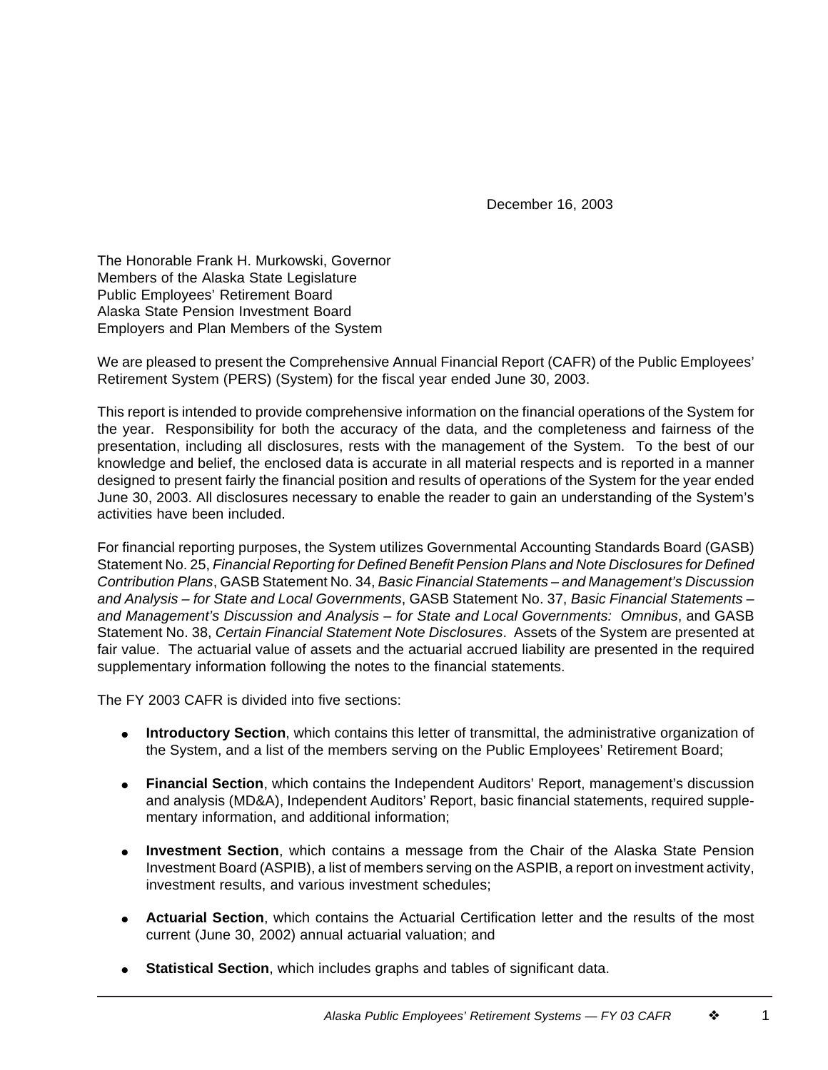December 16, 2003

The Honorable Frank H. Murkowski, Governor
Members of the Alaska State Legislature
Public Employees' Retirement Board
Alaska State Pension Investment Board
Employers and Plan Members of the System

We are pleased to present the Comprehensive Annual Financial Report (CAFR) of the Public Employees' Retirement System (PERS) (System) for the fiscal year ended June 30, 2003.

This report is intended to provide comprehensive information on the financial operations of the System for the year. Responsibility for both the accuracy of the data, and the completeness and fairness of the presentation, including all disclosures, rests with the management of the System. To the best of our knowledge and belief, the enclosed data is accurate in all material respects and is reported in a manner designed to present fairly the financial position and results of operations of the System for the year ended June 30, 2003. All disclosures necessary to enable the reader to gain an understanding of the System's activities have been included.

For financial reporting purposes, the System utilizes Governmental Accounting Standards Board (GASB) Statement No. 25, *Financial Reporting for Defined Benefit Pension Plans and Note Disclosures for Defined Contribution Plans*, GASB Statement No. 34, *Basic Financial Statements – and Management's Discussion and Analysis – for State and Local Governments*, GASB Statement No. 37, *Basic Financial Statements – and Management's Discussion and Analysis – for State and Local Governments: Omnibus*, and GASB Statement No. 38, *Certain Financial Statement Note Disclosures*. Assets of the System are presented at fair value. The actuarial value of assets and the actuarial accrued liability are presented in the required supplementary information following the notes to the financial statements.

The FY 2003 CAFR is divided into five sections:

- **Introductory Section**, which contains this letter of transmittal, the administrative organization of the System, and a list of the members serving on the Public Employees' Retirement Board;
- **Financial Section**, which contains the Independent Auditors' Report, management's discussion and analysis (MD&A), Independent Auditors' Report, basic financial statements, required supplementary information, and additional information;
- **Investment Section**, which contains a message from the Chair of the Alaska State Pension Investment Board (ASPIB), a list of members serving on the ASPIB, a report on investment activity, investment results, and various investment schedules;
- **Actuarial Section**, which contains the Actuarial Certification letter and the results of the most current (June 30, 2002) annual actuarial valuation; and
- **Statistical Section**, which includes graphs and tables of significant data.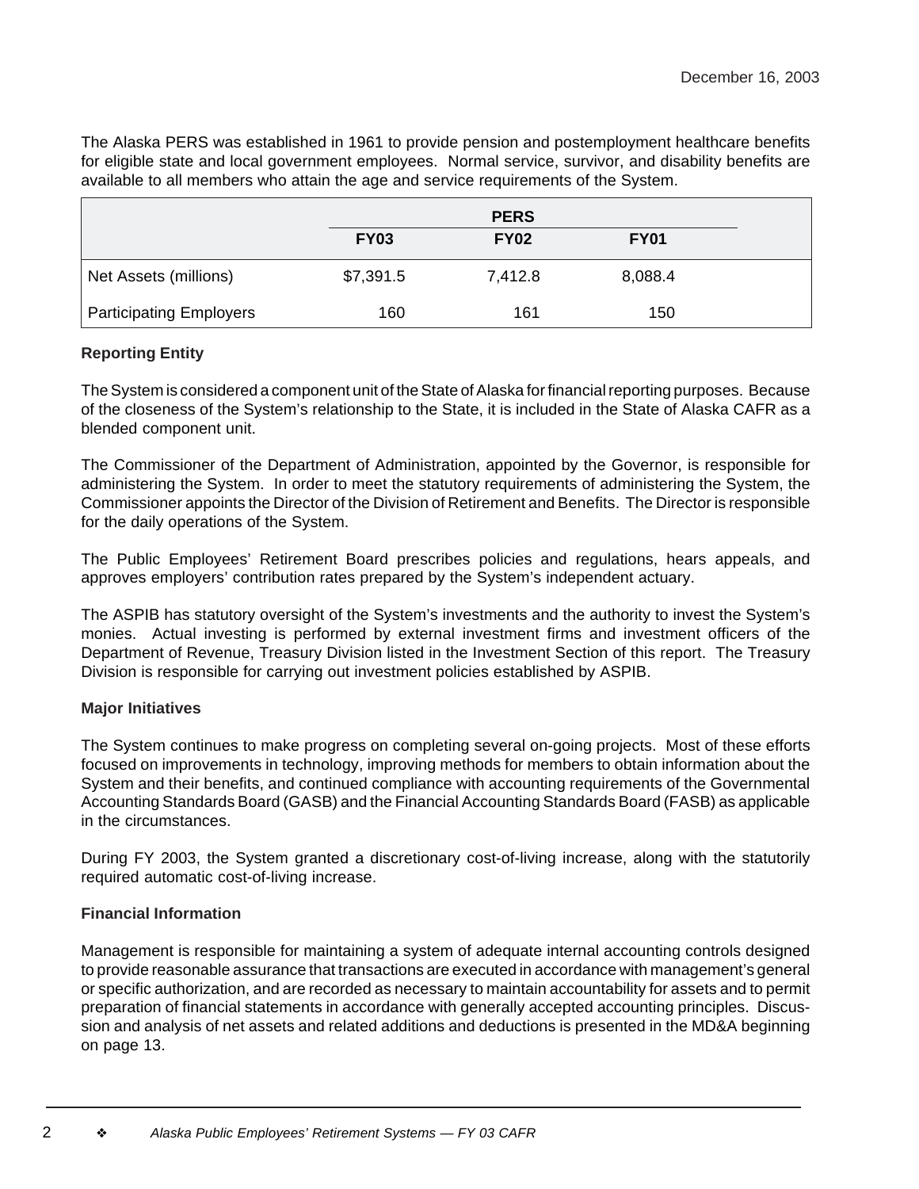December 16, 2003

The Alaska PERS was established in 1961 to provide pension and postemployment healthcare benefits for eligible state and local government employees. Normal service, survivor, and disability benefits are available to all members who attain the age and service requirements of the System.

| | PERS | | |
|---|---|---|---|
| | **FY03** | **FY02** | **FY01** |
| Net Assets (millions) | $7,391.5 | 7,412.8 | 8,088.4 |
| Participating Employers | 160 | 161 | 150 |

**Reporting Entity**

The System is considered a component unit of the State of Alaska for financial reporting purposes. Because of the closeness of the System's relationship to the State, it is included in the State of Alaska CAFR as a blended component unit.

The Commissioner of the Department of Administration, appointed by the Governor, is responsible for administering the System. In order to meet the statutory requirements of administering the System, the Commissioner appoints the Director of the Division of Retirement and Benefits. The Director is responsible for the daily operations of the System.

The Public Employees' Retirement Board prescribes policies and regulations, hears appeals, and approves employers' contribution rates prepared by the System's independent actuary.

The ASPIB has statutory oversight of the System's investments and the authority to invest the System's monies. Actual investing is performed by external investment firms and investment officers of the Department of Revenue, Treasury Division listed in the Investment Section of this report. The Treasury Division is responsible for carrying out investment policies established by ASPIB.

**Major Initiatives**

The System continues to make progress on completing several on-going projects. Most of these efforts focused on improvements in technology, improving methods for members to obtain information about the System and their benefits, and continued compliance with accounting requirements of the Governmental Accounting Standards Board (GASB) and the Financial Accounting Standards Board (FASB) as applicable in the circumstances.

During FY 2003, the System granted a discretionary cost-of-living increase, along with the statutorily required automatic cost-of-living increase.

**Financial Information**

Management is responsible for maintaining a system of adequate internal accounting controls designed to provide reasonable assurance that transactions are executed in accordance with management's general or specific authorization, and are recorded as necessary to maintain accountability for assets and to permit preparation of financial statements in accordance with generally accepted accounting principles. Discussion and analysis of net assets and related additions and deductions is presented in the MD&A beginning on page 13.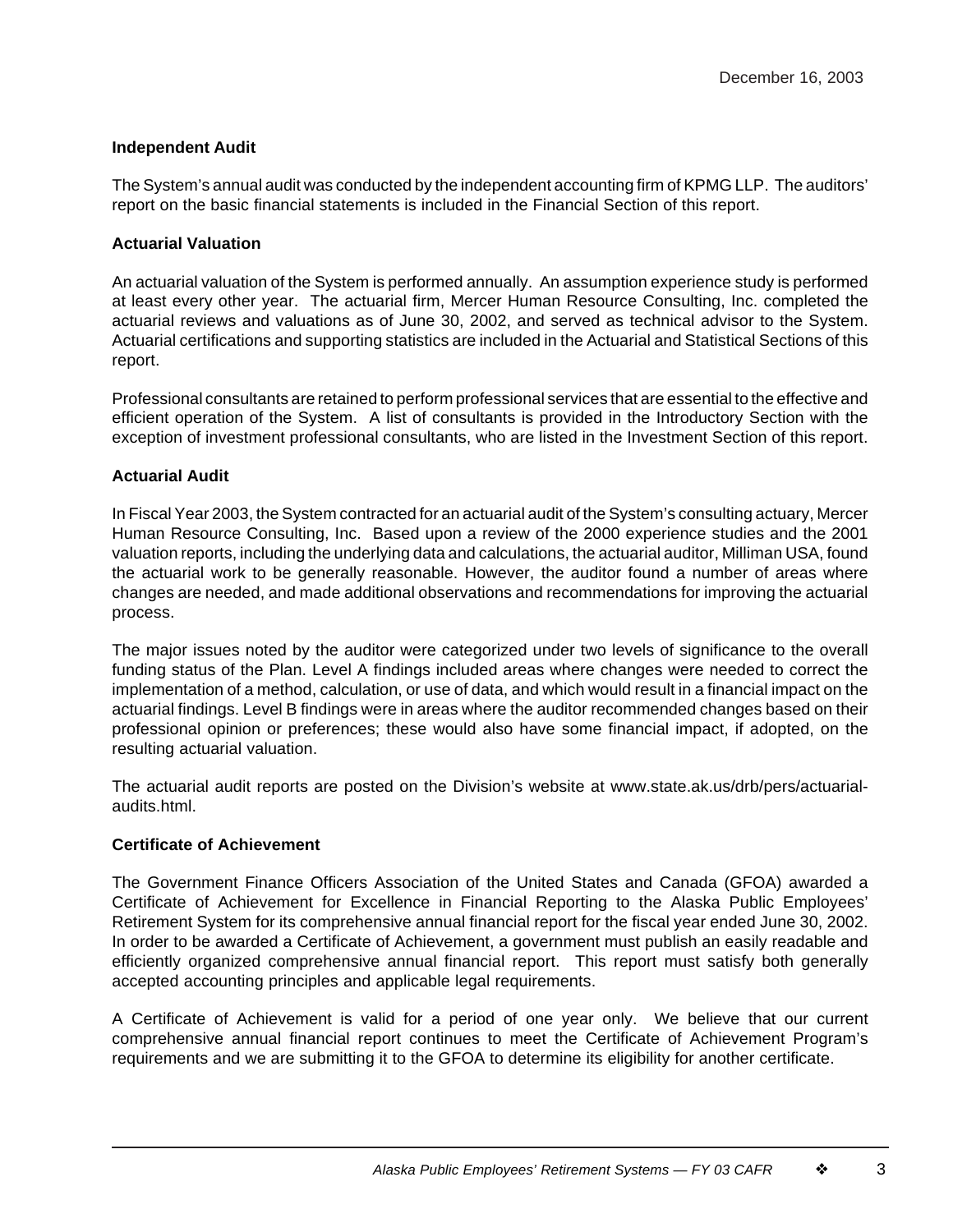December 16, 2003

**Independent Audit**

The System's annual audit was conducted by the independent accounting firm of KPMG LLP. The auditors' report on the basic financial statements is included in the Financial Section of this report.

**Actuarial Valuation**

An actuarial valuation of the System is performed annually. An assumption experience study is performed at least every other year. The actuarial firm, Mercer Human Resource Consulting, Inc. completed the actuarial reviews and valuations as of June 30, 2002, and served as technical advisor to the System. Actuarial certifications and supporting statistics are included in the Actuarial and Statistical Sections of this report.

Professional consultants are retained to perform professional services that are essential to the effective and efficient operation of the System. A list of consultants is provided in the Introductory Section with the exception of investment professional consultants, who are listed in the Investment Section of this report.

**Actuarial Audit**

In Fiscal Year 2003, the System contracted for an actuarial audit of the System's consulting actuary, Mercer Human Resource Consulting, Inc. Based upon a review of the 2000 experience studies and the 2001 valuation reports, including the underlying data and calculations, the actuarial auditor, Milliman USA, found the actuarial work to be generally reasonable. However, the auditor found a number of areas where changes are needed, and made additional observations and recommendations for improving the actuarial process.

The major issues noted by the auditor were categorized under two levels of significance to the overall funding status of the Plan. Level A findings included areas where changes were needed to correct the implementation of a method, calculation, or use of data, and which would result in a financial impact on the actuarial findings. Level B findings were in areas where the auditor recommended changes based on their professional opinion or preferences; these would also have some financial impact, if adopted, on the resulting actuarial valuation.

The actuarial audit reports are posted on the Division's website at www.state.ak.us/drb/pers/actuarial-audits.html.

**Certificate of Achievement**

The Government Finance Officers Association of the United States and Canada (GFOA) awarded a Certificate of Achievement for Excellence in Financial Reporting to the Alaska Public Employees' Retirement System for its comprehensive annual financial report for the fiscal year ended June 30, 2002. In order to be awarded a Certificate of Achievement, a government must publish an easily readable and efficiently organized comprehensive annual financial report. This report must satisfy both generally accepted accounting principles and applicable legal requirements.

A Certificate of Achievement is valid for a period of one year only. We believe that our current comprehensive annual financial report continues to meet the Certificate of Achievement Program's requirements and we are submitting it to the GFOA to determine its eligibility for another certificate.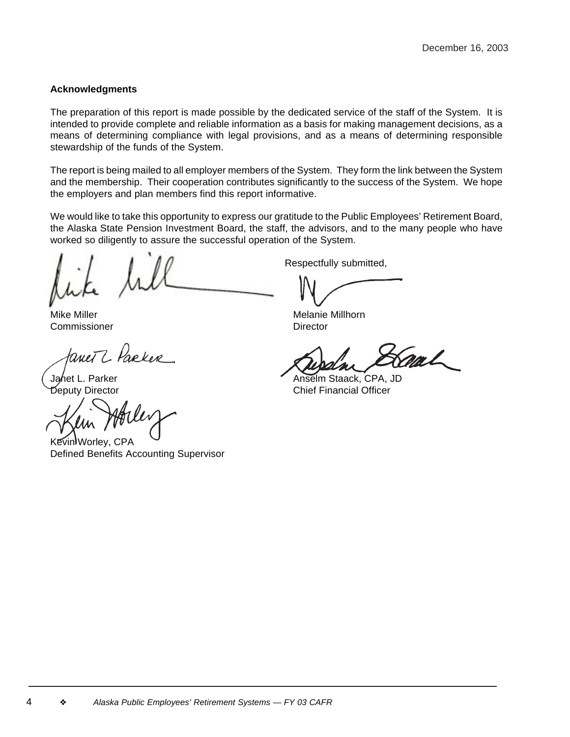December 16, 2003

**Acknowledgments**

The preparation of this report is made possible by the dedicated service of the staff of the System. It is intended to provide complete and reliable information as a basis for making management decisions, as a means of determining compliance with legal provisions, and as a means of determining responsible stewardship of the funds of the System.

The report is being mailed to all employer members of the System. They form the link between the System and the membership. Their cooperation contributes significantly to the success of the System. We hope the employers and plan members find this report informative.

We would like to take this opportunity to express our gratitude to the Public Employees' Retirement Board, the Alaska State Pension Investment Board, the staff, the advisors, and to the many people who have worked so diligently to assure the successful operation of the System.

Respectfully submitted,

Mike Miller
Commissioner

Melanie Millhorn
Director

Janet L. Parker
Deputy Director

Anselm Staack, CPA, JD
Chief Financial Officer

Kevin Worley, CPA
Defined Benefits Accounting Supervisor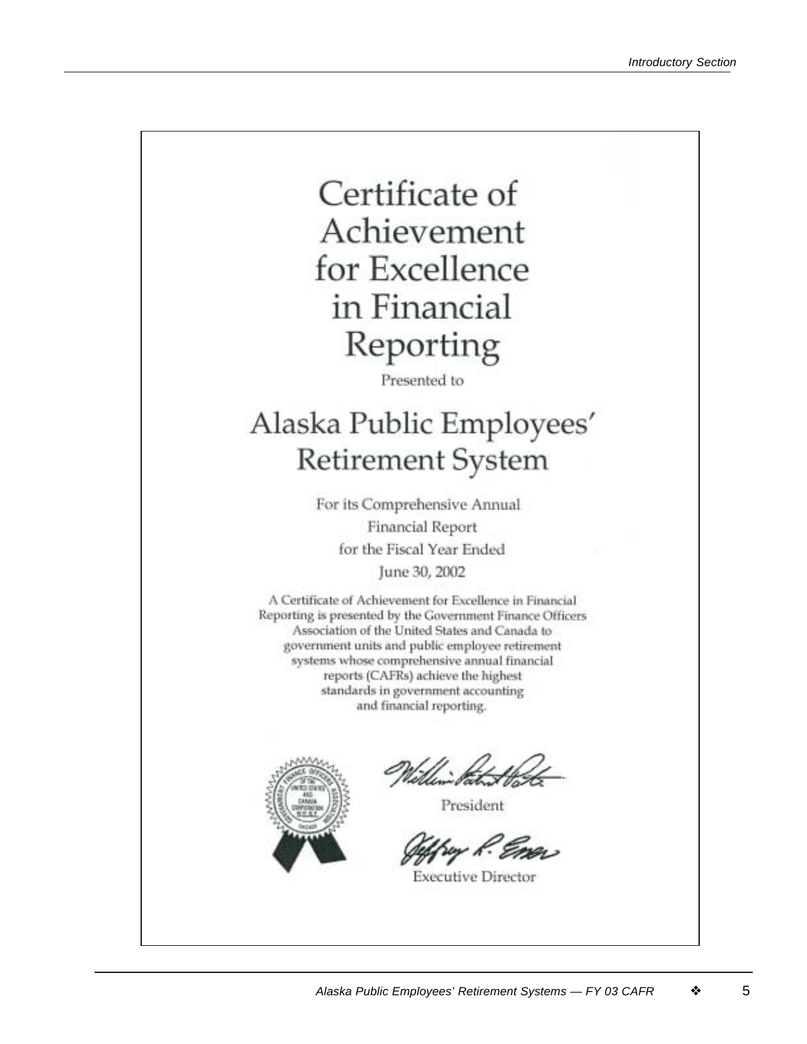# Certificate of Achievement for Excellence in Financial Reporting

Presented to

## Alaska Public Employees' Retirement System

For its Comprehensive Annual Financial Report for the Fiscal Year Ended June 30, 2002

A Certificate of Achievement for Excellence in Financial Reporting is presented by the Government Finance Officers Association of the United States and Canada to government units and public employee retirement systems whose comprehensive annual financial reports (CAFRs) achieve the highest standards in government accounting and financial reporting.

President

Executive Director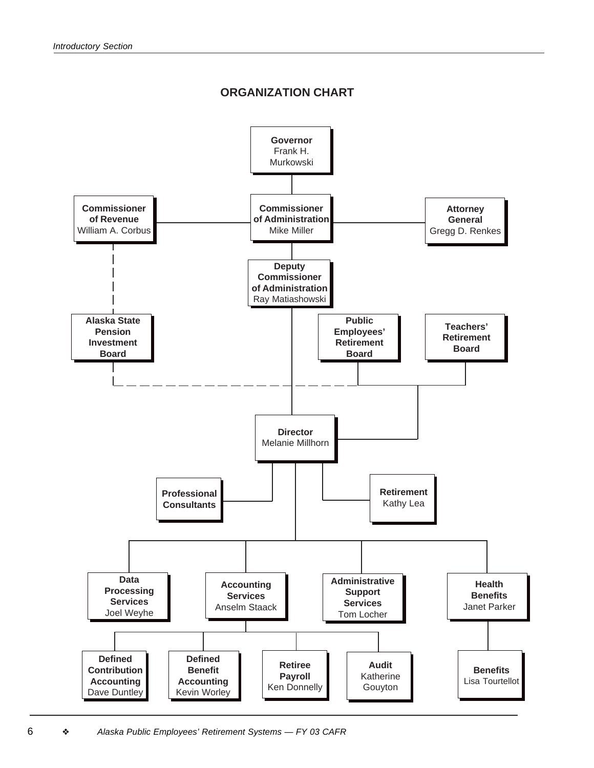## ORGANIZATION CHART

- **Governor** Frank H. Murkowski
  - **Commissioner of Administration** Mike Miller
    - **Commissioner of Revenue** William A. Corbus
      - **Alaska State Pension Investment Board** (dashed line)
    - **Attorney General** Gregg D. Renkes
    - **Deputy Commissioner of Administration** Ray Matiashowski
      - **Director** Melanie Millhorn
        - **Professional Consultants**
        - **Retirement** Kathy Lea
        - **Data Processing Services** Joel Weyhe
        - **Accounting Services** Anselm Staack
          - **Defined Contribution Accounting** Dave Duntley
          - **Defined Benefit Accounting** Kevin Worley
          - **Retiree Payroll** Ken Donnelly
          - **Audit** Katherine Gouyton
        - **Administrative Support Services** Tom Locher
        - **Health Benefits** Janet Parker
          - **Benefits** Lisa Tourtellot
- **Public Employees' Retirement Board** → Director
- **Teachers' Retirement Board** → Director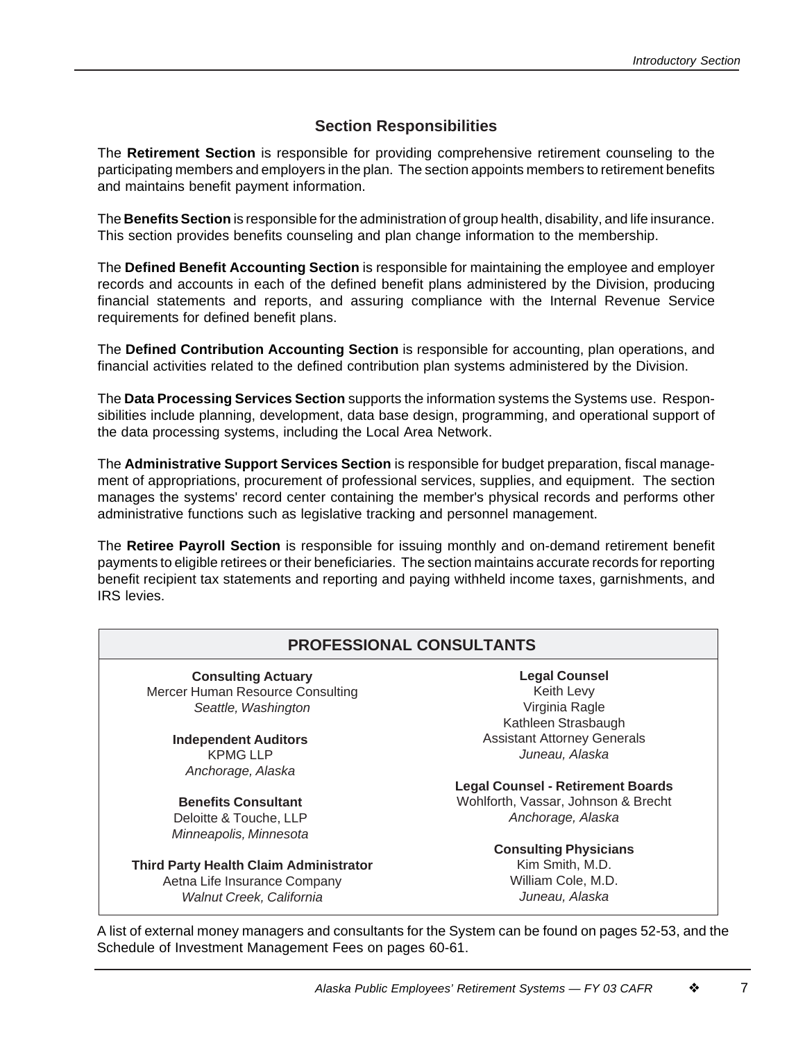## Section Responsibilities

The **Retirement Section** is responsible for providing comprehensive retirement counseling to the participating members and employers in the plan. The section appoints members to retirement benefits and maintains benefit payment information.

The **Benefits Section** is responsible for the administration of group health, disability, and life insurance. This section provides benefits counseling and plan change information to the membership.

The **Defined Benefit Accounting Section** is responsible for maintaining the employee and employer records and accounts in each of the defined benefit plans administered by the Division, producing financial statements and reports, and assuring compliance with the Internal Revenue Service requirements for defined benefit plans.

The **Defined Contribution Accounting Section** is responsible for accounting, plan operations, and financial activities related to the defined contribution plan systems administered by the Division.

The **Data Processing Services Section** supports the information systems the Systems use. Responsibilities include planning, development, data base design, programming, and operational support of the data processing systems, including the Local Area Network.

The **Administrative Support Services Section** is responsible for budget preparation, fiscal management of appropriations, procurement of professional services, supplies, and equipment. The section manages the systems' record center containing the member's physical records and performs other administrative functions such as legislative tracking and personnel management.

The **Retiree Payroll Section** is responsible for issuing monthly and on-demand retirement benefit payments to eligible retirees or their beneficiaries. The section maintains accurate records for reporting benefit recipient tax statements and reporting and paying withheld income taxes, garnishments, and IRS levies.

## PROFESSIONAL CONSULTANTS

**Consulting Actuary**
Mercer Human Resource Consulting
*Seattle, Washington*

**Independent Auditors**
KPMG LLP
*Anchorage, Alaska*

**Benefits Consultant**
Deloitte & Touche, LLP
*Minneapolis, Minnesota*

**Third Party Health Claim Administrator**
Aetna Life Insurance Company
*Walnut Creek, California*

**Legal Counsel**
Keith Levy
Virginia Ragle
Kathleen Strasbaugh
Assistant Attorney Generals
*Juneau, Alaska*

**Legal Counsel - Retirement Boards**
Wohlforth, Vassar, Johnson & Brecht
*Anchorage, Alaska*

**Consulting Physicians**
Kim Smith, M.D.
William Cole, M.D.
*Juneau, Alaska*

A list of external money managers and consultants for the System can be found on pages 52-53, and the Schedule of Investment Management Fees on pages 60-61.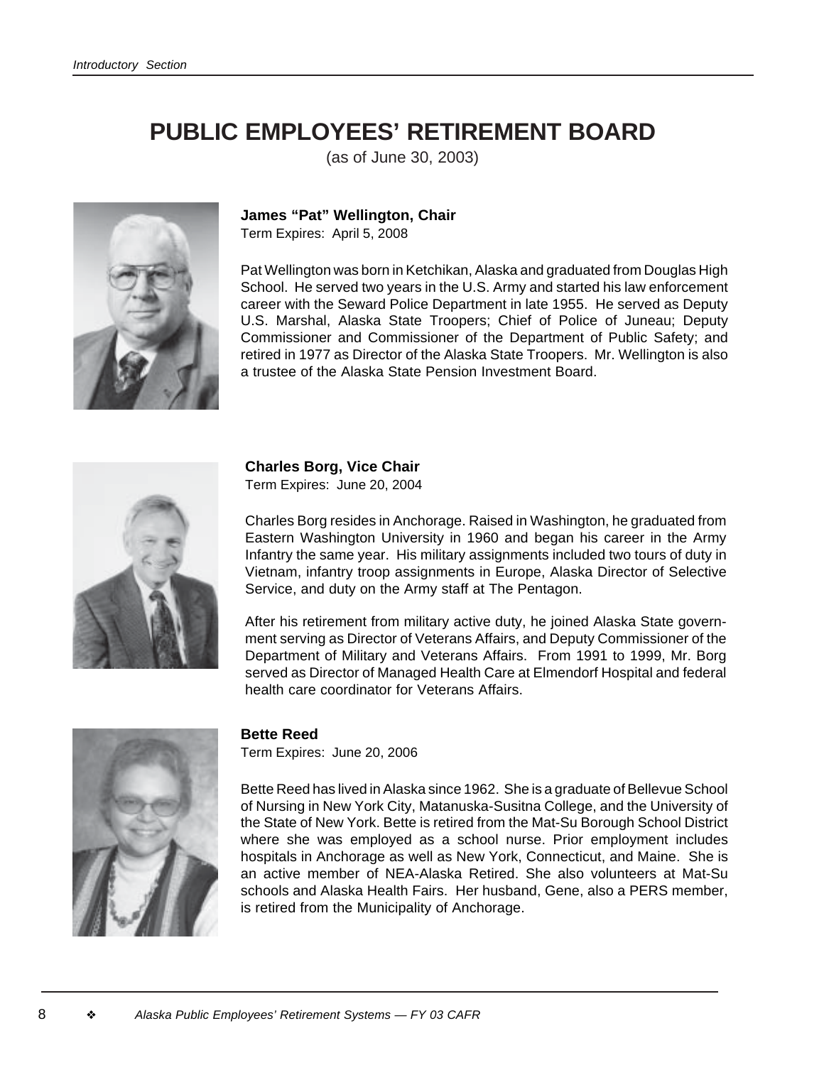# PUBLIC EMPLOYEES' RETIREMENT BOARD

(as of June 30, 2003)

**James "Pat" Wellington, Chair**
Term Expires: April 5, 2008

Pat Wellington was born in Ketchikan, Alaska and graduated from Douglas High School. He served two years in the U.S. Army and started his law enforcement career with the Seward Police Department in late 1955. He served as Deputy U.S. Marshal, Alaska State Troopers; Chief of Police of Juneau; Deputy Commissioner and Commissioner of the Department of Public Safety; and retired in 1977 as Director of the Alaska State Troopers. Mr. Wellington is also a trustee of the Alaska State Pension Investment Board.

**Charles Borg, Vice Chair**
Term Expires: June 20, 2004

Charles Borg resides in Anchorage. Raised in Washington, he graduated from Eastern Washington University in 1960 and began his career in the Army Infantry the same year. His military assignments included two tours of duty in Vietnam, infantry troop assignments in Europe, Alaska Director of Selective Service, and duty on the Army staff at The Pentagon.

After his retirement from military active duty, he joined Alaska State government serving as Director of Veterans Affairs, and Deputy Commissioner of the Department of Military and Veterans Affairs. From 1991 to 1999, Mr. Borg served as Director of Managed Health Care at Elmendorf Hospital and federal health care coordinator for Veterans Affairs.

**Bette Reed**
Term Expires: June 20, 2006

Bette Reed has lived in Alaska since 1962. She is a graduate of Bellevue School of Nursing in New York City, Matanuska-Susitna College, and the University of the State of New York. Bette is retired from the Mat-Su Borough School District where she was employed as a school nurse. Prior employment includes hospitals in Anchorage as well as New York, Connecticut, and Maine. She is an active member of NEA-Alaska Retired. She also volunteers at Mat-Su schools and Alaska Health Fairs. Her husband, Gene, also a PERS member, is retired from the Municipality of Anchorage.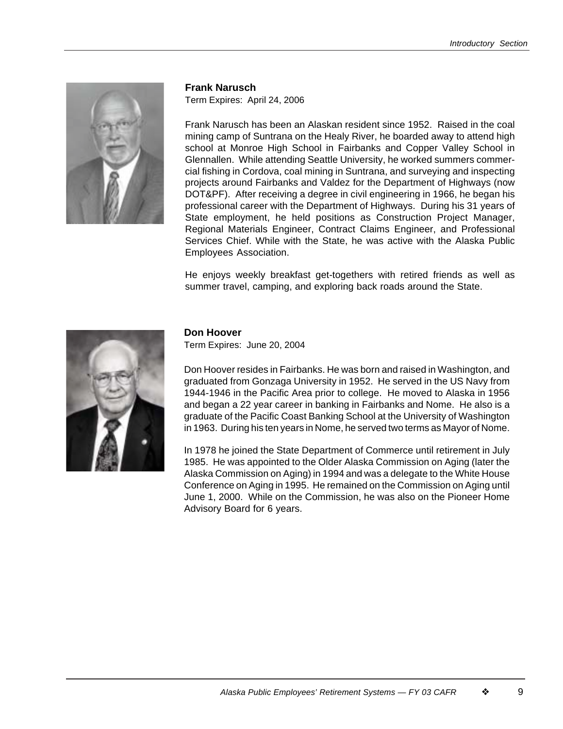**Frank Narusch**

Term Expires: April 24, 2006

Frank Narusch has been an Alaskan resident since 1952. Raised in the coal mining camp of Suntrana on the Healy River, he boarded away to attend high school at Monroe High School in Fairbanks and Copper Valley School in Glennallen. While attending Seattle University, he worked summers commercial fishing in Cordova, coal mining in Suntrana, and surveying and inspecting projects around Fairbanks and Valdez for the Department of Highways (now DOT&PF). After receiving a degree in civil engineering in 1966, he began his professional career with the Department of Highways. During his 31 years of State employment, he held positions as Construction Project Manager, Regional Materials Engineer, Contract Claims Engineer, and Professional Services Chief. While with the State, he was active with the Alaska Public Employees Association.

He enjoys weekly breakfast get-togethers with retired friends as well as summer travel, camping, and exploring back roads around the State.

**Don Hoover**

Term Expires: June 20, 2004

Don Hoover resides in Fairbanks. He was born and raised in Washington, and graduated from Gonzaga University in 1952. He served in the US Navy from 1944-1946 in the Pacific Area prior to college. He moved to Alaska in 1956 and began a 22 year career in banking in Fairbanks and Nome. He also is a graduate of the Pacific Coast Banking School at the University of Washington in 1963. During his ten years in Nome, he served two terms as Mayor of Nome.

In 1978 he joined the State Department of Commerce until retirement in July 1985. He was appointed to the Older Alaska Commission on Aging (later the Alaska Commission on Aging) in 1994 and was a delegate to the White House Conference on Aging in 1995. He remained on the Commission on Aging until June 1, 2000. While on the Commission, he was also on the Pioneer Home Advisory Board for 6 years.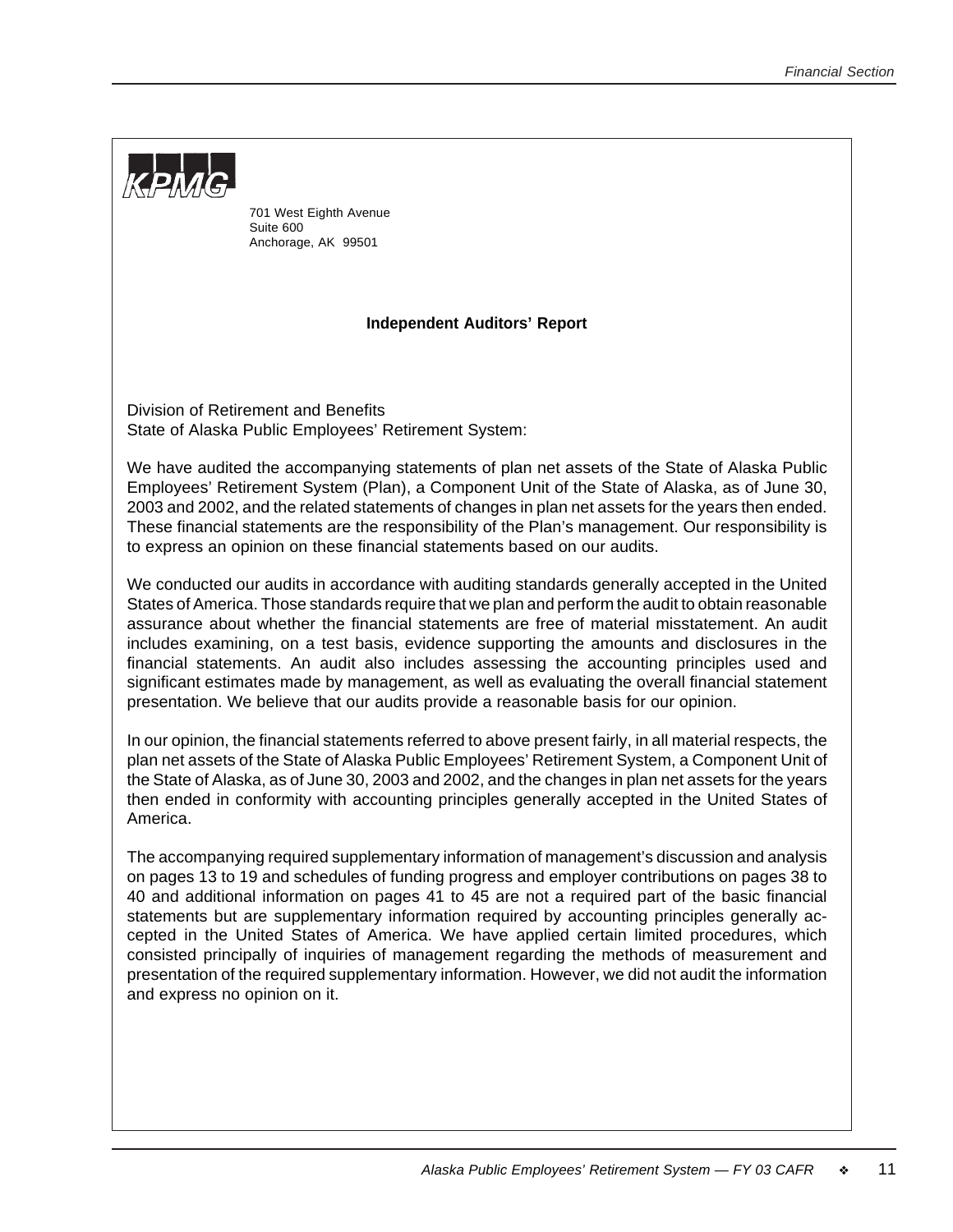KPMG

701 West Eighth Avenue
Suite 600
Anchorage, AK 99501

## Independent Auditors' Report

Division of Retirement and Benefits
State of Alaska Public Employees' Retirement System:

We have audited the accompanying statements of plan net assets of the State of Alaska Public Employees' Retirement System (Plan), a Component Unit of the State of Alaska, as of June 30, 2003 and 2002, and the related statements of changes in plan net assets for the years then ended. These financial statements are the responsibility of the Plan's management. Our responsibility is to express an opinion on these financial statements based on our audits.

We conducted our audits in accordance with auditing standards generally accepted in the United States of America. Those standards require that we plan and perform the audit to obtain reasonable assurance about whether the financial statements are free of material misstatement. An audit includes examining, on a test basis, evidence supporting the amounts and disclosures in the financial statements. An audit also includes assessing the accounting principles used and significant estimates made by management, as well as evaluating the overall financial statement presentation. We believe that our audits provide a reasonable basis for our opinion.

In our opinion, the financial statements referred to above present fairly, in all material respects, the plan net assets of the State of Alaska Public Employees' Retirement System, a Component Unit of the State of Alaska, as of June 30, 2003 and 2002, and the changes in plan net assets for the years then ended in conformity with accounting principles generally accepted in the United States of America.

The accompanying required supplementary information of management's discussion and analysis on pages 13 to 19 and schedules of funding progress and employer contributions on pages 38 to 40 and additional information on pages 41 to 45 are not a required part of the basic financial statements but are supplementary information required by accounting principles generally accepted in the United States of America. We have applied certain limited procedures, which consisted principally of inquiries of management regarding the methods of measurement and presentation of the required supplementary information. However, we did not audit the information and express no opinion on it.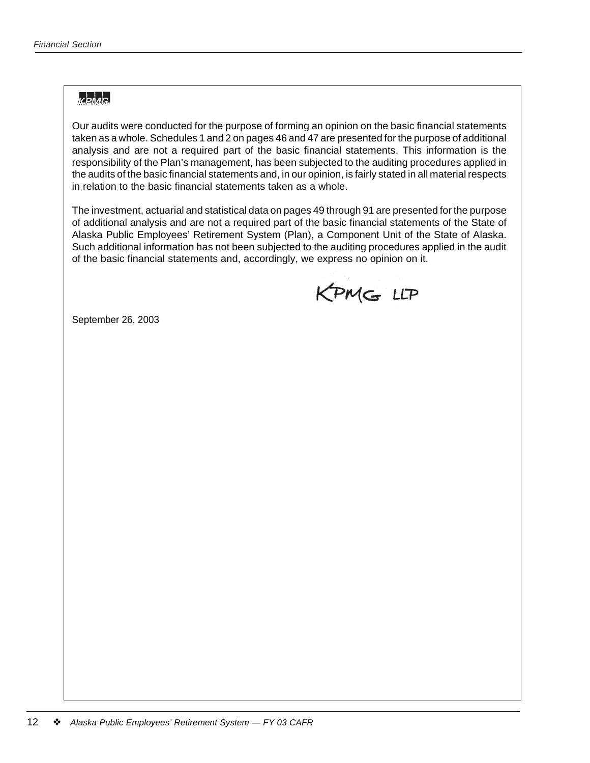KPMG

Our audits were conducted for the purpose of forming an opinion on the basic financial statements taken as a whole. Schedules 1 and 2 on pages 46 and 47 are presented for the purpose of additional analysis and are not a required part of the basic financial statements. This information is the responsibility of the Plan's management, has been subjected to the auditing procedures applied in the audits of the basic financial statements and, in our opinion, is fairly stated in all material respects in relation to the basic financial statements taken as a whole.

The investment, actuarial and statistical data on pages 49 through 91 are presented for the purpose of additional analysis and are not a required part of the basic financial statements of the State of Alaska Public Employees' Retirement System (Plan), a Component Unit of the State of Alaska. Such additional information has not been subjected to the auditing procedures applied in the audit of the basic financial statements and, accordingly, we express no opinion on it.

KPMG LLP

September 26, 2003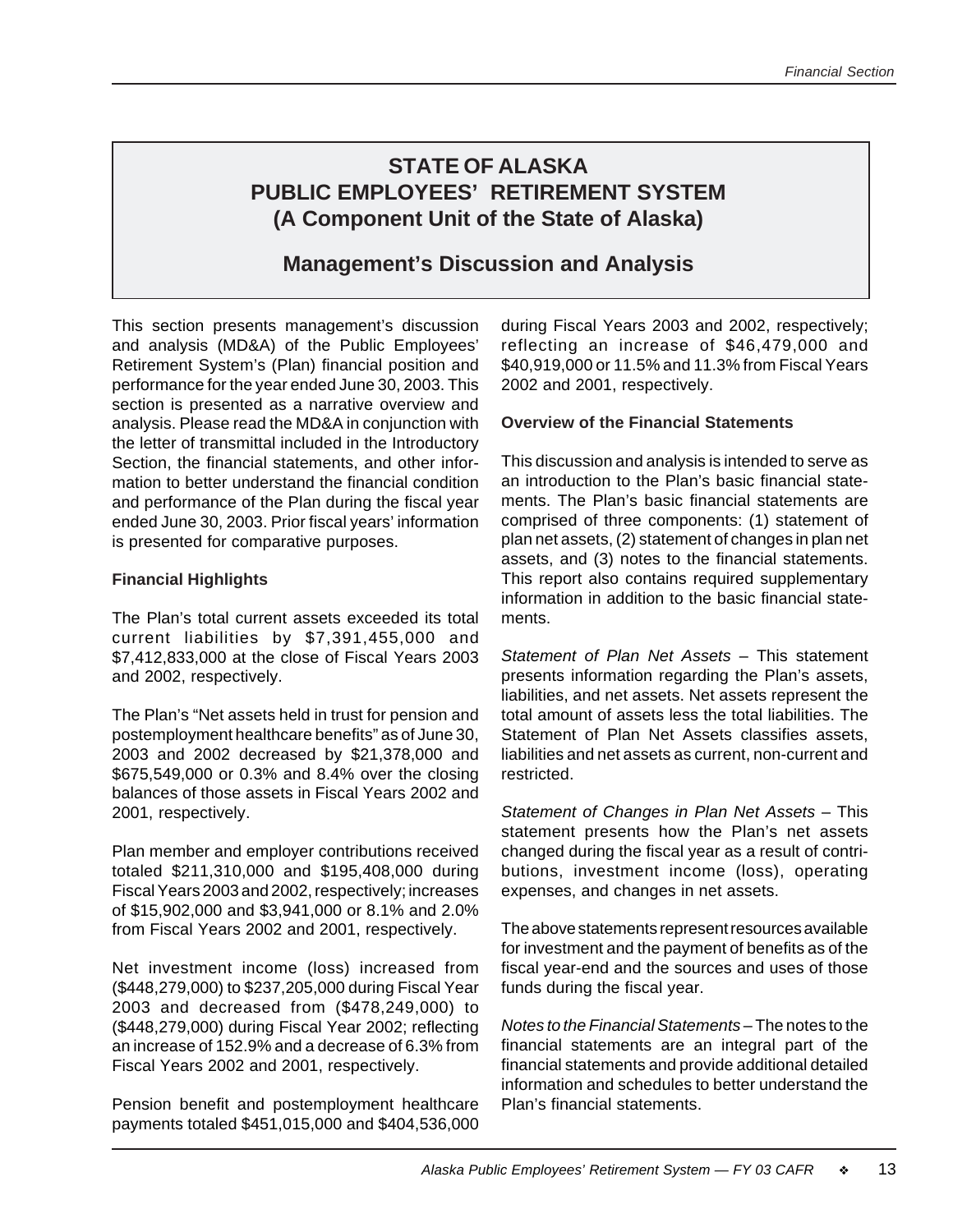# STATE OF ALASKA
# PUBLIC EMPLOYEES' RETIREMENT SYSTEM
# (A Component Unit of the State of Alaska)

## Management's Discussion and Analysis

This section presents management's discussion and analysis (MD&A) of the Public Employees' Retirement System's (Plan) financial position and performance for the year ended June 30, 2003. This section is presented as a narrative overview and analysis. Please read the MD&A in conjunction with the letter of transmittal included in the Introductory Section, the financial statements, and other information to better understand the financial condition and performance of the Plan during the fiscal year ended June 30, 2003. Prior fiscal years' information is presented for comparative purposes.

**Financial Highlights**

The Plan's total current assets exceeded its total current liabilities by $7,391,455,000 and $7,412,833,000 at the close of Fiscal Years 2003 and 2002, respectively.

The Plan's "Net assets held in trust for pension and postemployment healthcare benefits" as of June 30, 2003 and 2002 decreased by $21,378,000 and $675,549,000 or 0.3% and 8.4% over the closing balances of those assets in Fiscal Years 2002 and 2001, respectively.

Plan member and employer contributions received totaled $211,310,000 and $195,408,000 during Fiscal Years 2003 and 2002, respectively; increases of $15,902,000 and $3,941,000 or 8.1% and 2.0% from Fiscal Years 2002 and 2001, respectively.

Net investment income (loss) increased from ($448,279,000) to $237,205,000 during Fiscal Year 2003 and decreased from ($478,249,000) to ($448,279,000) during Fiscal Year 2002; reflecting an increase of 152.9% and a decrease of 6.3% from Fiscal Years 2002 and 2001, respectively.

Pension benefit and postemployment healthcare payments totaled $451,015,000 and $404,536,000 during Fiscal Years 2003 and 2002, respectively; reflecting an increase of $46,479,000 and $40,919,000 or 11.5% and 11.3% from Fiscal Years 2002 and 2001, respectively.

**Overview of the Financial Statements**

This discussion and analysis is intended to serve as an introduction to the Plan's basic financial statements. The Plan's basic financial statements are comprised of three components: (1) statement of plan net assets, (2) statement of changes in plan net assets, and (3) notes to the financial statements. This report also contains required supplementary information in addition to the basic financial statements.

*Statement of Plan Net Assets* – This statement presents information regarding the Plan's assets, liabilities, and net assets. Net assets represent the total amount of assets less the total liabilities. The Statement of Plan Net Assets classifies assets, liabilities and net assets as current, non-current and restricted.

*Statement of Changes in Plan Net Assets* – This statement presents how the Plan's net assets changed during the fiscal year as a result of contributions, investment income (loss), operating expenses, and changes in net assets.

The above statements represent resources available for investment and the payment of benefits as of the fiscal year-end and the sources and uses of those funds during the fiscal year.

*Notes to the Financial Statements* – The notes to the financial statements are an integral part of the financial statements and provide additional detailed information and schedules to better understand the Plan's financial statements.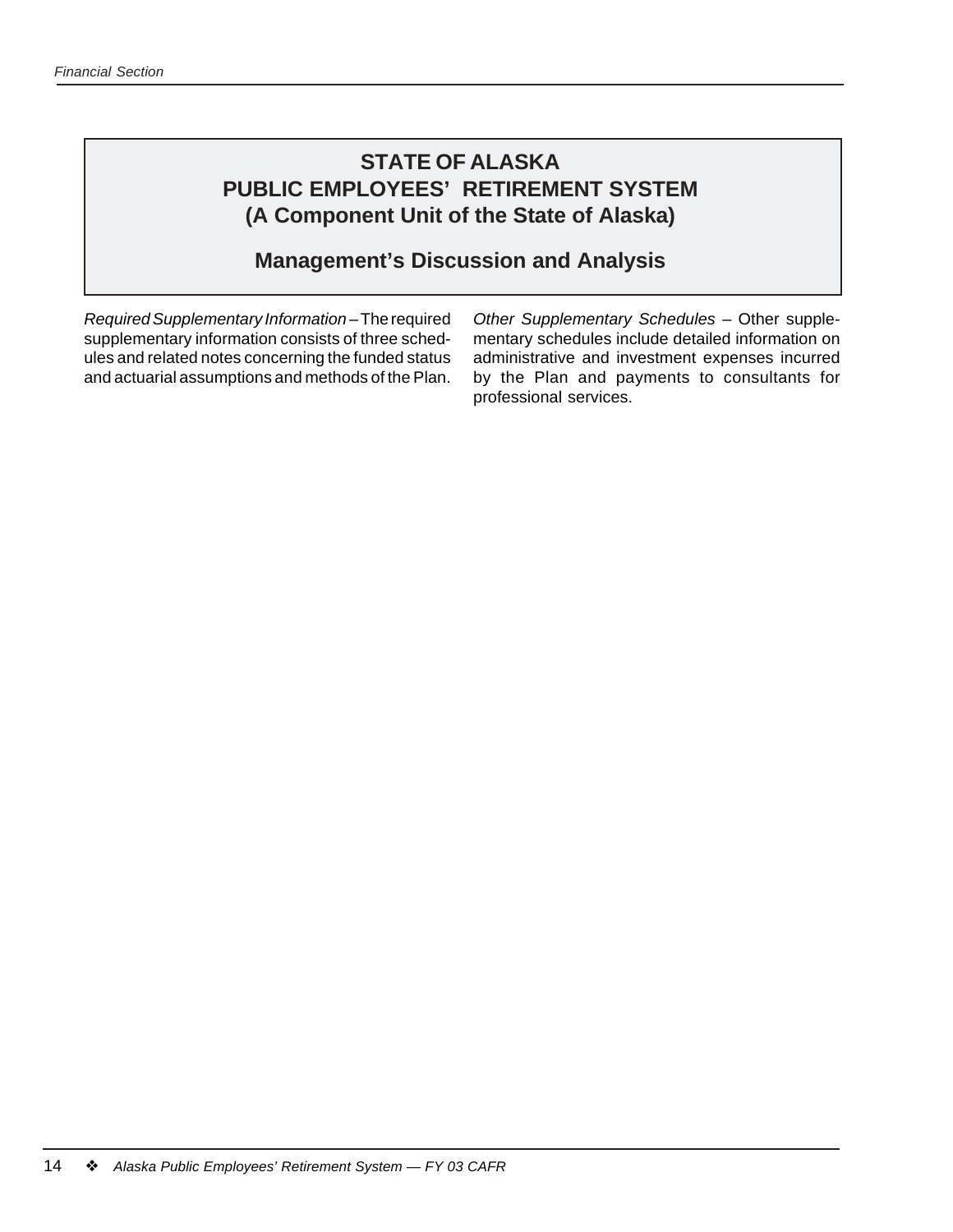# STATE OF ALASKA
# PUBLIC EMPLOYEES' RETIREMENT SYSTEM
# (A Component Unit of the State of Alaska)

## Management's Discussion and Analysis

*Required Supplementary Information* – The required supplementary information consists of three schedules and related notes concerning the funded status and actuarial assumptions and methods of the Plan.

*Other Supplementary Schedules* – Other supplementary schedules include detailed information on administrative and investment expenses incurred by the Plan and payments to consultants for professional services.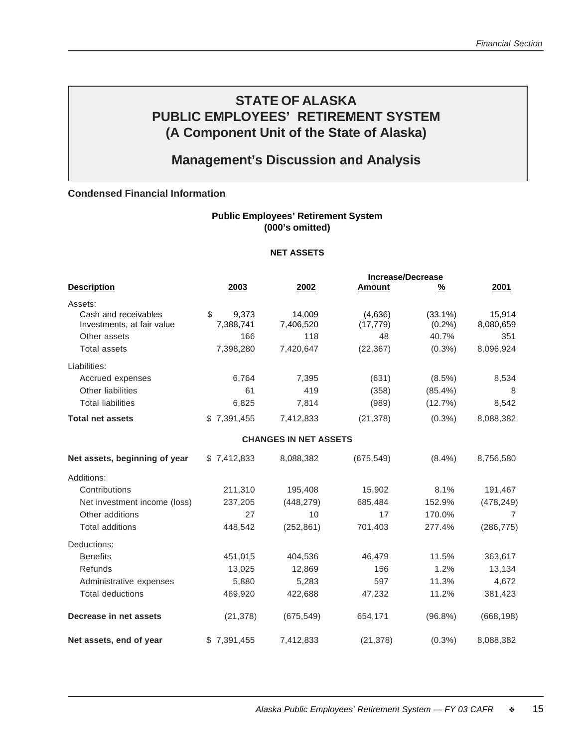# STATE OF ALASKA
# PUBLIC EMPLOYEES' RETIREMENT SYSTEM
# (A Component Unit of the State of Alaska)

## Management's Discussion and Analysis

### Condensed Financial Information

**Public Employees' Retirement System**
**(000's omitted)**

**NET ASSETS**

| Description | 2003 | 2002 | Increase/Decrease Amount | % | 2001 |
|---|---|---|---|---|---|
| Assets: | | | | | |
| Cash and receivables | $ 9,373 | 14,009 | (4,636) | (33.1%) | 15,914 |
| Investments, at fair value | 7,388,741 | 7,406,520 | (17,779) | (0.2%) | 8,080,659 |
| Other assets | 166 | 118 | 48 | 40.7% | 351 |
| Total assets | 7,398,280 | 7,420,647 | (22,367) | (0.3%) | 8,096,924 |
| Liabilities: | | | | | |
| Accrued expenses | 6,764 | 7,395 | (631) | (8.5%) | 8,534 |
| Other liabilities | 61 | 419 | (358) | (85.4%) | 8 |
| Total liabilities | 6,825 | 7,814 | (989) | (12.7%) | 8,542 |
| **Total net assets** | $ 7,391,455 | 7,412,833 | (21,378) | (0.3%) | 8,088,382 |

**CHANGES IN NET ASSETS**

| Description | 2003 | 2002 | Increase/Decrease Amount | % | 2001 |
|---|---|---|---|---|---|
| **Net assets, beginning of year** | $ 7,412,833 | 8,088,382 | (675,549) | (8.4%) | 8,756,580 |
| Additions: | | | | | |
| Contributions | 211,310 | 195,408 | 15,902 | 8.1% | 191,467 |
| Net investment income (loss) | 237,205 | (448,279) | 685,484 | 152.9% | (478,249) |
| Other additions | 27 | 10 | 17 | 170.0% | 7 |
| Total additions | 448,542 | (252,861) | 701,403 | 277.4% | (286,775) |
| Deductions: | | | | | |
| Benefits | 451,015 | 404,536 | 46,479 | 11.5% | 363,617 |
| Refunds | 13,025 | 12,869 | 156 | 1.2% | 13,134 |
| Administrative expenses | 5,880 | 5,283 | 597 | 11.3% | 4,672 |
| Total deductions | 469,920 | 422,688 | 47,232 | 11.2% | 381,423 |
| **Decrease in net assets** | (21,378) | (675,549) | 654,171 | (96.8%) | (668,198) |
| **Net assets, end of year** | $ 7,391,455 | 7,412,833 | (21,378) | (0.3%) | 8,088,382 |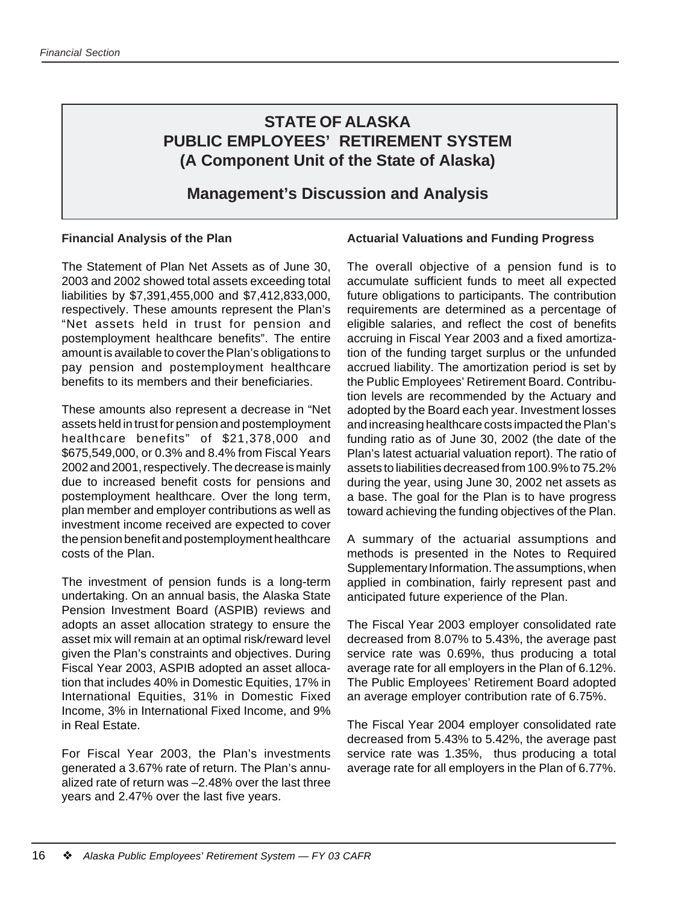# STATE OF ALASKA
# PUBLIC EMPLOYEES' RETIREMENT SYSTEM
# (A Component Unit of the State of Alaska)

## Management's Discussion and Analysis

**Financial Analysis of the Plan**

The Statement of Plan Net Assets as of June 30, 2003 and 2002 showed total assets exceeding total liabilities by $7,391,455,000 and $7,412,833,000, respectively. These amounts represent the Plan's "Net assets held in trust for pension and postemployment healthcare benefits". The entire amount is available to cover the Plan's obligations to pay pension and postemployment healthcare benefits to its members and their beneficiaries.

These amounts also represent a decrease in "Net assets held in trust for pension and postemployment healthcare benefits" of $21,378,000 and $675,549,000, or 0.3% and 8.4% from Fiscal Years 2002 and 2001, respectively. The decrease is mainly due to increased benefit costs for pensions and postemployment healthcare. Over the long term, plan member and employer contributions as well as investment income received are expected to cover the pension benefit and postemployment healthcare costs of the Plan.

The investment of pension funds is a long-term undertaking. On an annual basis, the Alaska State Pension Investment Board (ASPIB) reviews and adopts an asset allocation strategy to ensure the asset mix will remain at an optimal risk/reward level given the Plan's constraints and objectives. During Fiscal Year 2003, ASPIB adopted an asset allocation that includes 40% in Domestic Equities, 17% in International Equities, 31% in Domestic Fixed Income, 3% in International Fixed Income, and 9% in Real Estate.

For Fiscal Year 2003, the Plan's investments generated a 3.67% rate of return. The Plan's annualized rate of return was –2.48% over the last three years and 2.47% over the last five years.

**Actuarial Valuations and Funding Progress**

The overall objective of a pension fund is to accumulate sufficient funds to meet all expected future obligations to participants. The contribution requirements are determined as a percentage of eligible salaries, and reflect the cost of benefits accruing in Fiscal Year 2003 and a fixed amortization of the funding target surplus or the unfunded accrued liability. The amortization period is set by the Public Employees' Retirement Board. Contribution levels are recommended by the Actuary and adopted by the Board each year. Investment losses and increasing healthcare costs impacted the Plan's funding ratio as of June 30, 2002 (the date of the Plan's latest actuarial valuation report). The ratio of assets to liabilities decreased from 100.9% to 75.2% during the year, using June 30, 2002 net assets as a base. The goal for the Plan is to have progress toward achieving the funding objectives of the Plan.

A summary of the actuarial assumptions and methods is presented in the Notes to Required Supplementary Information. The assumptions, when applied in combination, fairly represent past and anticipated future experience of the Plan.

The Fiscal Year 2003 employer consolidated rate decreased from 8.07% to 5.43%, the average past service rate was 0.69%, thus producing a total average rate for all employers in the Plan of 6.12%. The Public Employees' Retirement Board adopted an average employer contribution rate of 6.75%.

The Fiscal Year 2004 employer consolidated rate decreased from 5.43% to 5.42%, the average past service rate was 1.35%, thus producing a total average rate for all employers in the Plan of 6.77%.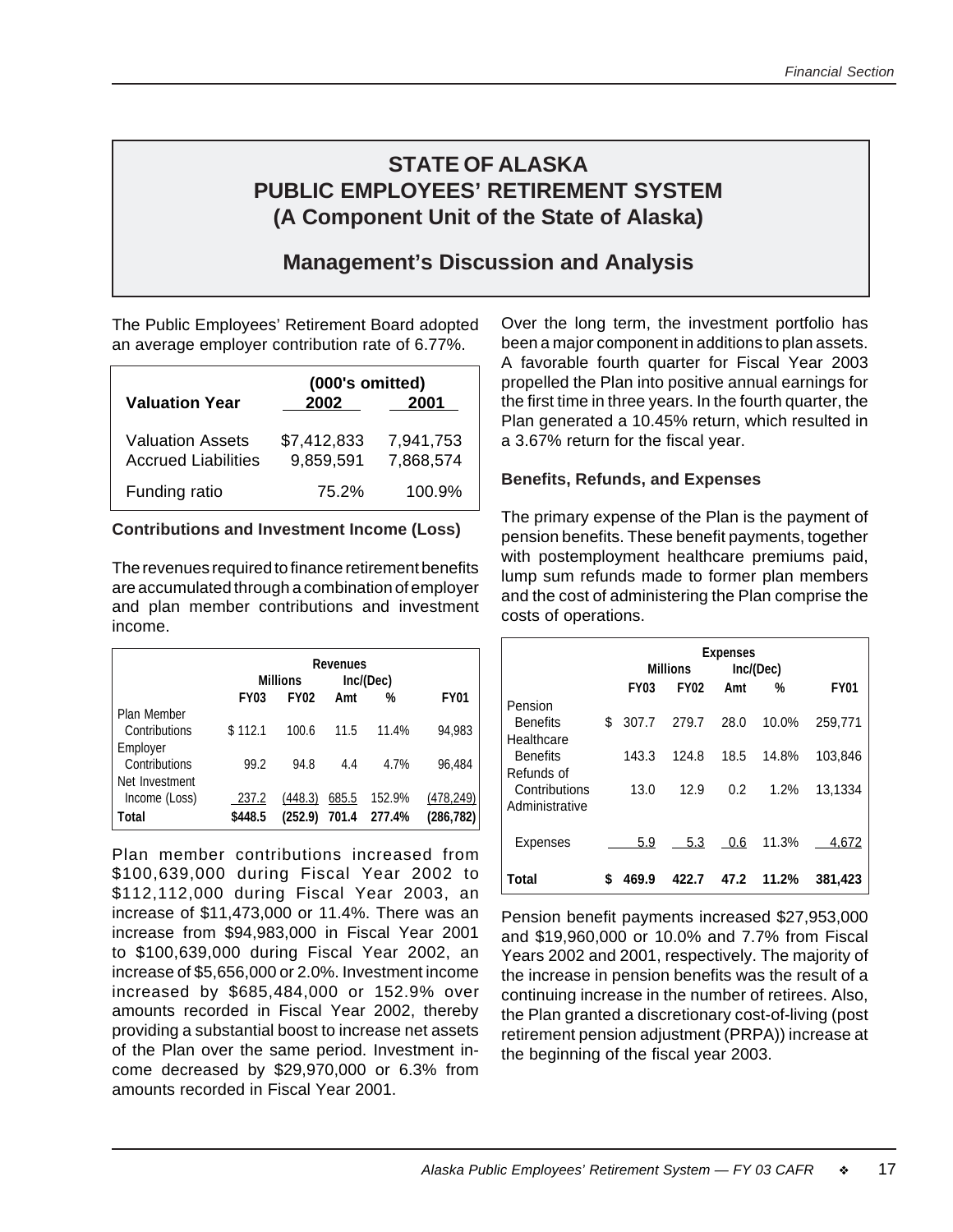# STATE OF ALASKA
# PUBLIC EMPLOYEES' RETIREMENT SYSTEM
# (A Component Unit of the State of Alaska)

## Management's Discussion and Analysis

The Public Employees' Retirement Board adopted an average employer contribution rate of 6.77%.

| Valuation Year | (000's omitted) 2002 | 2001 |
|---|---|---|
| Valuation Assets | $7,412,833 | 7,941,753 |
| Accrued Liabilities | 9,859,591 | 7,868,574 |
| Funding ratio | 75.2% | 100.9% |

**Contributions and Investment Income (Loss)**

The revenues required to finance retirement benefits are accumulated through a combination of employer and plan member contributions and investment income.

| | Revenues | | | | |
|---|---|---|---|---|---|
| | Millions | | Inc/(Dec) | | |
| | FY03 | FY02 | Amt | % | FY01 |
| Plan Member Contributions | $ 112.1 | 100.6 | 11.5 | 11.4% | 94,983 |
| Employer Contributions | 99.2 | 94.8 | 4.4 | 4.7% | 96,484 |
| Net Investment Income (Loss) | 237.2 | (448.3) | 685.5 | 152.9% | (478,249) |
| **Total** | **$448.5** | **(252.9)** | **701.4** | **277.4%** | **(286,782)** |

Plan member contributions increased from $100,639,000 during Fiscal Year 2002 to $112,112,000 during Fiscal Year 2003, an increase of $11,473,000 or 11.4%. There was an increase from $94,983,000 in Fiscal Year 2001 to $100,639,000 during Fiscal Year 2002, an increase of $5,656,000 or 2.0%. Investment income increased by $685,484,000 or 152.9% over amounts recorded in Fiscal Year 2002, thereby providing a substantial boost to increase net assets of the Plan over the same period. Investment income decreased by $29,970,000 or 6.3% from amounts recorded in Fiscal Year 2001.

Over the long term, the investment portfolio has been a major component in additions to plan assets. A favorable fourth quarter for Fiscal Year 2003 propelled the Plan into positive annual earnings for the first time in three years. In the fourth quarter, the Plan generated a 10.45% return, which resulted in a 3.67% return for the fiscal year.

**Benefits, Refunds, and Expenses**

The primary expense of the Plan is the payment of pension benefits. These benefit payments, together with postemployment healthcare premiums paid, lump sum refunds made to former plan members and the cost of administering the Plan comprise the costs of operations.

| | Expenses | | | | |
|---|---|---|---|---|---|
| | Millions | | Inc/(Dec) | | |
| | FY03 | FY02 | Amt | % | FY01 |
| Pension Benefits | $ 307.7 | 279.7 | 28.0 | 10.0% | 259,771 |
| Healthcare Benefits | 143.3 | 124.8 | 18.5 | 14.8% | 103,846 |
| Refunds of Contributions | 13.0 | 12.9 | 0.2 | 1.2% | 13,1334 |
| Administrative Expenses | 5.9 | 5.3 | 0.6 | 11.3% | 4,672 |
| **Total** | **$ 469.9** | **422.7** | **47.2** | **11.2%** | **381,423** |

Pension benefit payments increased $27,953,000 and $19,960,000 or 10.0% and 7.7% from Fiscal Years 2002 and 2001, respectively. The majority of the increase in pension benefits was the result of a continuing increase in the number of retirees. Also, the Plan granted a discretionary cost-of-living (post retirement pension adjustment (PRPA)) increase at the beginning of the fiscal year 2003.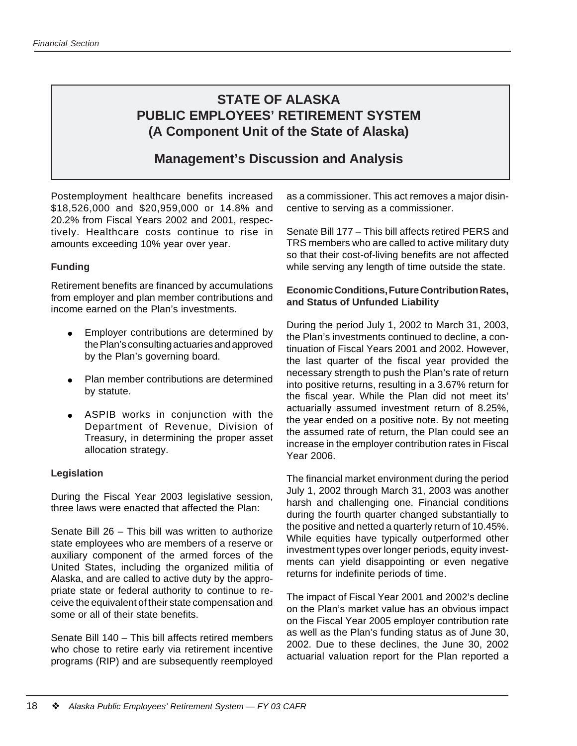# STATE OF ALASKA
# PUBLIC EMPLOYEES' RETIREMENT SYSTEM
# (A Component Unit of the State of Alaska)

## Management's Discussion and Analysis

Postemployment healthcare benefits increased $18,526,000 and $20,959,000 or 14.8% and 20.2% from Fiscal Years 2002 and 2001, respectively. Healthcare costs continue to rise in amounts exceeding 10% year over year.

**Funding**

Retirement benefits are financed by accumulations from employer and plan member contributions and income earned on the Plan's investments.

- Employer contributions are determined by the Plan's consulting actuaries and approved by the Plan's governing board.
- Plan member contributions are determined by statute.
- ASPIB works in conjunction with the Department of Revenue, Division of Treasury, in determining the proper asset allocation strategy.

**Legislation**

During the Fiscal Year 2003 legislative session, three laws were enacted that affected the Plan:

Senate Bill 26 – This bill was written to authorize state employees who are members of a reserve or auxiliary component of the armed forces of the United States, including the organized militia of Alaska, and are called to active duty by the appropriate state or federal authority to continue to receive the equivalent of their state compensation and some or all of their state benefits.

Senate Bill 140 – This bill affects retired members who chose to retire early via retirement incentive programs (RIP) and are subsequently reemployed as a commissioner. This act removes a major disincentive to serving as a commissioner.

Senate Bill 177 – This bill affects retired PERS and TRS members who are called to active military duty so that their cost-of-living benefits are not affected while serving any length of time outside the state.

**Economic Conditions, Future Contribution Rates, and Status of Unfunded Liability**

During the period July 1, 2002 to March 31, 2003, the Plan's investments continued to decline, a continuation of Fiscal Years 2001 and 2002. However, the last quarter of the fiscal year provided the necessary strength to push the Plan's rate of return into positive returns, resulting in a 3.67% return for the fiscal year. While the Plan did not meet its' actuarially assumed investment return of 8.25%, the year ended on a positive note. By not meeting the assumed rate of return, the Plan could see an increase in the employer contribution rates in Fiscal Year 2006.

The financial market environment during the period July 1, 2002 through March 31, 2003 was another harsh and challenging one. Financial conditions during the fourth quarter changed substantially to the positive and netted a quarterly return of 10.45%. While equities have typically outperformed other investment types over longer periods, equity investments can yield disappointing or even negative returns for indefinite periods of time.

The impact of Fiscal Year 2001 and 2002's decline on the Plan's market value has an obvious impact on the Fiscal Year 2005 employer contribution rate as well as the Plan's funding status as of June 30, 2002. Due to these declines, the June 30, 2002 actuarial valuation report for the Plan reported a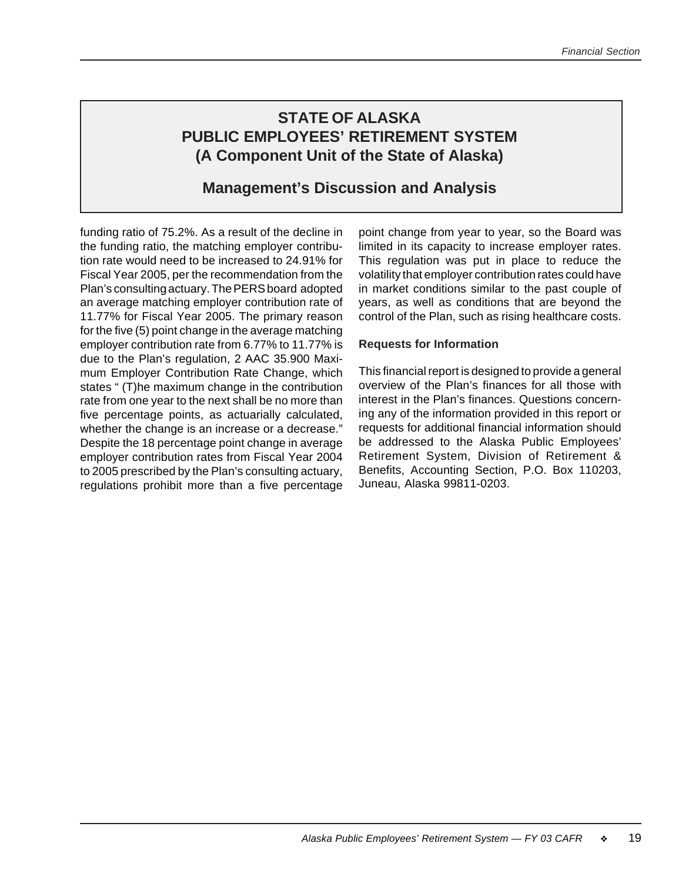# STATE OF ALASKA PUBLIC EMPLOYEES' RETIREMENT SYSTEM (A Component Unit of the State of Alaska)

## Management's Discussion and Analysis

funding ratio of 75.2%. As a result of the decline in the funding ratio, the matching employer contribution rate would need to be increased to 24.91% for Fiscal Year 2005, per the recommendation from the Plan's consulting actuary. The PERS board adopted an average matching employer contribution rate of 11.77% for Fiscal Year 2005. The primary reason for the five (5) point change in the average matching employer contribution rate from 6.77% to 11.77% is due to the Plan's regulation, 2 AAC 35.900 Maximum Employer Contribution Rate Change, which states " (T)he maximum change in the contribution rate from one year to the next shall be no more than five percentage points, as actuarially calculated, whether the change is an increase or a decrease." Despite the 18 percentage point change in average employer contribution rates from Fiscal Year 2004 to 2005 prescribed by the Plan's consulting actuary, regulations prohibit more than a five percentage point change from year to year, so the Board was limited in its capacity to increase employer rates. This regulation was put in place to reduce the volatility that employer contribution rates could have in market conditions similar to the past couple of years, as well as conditions that are beyond the control of the Plan, such as rising healthcare costs.

### Requests for Information

This financial report is designed to provide a general overview of the Plan's finances for all those with interest in the Plan's finances. Questions concerning any of the information provided in this report or requests for additional financial information should be addressed to the Alaska Public Employees' Retirement System, Division of Retirement & Benefits, Accounting Section, P.O. Box 110203, Juneau, Alaska 99811-0203.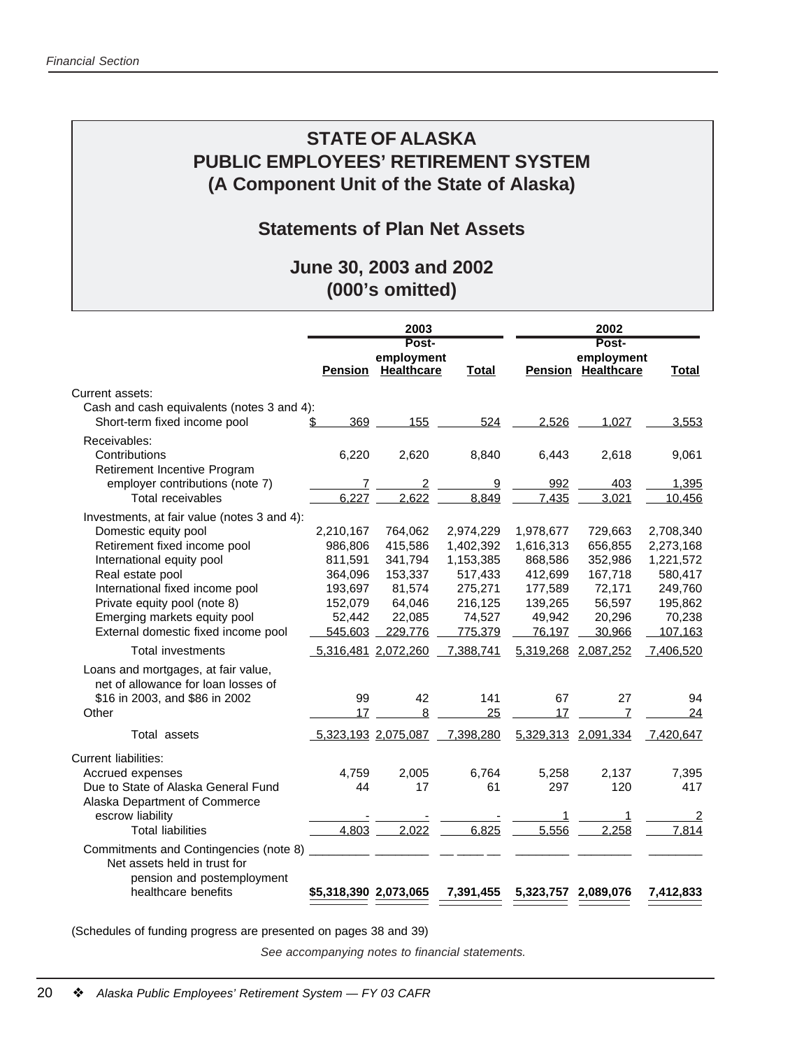# STATE OF ALASKA
# PUBLIC EMPLOYEES' RETIREMENT SYSTEM
# (A Component Unit of the State of Alaska)

## Statements of Plan Net Assets

## June 30, 2003 and 2002
## (000's omitted)

| | 2003 | | | 2002 | | |
|---|---|---|---|---|---|---|
| | Pension | Post-employment Healthcare | Total | Pension | Post-employment Healthcare | Total |
| Current assets: | | | | | | |
| Cash and cash equivalents (notes 3 and 4): | | | | | | |
| Short-term fixed income pool | $ 369 | 155 | 524 | 2,526 | 1,027 | 3,553 |
| Receivables: | | | | | | |
| Contributions | 6,220 | 2,620 | 8,840 | 6,443 | 2,618 | 9,061 |
| Retirement Incentive Program employer contributions (note 7) | 7 | 2 | 9 | 992 | 403 | 1,395 |
| Total receivables | 6,227 | 2,622 | 8,849 | 7,435 | 3,021 | 10,456 |
| Investments, at fair value (notes 3 and 4): | | | | | | |
| Domestic equity pool | 2,210,167 | 764,062 | 2,974,229 | 1,978,677 | 729,663 | 2,708,340 |
| Retirement fixed income pool | 986,806 | 415,586 | 1,402,392 | 1,616,313 | 656,855 | 2,273,168 |
| International equity pool | 811,591 | 341,794 | 1,153,385 | 868,586 | 352,986 | 1,221,572 |
| Real estate pool | 364,096 | 153,337 | 517,433 | 412,699 | 167,718 | 580,417 |
| International fixed income pool | 193,697 | 81,574 | 275,271 | 177,589 | 72,171 | 249,760 |
| Private equity pool (note 8) | 152,079 | 64,046 | 216,125 | 139,265 | 56,597 | 195,862 |
| Emerging markets equity pool | 52,442 | 22,085 | 74,527 | 49,942 | 20,296 | 70,238 |
| External domestic fixed income pool | 545,603 | 229,776 | 775,379 | 76,197 | 30,966 | 107,163 |
| Total investments | 5,316,481 | 2,072,260 | 7,388,741 | 5,319,268 | 2,087,252 | 7,406,520 |
| Loans and mortgages, at fair value, net of allowance for loan losses of $16 in 2003, and $86 in 2002 | 99 | 42 | 141 | 67 | 27 | 94 |
| Other | 17 | 8 | 25 | 17 | 7 | 24 |
| Total assets | 5,323,193 | 2,075,087 | 7,398,280 | 5,329,313 | 2,091,334 | 7,420,647 |
| Current liabilities: | | | | | | |
| Accrued expenses | 4,759 | 2,005 | 6,764 | 5,258 | 2,137 | 7,395 |
| Due to State of Alaska General Fund | 44 | 17 | 61 | 297 | 120 | 417 |
| Alaska Department of Commerce escrow liability | - | - | - | 1 | 1 | 2 |
| Total liabilities | 4,803 | 2,022 | 6,825 | 5,556 | 2,258 | 7,814 |
| Commitments and Contingencies (note 8) | | | | | | |
| Net assets held in trust for pension and postemployment healthcare benefits | $5,318,390 | 2,073,065 | 7,391,455 | 5,323,757 | 2,089,076 | 7,412,833 |

(Schedules of funding progress are presented on pages 38 and 39)

*See accompanying notes to financial statements.*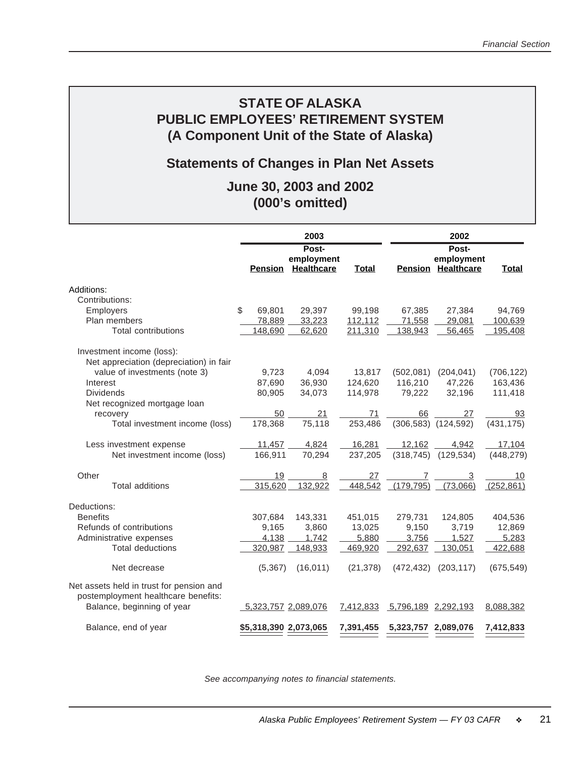# STATE OF ALASKA
# PUBLIC EMPLOYEES' RETIREMENT SYSTEM
# (A Component Unit of the State of Alaska)

## Statements of Changes in Plan Net Assets

## June 30, 2003 and 2002
## (000's omitted)

| | 2003 | | | 2002 | | |
|---|---|---|---|---|---|---|
| | Pension | Post-employment Healthcare | Total | Pension | Post-employment Healthcare | Total |
| Additions: | | | | | | |
| Contributions: | | | | | | |
| Employers | $ 69,801 | 29,397 | 99,198 | 67,385 | 27,384 | 94,769 |
| Plan members | 78,889 | 33,223 | 112,112 | 71,558 | 29,081 | 100,639 |
| Total contributions | 148,690 | 62,620 | 211,310 | 138,943 | 56,465 | 195,408 |
| Investment income (loss): | | | | | | |
| Net appreciation (depreciation) in fair value of investments (note 3) | 9,723 | 4,094 | 13,817 | (502,081) | (204,041) | (706,122) |
| Interest | 87,690 | 36,930 | 124,620 | 116,210 | 47,226 | 163,436 |
| Dividends | 80,905 | 34,073 | 114,978 | 79,222 | 32,196 | 111,418 |
| Net recognized mortgage loan recovery | 50 | 21 | 71 | 66 | 27 | 93 |
| Total investment income (loss) | 178,368 | 75,118 | 253,486 | (306,583) | (124,592) | (431,175) |
| Less investment expense | 11,457 | 4,824 | 16,281 | 12,162 | 4,942 | 17,104 |
| Net investment income (loss) | 166,911 | 70,294 | 237,205 | (318,745) | (129,534) | (448,279) |
| Other | 19 | 8 | 27 | 7 | 3 | 10 |
| Total additions | 315,620 | 132,922 | 448,542 | (179,795) | (73,066) | (252,861) |
| Deductions: | | | | | | |
| Benefits | 307,684 | 143,331 | 451,015 | 279,731 | 124,805 | 404,536 |
| Refunds of contributions | 9,165 | 3,860 | 13,025 | 9,150 | 3,719 | 12,869 |
| Administrative expenses | 4,138 | 1,742 | 5,880 | 3,756 | 1,527 | 5,283 |
| Total deductions | 320,987 | 148,933 | 469,920 | 292,637 | 130,051 | 422,688 |
| Net decrease | (5,367) | (16,011) | (21,378) | (472,432) | (203,117) | (675,549) |
| Net assets held in trust for pension and postemployment healthcare benefits: | | | | | | |
| Balance, beginning of year | 5,323,757 | 2,089,076 | 7,412,833 | 5,796,189 | 2,292,193 | 8,088,382 |
| Balance, end of year | $5,318,390 | 2,073,065 | 7,391,455 | 5,323,757 | 2,089,076 | 7,412,833 |

*See accompanying notes to financial statements.*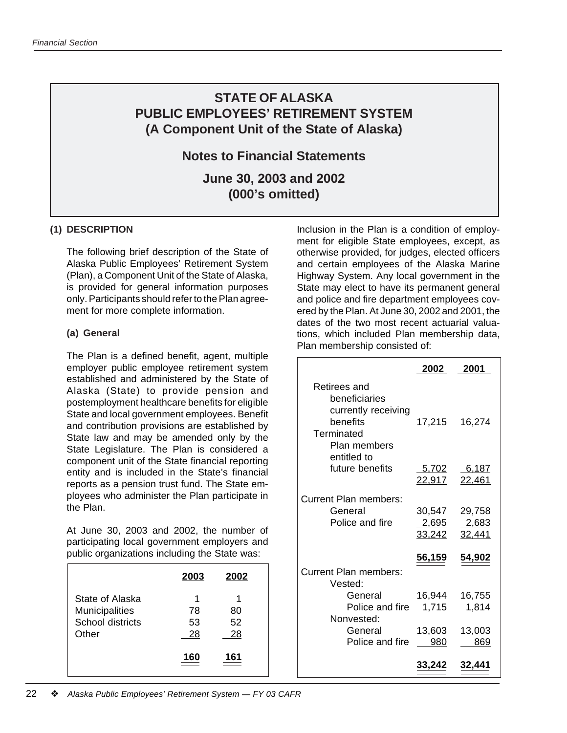# STATE OF ALASKA
# PUBLIC EMPLOYEES' RETIREMENT SYSTEM
# (A Component Unit of the State of Alaska)

## Notes to Financial Statements

## June 30, 2003 and 2002
## (000's omitted)

### (1) DESCRIPTION

The following brief description of the State of Alaska Public Employees' Retirement System (Plan), a Component Unit of the State of Alaska, is provided for general information purposes only. Participants should refer to the Plan agreement for more complete information.

#### (a) General

The Plan is a defined benefit, agent, multiple employer public employee retirement system established and administered by the State of Alaska (State) to provide pension and postemployment healthcare benefits for eligible State and local government employees. Benefit and contribution provisions are established by State law and may be amended only by the State Legislature. The Plan is considered a component unit of the State financial reporting entity and is included in the State's financial reports as a pension trust fund. The State employees who administer the Plan participate in the Plan.

At June 30, 2003 and 2002, the number of participating local government employers and public organizations including the State was:

| | 2003 | 2002 |
|---|---|---|
| State of Alaska | 1 | 1 |
| Municipalities | 78 | 80 |
| School districts | 53 | 52 |
| Other | 28 | 28 |
| | 160 | 161 |

Inclusion in the Plan is a condition of employment for eligible State employees, except, as otherwise provided, for judges, elected officers and certain employees of the Alaska Marine Highway System. Any local government in the State may elect to have its permanent general and police and fire department employees covered by the Plan. At June 30, 2002 and 2001, the dates of the two most recent actuarial valuations, which included Plan membership data, Plan membership consisted of:

| | 2002 | 2001 |
|---|---|---|
| Retirees and beneficiaries currently receiving benefits | 17,215 | 16,274 |
| Terminated Plan members entitled to future benefits | 5,702 | 6,187 |
| | 22,917 | 22,461 |
| Current Plan members: | | |
| General | 30,547 | 29,758 |
| Police and fire | 2,695 | 2,683 |
| | 33,242 | 32,441 |
| | 56,159 | 54,902 |
| Current Plan members: | | |
| Vested: | | |
| General | 16,944 | 16,755 |
| Police and fire | 1,715 | 1,814 |
| Nonvested: | | |
| General | 13,603 | 13,003 |
| Police and fire | 980 | 869 |
| | 33,242 | 32,441 |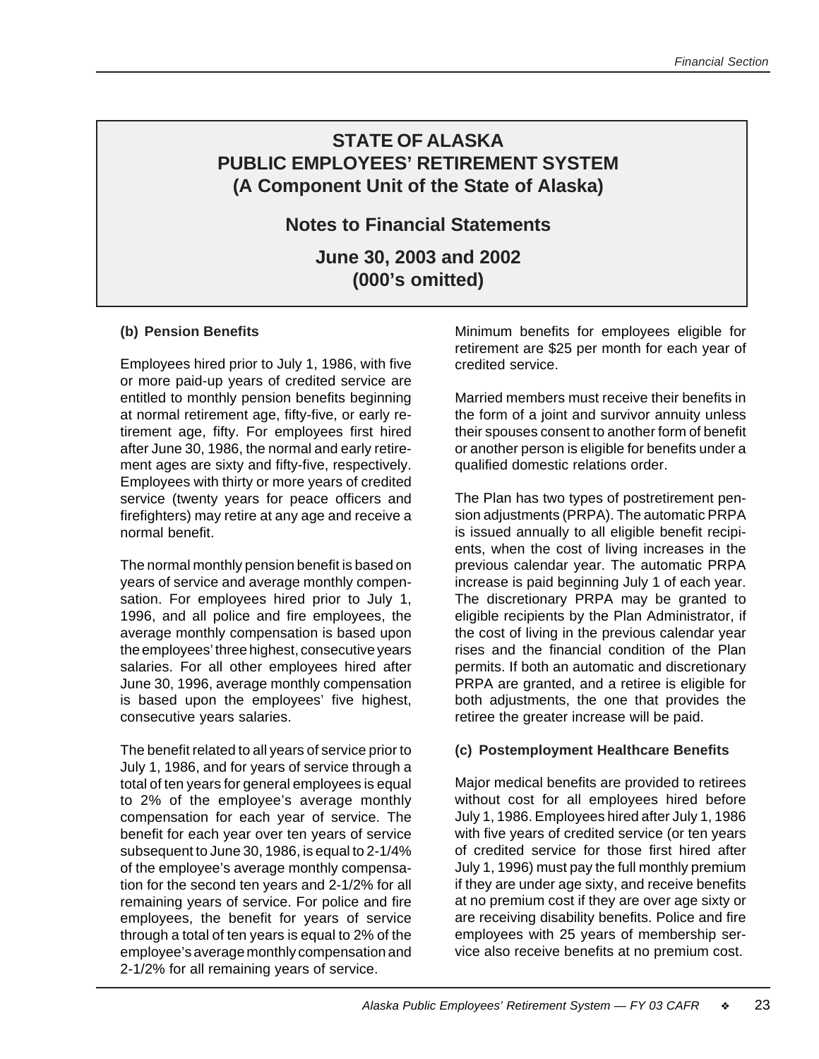# STATE OF ALASKA
# PUBLIC EMPLOYEES' RETIREMENT SYSTEM
# (A Component Unit of the State of Alaska)

## Notes to Financial Statements

## June 30, 2003 and 2002
## (000's omitted)

**(b) Pension Benefits**

Employees hired prior to July 1, 1986, with five or more paid-up years of credited service are entitled to monthly pension benefits beginning at normal retirement age, fifty-five, or early retirement age, fifty. For employees first hired after June 30, 1986, the normal and early retirement ages are sixty and fifty-five, respectively. Employees with thirty or more years of credited service (twenty years for peace officers and firefighters) may retire at any age and receive a normal benefit.

The normal monthly pension benefit is based on years of service and average monthly compensation. For employees hired prior to July 1, 1996, and all police and fire employees, the average monthly compensation is based upon the employees' three highest, consecutive years salaries. For all other employees hired after June 30, 1996, average monthly compensation is based upon the employees' five highest, consecutive years salaries.

The benefit related to all years of service prior to July 1, 1986, and for years of service through a total of ten years for general employees is equal to 2% of the employee's average monthly compensation for each year of service. The benefit for each year over ten years of service subsequent to June 30, 1986, is equal to 2-1/4% of the employee's average monthly compensation for the second ten years and 2-1/2% for all remaining years of service. For police and fire employees, the benefit for years of service through a total of ten years is equal to 2% of the employee's average monthly compensation and 2-1/2% for all remaining years of service.

Minimum benefits for employees eligible for retirement are $25 per month for each year of credited service.

Married members must receive their benefits in the form of a joint and survivor annuity unless their spouses consent to another form of benefit or another person is eligible for benefits under a qualified domestic relations order.

The Plan has two types of postretirement pension adjustments (PRPA). The automatic PRPA is issued annually to all eligible benefit recipients, when the cost of living increases in the previous calendar year. The automatic PRPA increase is paid beginning July 1 of each year. The discretionary PRPA may be granted to eligible recipients by the Plan Administrator, if the cost of living in the previous calendar year rises and the financial condition of the Plan permits. If both an automatic and discretionary PRPA are granted, and a retiree is eligible for both adjustments, the one that provides the retiree the greater increase will be paid.

**(c) Postemployment Healthcare Benefits**

Major medical benefits are provided to retirees without cost for all employees hired before July 1, 1986. Employees hired after July 1, 1986 with five years of credited service (or ten years of credited service for those first hired after July 1, 1996) must pay the full monthly premium if they are under age sixty, and receive benefits at no premium cost if they are over age sixty or are receiving disability benefits. Police and fire employees with 25 years of membership service also receive benefits at no premium cost.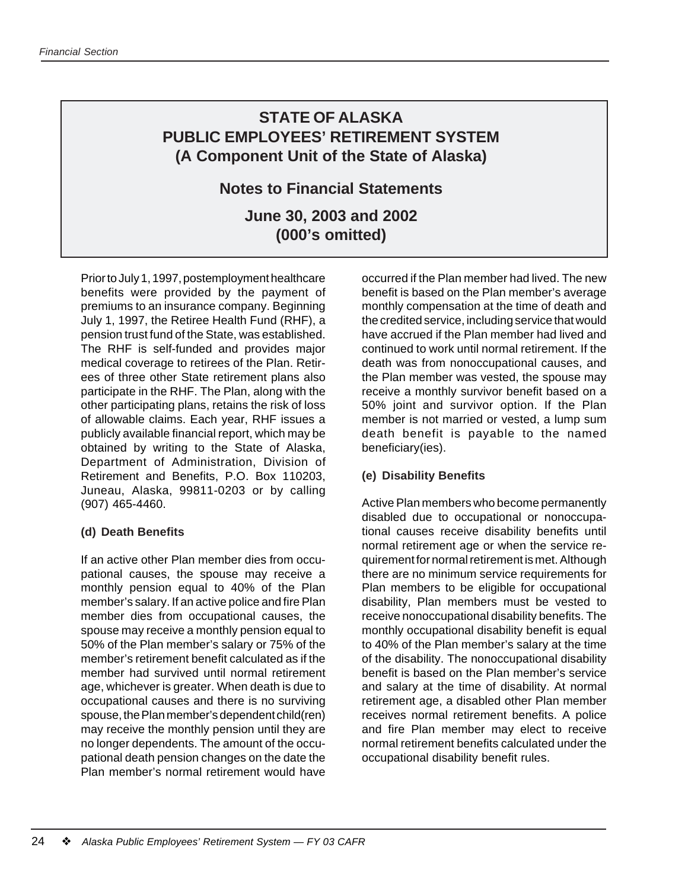# STATE OF ALASKA
# PUBLIC EMPLOYEES' RETIREMENT SYSTEM
# (A Component Unit of the State of Alaska)

## Notes to Financial Statements

## June 30, 2003 and 2002
## (000's omitted)

Prior to July 1, 1997, postemployment healthcare benefits were provided by the payment of premiums to an insurance company. Beginning July 1, 1997, the Retiree Health Fund (RHF), a pension trust fund of the State, was established. The RHF is self-funded and provides major medical coverage to retirees of the Plan. Retirees of three other State retirement plans also participate in the RHF. The Plan, along with the other participating plans, retains the risk of loss of allowable claims. Each year, RHF issues a publicly available financial report, which may be obtained by writing to the State of Alaska, Department of Administration, Division of Retirement and Benefits, P.O. Box 110203, Juneau, Alaska, 99811-0203 or by calling (907) 465-4460.

**(d) Death Benefits**

If an active other Plan member dies from occupational causes, the spouse may receive a monthly pension equal to 40% of the Plan member's salary. If an active police and fire Plan member dies from occupational causes, the spouse may receive a monthly pension equal to 50% of the Plan member's salary or 75% of the member's retirement benefit calculated as if the member had survived until normal retirement age, whichever is greater. When death is due to occupational causes and there is no surviving spouse, the Plan member's dependent child(ren) may receive the monthly pension until they are no longer dependents. The amount of the occupational death pension changes on the date the Plan member's normal retirement would have occurred if the Plan member had lived. The new benefit is based on the Plan member's average monthly compensation at the time of death and the credited service, including service that would have accrued if the Plan member had lived and continued to work until normal retirement. If the death was from nonoccupational causes, and the Plan member was vested, the spouse may receive a monthly survivor benefit based on a 50% joint and survivor option. If the Plan member is not married or vested, a lump sum death benefit is payable to the named beneficiary(ies).

**(e) Disability Benefits**

Active Plan members who become permanently disabled due to occupational or nonoccupational causes receive disability benefits until normal retirement age or when the service requirement for normal retirement is met. Although there are no minimum service requirements for Plan members to be eligible for occupational disability, Plan members must be vested to receive nonoccupational disability benefits. The monthly occupational disability benefit is equal to 40% of the Plan member's salary at the time of the disability. The nonoccupational disability benefit is based on the Plan member's service and salary at the time of disability. At normal retirement age, a disabled other Plan member receives normal retirement benefits. A police and fire Plan member may elect to receive normal retirement benefits calculated under the occupational disability benefit rules.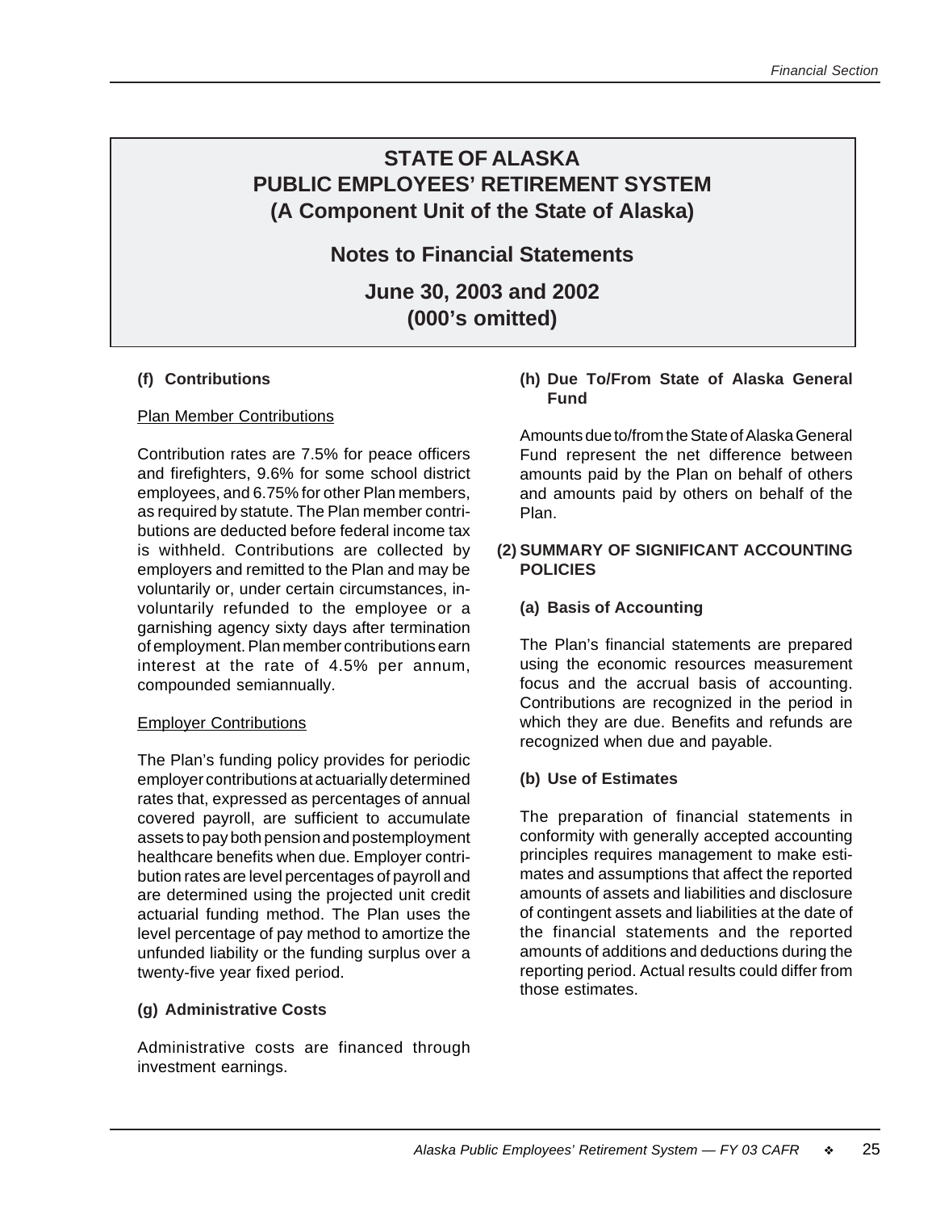# STATE OF ALASKA
# PUBLIC EMPLOYEES' RETIREMENT SYSTEM
# (A Component Unit of the State of Alaska)

## Notes to Financial Statements

## June 30, 2003 and 2002
## (000's omitted)

**(f) Contributions**

Plan Member Contributions

Contribution rates are 7.5% for peace officers and firefighters, 9.6% for some school district employees, and 6.75% for other Plan members, as required by statute. The Plan member contributions are deducted before federal income tax is withheld. Contributions are collected by employers and remitted to the Plan and may be voluntarily or, under certain circumstances, involuntarily refunded to the employee or a garnishing agency sixty days after termination of employment. Plan member contributions earn interest at the rate of 4.5% per annum, compounded semiannually.

Employer Contributions

The Plan's funding policy provides for periodic employer contributions at actuarially determined rates that, expressed as percentages of annual covered payroll, are sufficient to accumulate assets to pay both pension and postemployment healthcare benefits when due. Employer contribution rates are level percentages of payroll and are determined using the projected unit credit actuarial funding method. The Plan uses the level percentage of pay method to amortize the unfunded liability or the funding surplus over a twenty-five year fixed period.

**(g) Administrative Costs**

Administrative costs are financed through investment earnings.

**(h) Due To/From State of Alaska General Fund**

Amounts due to/from the State of Alaska General Fund represent the net difference between amounts paid by the Plan on behalf of others and amounts paid by others on behalf of the Plan.

**(2) SUMMARY OF SIGNIFICANT ACCOUNTING POLICIES**

**(a) Basis of Accounting**

The Plan's financial statements are prepared using the economic resources measurement focus and the accrual basis of accounting. Contributions are recognized in the period in which they are due. Benefits and refunds are recognized when due and payable.

**(b) Use of Estimates**

The preparation of financial statements in conformity with generally accepted accounting principles requires management to make estimates and assumptions that affect the reported amounts of assets and liabilities and disclosure of contingent assets and liabilities at the date of the financial statements and the reported amounts of additions and deductions during the reporting period. Actual results could differ from those estimates.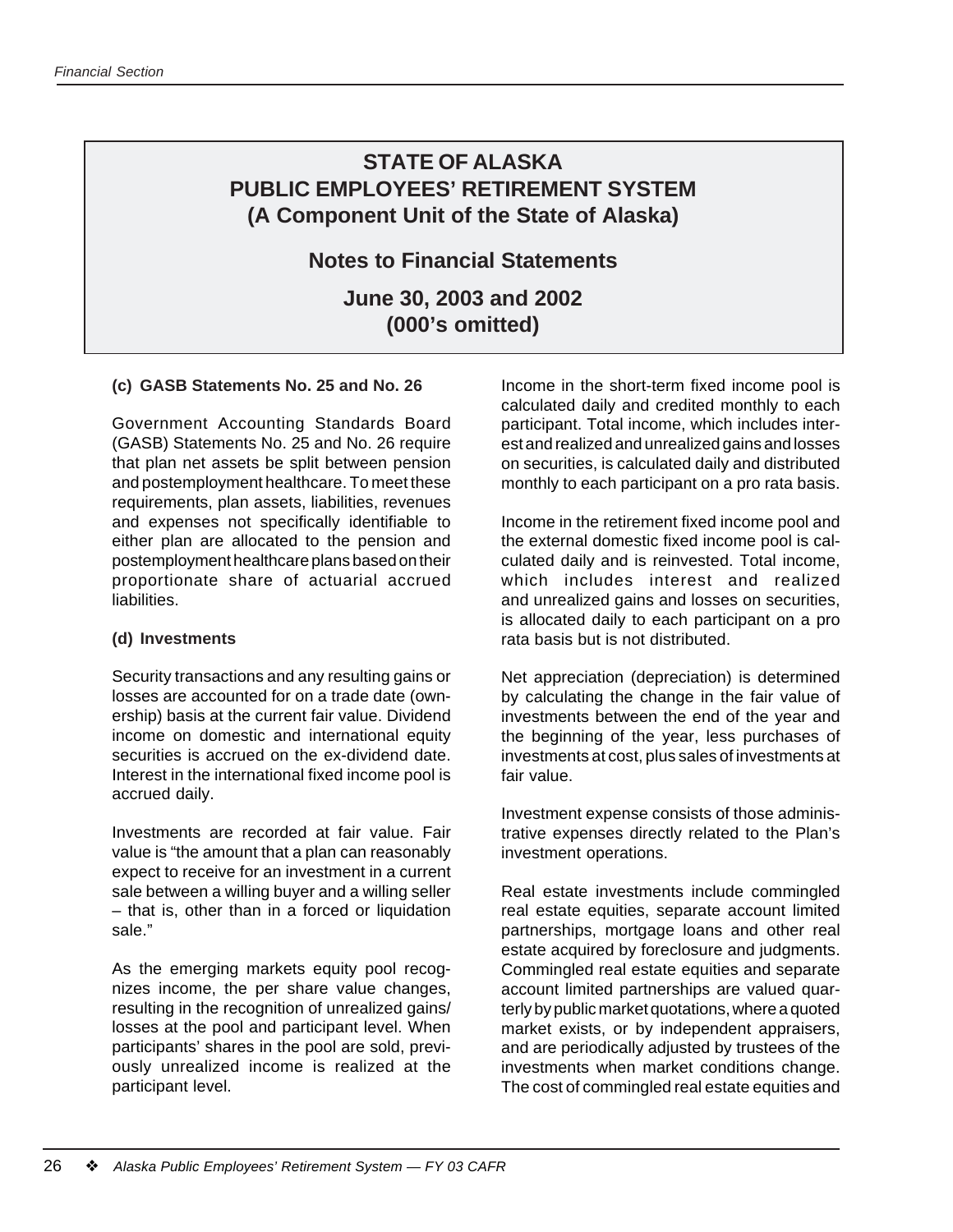# STATE OF ALASKA
# PUBLIC EMPLOYEES' RETIREMENT SYSTEM
# (A Component Unit of the State of Alaska)

## Notes to Financial Statements

## June 30, 2003 and 2002
## (000's omitted)

**(c) GASB Statements No. 25 and No. 26**

Government Accounting Standards Board (GASB) Statements No. 25 and No. 26 require that plan net assets be split between pension and postemployment healthcare. To meet these requirements, plan assets, liabilities, revenues and expenses not specifically identifiable to either plan are allocated to the pension and postemployment healthcare plans based on their proportionate share of actuarial accrued liabilities.

**(d) Investments**

Security transactions and any resulting gains or losses are accounted for on a trade date (ownership) basis at the current fair value. Dividend income on domestic and international equity securities is accrued on the ex-dividend date. Interest in the international fixed income pool is accrued daily.

Investments are recorded at fair value. Fair value is "the amount that a plan can reasonably expect to receive for an investment in a current sale between a willing buyer and a willing seller – that is, other than in a forced or liquidation sale."

As the emerging markets equity pool recognizes income, the per share value changes, resulting in the recognition of unrealized gains/ losses at the pool and participant level. When participants' shares in the pool are sold, previously unrealized income is realized at the participant level.

Income in the short-term fixed income pool is calculated daily and credited monthly to each participant. Total income, which includes interest and realized and unrealized gains and losses on securities, is calculated daily and distributed monthly to each participant on a pro rata basis.

Income in the retirement fixed income pool and the external domestic fixed income pool is calculated daily and is reinvested. Total income, which includes interest and realized and unrealized gains and losses on securities, is allocated daily to each participant on a pro rata basis but is not distributed.

Net appreciation (depreciation) is determined by calculating the change in the fair value of investments between the end of the year and the beginning of the year, less purchases of investments at cost, plus sales of investments at fair value.

Investment expense consists of those administrative expenses directly related to the Plan's investment operations.

Real estate investments include commingled real estate equities, separate account limited partnerships, mortgage loans and other real estate acquired by foreclosure and judgments. Commingled real estate equities and separate account limited partnerships are valued quarterly by public market quotations, where a quoted market exists, or by independent appraisers, and are periodically adjusted by trustees of the investments when market conditions change. The cost of commingled real estate equities and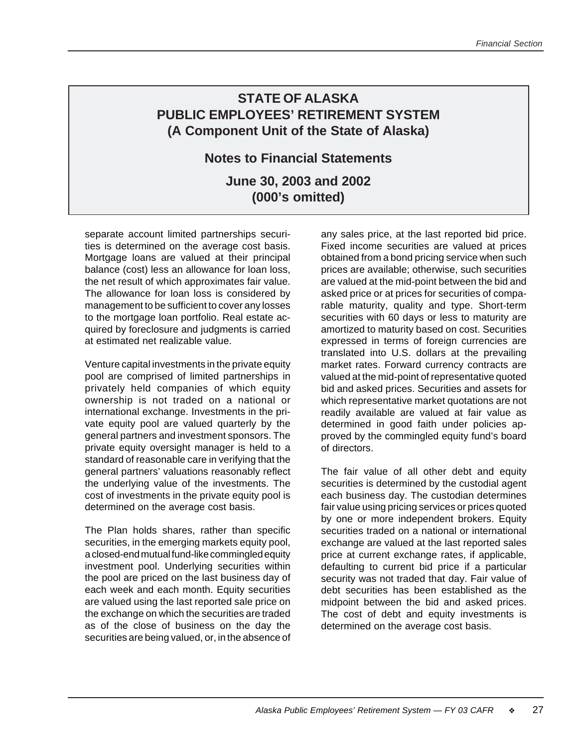# STATE OF ALASKA
# PUBLIC EMPLOYEES' RETIREMENT SYSTEM
# (A Component Unit of the State of Alaska)

## Notes to Financial Statements

## June 30, 2003 and 2002
## (000's omitted)

separate account limited partnerships securities is determined on the average cost basis. Mortgage loans are valued at their principal balance (cost) less an allowance for loan loss, the net result of which approximates fair value. The allowance for loan loss is considered by management to be sufficient to cover any losses to the mortgage loan portfolio. Real estate acquired by foreclosure and judgments is carried at estimated net realizable value.

Venture capital investments in the private equity pool are comprised of limited partnerships in privately held companies of which equity ownership is not traded on a national or international exchange. Investments in the private equity pool are valued quarterly by the general partners and investment sponsors. The private equity oversight manager is held to a standard of reasonable care in verifying that the general partners' valuations reasonably reflect the underlying value of the investments. The cost of investments in the private equity pool is determined on the average cost basis.

The Plan holds shares, rather than specific securities, in the emerging markets equity pool, a closed-end mutual fund-like commingled equity investment pool. Underlying securities within the pool are priced on the last business day of each week and each month. Equity securities are valued using the last reported sale price on the exchange on which the securities are traded as of the close of business on the day the securities are being valued, or, in the absence of any sales price, at the last reported bid price. Fixed income securities are valued at prices obtained from a bond pricing service when such prices are available; otherwise, such securities are valued at the mid-point between the bid and asked price or at prices for securities of comparable maturity, quality and type. Short-term securities with 60 days or less to maturity are amortized to maturity based on cost. Securities expressed in terms of foreign currencies are translated into U.S. dollars at the prevailing market rates. Forward currency contracts are valued at the mid-point of representative quoted bid and asked prices. Securities and assets for which representative market quotations are not readily available are valued at fair value as determined in good faith under policies approved by the commingled equity fund's board of directors.

The fair value of all other debt and equity securities is determined by the custodial agent each business day. The custodian determines fair value using pricing services or prices quoted by one or more independent brokers. Equity securities traded on a national or international exchange are valued at the last reported sales price at current exchange rates, if applicable, defaulting to current bid price if a particular security was not traded that day. Fair value of debt securities has been established as the midpoint between the bid and asked prices. The cost of debt and equity investments is determined on the average cost basis.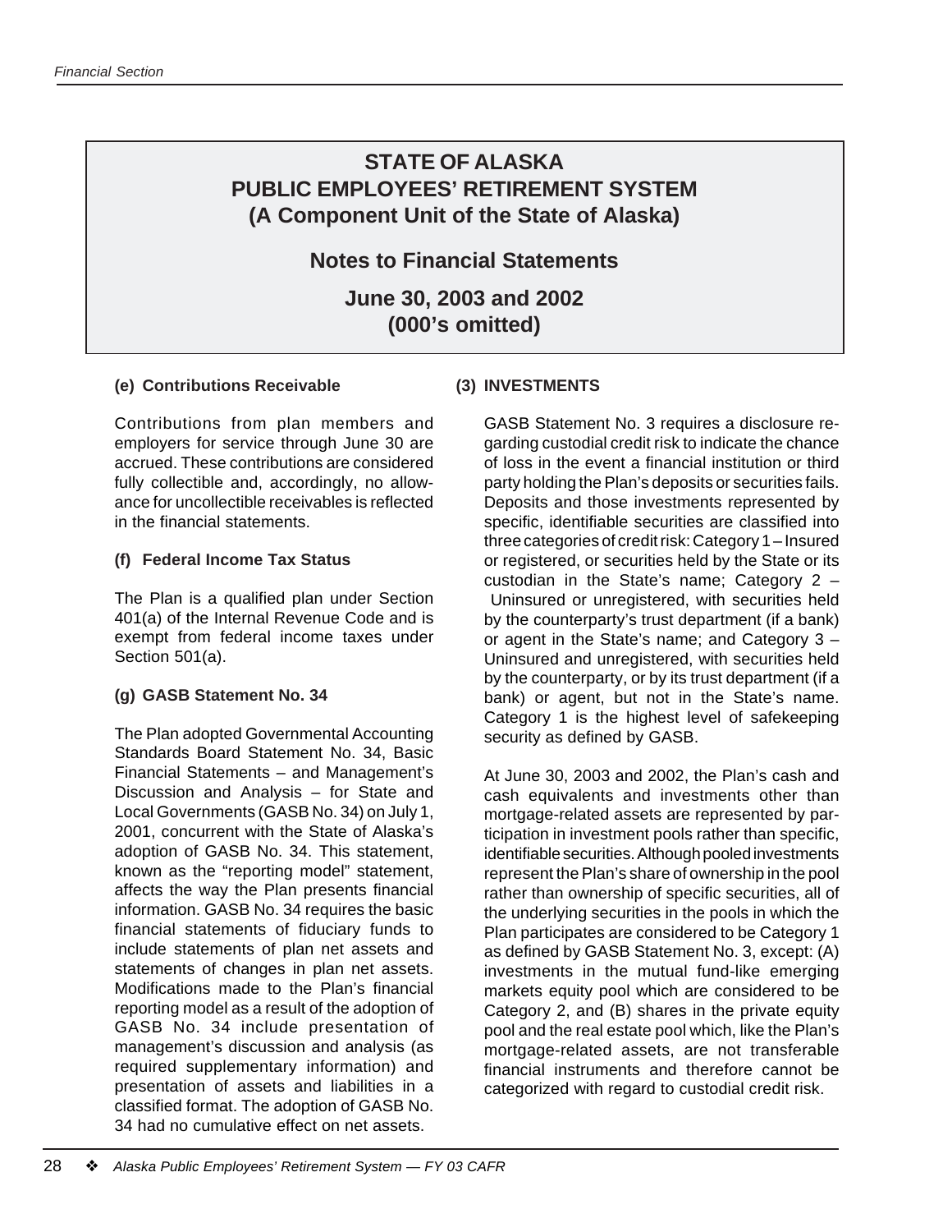# STATE OF ALASKA
# PUBLIC EMPLOYEES' RETIREMENT SYSTEM
# (A Component Unit of the State of Alaska)

## Notes to Financial Statements

## June 30, 2003 and 2002
## (000's omitted)

**(e) Contributions Receivable**

Contributions from plan members and employers for service through June 30 are accrued. These contributions are considered fully collectible and, accordingly, no allowance for uncollectible receivables is reflected in the financial statements.

**(f) Federal Income Tax Status**

The Plan is a qualified plan under Section 401(a) of the Internal Revenue Code and is exempt from federal income taxes under Section 501(a).

**(g) GASB Statement No. 34**

The Plan adopted Governmental Accounting Standards Board Statement No. 34, Basic Financial Statements – and Management's Discussion and Analysis – for State and Local Governments (GASB No. 34) on July 1, 2001, concurrent with the State of Alaska's adoption of GASB No. 34. This statement, known as the "reporting model" statement, affects the way the Plan presents financial information. GASB No. 34 requires the basic financial statements of fiduciary funds to include statements of plan net assets and statements of changes in plan net assets. Modifications made to the Plan's financial reporting model as a result of the adoption of GASB No. 34 include presentation of management's discussion and analysis (as required supplementary information) and presentation of assets and liabilities in a classified format. The adoption of GASB No. 34 had no cumulative effect on net assets.

**(3) INVESTMENTS**

GASB Statement No. 3 requires a disclosure regarding custodial credit risk to indicate the chance of loss in the event a financial institution or third party holding the Plan's deposits or securities fails. Deposits and those investments represented by specific, identifiable securities are classified into three categories of credit risk: Category 1 – Insured or registered, or securities held by the State or its custodian in the State's name; Category 2 – Uninsured or unregistered, with securities held by the counterparty's trust department (if a bank) or agent in the State's name; and Category 3 – Uninsured and unregistered, with securities held by the counterparty, or by its trust department (if a bank) or agent, but not in the State's name. Category 1 is the highest level of safekeeping security as defined by GASB.

At June 30, 2003 and 2002, the Plan's cash and cash equivalents and investments other than mortgage-related assets are represented by participation in investment pools rather than specific, identifiable securities. Although pooled investments represent the Plan's share of ownership in the pool rather than ownership of specific securities, all of the underlying securities in the pools in which the Plan participates are considered to be Category 1 as defined by GASB Statement No. 3, except: (A) investments in the mutual fund-like emerging markets equity pool which are considered to be Category 2, and (B) shares in the private equity pool and the real estate pool which, like the Plan's mortgage-related assets, are not transferable financial instruments and therefore cannot be categorized with regard to custodial credit risk.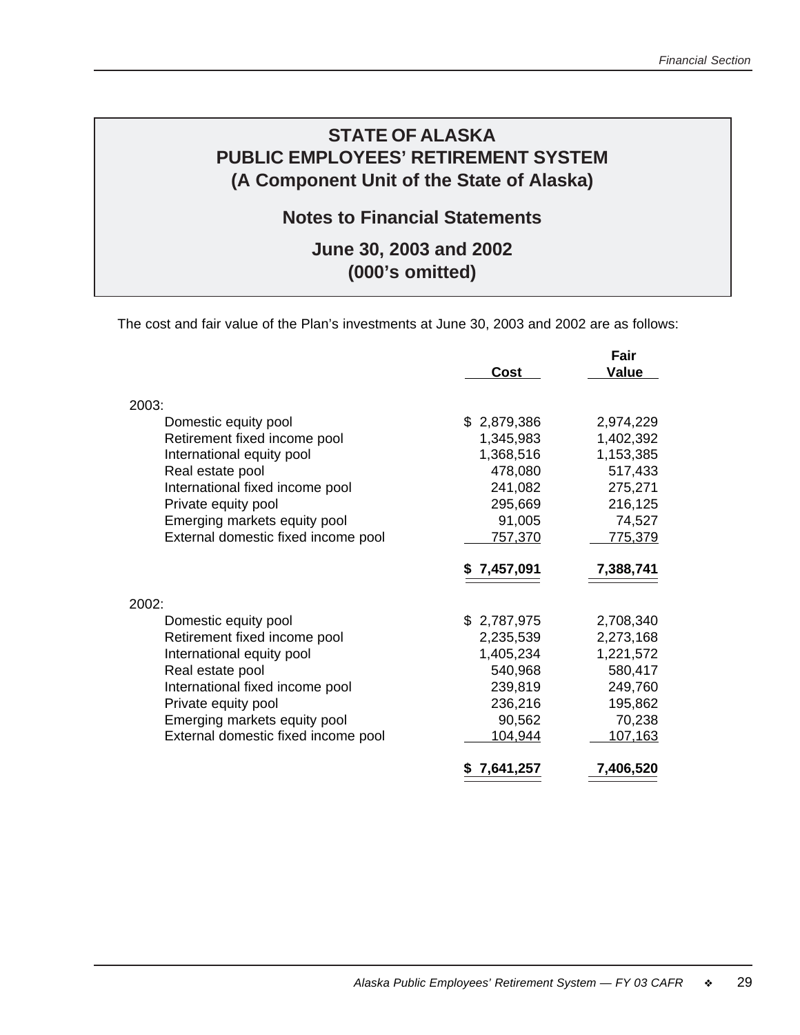# STATE OF ALASKA
# PUBLIC EMPLOYEES' RETIREMENT SYSTEM
# (A Component Unit of the State of Alaska)

## Notes to Financial Statements

## June 30, 2003 and 2002
## (000's omitted)

The cost and fair value of the Plan's investments at June 30, 2003 and 2002 are as follows:

| | Cost | Fair Value |
|---|---|---|
| 2003: | | |
| Domestic equity pool | $ 2,879,386 | 2,974,229 |
| Retirement fixed income pool | 1,345,983 | 1,402,392 |
| International equity pool | 1,368,516 | 1,153,385 |
| Real estate pool | 478,080 | 517,433 |
| International fixed income pool | 241,082 | 275,271 |
| Private equity pool | 295,669 | 216,125 |
| Emerging markets equity pool | 91,005 | 74,527 |
| External domestic fixed income pool | 757,370 | 775,379 |
| | **$ 7,457,091** | **7,388,741** |
| 2002: | | |
| Domestic equity pool | $ 2,787,975 | 2,708,340 |
| Retirement fixed income pool | 2,235,539 | 2,273,168 |
| International equity pool | 1,405,234 | 1,221,572 |
| Real estate pool | 540,968 | 580,417 |
| International fixed income pool | 239,819 | 249,760 |
| Private equity pool | 236,216 | 195,862 |
| Emerging markets equity pool | 90,562 | 70,238 |
| External domestic fixed income pool | 104,944 | 107,163 |
| | **$ 7,641,257** | **7,406,520** |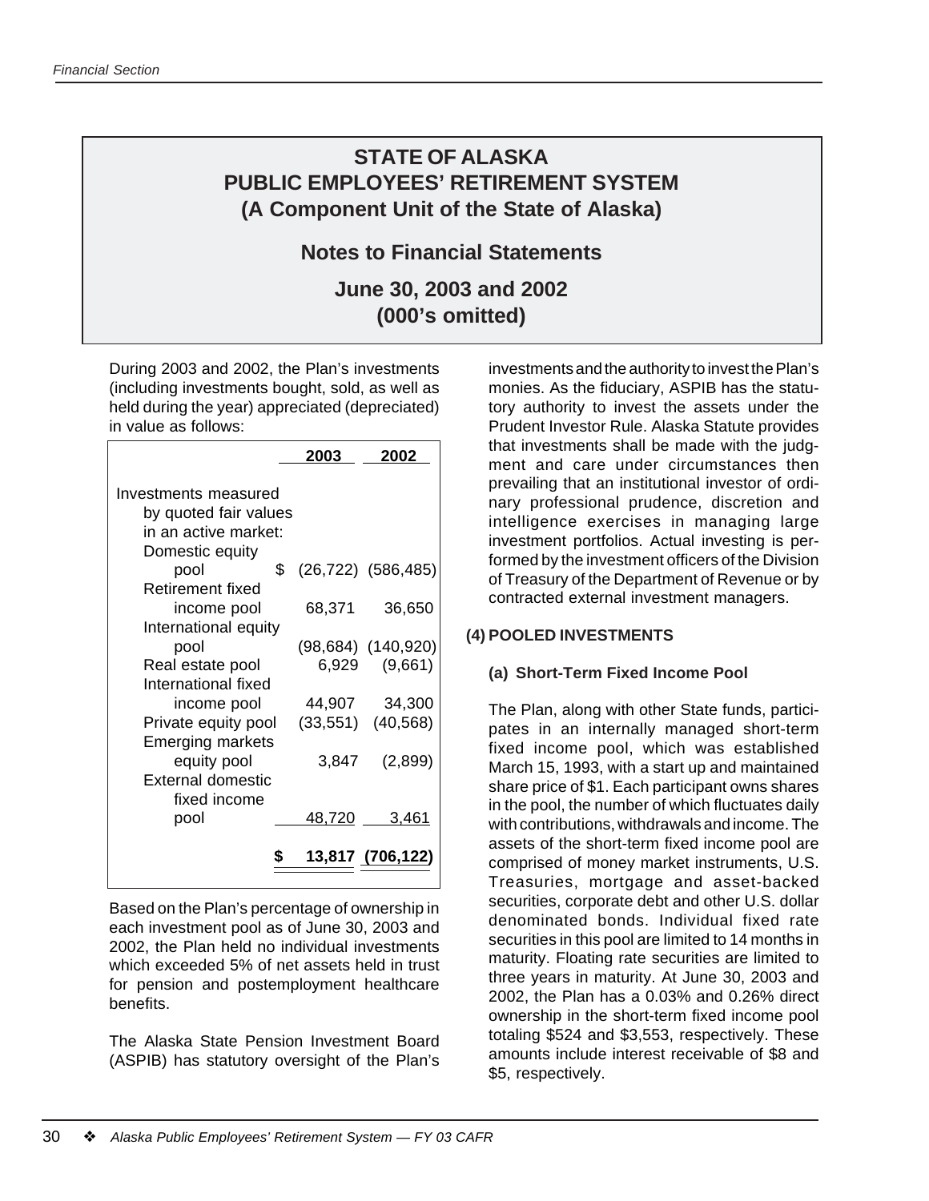# STATE OF ALASKA
# PUBLIC EMPLOYEES' RETIREMENT SYSTEM
# (A Component Unit of the State of Alaska)

## Notes to Financial Statements

## June 30, 2003 and 2002
## (000's omitted)

During 2003 and 2002, the Plan's investments (including investments bought, sold, as well as held during the year) appreciated (depreciated) in value as follows:

| | 2003 | 2002 |
|---|---|---|
| Investments measured by quoted fair values in an active market: | | |
| Domestic equity pool | $ (26,722) | (586,485) |
| Retirement fixed income pool | 68,371 | 36,650 |
| International equity pool | (98,684) | (140,920) |
| Real estate pool | 6,929 | (9,661) |
| International fixed income pool | 44,907 | 34,300 |
| Private equity pool | (33,551) | (40,568) |
| Emerging markets equity pool | 3,847 | (2,899) |
| External domestic fixed income pool | 48,720 | 3,461 |
| | **$ 13,817** | **(706,122)** |

Based on the Plan's percentage of ownership in each investment pool as of June 30, 2003 and 2002, the Plan held no individual investments which exceeded 5% of net assets held in trust for pension and postemployment healthcare benefits.

The Alaska State Pension Investment Board (ASPIB) has statutory oversight of the Plan's investments and the authority to invest the Plan's monies. As the fiduciary, ASPIB has the statutory authority to invest the assets under the Prudent Investor Rule. Alaska Statute provides that investments shall be made with the judgment and care under circumstances then prevailing that an institutional investor of ordinary professional prudence, discretion and intelligence exercises in managing large investment portfolios. Actual investing is performed by the investment officers of the Division of Treasury of the Department of Revenue or by contracted external investment managers.

### (4) POOLED INVESTMENTS

#### (a) Short-Term Fixed Income Pool

The Plan, along with other State funds, participates in an internally managed short-term fixed income pool, which was established March 15, 1993, with a start up and maintained share price of $1. Each participant owns shares in the pool, the number of which fluctuates daily with contributions, withdrawals and income. The assets of the short-term fixed income pool are comprised of money market instruments, U.S. Treasuries, mortgage and asset-backed securities, corporate debt and other U.S. dollar denominated bonds. Individual fixed rate securities in this pool are limited to 14 months in maturity. Floating rate securities are limited to three years in maturity. At June 30, 2003 and 2002, the Plan has a 0.03% and 0.26% direct ownership in the short-term fixed income pool totaling $524 and $3,553, respectively. These amounts include interest receivable of $8 and $5, respectively.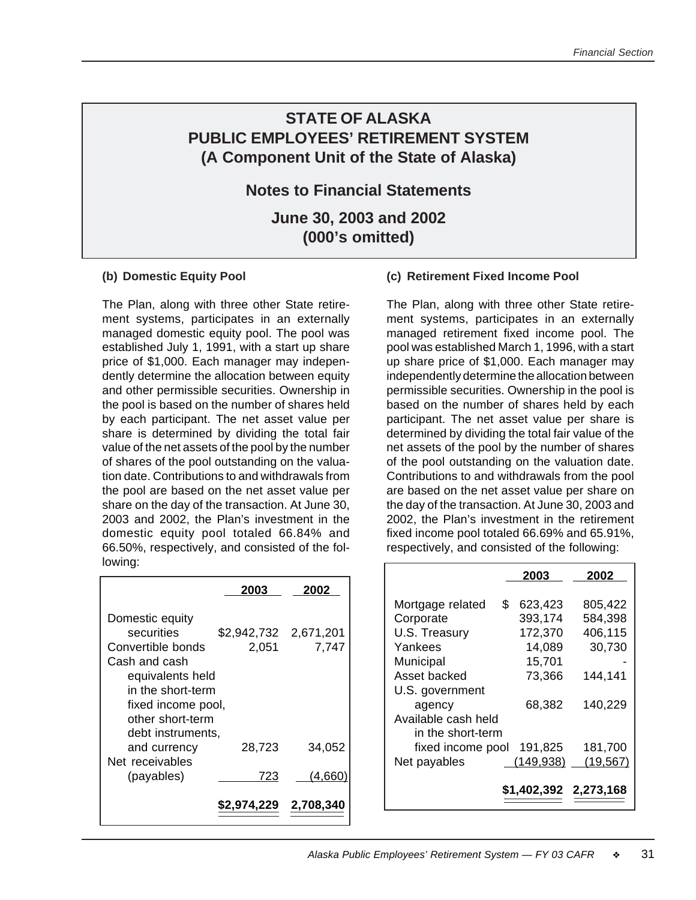# STATE OF ALASKA
# PUBLIC EMPLOYEES' RETIREMENT SYSTEM
# (A Component Unit of the State of Alaska)

## Notes to Financial Statements

## June 30, 2003 and 2002
## (000's omitted)

### (b) Domestic Equity Pool

The Plan, along with three other State retirement systems, participates in an externally managed domestic equity pool. The pool was established July 1, 1991, with a start up share price of $1,000. Each manager may independently determine the allocation between equity and other permissible securities. Ownership in the pool is based on the number of shares held by each participant. The net asset value per share is determined by dividing the total fair value of the net assets of the pool by the number of shares of the pool outstanding on the valuation date. Contributions to and withdrawals from the pool are based on the net asset value per share on the day of the transaction. At June 30, 2003 and 2002, the Plan's investment in the domestic equity pool totaled 66.84% and 66.50%, respectively, and consisted of the following:

| | 2003 | 2002 |
|---|---|---|
| Domestic equity securities | $2,942,732 | 2,671,201 |
| Convertible bonds | 2,051 | 7,747 |
| Cash and cash equivalents held in the short-term fixed income pool, other short-term debt instruments, and currency | 28,723 | 34,052 |
| Net receivables (payables) | 723 | (4,660) |
| | $2,974,229 | 2,708,340 |

### (c) Retirement Fixed Income Pool

The Plan, along with three other State retirement systems, participates in an externally managed retirement fixed income pool. The pool was established March 1, 1996, with a start up share price of $1,000. Each manager may independently determine the allocation between permissible securities. Ownership in the pool is based on the number of shares held by each participant. The net asset value per share is determined by dividing the total fair value of the net assets of the pool by the number of shares of the pool outstanding on the valuation date. Contributions to and withdrawals from the pool are based on the net asset value per share on the day of the transaction. At June 30, 2003 and 2002, the Plan's investment in the retirement fixed income pool totaled 66.69% and 65.91%, respectively, and consisted of the following:

| | 2003 | 2002 |
|---|---|---|
| Mortgage related | $ 623,423 | 805,422 |
| Corporate | 393,174 | 584,398 |
| U.S. Treasury | 172,370 | 406,115 |
| Yankees | 14,089 | 30,730 |
| Municipal | 15,701 | - |
| Asset backed | 73,366 | 144,141 |
| U.S. government agency | 68,382 | 140,229 |
| Available cash held in the short-term fixed income pool | 191,825 | 181,700 |
| Net payables | (149,938) | (19,567) |
| | $1,402,392 | 2,273,168 |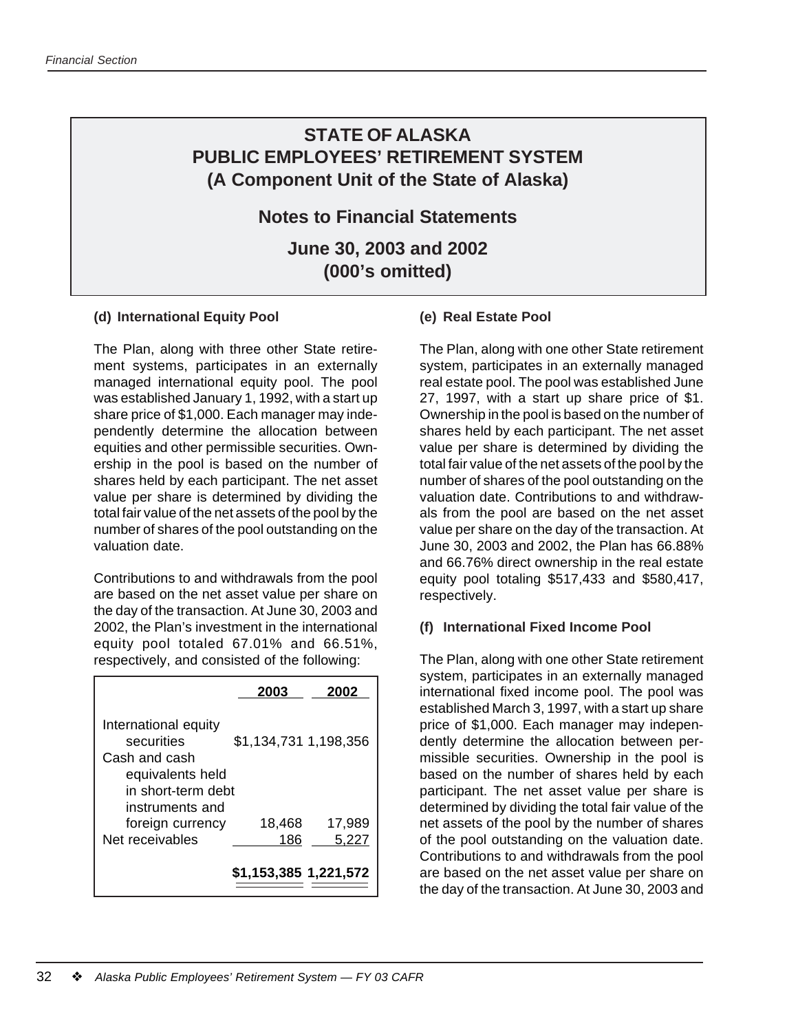# STATE OF ALASKA
# PUBLIC EMPLOYEES' RETIREMENT SYSTEM
# (A Component Unit of the State of Alaska)

## Notes to Financial Statements

## June 30, 2003 and 2002
## (000's omitted)

### (d) International Equity Pool

The Plan, along with three other State retirement systems, participates in an externally managed international equity pool. The pool was established January 1, 1992, with a start up share price of $1,000. Each manager may independently determine the allocation between equities and other permissible securities. Ownership in the pool is based on the number of shares held by each participant. The net asset value per share is determined by dividing the total fair value of the net assets of the pool by the number of shares of the pool outstanding on the valuation date.

Contributions to and withdrawals from the pool are based on the net asset value per share on the day of the transaction. At June 30, 2003 and 2002, the Plan's investment in the international equity pool totaled 67.01% and 66.51%, respectively, and consisted of the following:

| | 2003 | 2002 |
|---|---|---|
| International equity securities | $1,134,731 | 1,198,356 |
| Cash and cash equivalents held in short-term debt instruments and foreign currency | 18,468 | 17,989 |
| Net receivables | 186 | 5,227 |
| | $1,153,385 | 1,221,572 |

### (e) Real Estate Pool

The Plan, along with one other State retirement system, participates in an externally managed real estate pool. The pool was established June 27, 1997, with a start up share price of $1. Ownership in the pool is based on the number of shares held by each participant. The net asset value per share is determined by dividing the total fair value of the net assets of the pool by the number of shares of the pool outstanding on the valuation date. Contributions to and withdrawals from the pool are based on the net asset value per share on the day of the transaction. At June 30, 2003 and 2002, the Plan has 66.88% and 66.76% direct ownership in the real estate equity pool totaling $517,433 and $580,417, respectively.

### (f) International Fixed Income Pool

The Plan, along with one other State retirement system, participates in an externally managed international fixed income pool. The pool was established March 3, 1997, with a start up share price of $1,000. Each manager may independently determine the allocation between permissible securities. Ownership in the pool is based on the number of shares held by each participant. The net asset value per share is determined by dividing the total fair value of the net assets of the pool by the number of shares of the pool outstanding on the valuation date. Contributions to and withdrawals from the pool are based on the net asset value per share on the day of the transaction. At June 30, 2003 and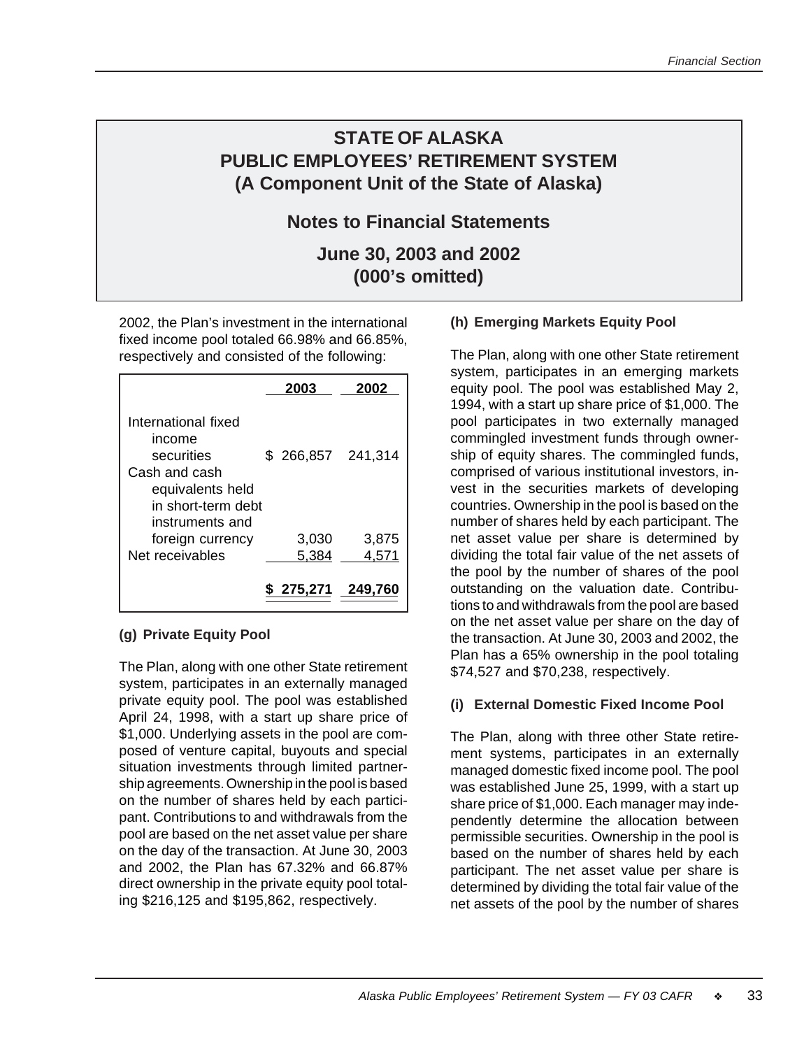# STATE OF ALASKA
# PUBLIC EMPLOYEES' RETIREMENT SYSTEM
# (A Component Unit of the State of Alaska)

## Notes to Financial Statements

## June 30, 2003 and 2002
## (000's omitted)

2002, the Plan's investment in the international fixed income pool totaled 66.98% and 66.85%, respectively and consisted of the following:

| | 2003 | 2002 |
|---|---|---|
| International fixed income securities | $ 266,857 | 241,314 |
| Cash and cash equivalents held in short-term debt instruments and foreign currency | 3,030 | 3,875 |
| Net receivables | 5,384 | 4,571 |
| | $ 275,271 | 249,760 |

### (g) Private Equity Pool

The Plan, along with one other State retirement system, participates in an externally managed private equity pool. The pool was established April 24, 1998, with a start up share price of $1,000. Underlying assets in the pool are composed of venture capital, buyouts and special situation investments through limited partnership agreements. Ownership in the pool is based on the number of shares held by each participant. Contributions to and withdrawals from the pool are based on the net asset value per share on the day of the transaction. At June 30, 2003 and 2002, the Plan has 67.32% and 66.87% direct ownership in the private equity pool totaling $216,125 and $195,862, respectively.

### (h) Emerging Markets Equity Pool

The Plan, along with one other State retirement system, participates in an emerging markets equity pool. The pool was established May 2, 1994, with a start up share price of $1,000. The pool participates in two externally managed commingled investment funds through ownership of equity shares. The commingled funds, comprised of various institutional investors, invest in the securities markets of developing countries. Ownership in the pool is based on the number of shares held by each participant. The net asset value per share is determined by dividing the total fair value of the net assets of the pool by the number of shares of the pool outstanding on the valuation date. Contributions to and withdrawals from the pool are based on the net asset value per share on the day of the transaction. At June 30, 2003 and 2002, the Plan has a 65% ownership in the pool totaling $74,527 and $70,238, respectively.

### (i) External Domestic Fixed Income Pool

The Plan, along with three other State retirement systems, participates in an externally managed domestic fixed income pool. The pool was established June 25, 1999, with a start up share price of $1,000. Each manager may independently determine the allocation between permissible securities. Ownership in the pool is based on the number of shares held by each participant. The net asset value per share is determined by dividing the total fair value of the net assets of the pool by the number of shares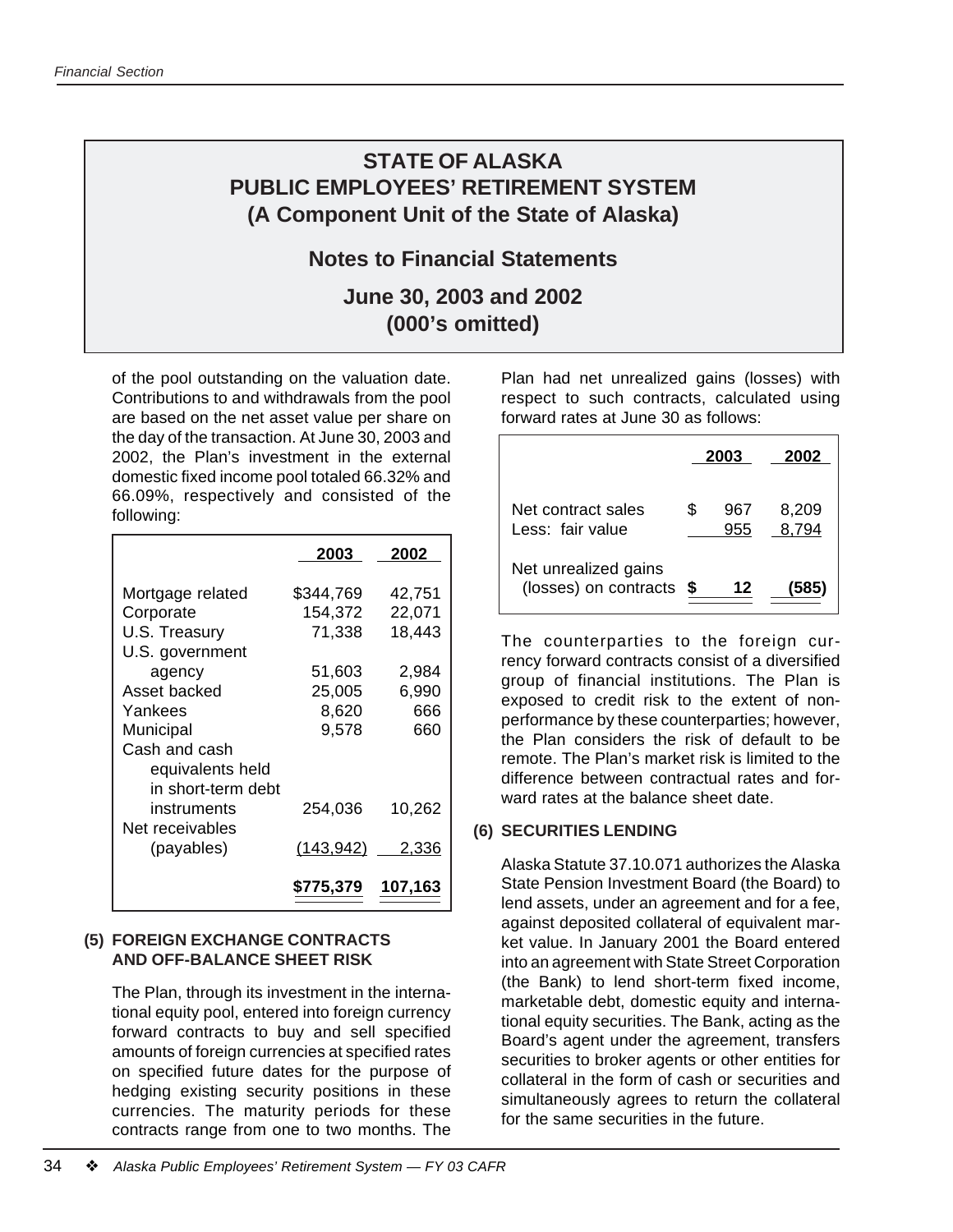# STATE OF ALASKA
# PUBLIC EMPLOYEES' RETIREMENT SYSTEM
# (A Component Unit of the State of Alaska)

## Notes to Financial Statements

## June 30, 2003 and 2002
## (000's omitted)

of the pool outstanding on the valuation date. Contributions to and withdrawals from the pool are based on the net asset value per share on the day of the transaction. At June 30, 2003 and 2002, the Plan's investment in the external domestic fixed income pool totaled 66.32% and 66.09%, respectively and consisted of the following:

| | 2003 | 2002 |
|---|---|---|
| Mortgage related | $344,769 | 42,751 |
| Corporate | 154,372 | 22,071 |
| U.S. Treasury | 71,338 | 18,443 |
| U.S. government agency | 51,603 | 2,984 |
| Asset backed | 25,005 | 6,990 |
| Yankees | 8,620 | 666 |
| Municipal | 9,578 | 660 |
| Cash and cash equivalents held in short-term debt instruments | 254,036 | 10,262 |
| Net receivables (payables) | (143,942) | 2,336 |
| | **$775,379** | **107,163** |

### (5) FOREIGN EXCHANGE CONTRACTS AND OFF-BALANCE SHEET RISK

The Plan, through its investment in the international equity pool, entered into foreign currency forward contracts to buy and sell specified amounts of foreign currencies at specified rates on specified future dates for the purpose of hedging existing security positions in these currencies. The maturity periods for these contracts range from one to two months. The Plan had net unrealized gains (losses) with respect to such contracts, calculated using forward rates at June 30 as follows:

| | 2003 | 2002 |
|---|---|---|
| Net contract sales | $ 967 | 8,209 |
| Less: fair value | 955 | 8,794 |
| Net unrealized gains (losses) on contracts | **$ 12** | **(585)** |

The counterparties to the foreign currency forward contracts consist of a diversified group of financial institutions. The Plan is exposed to credit risk to the extent of non-performance by these counterparties; however, the Plan considers the risk of default to be remote. The Plan's market risk is limited to the difference between contractual rates and forward rates at the balance sheet date.

### (6) SECURITIES LENDING

Alaska Statute 37.10.071 authorizes the Alaska State Pension Investment Board (the Board) to lend assets, under an agreement and for a fee, against deposited collateral of equivalent market value. In January 2001 the Board entered into an agreement with State Street Corporation (the Bank) to lend short-term fixed income, marketable debt, domestic equity and international equity securities. The Bank, acting as the Board's agent under the agreement, transfers securities to broker agents or other entities for collateral in the form of cash or securities and simultaneously agrees to return the collateral for the same securities in the future.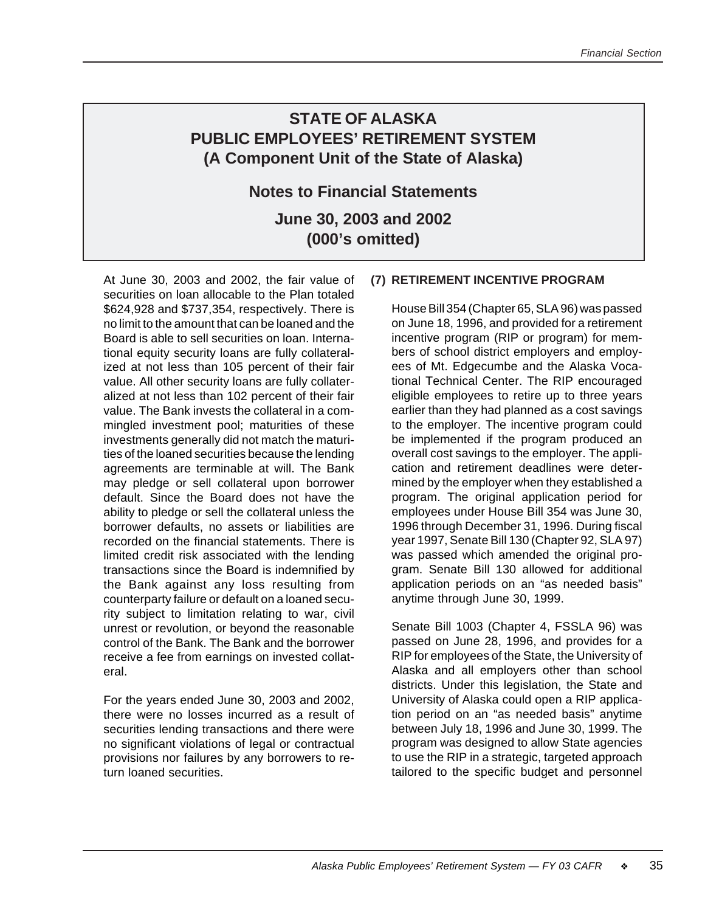# STATE OF ALASKA
# PUBLIC EMPLOYEES' RETIREMENT SYSTEM
# (A Component Unit of the State of Alaska)

## Notes to Financial Statements

## June 30, 2003 and 2002
## (000's omitted)

At June 30, 2003 and 2002, the fair value of securities on loan allocable to the Plan totaled \$624,928 and \$737,354, respectively. There is no limit to the amount that can be loaned and the Board is able to sell securities on loan. International equity security loans are fully collateralized at not less than 105 percent of their fair value. All other security loans are fully collateralized at not less than 102 percent of their fair value. The Bank invests the collateral in a commingled investment pool; maturities of these investments generally did not match the maturities of the loaned securities because the lending agreements are terminable at will. The Bank may pledge or sell collateral upon borrower default. Since the Board does not have the ability to pledge or sell the collateral unless the borrower defaults, no assets or liabilities are recorded on the financial statements. There is limited credit risk associated with the lending transactions since the Board is indemnified by the Bank against any loss resulting from counterparty failure or default on a loaned security subject to limitation relating to war, civil unrest or revolution, or beyond the reasonable control of the Bank. The Bank and the borrower receive a fee from earnings on invested collateral.

For the years ended June 30, 2003 and 2002, there were no losses incurred as a result of securities lending transactions and there were no significant violations of legal or contractual provisions nor failures by any borrowers to return loaned securities.

### (7) RETIREMENT INCENTIVE PROGRAM

House Bill 354 (Chapter 65, SLA 96) was passed on June 18, 1996, and provided for a retirement incentive program (RIP or program) for members of school district employers and employees of Mt. Edgecumbe and the Alaska Vocational Technical Center. The RIP encouraged eligible employees to retire up to three years earlier than they had planned as a cost savings to the employer. The incentive program could be implemented if the program produced an overall cost savings to the employer. The application and retirement deadlines were determined by the employer when they established a program. The original application period for employees under House Bill 354 was June 30, 1996 through December 31, 1996. During fiscal year 1997, Senate Bill 130 (Chapter 92, SLA 97) was passed which amended the original program. Senate Bill 130 allowed for additional application periods on an "as needed basis" anytime through June 30, 1999.

Senate Bill 1003 (Chapter 4, FSSLA 96) was passed on June 28, 1996, and provides for a RIP for employees of the State, the University of Alaska and all employers other than school districts. Under this legislation, the State and University of Alaska could open a RIP application period on an "as needed basis" anytime between July 18, 1996 and June 30, 1999. The program was designed to allow State agencies to use the RIP in a strategic, targeted approach tailored to the specific budget and personnel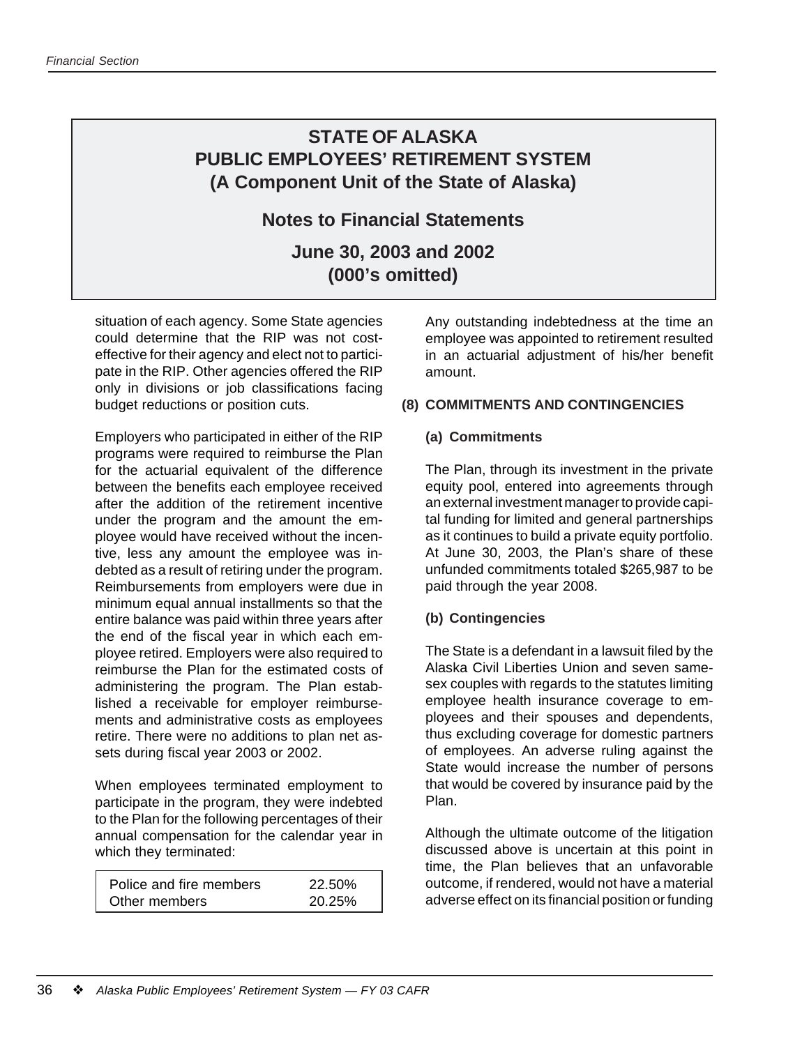## STATE OF ALASKA
## PUBLIC EMPLOYEES' RETIREMENT SYSTEM
## (A Component Unit of the State of Alaska)

### Notes to Financial Statements

### June 30, 2003 and 2002
### (000's omitted)

situation of each agency. Some State agencies could determine that the RIP was not cost-effective for their agency and elect not to participate in the RIP. Other agencies offered the RIP only in divisions or job classifications facing budget reductions or position cuts.

Employers who participated in either of the RIP programs were required to reimburse the Plan for the actuarial equivalent of the difference between the benefits each employee received after the addition of the retirement incentive under the program and the amount the employee would have received without the incentive, less any amount the employee was indebted as a result of retiring under the program. Reimbursements from employers were due in minimum equal annual installments so that the entire balance was paid within three years after the end of the fiscal year in which each employee retired. Employers were also required to reimburse the Plan for the estimated costs of administering the program. The Plan established a receivable for employer reimbursements and administrative costs as employees retire. There were no additions to plan net assets during fiscal year 2003 or 2002.

When employees terminated employment to participate in the program, they were indebted to the Plan for the following percentages of their annual compensation for the calendar year in which they terminated:

| | |
|---|---|
| Police and fire members | 22.50% |
| Other members | 20.25% |

Any outstanding indebtedness at the time an employee was appointed to retirement resulted in an actuarial adjustment of his/her benefit amount.

**(8) COMMITMENTS AND CONTINGENCIES**

**(a) Commitments**

The Plan, through its investment in the private equity pool, entered into agreements through an external investment manager to provide capital funding for limited and general partnerships as it continues to build a private equity portfolio. At June 30, 2003, the Plan's share of these unfunded commitments totaled $265,987 to be paid through the year 2008.

**(b) Contingencies**

The State is a defendant in a lawsuit filed by the Alaska Civil Liberties Union and seven same-sex couples with regards to the statutes limiting employee health insurance coverage to employees and their spouses and dependents, thus excluding coverage for domestic partners of employees. An adverse ruling against the State would increase the number of persons that would be covered by insurance paid by the Plan.

Although the ultimate outcome of the litigation discussed above is uncertain at this point in time, the Plan believes that an unfavorable outcome, if rendered, would not have a material adverse effect on its financial position or funding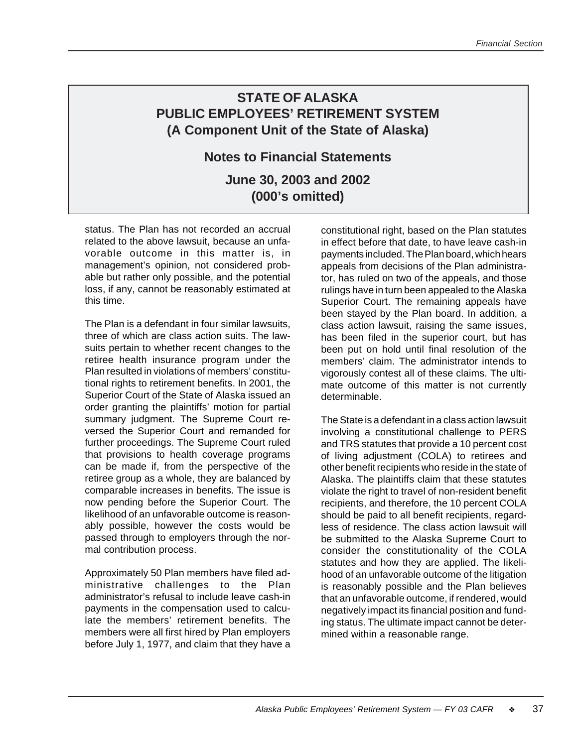# STATE OF ALASKA
# PUBLIC EMPLOYEES' RETIREMENT SYSTEM
# (A Component Unit of the State of Alaska)

## Notes to Financial Statements

## June 30, 2003 and 2002
## (000's omitted)

status. The Plan has not recorded an accrual related to the above lawsuit, because an unfavorable outcome in this matter is, in management's opinion, not considered probable but rather only possible, and the potential loss, if any, cannot be reasonably estimated at this time.

The Plan is a defendant in four similar lawsuits, three of which are class action suits. The lawsuits pertain to whether recent changes to the retiree health insurance program under the Plan resulted in violations of members' constitutional rights to retirement benefits. In 2001, the Superior Court of the State of Alaska issued an order granting the plaintiffs' motion for partial summary judgment. The Supreme Court reversed the Superior Court and remanded for further proceedings. The Supreme Court ruled that provisions to health coverage programs can be made if, from the perspective of the retiree group as a whole, they are balanced by comparable increases in benefits. The issue is now pending before the Superior Court. The likelihood of an unfavorable outcome is reasonably possible, however the costs would be passed through to employers through the normal contribution process.

Approximately 50 Plan members have filed administrative challenges to the Plan administrator's refusal to include leave cash-in payments in the compensation used to calculate the members' retirement benefits. The members were all first hired by Plan employers before July 1, 1977, and claim that they have a constitutional right, based on the Plan statutes in effect before that date, to have leave cash-in payments included. The Plan board, which hears appeals from decisions of the Plan administrator, has ruled on two of the appeals, and those rulings have in turn been appealed to the Alaska Superior Court. The remaining appeals have been stayed by the Plan board. In addition, a class action lawsuit, raising the same issues, has been filed in the superior court, but has been put on hold until final resolution of the members' claim. The administrator intends to vigorously contest all of these claims. The ultimate outcome of this matter is not currently determinable.

The State is a defendant in a class action lawsuit involving a constitutional challenge to PERS and TRS statutes that provide a 10 percent cost of living adjustment (COLA) to retirees and other benefit recipients who reside in the state of Alaska. The plaintiffs claim that these statutes violate the right to travel of non-resident benefit recipients, and therefore, the 10 percent COLA should be paid to all benefit recipients, regardless of residence. The class action lawsuit will be submitted to the Alaska Supreme Court to consider the constitutionality of the COLA statutes and how they are applied. The likelihood of an unfavorable outcome of the litigation is reasonably possible and the Plan believes that an unfavorable outcome, if rendered, would negatively impact its financial position and funding status. The ultimate impact cannot be determined within a reasonable range.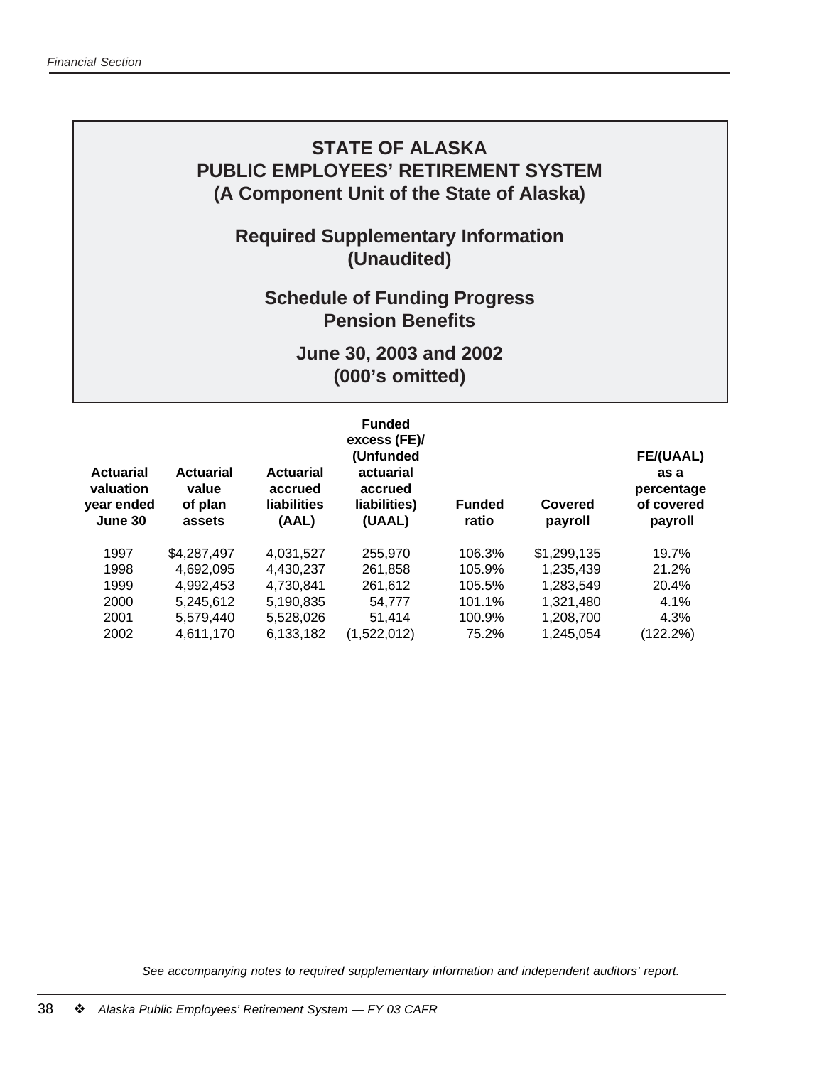# STATE OF ALASKA
# PUBLIC EMPLOYEES' RETIREMENT SYSTEM
# (A Component Unit of the State of Alaska)

## Required Supplementary Information
## (Unaudited)

## Schedule of Funding Progress
## Pension Benefits

## June 30, 2003 and 2002
## (000's omitted)

| Actuarial valuation year ended June 30 | Actuarial value of plan assets | Actuarial accrued liabilities (AAL) | Funded excess (FE)/ (Unfunded actuarial accrued liabilities) (UAAL) | Funded ratio | Covered payroll | FE/(UAAL) as a percentage of covered payroll |
|---|---|---|---|---|---|---|
| 1997 | $4,287,497 | 4,031,527 | 255,970 | 106.3% | $1,299,135 | 19.7% |
| 1998 | 4,692,095 | 4,430,237 | 261,858 | 105.9% | 1,235,439 | 21.2% |
| 1999 | 4,992,453 | 4,730,841 | 261,612 | 105.5% | 1,283,549 | 20.4% |
| 2000 | 5,245,612 | 5,190,835 | 54,777 | 101.1% | 1,321,480 | 4.1% |
| 2001 | 5,579,440 | 5,528,026 | 51,414 | 100.9% | 1,208,700 | 4.3% |
| 2002 | 4,611,170 | 6,133,182 | (1,522,012) | 75.2% | 1,245,054 | (122.2%) |

*See accompanying notes to required supplementary information and independent auditors' report.*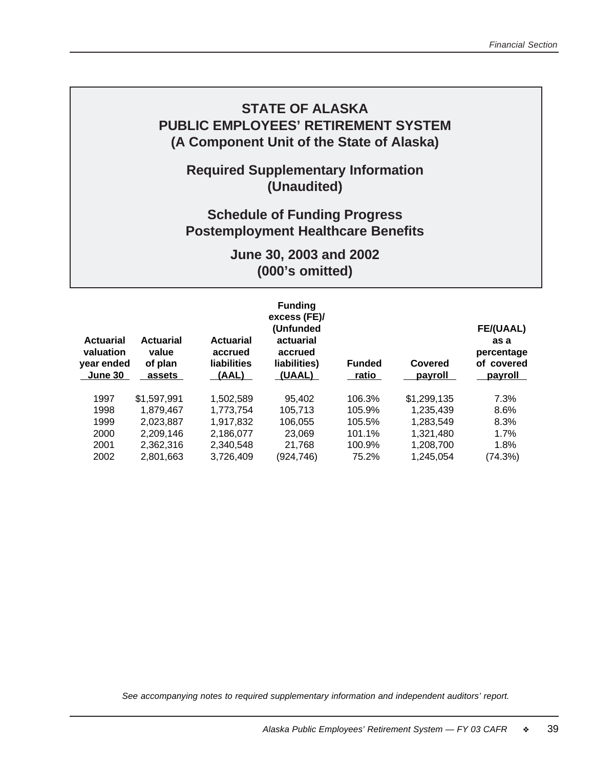# STATE OF ALASKA
# PUBLIC EMPLOYEES' RETIREMENT SYSTEM
# (A Component Unit of the State of Alaska)

## Required Supplementary Information (Unaudited)

## Schedule of Funding Progress Postemployment Healthcare Benefits

## June 30, 2003 and 2002 (000's omitted)

| Actuarial valuation year ended June 30 | Actuarial value of plan assets | Actuarial accrued liabilities (AAL) | Funding excess (FE)/ (Unfunded actuarial accrued liabilities) (UAAL) | Funded ratio | Covered payroll | FE/(UAAL) as a percentage of covered payroll |
|---|---|---|---|---|---|---|
| 1997 | $1,597,991 | 1,502,589 | 95,402 | 106.3% | $1,299,135 | 7.3% |
| 1998 | 1,879,467 | 1,773,754 | 105,713 | 105.9% | 1,235,439 | 8.6% |
| 1999 | 2,023,887 | 1,917,832 | 106,055 | 105.5% | 1,283,549 | 8.3% |
| 2000 | 2,209,146 | 2,186,077 | 23,069 | 101.1% | 1,321,480 | 1.7% |
| 2001 | 2,362,316 | 2,340,548 | 21,768 | 100.9% | 1,208,700 | 1.8% |
| 2002 | 2,801,663 | 3,726,409 | (924,746) | 75.2% | 1,245,054 | (74.3%) |

*See accompanying notes to required supplementary information and independent auditors' report.*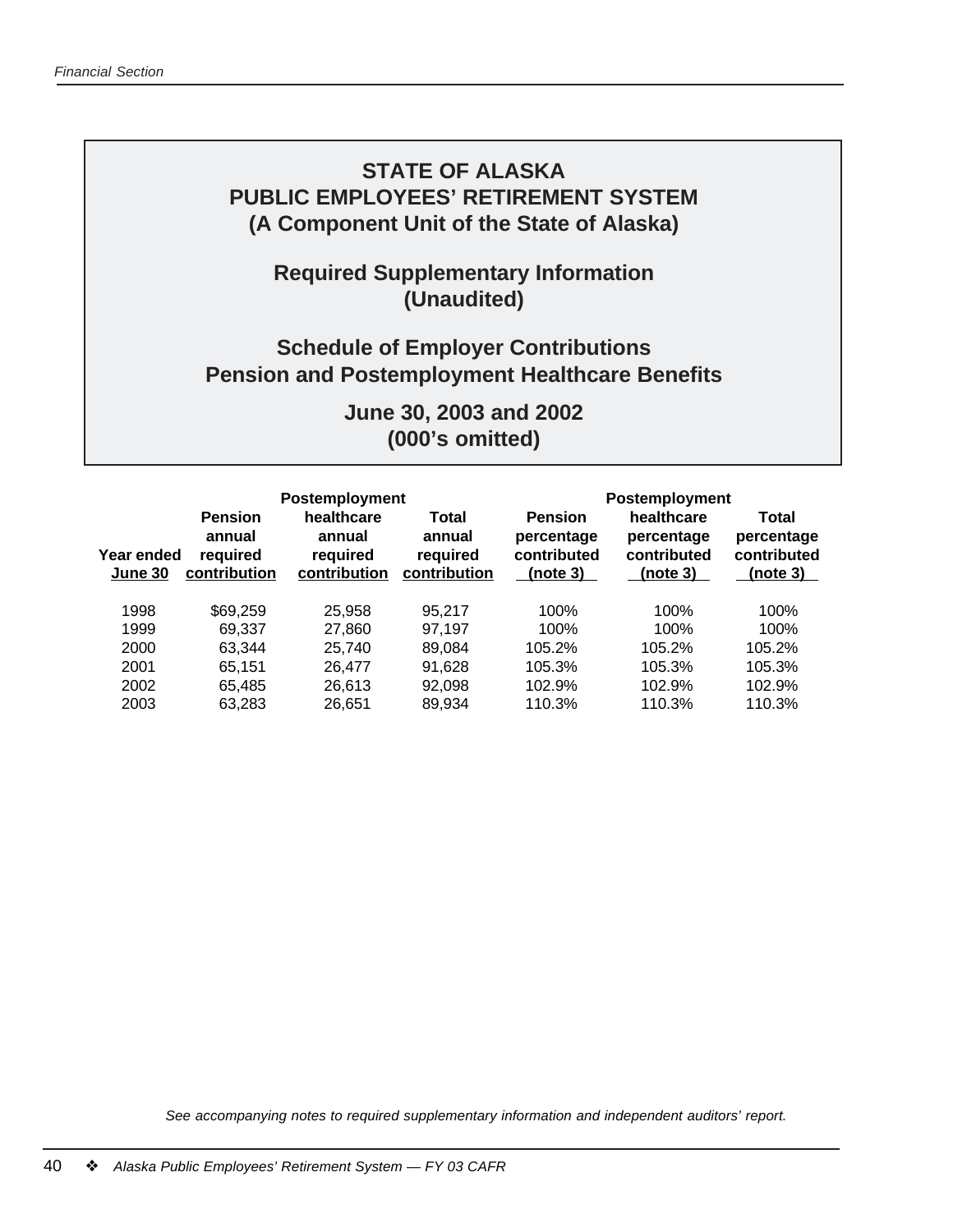# STATE OF ALASKA
# PUBLIC EMPLOYEES' RETIREMENT SYSTEM
# (A Component Unit of the State of Alaska)

## Required Supplementary Information
## (Unaudited)

## Schedule of Employer Contributions
## Pension and Postemployment Healthcare Benefits

### June 30, 2003 and 2002
### (000's omitted)

| Year ended June 30 | Pension annual required contribution | Postemployment healthcare annual required contribution | Total annual required contribution | Pension percentage contributed (note 3) | Postemployment healthcare percentage contributed (note 3) | Total percentage contributed (note 3) |
|---|---|---|---|---|---|---|
| 1998 | $69,259 | 25,958 | 95,217 | 100% | 100% | 100% |
| 1999 | 69,337 | 27,860 | 97,197 | 100% | 100% | 100% |
| 2000 | 63,344 | 25,740 | 89,084 | 105.2% | 105.2% | 105.2% |
| 2001 | 65,151 | 26,477 | 91,628 | 105.3% | 105.3% | 105.3% |
| 2002 | 65,485 | 26,613 | 92,098 | 102.9% | 102.9% | 102.9% |
| 2003 | 63,283 | 26,651 | 89,934 | 110.3% | 110.3% | 110.3% |

*See accompanying notes to required supplementary information and independent auditors' report.*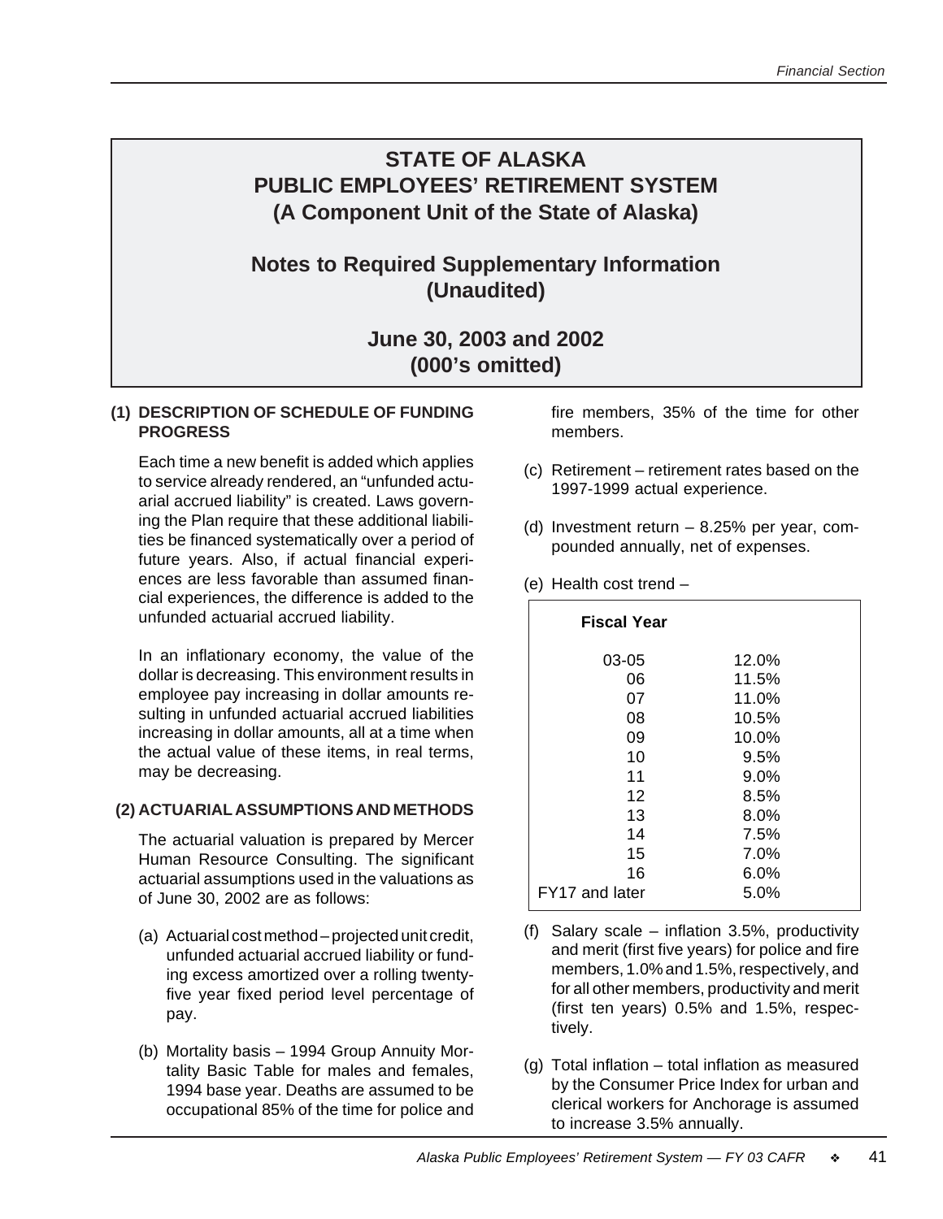# STATE OF ALASKA
# PUBLIC EMPLOYEES' RETIREMENT SYSTEM
# (A Component Unit of the State of Alaska)

## Notes to Required Supplementary Information (Unaudited)

## June 30, 2003 and 2002 (000's omitted)

### (1) DESCRIPTION OF SCHEDULE OF FUNDING PROGRESS

Each time a new benefit is added which applies to service already rendered, an "unfunded actuarial accrued liability" is created. Laws governing the Plan require that these additional liabilities be financed systematically over a period of future years. Also, if actual financial experiences are less favorable than assumed financial experiences, the difference is added to the unfunded actuarial accrued liability.

In an inflationary economy, the value of the dollar is decreasing. This environment results in employee pay increasing in dollar amounts resulting in unfunded actuarial accrued liabilities increasing in dollar amounts, all at a time when the actual value of these items, in real terms, may be decreasing.

### (2) ACTUARIAL ASSUMPTIONS AND METHODS

The actuarial valuation is prepared by Mercer Human Resource Consulting. The significant actuarial assumptions used in the valuations as of June 30, 2002 are as follows:

(a) Actuarial cost method – projected unit credit, unfunded actuarial accrued liability or funding excess amortized over a rolling twenty-five year fixed period level percentage of pay.

(b) Mortality basis – 1994 Group Annuity Mortality Basic Table for males and females, 1994 base year. Deaths are assumed to be occupational 85% of the time for police and fire members, 35% of the time for other members.

(c) Retirement – retirement rates based on the 1997-1999 actual experience.

(d) Investment return – 8.25% per year, compounded annually, net of expenses.

(e) Health cost trend –

| Fiscal Year | |
|---|---|
| 03-05 | 12.0% |
| 06 | 11.5% |
| 07 | 11.0% |
| 08 | 10.5% |
| 09 | 10.0% |
| 10 | 9.5% |
| 11 | 9.0% |
| 12 | 8.5% |
| 13 | 8.0% |
| 14 | 7.5% |
| 15 | 7.0% |
| 16 | 6.0% |
| FY17 and later | 5.0% |

(f) Salary scale – inflation 3.5%, productivity and merit (first five years) for police and fire members, 1.0% and 1.5%, respectively, and for all other members, productivity and merit (first ten years) 0.5% and 1.5%, respectively.

(g) Total inflation – total inflation as measured by the Consumer Price Index for urban and clerical workers for Anchorage is assumed to increase 3.5% annually.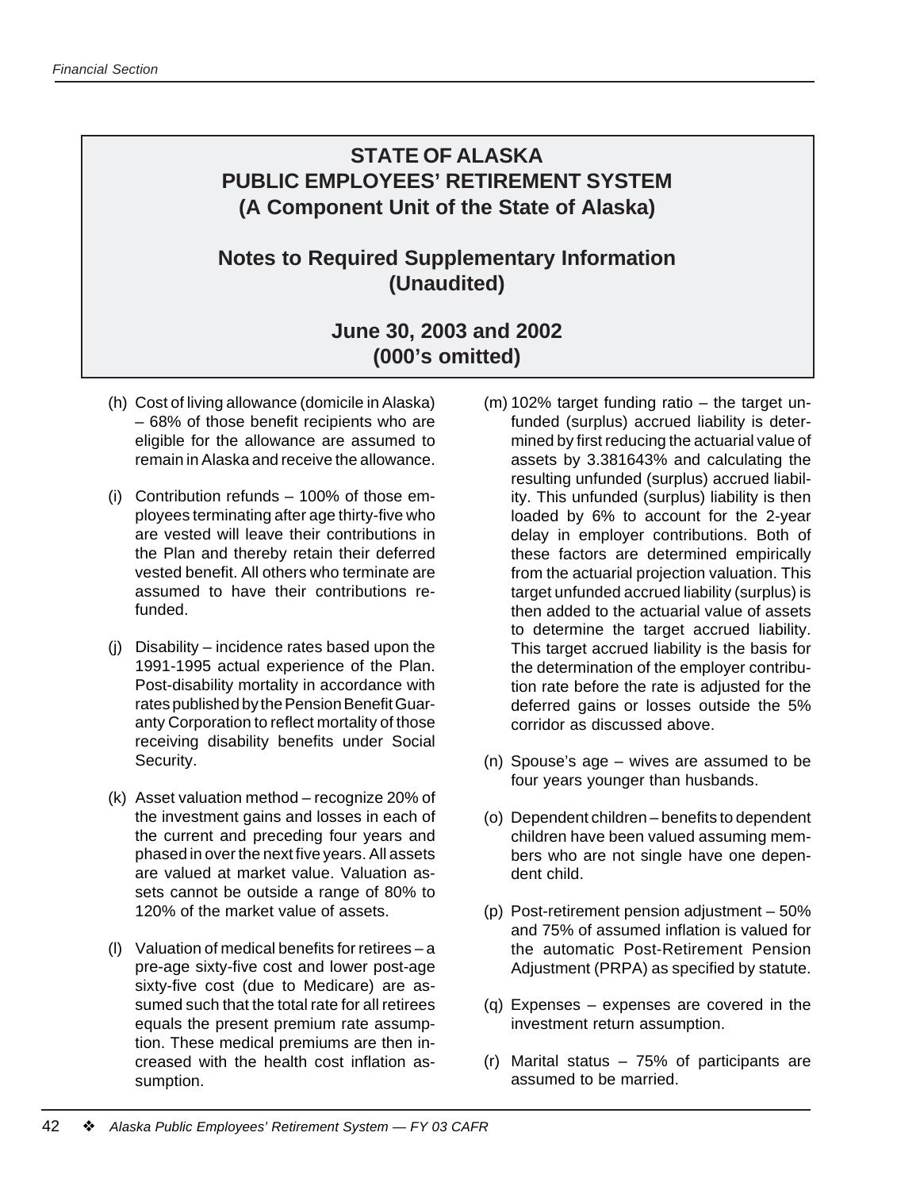# STATE OF ALASKA
# PUBLIC EMPLOYEES' RETIREMENT SYSTEM
# (A Component Unit of the State of Alaska)

## Notes to Required Supplementary Information (Unaudited)

## June 30, 2003 and 2002 (000's omitted)

(h) Cost of living allowance (domicile in Alaska) – 68% of those benefit recipients who are eligible for the allowance are assumed to remain in Alaska and receive the allowance.

(i) Contribution refunds – 100% of those employees terminating after age thirty-five who are vested will leave their contributions in the Plan and thereby retain their deferred vested benefit. All others who terminate are assumed to have their contributions refunded.

(j) Disability – incidence rates based upon the 1991-1995 actual experience of the Plan. Post-disability mortality in accordance with rates published by the Pension Benefit Guaranty Corporation to reflect mortality of those receiving disability benefits under Social Security.

(k) Asset valuation method – recognize 20% of the investment gains and losses in each of the current and preceding four years and phased in over the next five years. All assets are valued at market value. Valuation assets cannot be outside a range of 80% to 120% of the market value of assets.

(l) Valuation of medical benefits for retirees – a pre-age sixty-five cost and lower post-age sixty-five cost (due to Medicare) are assumed such that the total rate for all retirees equals the present premium rate assumption. These medical premiums are then increased with the health cost inflation assumption.

(m) 102% target funding ratio – the target unfunded (surplus) accrued liability is determined by first reducing the actuarial value of assets by 3.381643% and calculating the resulting unfunded (surplus) accrued liability. This unfunded (surplus) liability is then loaded by 6% to account for the 2-year delay in employer contributions. Both of these factors are determined empirically from the actuarial projection valuation. This target unfunded accrued liability (surplus) is then added to the actuarial value of assets to determine the target accrued liability. This target accrued liability is the basis for the determination of the employer contribution rate before the rate is adjusted for the deferred gains or losses outside the 5% corridor as discussed above.

(n) Spouse's age – wives are assumed to be four years younger than husbands.

(o) Dependent children – benefits to dependent children have been valued assuming members who are not single have one dependent child.

(p) Post-retirement pension adjustment – 50% and 75% of assumed inflation is valued for the automatic Post-Retirement Pension Adjustment (PRPA) as specified by statute.

(q) Expenses – expenses are covered in the investment return assumption.

(r) Marital status – 75% of participants are assumed to be married.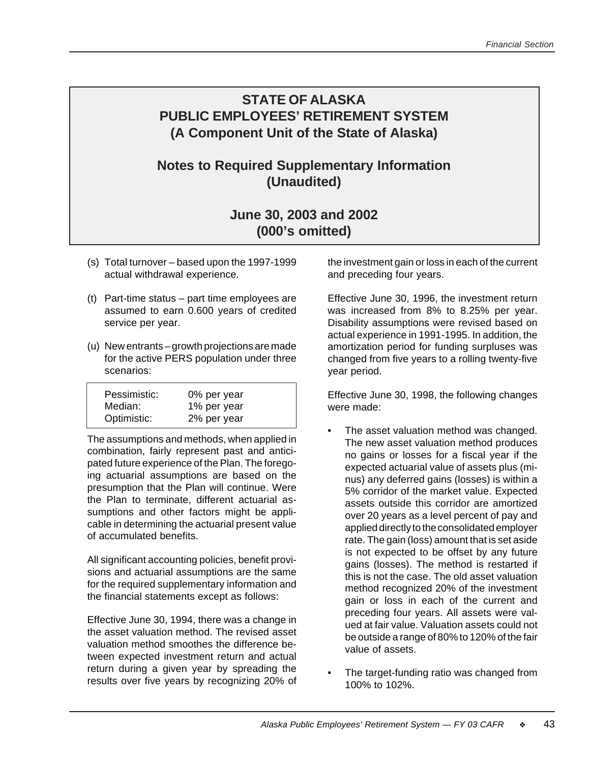# STATE OF ALASKA
# PUBLIC EMPLOYEES' RETIREMENT SYSTEM
# (A Component Unit of the State of Alaska)

## Notes to Required Supplementary Information (Unaudited)

### June 30, 2003 and 2002 (000's omitted)

(s) Total turnover – based upon the 1997-1999 actual withdrawal experience.

(t) Part-time status – part time employees are assumed to earn 0.600 years of credited service per year.

(u) New entrants – growth projections are made for the active PERS population under three scenarios:

| | |
|---|---|
| Pessimistic: | 0% per year |
| Median: | 1% per year |
| Optimistic: | 2% per year |

The assumptions and methods, when applied in combination, fairly represent past and anticipated future experience of the Plan. The foregoing actuarial assumptions are based on the presumption that the Plan will continue. Were the Plan to terminate, different actuarial assumptions and other factors might be applicable in determining the actuarial present value of accumulated benefits.

All significant accounting policies, benefit provisions and actuarial assumptions are the same for the required supplementary information and the financial statements except as follows:

Effective June 30, 1994, there was a change in the asset valuation method. The revised asset valuation method smoothes the difference between expected investment return and actual return during a given year by spreading the results over five years by recognizing 20% of the investment gain or loss in each of the current and preceding four years.

Effective June 30, 1996, the investment return was increased from 8% to 8.25% per year. Disability assumptions were revised based on actual experience in 1991-1995. In addition, the amortization period for funding surpluses was changed from five years to a rolling twenty-five year period.

Effective June 30, 1998, the following changes were made:

- The asset valuation method was changed. The new asset valuation method produces no gains or losses for a fiscal year if the expected actuarial value of assets plus (minus) any deferred gains (losses) is within a 5% corridor of the market value. Expected assets outside this corridor are amortized over 20 years as a level percent of pay and applied directly to the consolidated employer rate. The gain (loss) amount that is set aside is not expected to be offset by any future gains (losses). The method is restarted if this is not the case. The old asset valuation method recognized 20% of the investment gain or loss in each of the current and preceding four years. All assets were valued at fair value. Valuation assets could not be outside a range of 80% to 120% of the fair value of assets.
- The target-funding ratio was changed from 100% to 102%.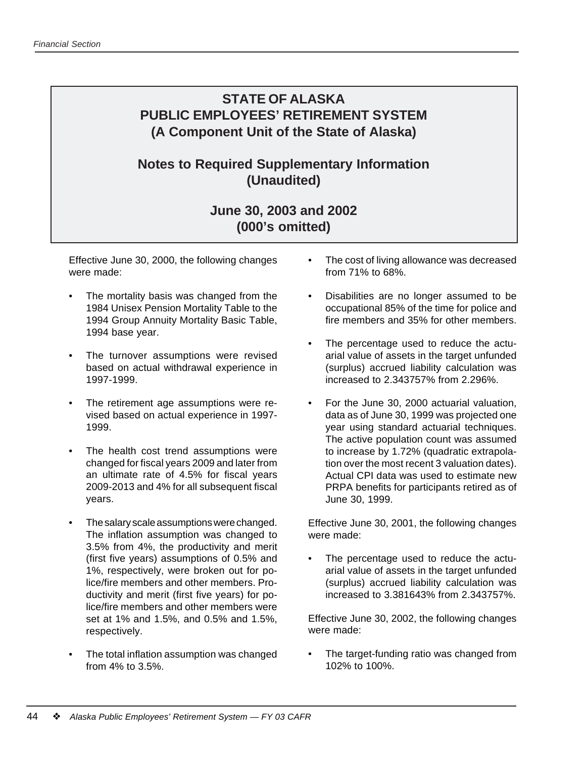# STATE OF ALASKA
# PUBLIC EMPLOYEES' RETIREMENT SYSTEM
# (A Component Unit of the State of Alaska)

## Notes to Required Supplementary Information (Unaudited)

### June 30, 2003 and 2002
### (000's omitted)

Effective June 30, 2000, the following changes were made:

- The mortality basis was changed from the 1984 Unisex Pension Mortality Table to the 1994 Group Annuity Mortality Basic Table, 1994 base year.
- The turnover assumptions were revised based on actual withdrawal experience in 1997-1999.
- The retirement age assumptions were revised based on actual experience in 1997-1999.
- The health cost trend assumptions were changed for fiscal years 2009 and later from an ultimate rate of 4.5% for fiscal years 2009-2013 and 4% for all subsequent fiscal years.
- The salary scale assumptions were changed. The inflation assumption was changed to 3.5% from 4%, the productivity and merit (first five years) assumptions of 0.5% and 1%, respectively, were broken out for police/fire members and other members. Productivity and merit (first five years) for police/fire members and other members were set at 1% and 1.5%, and 0.5% and 1.5%, respectively.
- The total inflation assumption was changed from 4% to 3.5%.
- The cost of living allowance was decreased from 71% to 68%.
- Disabilities are no longer assumed to be occupational 85% of the time for police and fire members and 35% for other members.
- The percentage used to reduce the actuarial value of assets in the target unfunded (surplus) accrued liability calculation was increased to 2.343757% from 2.296%.
- For the June 30, 2000 actuarial valuation, data as of June 30, 1999 was projected one year using standard actuarial techniques. The active population count was assumed to increase by 1.72% (quadratic extrapolation over the most recent 3 valuation dates). Actual CPI data was used to estimate new PRPA benefits for participants retired as of June 30, 1999.

Effective June 30, 2001, the following changes were made:

- The percentage used to reduce the actuarial value of assets in the target unfunded (surplus) accrued liability calculation was increased to 3.381643% from 2.343757%.

Effective June 30, 2002, the following changes were made:

- The target-funding ratio was changed from 102% to 100%.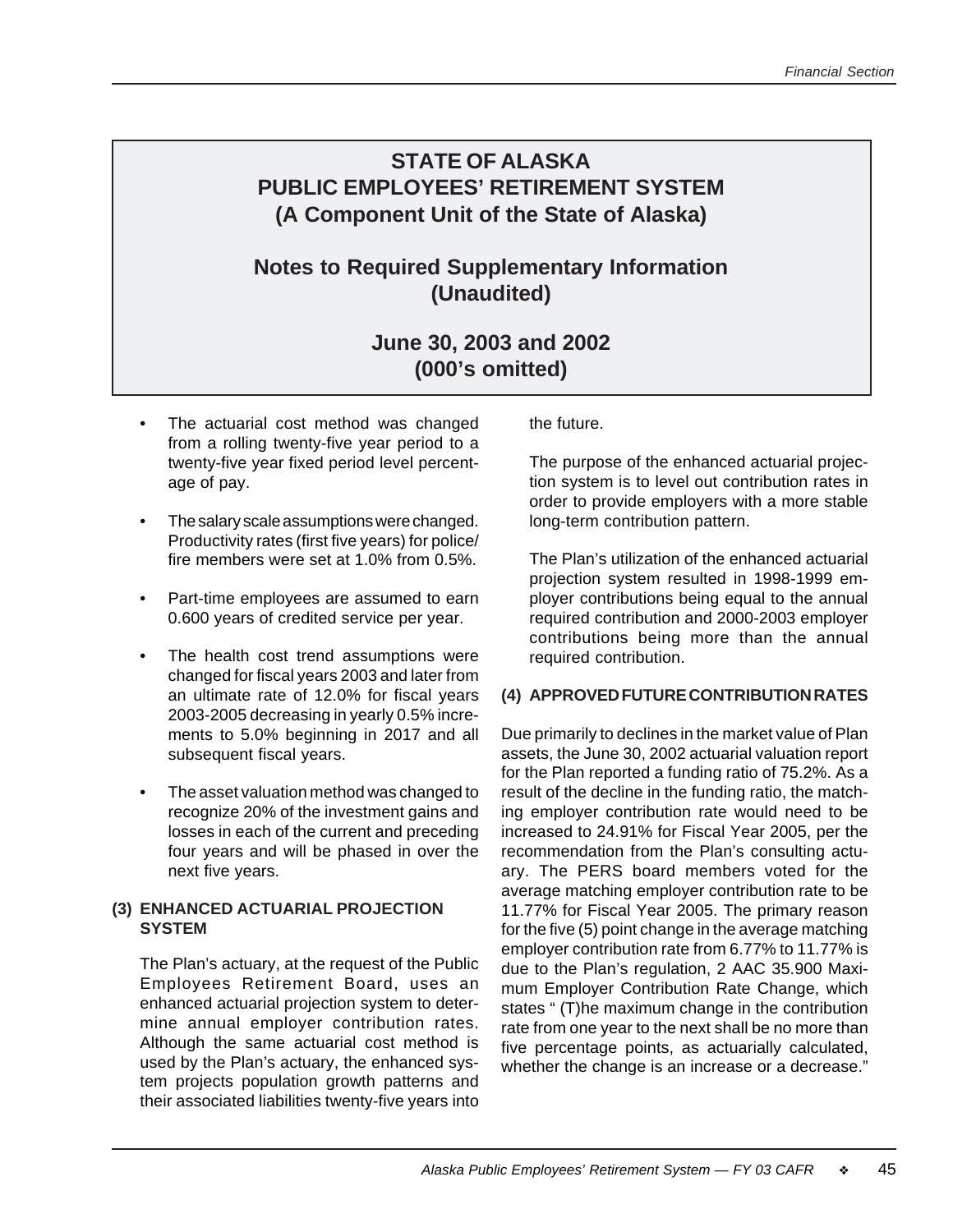# STATE OF ALASKA
# PUBLIC EMPLOYEES' RETIREMENT SYSTEM
# (A Component Unit of the State of Alaska)

## Notes to Required Supplementary Information (Unaudited)

## June 30, 2003 and 2002 (000's omitted)

- The actuarial cost method was changed from a rolling twenty-five year period to a twenty-five year fixed period level percentage of pay.
- The salary scale assumptions were changed. Productivity rates (first five years) for police/fire members were set at 1.0% from 0.5%.
- Part-time employees are assumed to earn 0.600 years of credited service per year.
- The health cost trend assumptions were changed for fiscal years 2003 and later from an ultimate rate of 12.0% for fiscal years 2003-2005 decreasing in yearly 0.5% increments to 5.0% beginning in 2017 and all subsequent fiscal years.
- The asset valuation method was changed to recognize 20% of the investment gains and losses in each of the current and preceding four years and will be phased in over the next five years.

### (3) ENHANCED ACTUARIAL PROJECTION SYSTEM

The Plan's actuary, at the request of the Public Employees Retirement Board, uses an enhanced actuarial projection system to determine annual employer contribution rates. Although the same actuarial cost method is used by the Plan's actuary, the enhanced system projects population growth patterns and their associated liabilities twenty-five years into the future.

The purpose of the enhanced actuarial projection system is to level out contribution rates in order to provide employers with a more stable long-term contribution pattern.

The Plan's utilization of the enhanced actuarial projection system resulted in 1998-1999 employer contributions being equal to the annual required contribution and 2000-2003 employer contributions being more than the annual required contribution.

### (4) APPROVED FUTURE CONTRIBUTION RATES

Due primarily to declines in the market value of Plan assets, the June 30, 2002 actuarial valuation report for the Plan reported a funding ratio of 75.2%. As a result of the decline in the funding ratio, the matching employer contribution rate would need to be increased to 24.91% for Fiscal Year 2005, per the recommendation from the Plan's consulting actuary. The PERS board members voted for the average matching employer contribution rate to be 11.77% for Fiscal Year 2005. The primary reason for the five (5) point change in the average matching employer contribution rate from 6.77% to 11.77% is due to the Plan's regulation, 2 AAC 35.900 Maximum Employer Contribution Rate Change, which states " (T)he maximum change in the contribution rate from one year to the next shall be no more than five percentage points, as actuarially calculated, whether the change is an increase or a decrease."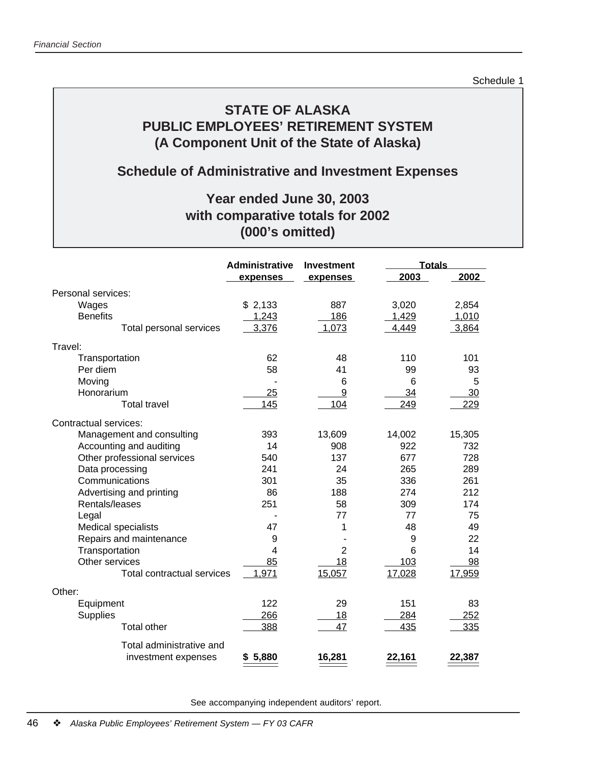Schedule 1

# STATE OF ALASKA
# PUBLIC EMPLOYEES' RETIREMENT SYSTEM
# (A Component Unit of the State of Alaska)

## Schedule of Administrative and Investment Expenses

### Year ended June 30, 2003
### with comparative totals for 2002
### (000's omitted)

| | Administrative expenses | Investment expenses | Totals 2003 | Totals 2002 |
|---|---|---|---|---|
| Personal services: | | | | |
| Wages | $ 2,133 | 887 | 3,020 | 2,854 |
| Benefits | 1,243 | 186 | 1,429 | 1,010 |
| Total personal services | 3,376 | 1,073 | 4,449 | 3,864 |
| Travel: | | | | |
| Transportation | 62 | 48 | 110 | 101 |
| Per diem | 58 | 41 | 99 | 93 |
| Moving | - | 6 | 6 | 5 |
| Honorarium | 25 | 9 | 34 | 30 |
| Total travel | 145 | 104 | 249 | 229 |
| Contractual services: | | | | |
| Management and consulting | 393 | 13,609 | 14,002 | 15,305 |
| Accounting and auditing | 14 | 908 | 922 | 732 |
| Other professional services | 540 | 137 | 677 | 728 |
| Data processing | 241 | 24 | 265 | 289 |
| Communications | 301 | 35 | 336 | 261 |
| Advertising and printing | 86 | 188 | 274 | 212 |
| Rentals/leases | 251 | 58 | 309 | 174 |
| Legal | - | 77 | 77 | 75 |
| Medical specialists | 47 | 1 | 48 | 49 |
| Repairs and maintenance | 9 | - | 9 | 22 |
| Transportation | 4 | 2 | 6 | 14 |
| Other services | 85 | 18 | 103 | 98 |
| Total contractual services | 1,971 | 15,057 | 17,028 | 17,959 |
| Other: | | | | |
| Equipment | 122 | 29 | 151 | 83 |
| Supplies | 266 | 18 | 284 | 252 |
| Total other | 388 | 47 | 435 | 335 |
| Total administrative and investment expenses | **$ 5,880** | **16,281** | **22,161** | **22,387** |

See accompanying independent auditors' report.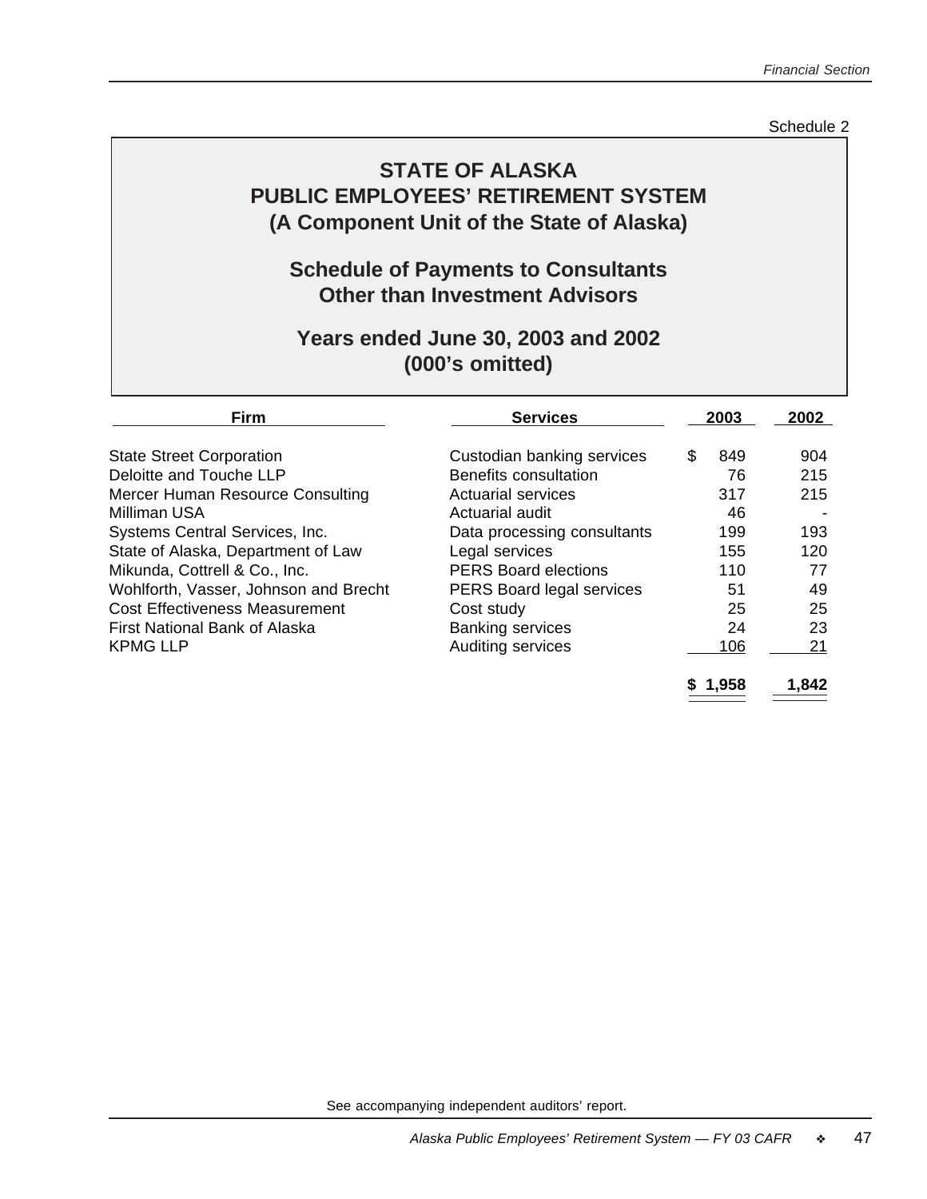Schedule 2

# STATE OF ALASKA
# PUBLIC EMPLOYEES' RETIREMENT SYSTEM
# (A Component Unit of the State of Alaska)

## Schedule of Payments to Consultants Other than Investment Advisors

## Years ended June 30, 2003 and 2002 (000's omitted)

| Firm | Services | 2003 | 2002 |
|---|---|---|---|
| State Street Corporation | Custodian banking services | $ 849 | 904 |
| Deloitte and Touche LLP | Benefits consultation | 76 | 215 |
| Mercer Human Resource Consulting | Actuarial services | 317 | 215 |
| Milliman USA | Actuarial audit | 46 | - |
| Systems Central Services, Inc. | Data processing consultants | 199 | 193 |
| State of Alaska, Department of Law | Legal services | 155 | 120 |
| Mikunda, Cottrell & Co., Inc. | PERS Board elections | 110 | 77 |
| Wohlforth, Vasser, Johnson and Brecht | PERS Board legal services | 51 | 49 |
| Cost Effectiveness Measurement | Cost study | 25 | 25 |
| First National Bank of Alaska | Banking services | 24 | 23 |
| KPMG LLP | Auditing services | 106 | 21 |
| | | **$ 1,958** | **1,842** |

See accompanying independent auditors' report.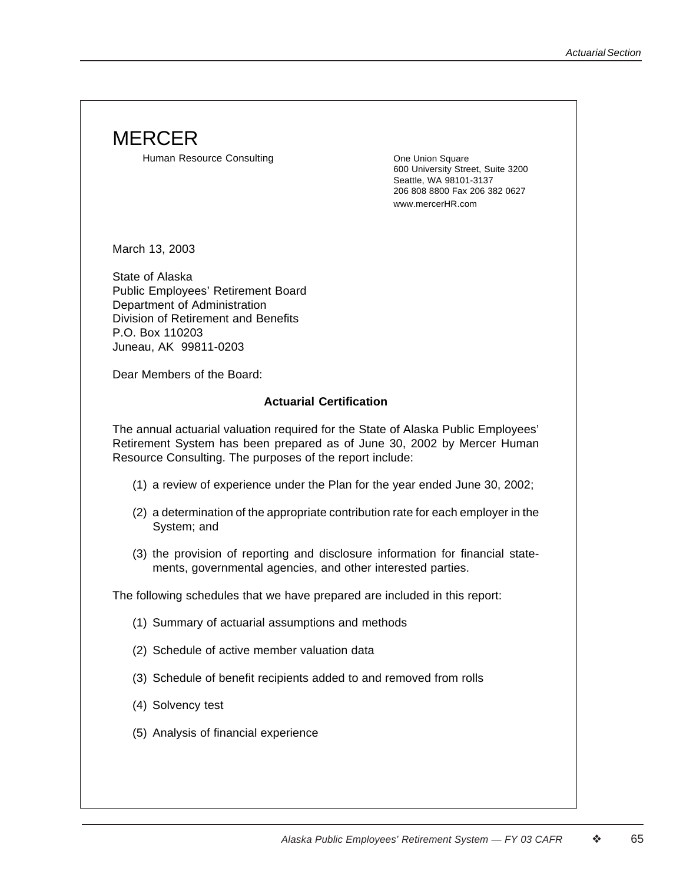MERCER

Human Resource Consulting

One Union Square
600 University Street, Suite 3200
Seattle, WA 98101-3137
206 808 8800 Fax 206 382 0627
www.mercerHR.com

March 13, 2003

State of Alaska
Public Employees' Retirement Board
Department of Administration
Division of Retirement and Benefits
P.O. Box 110203
Juneau, AK 99811-0203

Dear Members of the Board:

**Actuarial Certification**

The annual actuarial valuation required for the State of Alaska Public Employees' Retirement System has been prepared as of June 30, 2002 by Mercer Human Resource Consulting. The purposes of the report include:

(1) a review of experience under the Plan for the year ended June 30, 2002;

(2) a determination of the appropriate contribution rate for each employer in the System; and

(3) the provision of reporting and disclosure information for financial statements, governmental agencies, and other interested parties.

The following schedules that we have prepared are included in this report:

(1) Summary of actuarial assumptions and methods

(2) Schedule of active member valuation data

(3) Schedule of benefit recipients added to and removed from rolls

(4) Solvency test

(5) Analysis of financial experience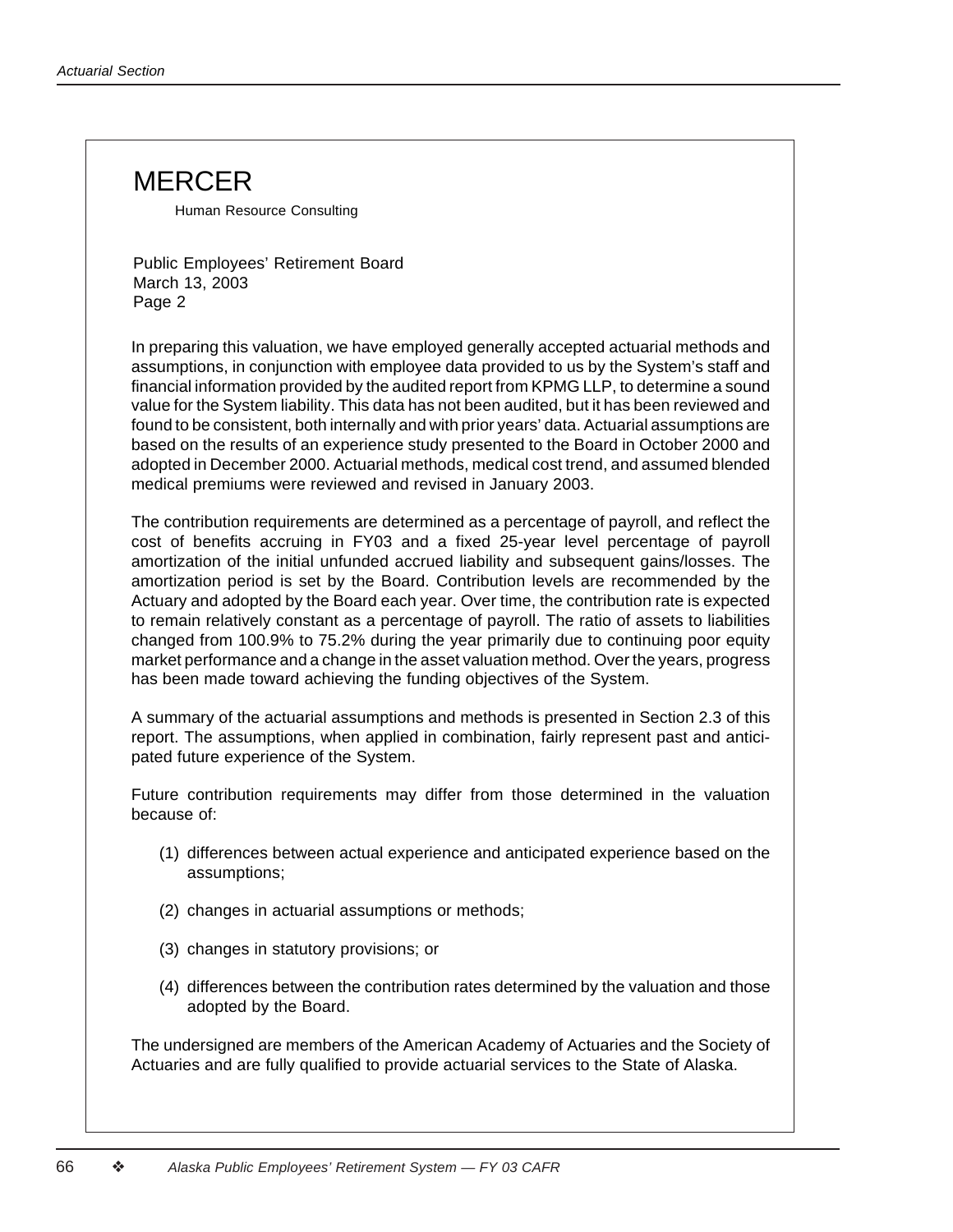MERCER

Human Resource Consulting

Public Employees' Retirement Board
March 13, 2003
Page 2

In preparing this valuation, we have employed generally accepted actuarial methods and assumptions, in conjunction with employee data provided to us by the System's staff and financial information provided by the audited report from KPMG LLP, to determine a sound value for the System liability. This data has not been audited, but it has been reviewed and found to be consistent, both internally and with prior years' data. Actuarial assumptions are based on the results of an experience study presented to the Board in October 2000 and adopted in December 2000. Actuarial methods, medical cost trend, and assumed blended medical premiums were reviewed and revised in January 2003.

The contribution requirements are determined as a percentage of payroll, and reflect the cost of benefits accruing in FY03 and a fixed 25-year level percentage of payroll amortization of the initial unfunded accrued liability and subsequent gains/losses. The amortization period is set by the Board. Contribution levels are recommended by the Actuary and adopted by the Board each year. Over time, the contribution rate is expected to remain relatively constant as a percentage of payroll. The ratio of assets to liabilities changed from 100.9% to 75.2% during the year primarily due to continuing poor equity market performance and a change in the asset valuation method. Over the years, progress has been made toward achieving the funding objectives of the System.

A summary of the actuarial assumptions and methods is presented in Section 2.3 of this report. The assumptions, when applied in combination, fairly represent past and anticipated future experience of the System.

Future contribution requirements may differ from those determined in the valuation because of:

(1) differences between actual experience and anticipated experience based on the assumptions;

(2) changes in actuarial assumptions or methods;

(3) changes in statutory provisions; or

(4) differences between the contribution rates determined by the valuation and those adopted by the Board.

The undersigned are members of the American Academy of Actuaries and the Society of Actuaries and are fully qualified to provide actuarial services to the State of Alaska.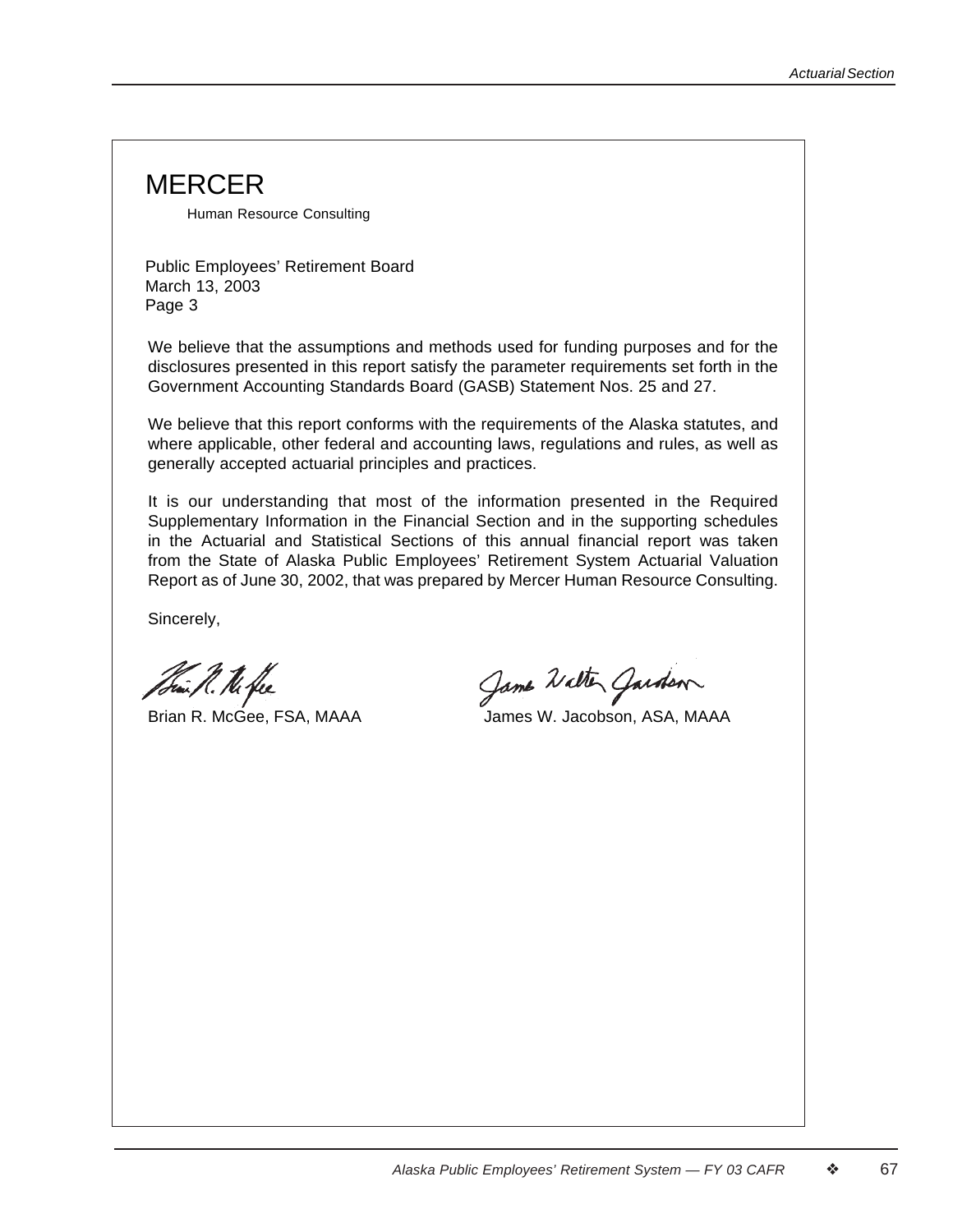# MERCER

Human Resource Consulting

Public Employees' Retirement Board
March 13, 2003
Page 3

We believe that the assumptions and methods used for funding purposes and for the disclosures presented in this report satisfy the parameter requirements set forth in the Government Accounting Standards Board (GASB) Statement Nos. 25 and 27.

We believe that this report conforms with the requirements of the Alaska statutes, and where applicable, other federal and accounting laws, regulations and rules, as well as generally accepted actuarial principles and practices.

It is our understanding that most of the information presented in the Required Supplementary Information in the Financial Section and in the supporting schedules in the Actuarial and Statistical Sections of this annual financial report was taken from the State of Alaska Public Employees' Retirement System Actuarial Valuation Report as of June 30, 2002, that was prepared by Mercer Human Resource Consulting.

Sincerely,

Brian R. McGee, FSA, MAAA

James W. Jacobson, ASA, MAAA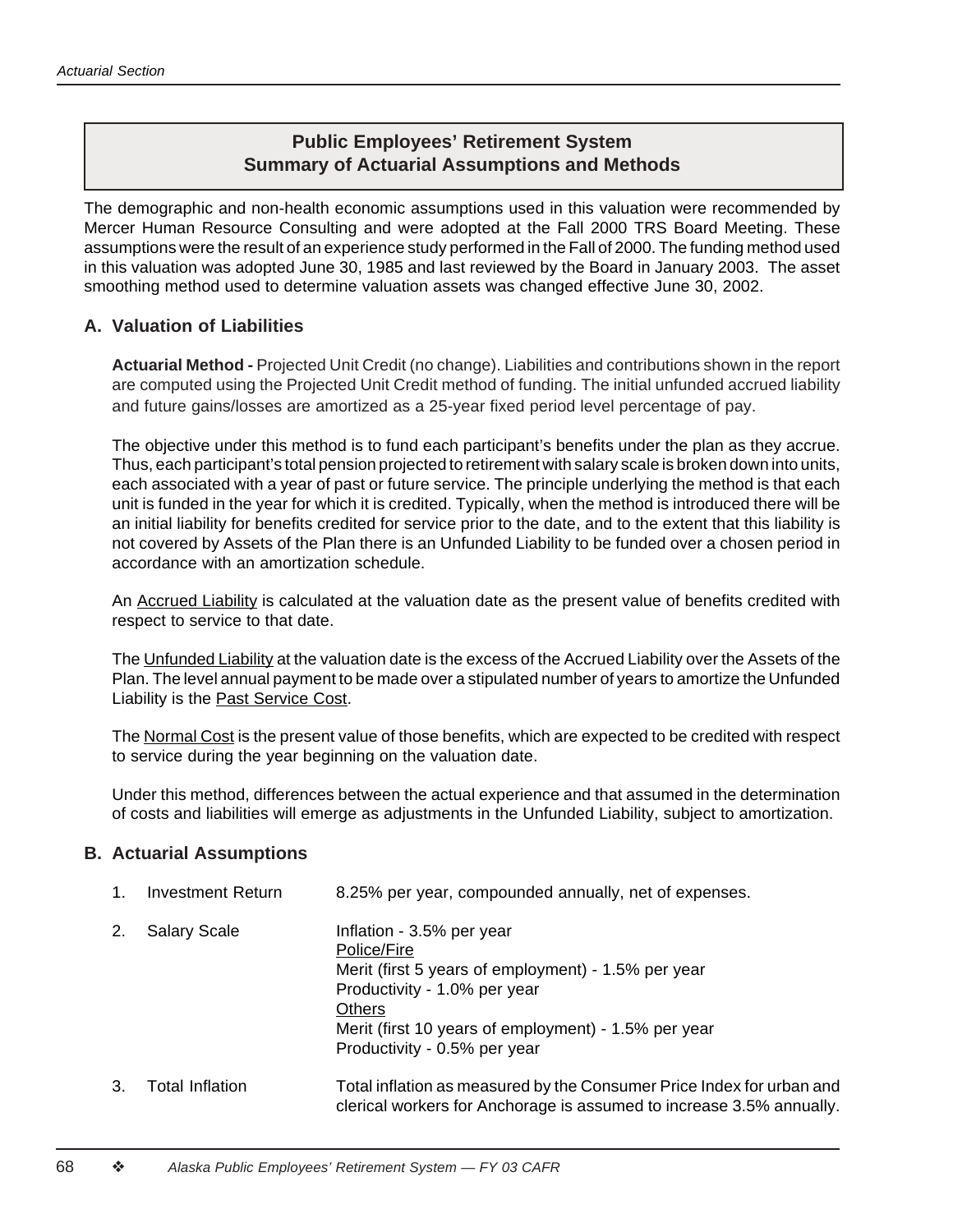## Public Employees' Retirement System
## Summary of Actuarial Assumptions and Methods

The demographic and non-health economic assumptions used in this valuation were recommended by Mercer Human Resource Consulting and were adopted at the Fall 2000 TRS Board Meeting. These assumptions were the result of an experience study performed in the Fall of 2000. The funding method used in this valuation was adopted June 30, 1985 and last reviewed by the Board in January 2003. The asset smoothing method used to determine valuation assets was changed effective June 30, 2002.

### A. Valuation of Liabilities

**Actuarial Method -** Projected Unit Credit (no change). Liabilities and contributions shown in the report are computed using the Projected Unit Credit method of funding. The initial unfunded accrued liability and future gains/losses are amortized as a 25-year fixed period level percentage of pay.

The objective under this method is to fund each participant's benefits under the plan as they accrue. Thus, each participant's total pension projected to retirement with salary scale is broken down into units, each associated with a year of past or future service. The principle underlying the method is that each unit is funded in the year for which it is credited. Typically, when the method is introduced there will be an initial liability for benefits credited for service prior to the date, and to the extent that this liability is not covered by Assets of the Plan there is an Unfunded Liability to be funded over a chosen period in accordance with an amortization schedule.

An Accrued Liability is calculated at the valuation date as the present value of benefits credited with respect to service to that date.

The Unfunded Liability at the valuation date is the excess of the Accrued Liability over the Assets of the Plan. The level annual payment to be made over a stipulated number of years to amortize the Unfunded Liability is the Past Service Cost.

The Normal Cost is the present value of those benefits, which are expected to be credited with respect to service during the year beginning on the valuation date.

Under this method, differences between the actual experience and that assumed in the determination of costs and liabilities will emerge as adjustments in the Unfunded Liability, subject to amortization.

### B. Actuarial Assumptions

1. Investment Return — 8.25% per year, compounded annually, net of expenses.

2. Salary Scale — Inflation - 3.5% per year
   Police/Fire
   Merit (first 5 years of employment) - 1.5% per year
   Productivity - 1.0% per year
   Others
   Merit (first 10 years of employment) - 1.5% per year
   Productivity - 0.5% per year

3. Total Inflation — Total inflation as measured by the Consumer Price Index for urban and clerical workers for Anchorage is assumed to increase 3.5% annually.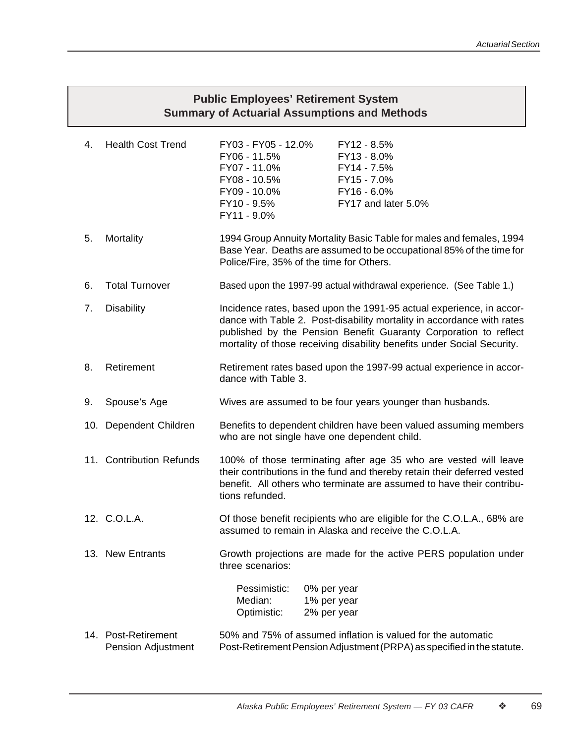## Public Employees' Retirement System
## Summary of Actuarial Assumptions and Methods

4. Health Cost Trend

| | |
|---|---|
| FY03 - FY05 - 12.0% | FY12 - 8.5% |
| FY06 - 11.5% | FY13 - 8.0% |
| FY07 - 11.0% | FY14 - 7.5% |
| FY08 - 10.5% | FY15 - 7.0% |
| FY09 - 10.0% | FY16 - 6.0% |
| FY10 - 9.5% | FY17 and later 5.0% |
| FY11 - 9.0% | |

5. Mortality — 1994 Group Annuity Mortality Basic Table for males and females, 1994 Base Year. Deaths are assumed to be occupational 85% of the time for Police/Fire, 35% of the time for Others.

6. Total Turnover — Based upon the 1997-99 actual withdrawal experience. (See Table 1.)

7. Disability — Incidence rates, based upon the 1991-95 actual experience, in accordance with Table 2. Post-disability mortality in accordance with rates published by the Pension Benefit Guaranty Corporation to reflect mortality of those receiving disability benefits under Social Security.

8. Retirement — Retirement rates based upon the 1997-99 actual experience in accordance with Table 3.

9. Spouse's Age — Wives are assumed to be four years younger than husbands.

10. Dependent Children — Benefits to dependent children have been valued assuming members who are not single have one dependent child.

11. Contribution Refunds — 100% of those terminating after age 35 who are vested will leave their contributions in the fund and thereby retain their deferred vested benefit. All others who terminate are assumed to have their contributions refunded.

12. C.O.L.A. — Of those benefit recipients who are eligible for the C.O.L.A., 68% are assumed to remain in Alaska and receive the C.O.L.A.

13. New Entrants — Growth projections are made for the active PERS population under three scenarios:

| | |
|---|---|
| Pessimistic: | 0% per year |
| Median: | 1% per year |
| Optimistic: | 2% per year |

14. Post-Retirement Pension Adjustment — 50% and 75% of assumed inflation is valued for the automatic Post-Retirement Pension Adjustment (PRPA) as specified in the statute.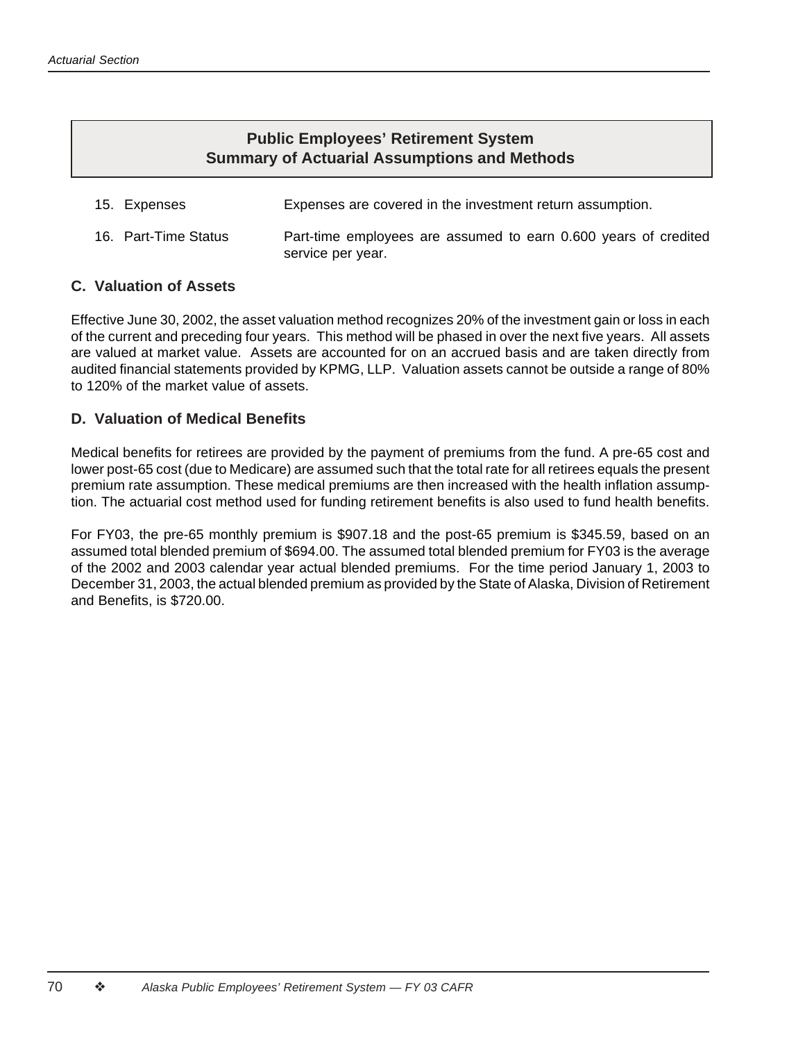## Public Employees' Retirement System
## Summary of Actuarial Assumptions and Methods

15. Expenses — Expenses are covered in the investment return assumption.

16. Part-Time Status — Part-time employees are assumed to earn 0.600 years of credited service per year.

### C. Valuation of Assets

Effective June 30, 2002, the asset valuation method recognizes 20% of the investment gain or loss in each of the current and preceding four years. This method will be phased in over the next five years. All assets are valued at market value. Assets are accounted for on an accrued basis and are taken directly from audited financial statements provided by KPMG, LLP. Valuation assets cannot be outside a range of 80% to 120% of the market value of assets.

### D. Valuation of Medical Benefits

Medical benefits for retirees are provided by the payment of premiums from the fund. A pre-65 cost and lower post-65 cost (due to Medicare) are assumed such that the total rate for all retirees equals the present premium rate assumption. These medical premiums are then increased with the health inflation assumption. The actuarial cost method used for funding retirement benefits is also used to fund health benefits.

For FY03, the pre-65 monthly premium is $907.18 and the post-65 premium is $345.59, based on an assumed total blended premium of $694.00. The assumed total blended premium for FY03 is the average of the 2002 and 2003 calendar year actual blended premiums. For the time period January 1, 2003 to December 31, 2003, the actual blended premium as provided by the State of Alaska, Division of Retirement and Benefits, is $720.00.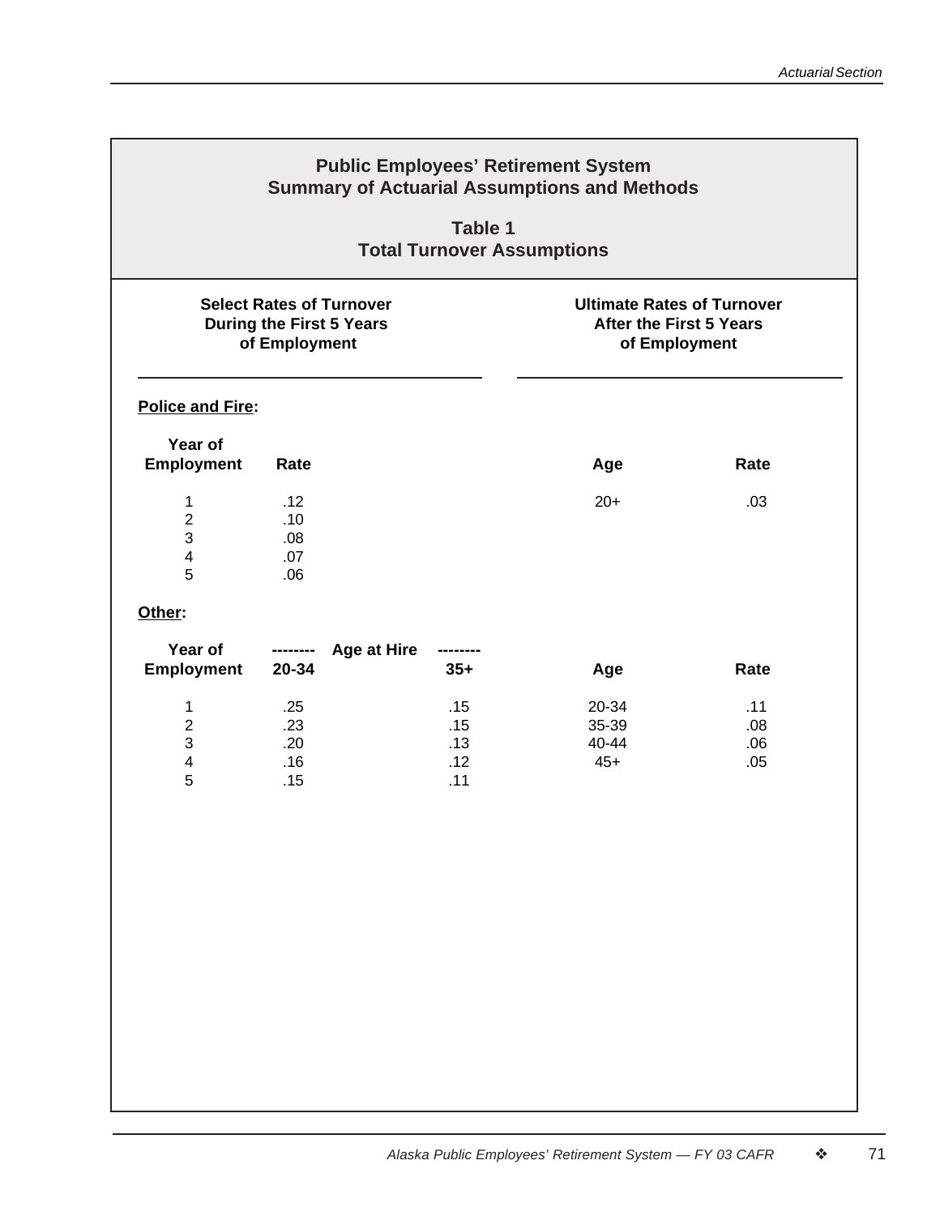## Public Employees' Retirement System
## Summary of Actuarial Assumptions and Methods

### Table 1
### Total Turnover Assumptions

**Select Rates of Turnover During the First 5 Years of Employment** | **Ultimate Rates of Turnover After the First 5 Years of Employment**

**Police and Fire:**

| Year of Employment | Rate | Age | Rate |
|---|---|---|---|
| 1 | .12 | 20+ | .03 |
| 2 | .10 | | |
| 3 | .08 | | |
| 4 | .07 | | |
| 5 | .06 | | |

**Other:**

| Year of Employment | Age at Hire 20-34 | Age at Hire 35+ | Age | Rate |
|---|---|---|---|---|
| 1 | .25 | .15 | 20-34 | .11 |
| 2 | .23 | .15 | 35-39 | .08 |
| 3 | .20 | .13 | 40-44 | .06 |
| 4 | .16 | .12 | 45+ | .05 |
| 5 | .15 | .11 | | |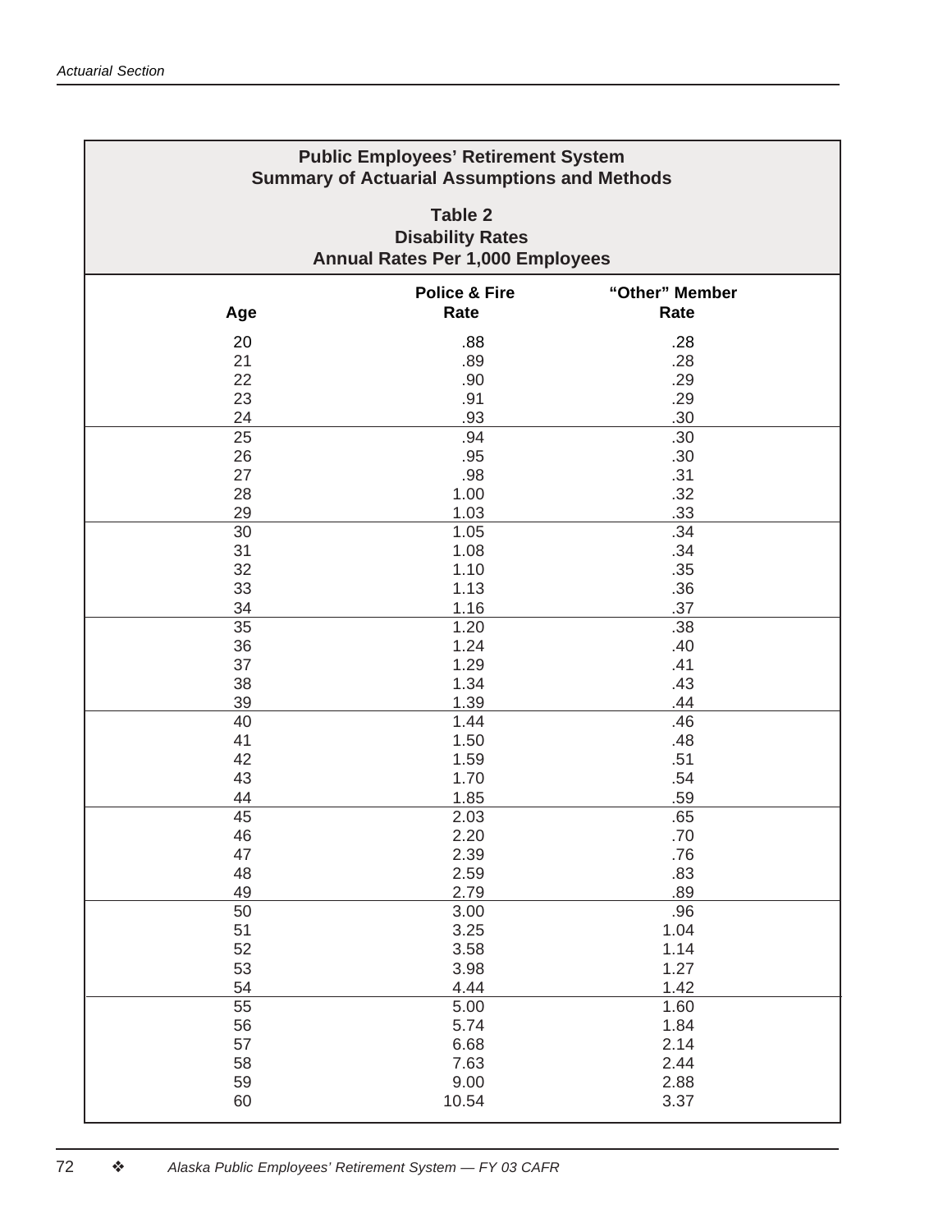## Public Employees' Retirement System
## Summary of Actuarial Assumptions and Methods

### Table 2
### Disability Rates
### Annual Rates Per 1,000 Employees

| Age | Police & Fire Rate | "Other" Member Rate |
|---|---|---|
| 20 | .88 | .28 |
| 21 | .89 | .28 |
| 22 | .90 | .29 |
| 23 | .91 | .29 |
| 24 | .93 | .30 |
| 25 | .94 | .30 |
| 26 | .95 | .30 |
| 27 | .98 | .31 |
| 28 | 1.00 | .32 |
| 29 | 1.03 | .33 |
| 30 | 1.05 | .34 |
| 31 | 1.08 | .34 |
| 32 | 1.10 | .35 |
| 33 | 1.13 | .36 |
| 34 | 1.16 | .37 |
| 35 | 1.20 | .38 |
| 36 | 1.24 | .40 |
| 37 | 1.29 | .41 |
| 38 | 1.34 | .43 |
| 39 | 1.39 | .44 |
| 40 | 1.44 | .46 |
| 41 | 1.50 | .48 |
| 42 | 1.59 | .51 |
| 43 | 1.70 | .54 |
| 44 | 1.85 | .59 |
| 45 | 2.03 | .65 |
| 46 | 2.20 | .70 |
| 47 | 2.39 | .76 |
| 48 | 2.59 | .83 |
| 49 | 2.79 | .89 |
| 50 | 3.00 | .96 |
| 51 | 3.25 | 1.04 |
| 52 | 3.58 | 1.14 |
| 53 | 3.98 | 1.27 |
| 54 | 4.44 | 1.42 |
| 55 | 5.00 | 1.60 |
| 56 | 5.74 | 1.84 |
| 57 | 6.68 | 2.14 |
| 58 | 7.63 | 2.44 |
| 59 | 9.00 | 2.88 |
| 60 | 10.54 | 3.37 |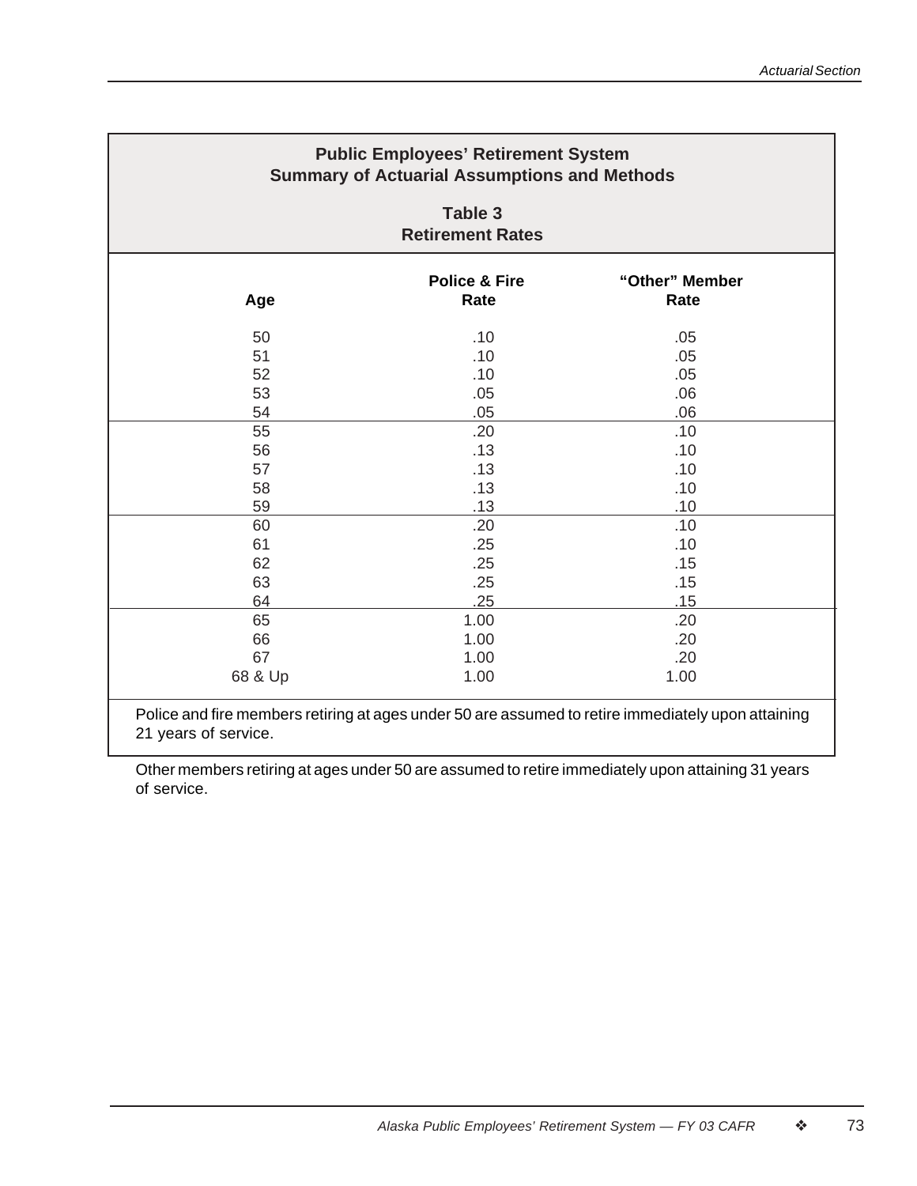## Public Employees' Retirement System
## Summary of Actuarial Assumptions and Methods

### Table 3
### Retirement Rates

| Age | Police & Fire Rate | "Other" Member Rate |
|---|---|---|
| 50 | .10 | .05 |
| 51 | .10 | .05 |
| 52 | .10 | .05 |
| 53 | .05 | .06 |
| 54 | .05 | .06 |
| 55 | .20 | .10 |
| 56 | .13 | .10 |
| 57 | .13 | .10 |
| 58 | .13 | .10 |
| 59 | .13 | .10 |
| 60 | .20 | .10 |
| 61 | .25 | .10 |
| 62 | .25 | .15 |
| 63 | .25 | .15 |
| 64 | .25 | .15 |
| 65 | 1.00 | .20 |
| 66 | 1.00 | .20 |
| 67 | 1.00 | .20 |
| 68 & Up | 1.00 | 1.00 |

Police and fire members retiring at ages under 50 are assumed to retire immediately upon attaining 21 years of service.

Other members retiring at ages under 50 are assumed to retire immediately upon attaining 31 years of service.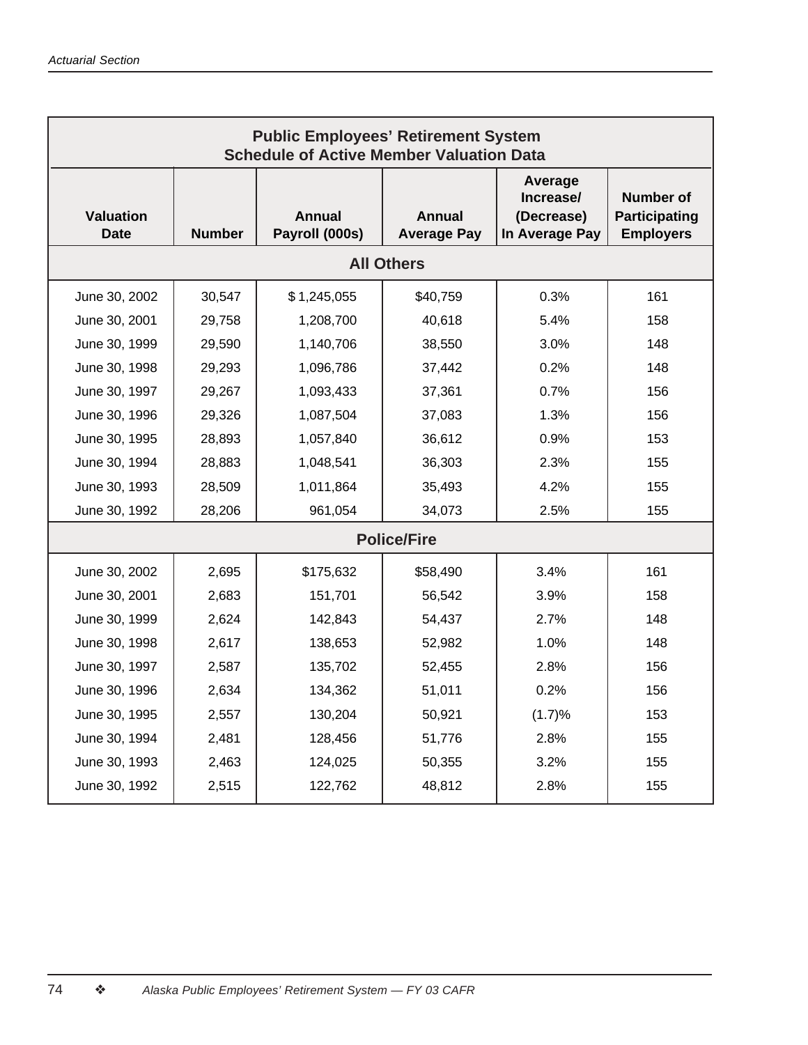## Public Employees' Retirement System
### Schedule of Active Member Valuation Data

| Valuation Date | Number | Annual Payroll (000s) | Annual Average Pay | Average Increase/ (Decrease) In Average Pay | Number of Participating Employers |
|---|---|---|---|---|---|
| **All Others** | | | | | |
| June 30, 2002 | 30,547 | $ 1,245,055 | $40,759 | 0.3% | 161 |
| June 30, 2001 | 29,758 | 1,208,700 | 40,618 | 5.4% | 158 |
| June 30, 1999 | 29,590 | 1,140,706 | 38,550 | 3.0% | 148 |
| June 30, 1998 | 29,293 | 1,096,786 | 37,442 | 0.2% | 148 |
| June 30, 1997 | 29,267 | 1,093,433 | 37,361 | 0.7% | 156 |
| June 30, 1996 | 29,326 | 1,087,504 | 37,083 | 1.3% | 156 |
| June 30, 1995 | 28,893 | 1,057,840 | 36,612 | 0.9% | 153 |
| June 30, 1994 | 28,883 | 1,048,541 | 36,303 | 2.3% | 155 |
| June 30, 1993 | 28,509 | 1,011,864 | 35,493 | 4.2% | 155 |
| June 30, 1992 | 28,206 | 961,054 | 34,073 | 2.5% | 155 |
| **Police/Fire** | | | | | |
| June 30, 2002 | 2,695 | $175,632 | $58,490 | 3.4% | 161 |
| June 30, 2001 | 2,683 | 151,701 | 56,542 | 3.9% | 158 |
| June 30, 1999 | 2,624 | 142,843 | 54,437 | 2.7% | 148 |
| June 30, 1998 | 2,617 | 138,653 | 52,982 | 1.0% | 148 |
| June 30, 1997 | 2,587 | 135,702 | 52,455 | 2.8% | 156 |
| June 30, 1996 | 2,634 | 134,362 | 51,011 | 0.2% | 156 |
| June 30, 1995 | 2,557 | 130,204 | 50,921 | (1.7)% | 153 |
| June 30, 1994 | 2,481 | 128,456 | 51,776 | 2.8% | 155 |
| June 30, 1993 | 2,463 | 124,025 | 50,355 | 3.2% | 155 |
| June 30, 1992 | 2,515 | 122,762 | 48,812 | 2.8% | 155 |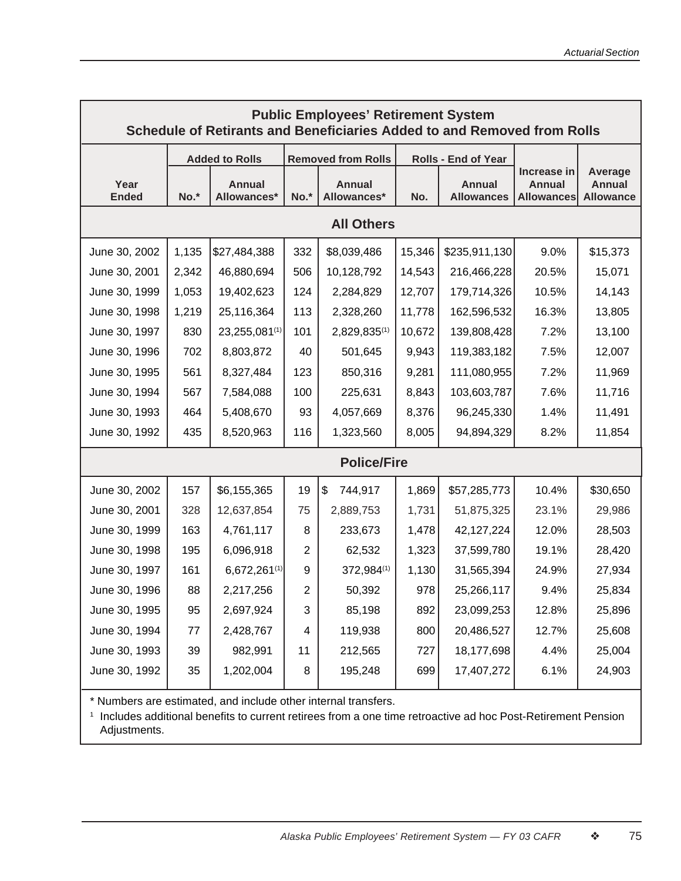## Public Employees' Retirement System
## Schedule of Retirants and Beneficiaries Added to and Removed from Rolls

| Year Ended | Added to Rolls | | Removed from Rolls | | Rolls - End of Year | | Increase in Annual Allowances | Average Annual Allowance |
|---|---|---|---|---|---|---|---|---|
| | No.* | Annual Allowances* | No.* | Annual Allowances* | No. | Annual Allowances | | |
| **All Others** | | | | | | | | |
| June 30, 2002 | 1,135 | $27,484,388 | 332 | $8,039,486 | 15,346 | $235,911,130 | 9.0% | $15,373 |
| June 30, 2001 | 2,342 | 46,880,694 | 506 | 10,128,792 | 14,543 | 216,466,228 | 20.5% | 15,071 |
| June 30, 1999 | 1,053 | 19,402,623 | 124 | 2,284,829 | 12,707 | 179,714,326 | 10.5% | 14,143 |
| June 30, 1998 | 1,219 | 25,116,364 | 113 | 2,328,260 | 11,778 | 162,596,532 | 16.3% | 13,805 |
| June 30, 1997 | 830 | 23,255,081[1] | 101 | 2,829,835[1] | 10,672 | 139,808,428 | 7.2% | 13,100 |
| June 30, 1996 | 702 | 8,803,872 | 40 | 501,645 | 9,943 | 119,383,182 | 7.5% | 12,007 |
| June 30, 1995 | 561 | 8,327,484 | 123 | 850,316 | 9,281 | 111,080,955 | 7.2% | 11,969 |
| June 30, 1994 | 567 | 7,584,088 | 100 | 225,631 | 8,843 | 103,603,787 | 7.6% | 11,716 |
| June 30, 1993 | 464 | 5,408,670 | 93 | 4,057,669 | 8,376 | 96,245,330 | 1.4% | 11,491 |
| June 30, 1992 | 435 | 8,520,963 | 116 | 1,323,560 | 8,005 | 94,894,329 | 8.2% | 11,854 |
| **Police/Fire** | | | | | | | | |
| June 30, 2002 | 157 | $6,155,365 | 19 | $ 744,917 | 1,869 | $57,285,773 | 10.4% | $30,650 |
| June 30, 2001 | 328 | 12,637,854 | 75 | 2,889,753 | 1,731 | 51,875,325 | 23.1% | 29,986 |
| June 30, 1999 | 163 | 4,761,117 | 8 | 233,673 | 1,478 | 42,127,224 | 12.0% | 28,503 |
| June 30, 1998 | 195 | 6,096,918 | 2 | 62,532 | 1,323 | 37,599,780 | 19.1% | 28,420 |
| June 30, 1997 | 161 | 6,672,261[1] | 9 | 372,984[1] | 1,130 | 31,565,394 | 24.9% | 27,934 |
| June 30, 1996 | 88 | 2,217,256 | 2 | 50,392 | 978 | 25,266,117 | 9.4% | 25,834 |
| June 30, 1995 | 95 | 2,697,924 | 3 | 85,198 | 892 | 23,099,253 | 12.8% | 25,896 |
| June 30, 1994 | 77 | 2,428,767 | 4 | 119,938 | 800 | 20,486,527 | 12.7% | 25,608 |
| June 30, 1993 | 39 | 982,991 | 11 | 212,565 | 727 | 18,177,698 | 4.4% | 25,004 |
| June 30, 1992 | 35 | 1,202,004 | 8 | 195,248 | 699 | 17,407,272 | 6.1% | 24,903 |

* Numbers are estimated, and include other internal transfers.

[1] Includes additional benefits to current retirees from a one time retroactive ad hoc Post-Retirement Pension Adjustments.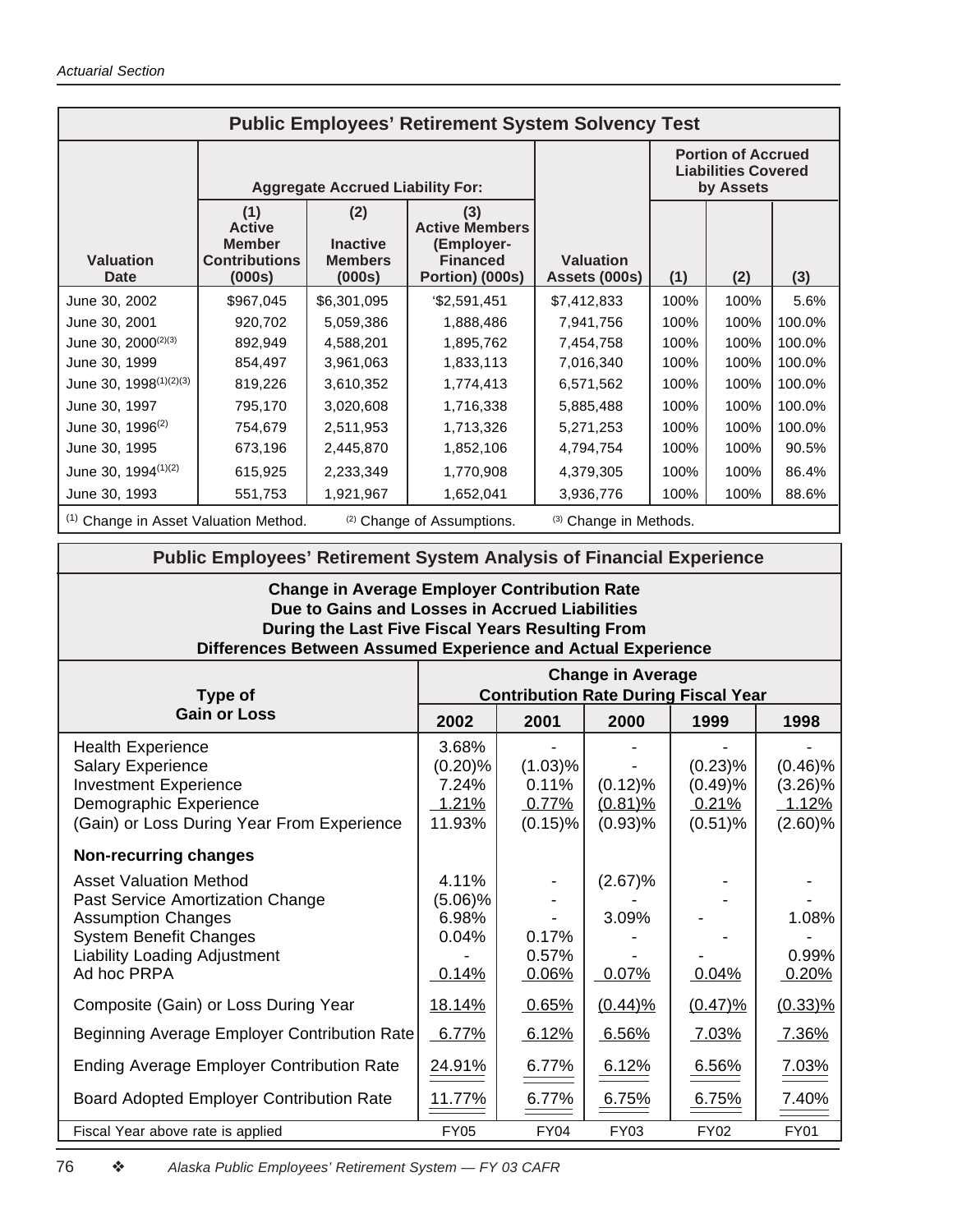## Public Employees' Retirement System Solvency Test

| Valuation Date | Aggregate Accrued Liability For: (1) Active Member Contributions (000s) | (2) Inactive Members (000s) | (3) Active Members (Employer-Financed Portion) (000s) | Valuation Assets (000s) | Portion of Accrued Liabilities Covered by Assets (1) | (2) | (3) |
|---|---|---|---|---|---|---|---|
| June 30, 2002 | $967,045 | $6,301,095 | '$2,591,451 | $7,412,833 | 100% | 100% | 5.6% |
| June 30, 2001 | 920,702 | 5,059,386 | 1,888,486 | 7,941,756 | 100% | 100% | 100.0% |
| June 30, 2000(2)(3) | 892,949 | 4,588,201 | 1,895,762 | 7,454,758 | 100% | 100% | 100.0% |
| June 30, 1999 | 854,497 | 3,961,063 | 1,833,113 | 7,016,340 | 100% | 100% | 100.0% |
| June 30, 1998(1)(2)(3) | 819,226 | 3,610,352 | 1,774,413 | 6,571,562 | 100% | 100% | 100.0% |
| June 30, 1997 | 795,170 | 3,020,608 | 1,716,338 | 5,885,488 | 100% | 100% | 100.0% |
| June 30, 1996(2) | 754,679 | 2,511,953 | 1,713,326 | 5,271,253 | 100% | 100% | 100.0% |
| June 30, 1995 | 673,196 | 2,445,870 | 1,852,106 | 4,794,754 | 100% | 100% | 90.5% |
| June 30, 1994(1)(2) | 615,925 | 2,233,349 | 1,770,908 | 4,379,305 | 100% | 100% | 86.4% |
| June 30, 1993 | 551,753 | 1,921,967 | 1,652,041 | 3,936,776 | 100% | 100% | 88.6% |

(1) Change in Asset Valuation Method. (2) Change of Assumptions. (3) Change in Methods.

## Public Employees' Retirement System Analysis of Financial Experience

**Change in Average Employer Contribution Rate Due to Gains and Losses in Accrued Liabilities During the Last Five Fiscal Years Resulting From Differences Between Assumed Experience and Actual Experience**

| Type of Gain or Loss | Change in Average Contribution Rate During Fiscal Year 2002 | 2001 | 2000 | 1999 | 1998 |
|---|---|---|---|---|---|
| Health Experience | 3.68% | - | - | - | - |
| Salary Experience | (0.20)% | (1.03)% | - | (0.23)% | (0.46)% |
| Investment Experience | 7.24% | 0.11% | (0.12)% | (0.49)% | (3.26)% |
| Demographic Experience | 1.21% | 0.77% | (0.81)% | 0.21% | 1.12% |
| (Gain) or Loss During Year From Experience | 11.93% | (0.15)% | (0.93)% | (0.51)% | (2.60)% |
| **Non-recurring changes** | | | | | |
| Asset Valuation Method | 4.11% | - | (2.67)% | - | - |
| Past Service Amortization Change | (5.06)% | - | - | - | - |
| Assumption Changes | 6.98% | - | 3.09% | - | 1.08% |
| System Benefit Changes | 0.04% | 0.17% | - | - | - |
| Liability Loading Adjustment | - | 0.57% | - | - | 0.99% |
| Ad hoc PRPA | 0.14% | 0.06% | 0.07% | 0.04% | 0.20% |
| Composite (Gain) or Loss During Year | 18.14% | 0.65% | (0.44)% | (0.47)% | (0.33)% |
| Beginning Average Employer Contribution Rate | 6.77% | 6.12% | 6.56% | 7.03% | 7.36% |
| Ending Average Employer Contribution Rate | 24.91% | 6.77% | 6.12% | 6.56% | 7.03% |
| Board Adopted Employer Contribution Rate | 11.77% | 6.77% | 6.75% | 6.75% | 7.40% |
| Fiscal Year above rate is applied | FY05 | FY04 | FY03 | FY02 | FY01 |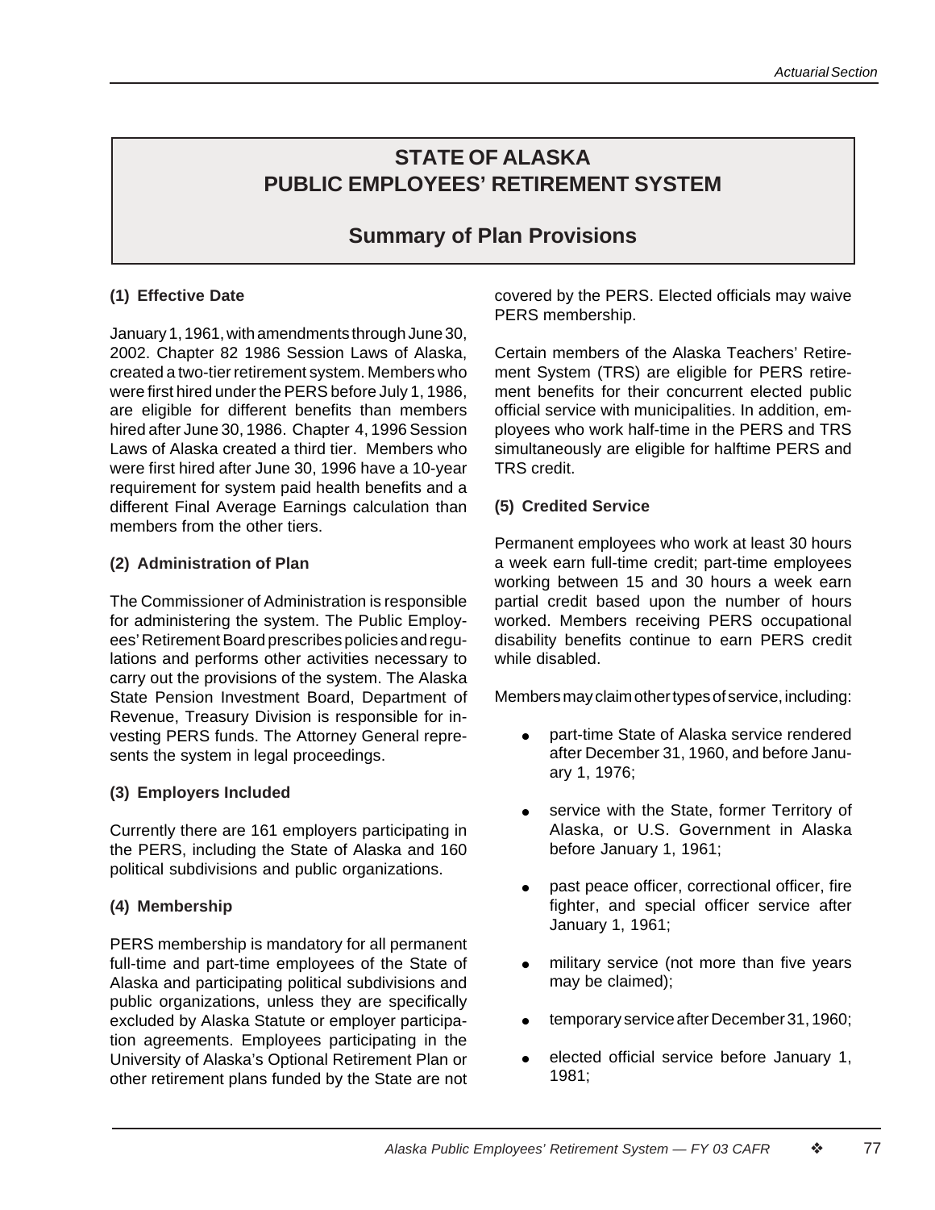# STATE OF ALASKA
# PUBLIC EMPLOYEES' RETIREMENT SYSTEM

## Summary of Plan Provisions

**(1) Effective Date**

January 1, 1961, with amendments through June 30, 2002. Chapter 82 1986 Session Laws of Alaska, created a two-tier retirement system. Members who were first hired under the PERS before July 1, 1986, are eligible for different benefits than members hired after June 30, 1986. Chapter 4, 1996 Session Laws of Alaska created a third tier. Members who were first hired after June 30, 1996 have a 10-year requirement for system paid health benefits and a different Final Average Earnings calculation than members from the other tiers.

**(2) Administration of Plan**

The Commissioner of Administration is responsible for administering the system. The Public Employees' Retirement Board prescribes policies and regulations and performs other activities necessary to carry out the provisions of the system. The Alaska State Pension Investment Board, Department of Revenue, Treasury Division is responsible for investing PERS funds. The Attorney General represents the system in legal proceedings.

**(3) Employers Included**

Currently there are 161 employers participating in the PERS, including the State of Alaska and 160 political subdivisions and public organizations.

**(4) Membership**

PERS membership is mandatory for all permanent full-time and part-time employees of the State of Alaska and participating political subdivisions and public organizations, unless they are specifically excluded by Alaska Statute or employer participation agreements. Employees participating in the University of Alaska's Optional Retirement Plan or other retirement plans funded by the State are not covered by the PERS. Elected officials may waive PERS membership.

Certain members of the Alaska Teachers' Retirement System (TRS) are eligible for PERS retirement benefits for their concurrent elected public official service with municipalities. In addition, employees who work half-time in the PERS and TRS simultaneously are eligible for halftime PERS and TRS credit.

**(5) Credited Service**

Permanent employees who work at least 30 hours a week earn full-time credit; part-time employees working between 15 and 30 hours a week earn partial credit based upon the number of hours worked. Members receiving PERS occupational disability benefits continue to earn PERS credit while disabled.

Members may claim other types of service, including:

- part-time State of Alaska service rendered after December 31, 1960, and before January 1, 1976;
- service with the State, former Territory of Alaska, or U.S. Government in Alaska before January 1, 1961;
- past peace officer, correctional officer, fire fighter, and special officer service after January 1, 1961;
- military service (not more than five years may be claimed);
- temporary service after December 31, 1960;
- elected official service before January 1, 1981;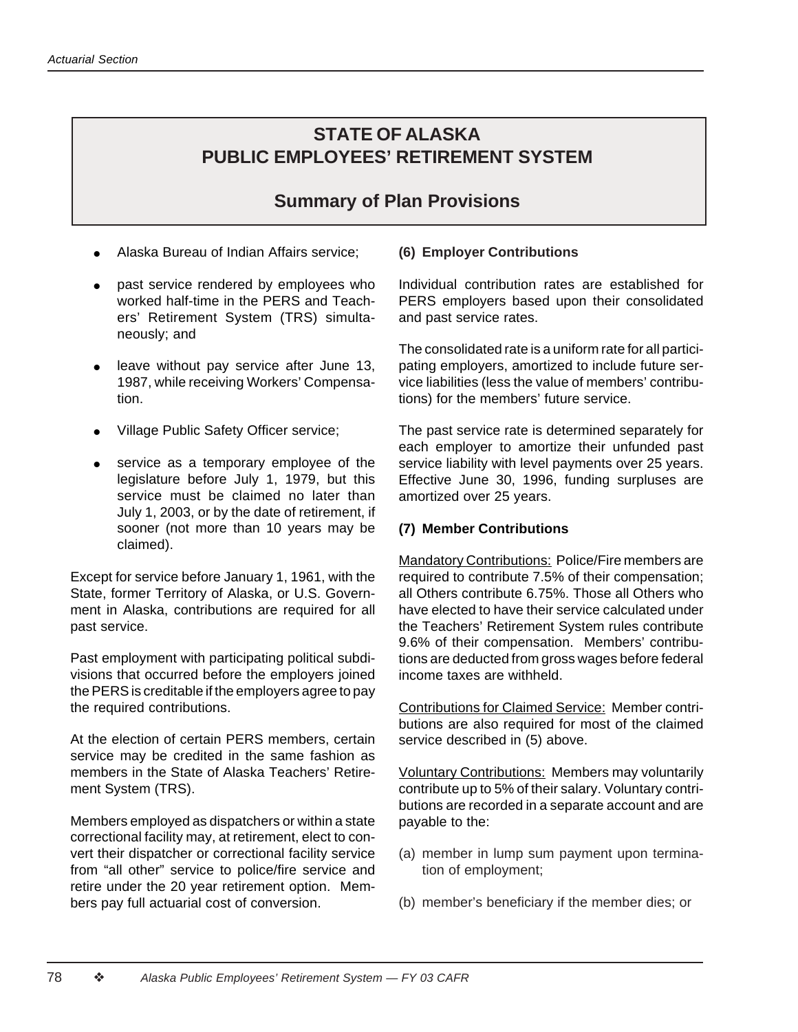# STATE OF ALASKA
# PUBLIC EMPLOYEES' RETIREMENT SYSTEM

## Summary of Plan Provisions

- Alaska Bureau of Indian Affairs service;
- past service rendered by employees who worked half-time in the PERS and Teachers' Retirement System (TRS) simultaneously; and
- leave without pay service after June 13, 1987, while receiving Workers' Compensation.
- Village Public Safety Officer service;
- service as a temporary employee of the legislature before July 1, 1979, but this service must be claimed no later than July 1, 2003, or by the date of retirement, if sooner (not more than 10 years may be claimed).

Except for service before January 1, 1961, with the State, former Territory of Alaska, or U.S. Government in Alaska, contributions are required for all past service.

Past employment with participating political subdivisions that occurred before the employers joined the PERS is creditable if the employers agree to pay the required contributions.

At the election of certain PERS members, certain service may be credited in the same fashion as members in the State of Alaska Teachers' Retirement System (TRS).

Members employed as dispatchers or within a state correctional facility may, at retirement, elect to convert their dispatcher or correctional facility service from "all other" service to police/fire service and retire under the 20 year retirement option. Members pay full actuarial cost of conversion.

**(6) Employer Contributions**

Individual contribution rates are established for PERS employers based upon their consolidated and past service rates.

The consolidated rate is a uniform rate for all participating employers, amortized to include future service liabilities (less the value of members' contributions) for the members' future service.

The past service rate is determined separately for each employer to amortize their unfunded past service liability with level payments over 25 years. Effective June 30, 1996, funding surpluses are amortized over 25 years.

**(7) Member Contributions**

Mandatory Contributions: Police/Fire members are required to contribute 7.5% of their compensation; all Others contribute 6.75%. Those all Others who have elected to have their service calculated under the Teachers' Retirement System rules contribute 9.6% of their compensation. Members' contributions are deducted from gross wages before federal income taxes are withheld.

Contributions for Claimed Service: Member contributions are also required for most of the claimed service described in (5) above.

Voluntary Contributions: Members may voluntarily contribute up to 5% of their salary. Voluntary contributions are recorded in a separate account and are payable to the:

(a) member in lump sum payment upon termination of employment;

(b) member's beneficiary if the member dies; or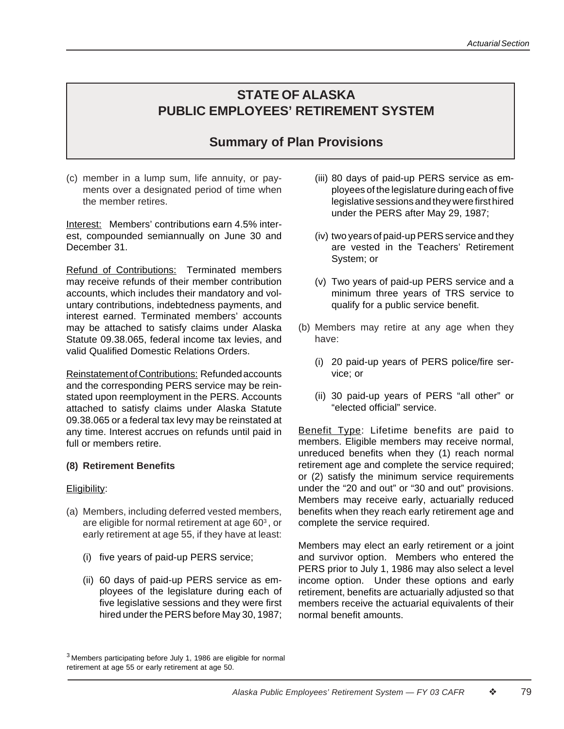# STATE OF ALASKA
# PUBLIC EMPLOYEES' RETIREMENT SYSTEM

## Summary of Plan Provisions

(c) member in a lump sum, life annuity, or payments over a designated period of time when the member retires.

Interest: Members' contributions earn 4.5% interest, compounded semiannually on June 30 and December 31.

Refund of Contributions: Terminated members may receive refunds of their member contribution accounts, which includes their mandatory and voluntary contributions, indebtedness payments, and interest earned. Terminated members' accounts may be attached to satisfy claims under Alaska Statute 09.38.065, federal income tax levies, and valid Qualified Domestic Relations Orders.

Reinstatement of Contributions: Refunded accounts and the corresponding PERS service may be reinstated upon reemployment in the PERS. Accounts attached to satisfy claims under Alaska Statute 09.38.065 or a federal tax levy may be reinstated at any time. Interest accrues on refunds until paid in full or members retire.

**(8) Retirement Benefits**

Eligibility:

(a) Members, including deferred vested members, are eligible for normal retirement at age 60[3], or early retirement at age 55, if they have at least:

  (i) five years of paid-up PERS service;

  (ii) 60 days of paid-up PERS service as employees of the legislature during each of five legislative sessions and they were first hired under the PERS before May 30, 1987;

  (iii) 80 days of paid-up PERS service as employees of the legislature during each of five legislative sessions and they were first hired under the PERS after May 29, 1987;

  (iv) two years of paid-up PERS service and they are vested in the Teachers' Retirement System; or

  (v) Two years of paid-up PERS service and a minimum three years of TRS service to qualify for a public service benefit.

(b) Members may retire at any age when they have:

  (i) 20 paid-up years of PERS police/fire service; or

  (ii) 30 paid-up years of PERS "all other" or "elected official" service.

Benefit Type: Lifetime benefits are paid to members. Eligible members may receive normal, unreduced benefits when they (1) reach normal retirement age and complete the service required; or (2) satisfy the minimum service requirements under the "20 and out" or "30 and out" provisions. Members may receive early, actuarially reduced benefits when they reach early retirement age and complete the service required.

Members may elect an early retirement or a joint and survivor option. Members who entered the PERS prior to July 1, 1986 may also select a level income option. Under these options and early retirement, benefits are actuarially adjusted so that members receive the actuarial equivalents of their normal benefit amounts.

[3] Members participating before July 1, 1986 are eligible for normal retirement at age 55 or early retirement at age 50.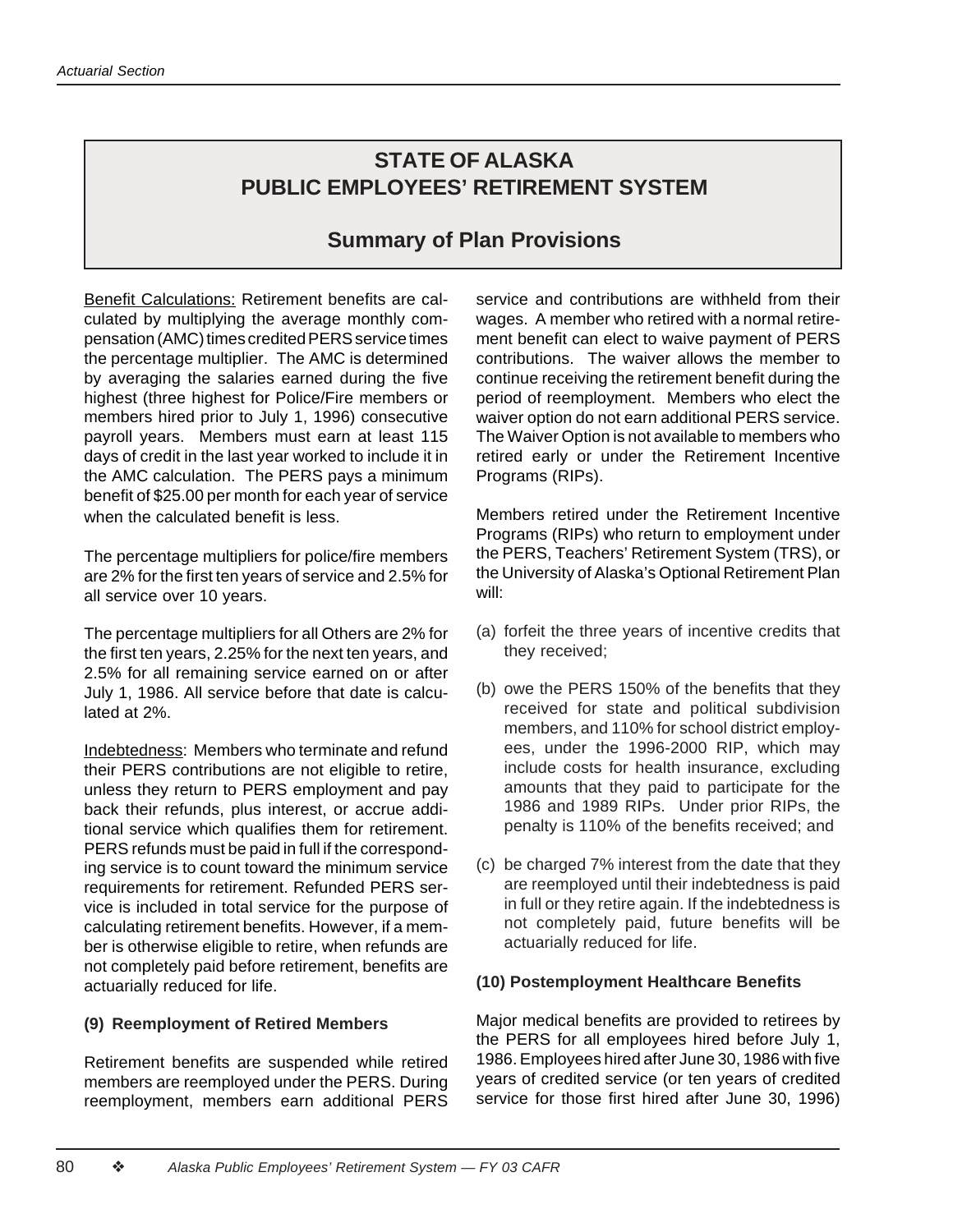# STATE OF ALASKA
# PUBLIC EMPLOYEES' RETIREMENT SYSTEM

## Summary of Plan Provisions

Benefit Calculations: Retirement benefits are calculated by multiplying the average monthly compensation (AMC) times credited PERS service times the percentage multiplier. The AMC is determined by averaging the salaries earned during the five highest (three highest for Police/Fire members or members hired prior to July 1, 1996) consecutive payroll years. Members must earn at least 115 days of credit in the last year worked to include it in the AMC calculation. The PERS pays a minimum benefit of $25.00 per month for each year of service when the calculated benefit is less.

The percentage multipliers for police/fire members are 2% for the first ten years of service and 2.5% for all service over 10 years.

The percentage multipliers for all Others are 2% for the first ten years, 2.25% for the next ten years, and 2.5% for all remaining service earned on or after July 1, 1986. All service before that date is calculated at 2%.

Indebtedness: Members who terminate and refund their PERS contributions are not eligible to retire, unless they return to PERS employment and pay back their refunds, plus interest, or accrue additional service which qualifies them for retirement. PERS refunds must be paid in full if the corresponding service is to count toward the minimum service requirements for retirement. Refunded PERS service is included in total service for the purpose of calculating retirement benefits. However, if a member is otherwise eligible to retire, when refunds are not completely paid before retirement, benefits are actuarially reduced for life.

### (9) Reemployment of Retired Members

Retirement benefits are suspended while retired members are reemployed under the PERS. During reemployment, members earn additional PERS service and contributions are withheld from their wages. A member who retired with a normal retirement benefit can elect to waive payment of PERS contributions. The waiver allows the member to continue receiving the retirement benefit during the period of reemployment. Members who elect the waiver option do not earn additional PERS service. The Waiver Option is not available to members who retired early or under the Retirement Incentive Programs (RIPs).

Members retired under the Retirement Incentive Programs (RIPs) who return to employment under the PERS, Teachers' Retirement System (TRS), or the University of Alaska's Optional Retirement Plan will:

(a) forfeit the three years of incentive credits that they received;

(b) owe the PERS 150% of the benefits that they received for state and political subdivision members, and 110% for school district employees, under the 1996-2000 RIP, which may include costs for health insurance, excluding amounts that they paid to participate for the 1986 and 1989 RIPs. Under prior RIPs, the penalty is 110% of the benefits received; and

(c) be charged 7% interest from the date that they are reemployed until their indebtedness is paid in full or they retire again. If the indebtedness is not completely paid, future benefits will be actuarially reduced for life.

### (10) Postemployment Healthcare Benefits

Major medical benefits are provided to retirees by the PERS for all employees hired before July 1, 1986. Employees hired after June 30, 1986 with five years of credited service (or ten years of credited service for those first hired after June 30, 1996)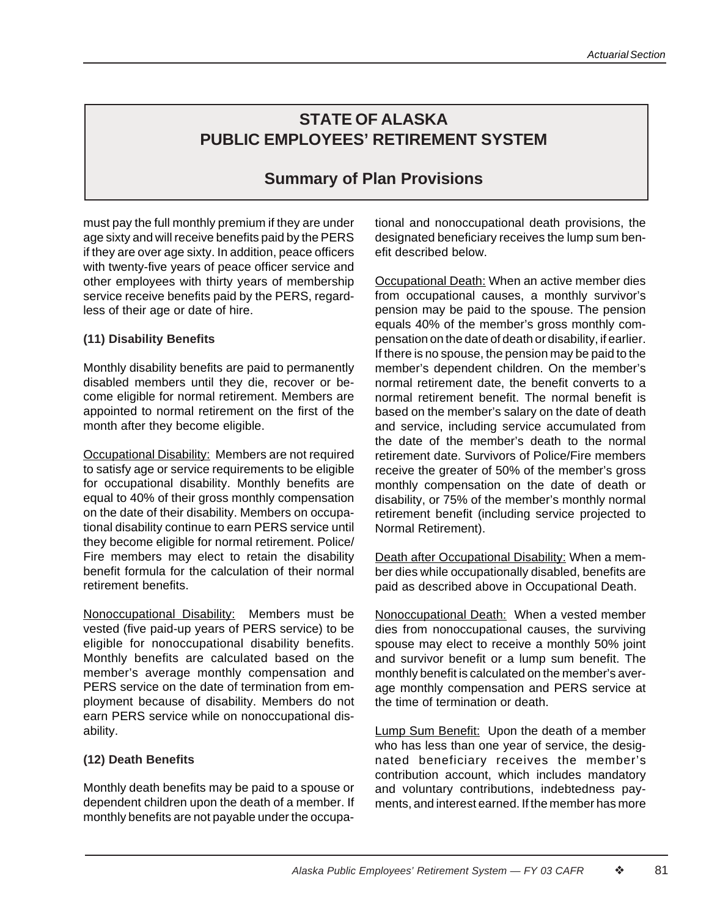# STATE OF ALASKA
# PUBLIC EMPLOYEES' RETIREMENT SYSTEM

## Summary of Plan Provisions

must pay the full monthly premium if they are under age sixty and will receive benefits paid by the PERS if they are over age sixty. In addition, peace officers with twenty-five years of peace officer service and other employees with thirty years of membership service receive benefits paid by the PERS, regardless of their age or date of hire.

**(11) Disability Benefits**

Monthly disability benefits are paid to permanently disabled members until they die, recover or become eligible for normal retirement. Members are appointed to normal retirement on the first of the month after they become eligible.

Occupational Disability: Members are not required to satisfy age or service requirements to be eligible for occupational disability. Monthly benefits are equal to 40% of their gross monthly compensation on the date of their disability. Members on occupational disability continue to earn PERS service until they become eligible for normal retirement. Police/Fire members may elect to retain the disability benefit formula for the calculation of their normal retirement benefits.

Nonoccupational Disability: Members must be vested (five paid-up years of PERS service) to be eligible for nonoccupational disability benefits. Monthly benefits are calculated based on the member's average monthly compensation and PERS service on the date of termination from employment because of disability. Members do not earn PERS service while on nonoccupational disability.

**(12) Death Benefits**

Monthly death benefits may be paid to a spouse or dependent children upon the death of a member. If monthly benefits are not payable under the occupational and nonoccupational death provisions, the designated beneficiary receives the lump sum benefit described below.

Occupational Death: When an active member dies from occupational causes, a monthly survivor's pension may be paid to the spouse. The pension equals 40% of the member's gross monthly compensation on the date of death or disability, if earlier. If there is no spouse, the pension may be paid to the member's dependent children. On the member's normal retirement date, the benefit converts to a normal retirement benefit. The normal benefit is based on the member's salary on the date of death and service, including service accumulated from the date of the member's death to the normal retirement date. Survivors of Police/Fire members receive the greater of 50% of the member's gross monthly compensation on the date of death or disability, or 75% of the member's monthly normal retirement benefit (including service projected to Normal Retirement).

Death after Occupational Disability: When a member dies while occupationally disabled, benefits are paid as described above in Occupational Death.

Nonoccupational Death: When a vested member dies from nonoccupational causes, the surviving spouse may elect to receive a monthly 50% joint and survivor benefit or a lump sum benefit. The monthly benefit is calculated on the member's average monthly compensation and PERS service at the time of termination or death.

Lump Sum Benefit: Upon the death of a member who has less than one year of service, the designated beneficiary receives the member's contribution account, which includes mandatory and voluntary contributions, indebtedness payments, and interest earned. If the member has more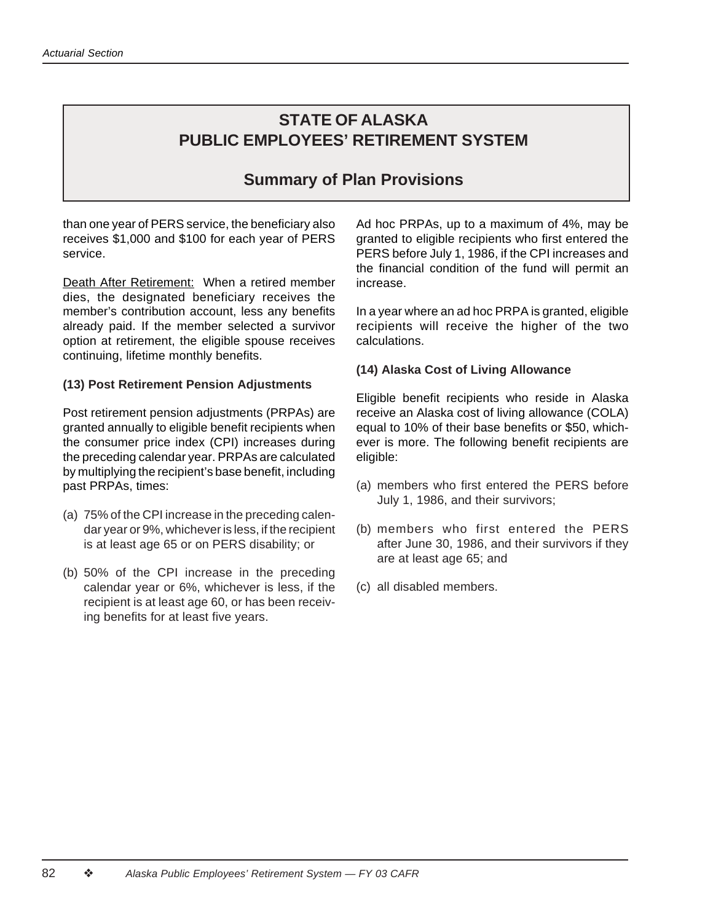# STATE OF ALASKA
# PUBLIC EMPLOYEES' RETIREMENT SYSTEM

## Summary of Plan Provisions

than one year of PERS service, the beneficiary also receives $1,000 and $100 for each year of PERS service.

Death After Retirement: When a retired member dies, the designated beneficiary receives the member's contribution account, less any benefits already paid. If the member selected a survivor option at retirement, the eligible spouse receives continuing, lifetime monthly benefits.

**(13) Post Retirement Pension Adjustments**

Post retirement pension adjustments (PRPAs) are granted annually to eligible benefit recipients when the consumer price index (CPI) increases during the preceding calendar year. PRPAs are calculated by multiplying the recipient's base benefit, including past PRPAs, times:

(a) 75% of the CPI increase in the preceding calendar year or 9%, whichever is less, if the recipient is at least age 65 or on PERS disability; or

(b) 50% of the CPI increase in the preceding calendar year or 6%, whichever is less, if the recipient is at least age 60, or has been receiving benefits for at least five years.

Ad hoc PRPAs, up to a maximum of 4%, may be granted to eligible recipients who first entered the PERS before July 1, 1986, if the CPI increases and the financial condition of the fund will permit an increase.

In a year where an ad hoc PRPA is granted, eligible recipients will receive the higher of the two calculations.

**(14) Alaska Cost of Living Allowance**

Eligible benefit recipients who reside in Alaska receive an Alaska cost of living allowance (COLA) equal to 10% of their base benefits or $50, whichever is more. The following benefit recipients are eligible:

(a) members who first entered the PERS before July 1, 1986, and their survivors;

(b) members who first entered the PERS after June 30, 1986, and their survivors if they are at least age 65; and

(c) all disabled members.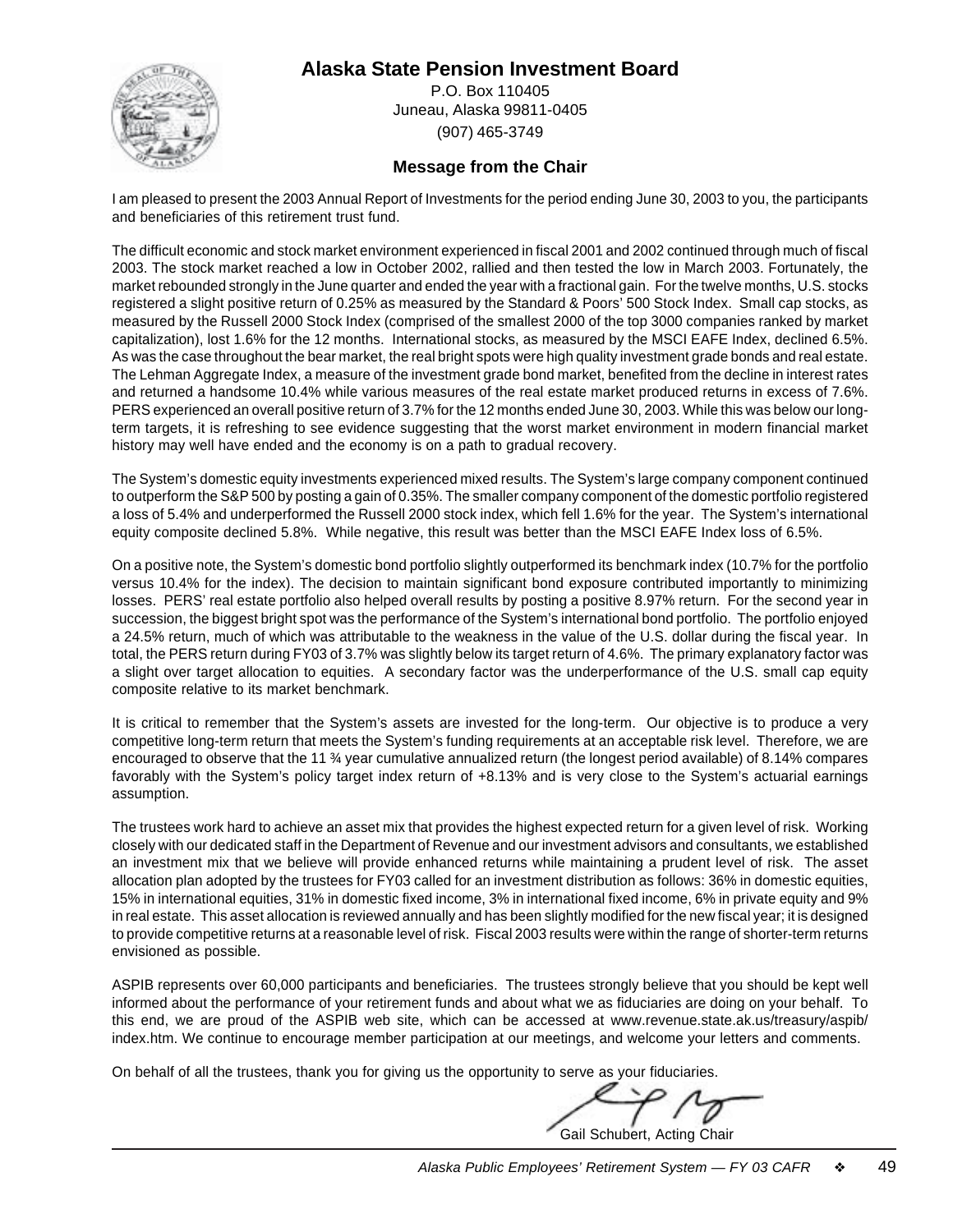# Alaska State Pension Investment Board

P.O. Box 110405
Juneau, Alaska 99811-0405
(907) 465-3749

## Message from the Chair

I am pleased to present the 2003 Annual Report of Investments for the period ending June 30, 2003 to you, the participants and beneficiaries of this retirement trust fund.

The difficult economic and stock market environment experienced in fiscal 2001 and 2002 continued through much of fiscal 2003. The stock market reached a low in October 2002, rallied and then tested the low in March 2003. Fortunately, the market rebounded strongly in the June quarter and ended the year with a fractional gain. For the twelve months, U.S. stocks registered a slight positive return of 0.25% as measured by the Standard & Poors' 500 Stock Index. Small cap stocks, as measured by the Russell 2000 Stock Index (comprised of the smallest 2000 of the top 3000 companies ranked by market capitalization), lost 1.6% for the 12 months. International stocks, as measured by the MSCI EAFE Index, declined 6.5%. As was the case throughout the bear market, the real bright spots were high quality investment grade bonds and real estate. The Lehman Aggregate Index, a measure of the investment grade bond market, benefited from the decline in interest rates and returned a handsome 10.4% while various measures of the real estate market produced returns in excess of 7.6%. PERS experienced an overall positive return of 3.7% for the 12 months ended June 30, 2003. While this was below our long-term targets, it is refreshing to see evidence suggesting that the worst market environment in modern financial market history may well have ended and the economy is on a path to gradual recovery.

The System's domestic equity investments experienced mixed results. The System's large company component continued to outperform the S&P 500 by posting a gain of 0.35%. The smaller company component of the domestic portfolio registered a loss of 5.4% and underperformed the Russell 2000 stock index, which fell 1.6% for the year. The System's international equity composite declined 5.8%. While negative, this result was better than the MSCI EAFE Index loss of 6.5%.

On a positive note, the System's domestic bond portfolio slightly outperformed its benchmark index (10.7% for the portfolio versus 10.4% for the index). The decision to maintain significant bond exposure contributed importantly to minimizing losses. PERS' real estate portfolio also helped overall results by posting a positive 8.97% return. For the second year in succession, the biggest bright spot was the performance of the System's international bond portfolio. The portfolio enjoyed a 24.5% return, much of which was attributable to the weakness in the value of the U.S. dollar during the fiscal year. In total, the PERS return during FY03 of 3.7% was slightly below its target return of 4.6%. The primary explanatory factor was a slight over target allocation to equities. A secondary factor was the underperformance of the U.S. small cap equity composite relative to its market benchmark.

It is critical to remember that the System's assets are invested for the long-term. Our objective is to produce a very competitive long-term return that meets the System's funding requirements at an acceptable risk level. Therefore, we are encouraged to observe that the 11 ¾ year cumulative annualized return (the longest period available) of 8.14% compares favorably with the System's policy target index return of +8.13% and is very close to the System's actuarial earnings assumption.

The trustees work hard to achieve an asset mix that provides the highest expected return for a given level of risk. Working closely with our dedicated staff in the Department of Revenue and our investment advisors and consultants, we established an investment mix that we believe will provide enhanced returns while maintaining a prudent level of risk. The asset allocation plan adopted by the trustees for FY03 called for an investment distribution as follows: 36% in domestic equities, 15% in international equities, 31% in domestic fixed income, 3% in international fixed income, 6% in private equity and 9% in real estate. This asset allocation is reviewed annually and has been slightly modified for the new fiscal year; it is designed to provide competitive returns at a reasonable level of risk. Fiscal 2003 results were within the range of shorter-term returns envisioned as possible.

ASPIB represents over 60,000 participants and beneficiaries. The trustees strongly believe that you should be kept well informed about the performance of your retirement funds and about what we as fiduciaries are doing on your behalf. To this end, we are proud of the ASPIB web site, which can be accessed at www.revenue.state.ak.us/treasury/aspib/index.htm. We continue to encourage member participation at our meetings, and welcome your letters and comments.

On behalf of all the trustees, thank you for giving us the opportunity to serve as your fiduciaries.

Gail Schubert, Acting Chair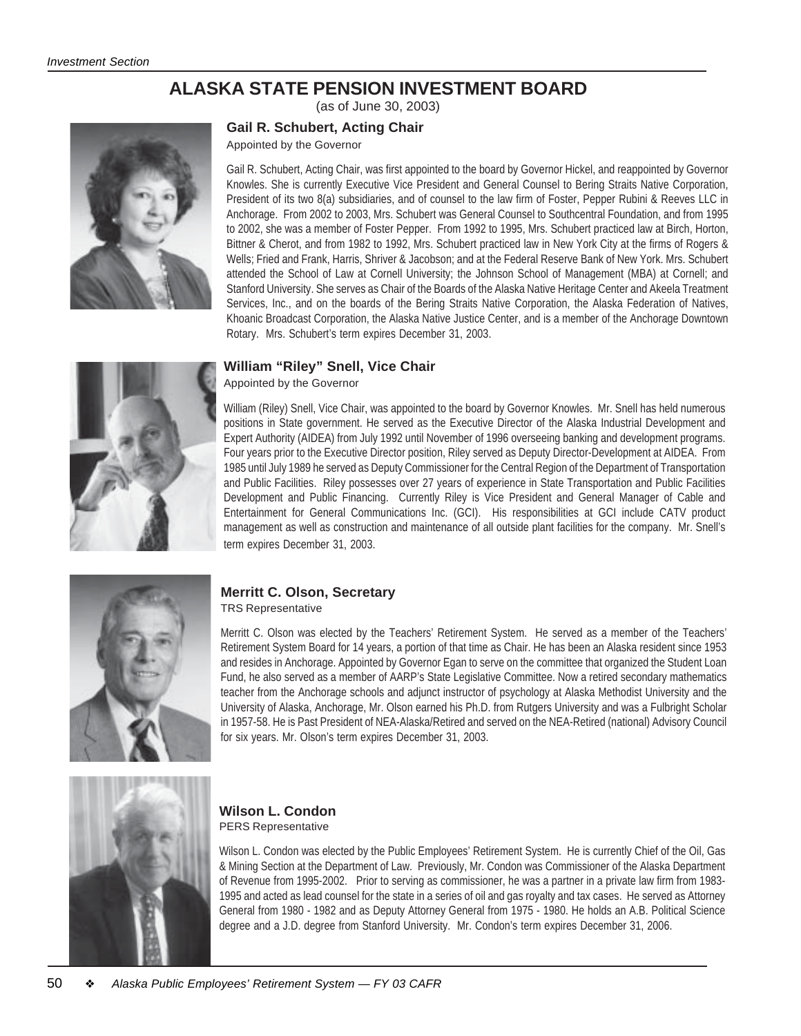# ALASKA STATE PENSION INVESTMENT BOARD

(as of June 30, 2003)

### Gail R. Schubert, Acting Chair

Appointed by the Governor

Gail R. Schubert, Acting Chair, was first appointed to the board by Governor Hickel, and reappointed by Governor Knowles. She is currently Executive Vice President and General Counsel to Bering Straits Native Corporation, President of its two 8(a) subsidiaries, and of counsel to the law firm of Foster, Pepper Rubini & Reeves LLC in Anchorage. From 2002 to 2003, Mrs. Schubert was General Counsel to Southcentral Foundation, and from 1995 to 2002, she was a member of Foster Pepper. From 1992 to 1995, Mrs. Schubert practiced law at Birch, Horton, Bittner & Cherot, and from 1982 to 1992, Mrs. Schubert practiced law in New York City at the firms of Rogers & Wells; Fried and Frank, Harris, Shriver & Jacobson; and at the Federal Reserve Bank of New York. Mrs. Schubert attended the School of Law at Cornell University; the Johnson School of Management (MBA) at Cornell; and Stanford University. She serves as Chair of the Boards of the Alaska Native Heritage Center and Akeela Treatment Services, Inc., and on the boards of the Bering Straits Native Corporation, the Alaska Federation of Natives, Khoanic Broadcast Corporation, the Alaska Native Justice Center, and is a member of the Anchorage Downtown Rotary. Mrs. Schubert's term expires December 31, 2003.

### William "Riley" Snell, Vice Chair

Appointed by the Governor

William (Riley) Snell, Vice Chair, was appointed to the board by Governor Knowles. Mr. Snell has held numerous positions in State government. He served as the Executive Director of the Alaska Industrial Development and Expert Authority (AIDEA) from July 1992 until November of 1996 overseeing banking and development programs. Four years prior to the Executive Director position, Riley served as Deputy Director-Development at AIDEA. From 1985 until July 1989 he served as Deputy Commissioner for the Central Region of the Department of Transportation and Public Facilities. Riley possesses over 27 years of experience in State Transportation and Public Facilities Development and Public Financing. Currently Riley is Vice President and General Manager of Cable and Entertainment for General Communications Inc. (GCI). His responsibilities at GCI include CATV product management as well as construction and maintenance of all outside plant facilities for the company. Mr. Snell's term expires December 31, 2003.

### Merritt C. Olson, Secretary

TRS Representative

Merritt C. Olson was elected by the Teachers' Retirement System. He served as a member of the Teachers' Retirement System Board for 14 years, a portion of that time as Chair. He has been an Alaska resident since 1953 and resides in Anchorage. Appointed by Governor Egan to serve on the committee that organized the Student Loan Fund, he also served as a member of AARP's State Legislative Committee. Now a retired secondary mathematics teacher from the Anchorage schools and adjunct instructor of psychology at Alaska Methodist University and the University of Alaska, Anchorage, Mr. Olson earned his Ph.D. from Rutgers University and was a Fulbright Scholar in 1957-58. He is Past President of NEA-Alaska/Retired and served on the NEA-Retired (national) Advisory Council for six years. Mr. Olson's term expires December 31, 2003.

### Wilson L. Condon

PERS Representative

Wilson L. Condon was elected by the Public Employees' Retirement System. He is currently Chief of the Oil, Gas & Mining Section at the Department of Law. Previously, Mr. Condon was Commissioner of the Alaska Department of Revenue from 1995-2002. Prior to serving as commissioner, he was a partner in a private law firm from 1983-1995 and acted as lead counsel for the state in a series of oil and gas royalty and tax cases. He served as Attorney General from 1980 - 1982 and as Deputy Attorney General from 1975 - 1980. He holds an A.B. Political Science degree and a J.D. degree from Stanford University. Mr. Condon's term expires December 31, 2006.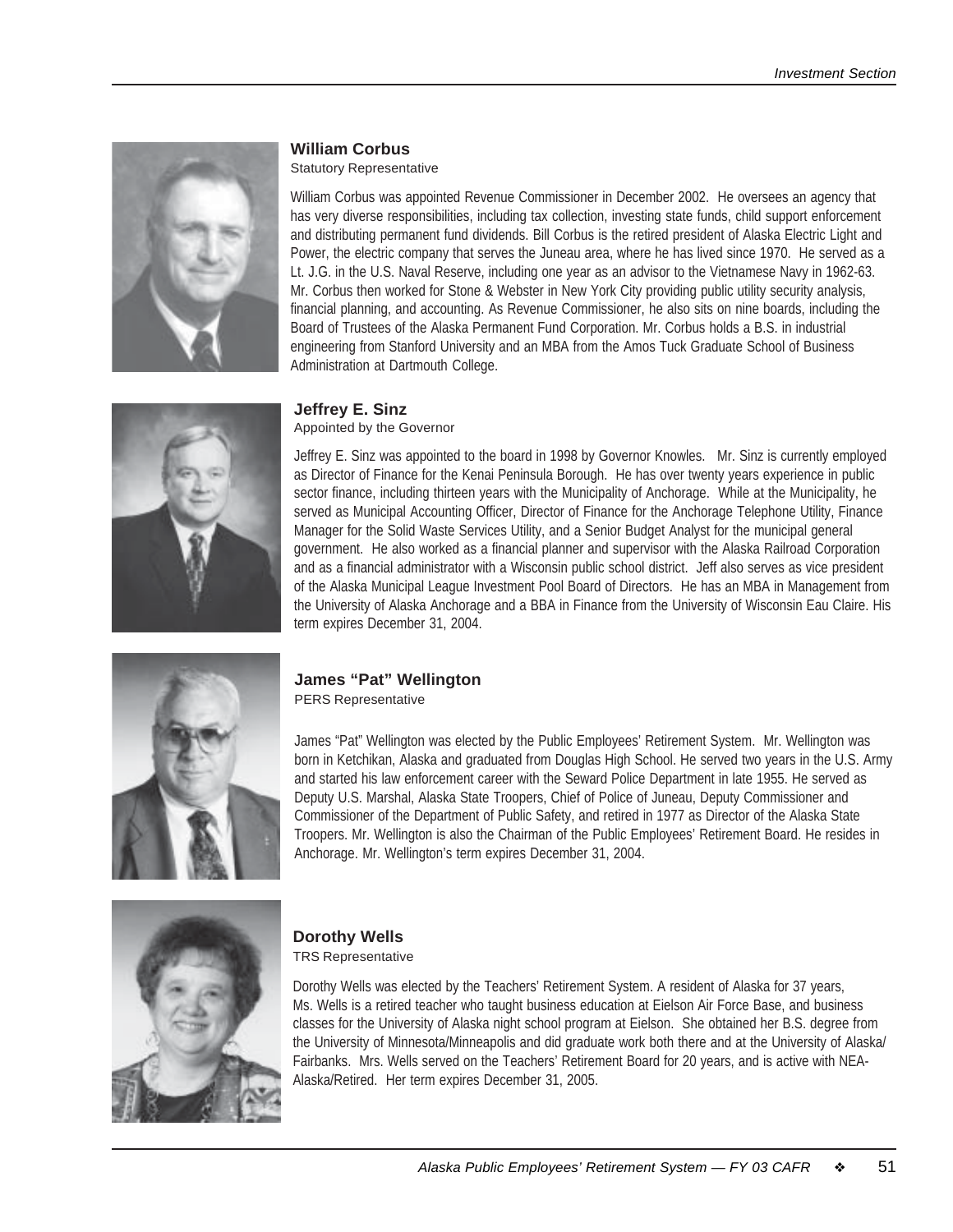### William Corbus

Statutory Representative

William Corbus was appointed Revenue Commissioner in December 2002. He oversees an agency that has very diverse responsibilities, including tax collection, investing state funds, child support enforcement and distributing permanent fund dividends. Bill Corbus is the retired president of Alaska Electric Light and Power, the electric company that serves the Juneau area, where he has lived since 1970. He served as a Lt. J.G. in the U.S. Naval Reserve, including one year as an advisor to the Vietnamese Navy in 1962-63. Mr. Corbus then worked for Stone & Webster in New York City providing public utility security analysis, financial planning, and accounting. As Revenue Commissioner, he also sits on nine boards, including the Board of Trustees of the Alaska Permanent Fund Corporation. Mr. Corbus holds a B.S. in industrial engineering from Stanford University and an MBA from the Amos Tuck Graduate School of Business Administration at Dartmouth College.

### Jeffrey E. Sinz

Appointed by the Governor

Jeffrey E. Sinz was appointed to the board in 1998 by Governor Knowles. Mr. Sinz is currently employed as Director of Finance for the Kenai Peninsula Borough. He has over twenty years experience in public sector finance, including thirteen years with the Municipality of Anchorage. While at the Municipality, he served as Municipal Accounting Officer, Director of Finance for the Anchorage Telephone Utility, Finance Manager for the Solid Waste Services Utility, and a Senior Budget Analyst for the municipal general government. He also worked as a financial planner and supervisor with the Alaska Railroad Corporation and as a financial administrator with a Wisconsin public school district. Jeff also serves as vice president of the Alaska Municipal League Investment Pool Board of Directors. He has an MBA in Management from the University of Alaska Anchorage and a BBA in Finance from the University of Wisconsin Eau Claire. His term expires December 31, 2004.

### James "Pat" Wellington

PERS Representative

James "Pat" Wellington was elected by the Public Employees' Retirement System. Mr. Wellington was born in Ketchikan, Alaska and graduated from Douglas High School. He served two years in the U.S. Army and started his law enforcement career with the Seward Police Department in late 1955. He served as Deputy U.S. Marshal, Alaska State Troopers, Chief of Police of Juneau, Deputy Commissioner and Commissioner of the Department of Public Safety, and retired in 1977 as Director of the Alaska State Troopers. Mr. Wellington is also the Chairman of the Public Employees' Retirement Board. He resides in Anchorage. Mr. Wellington's term expires December 31, 2004.

### Dorothy Wells

TRS Representative

Dorothy Wells was elected by the Teachers' Retirement System. A resident of Alaska for 37 years, Ms. Wells is a retired teacher who taught business education at Eielson Air Force Base, and business classes for the University of Alaska night school program at Eielson. She obtained her B.S. degree from the University of Minnesota/Minneapolis and did graduate work both there and at the University of Alaska/ Fairbanks. Mrs. Wells served on the Teachers' Retirement Board for 20 years, and is active with NEA-Alaska/Retired. Her term expires December 31, 2005.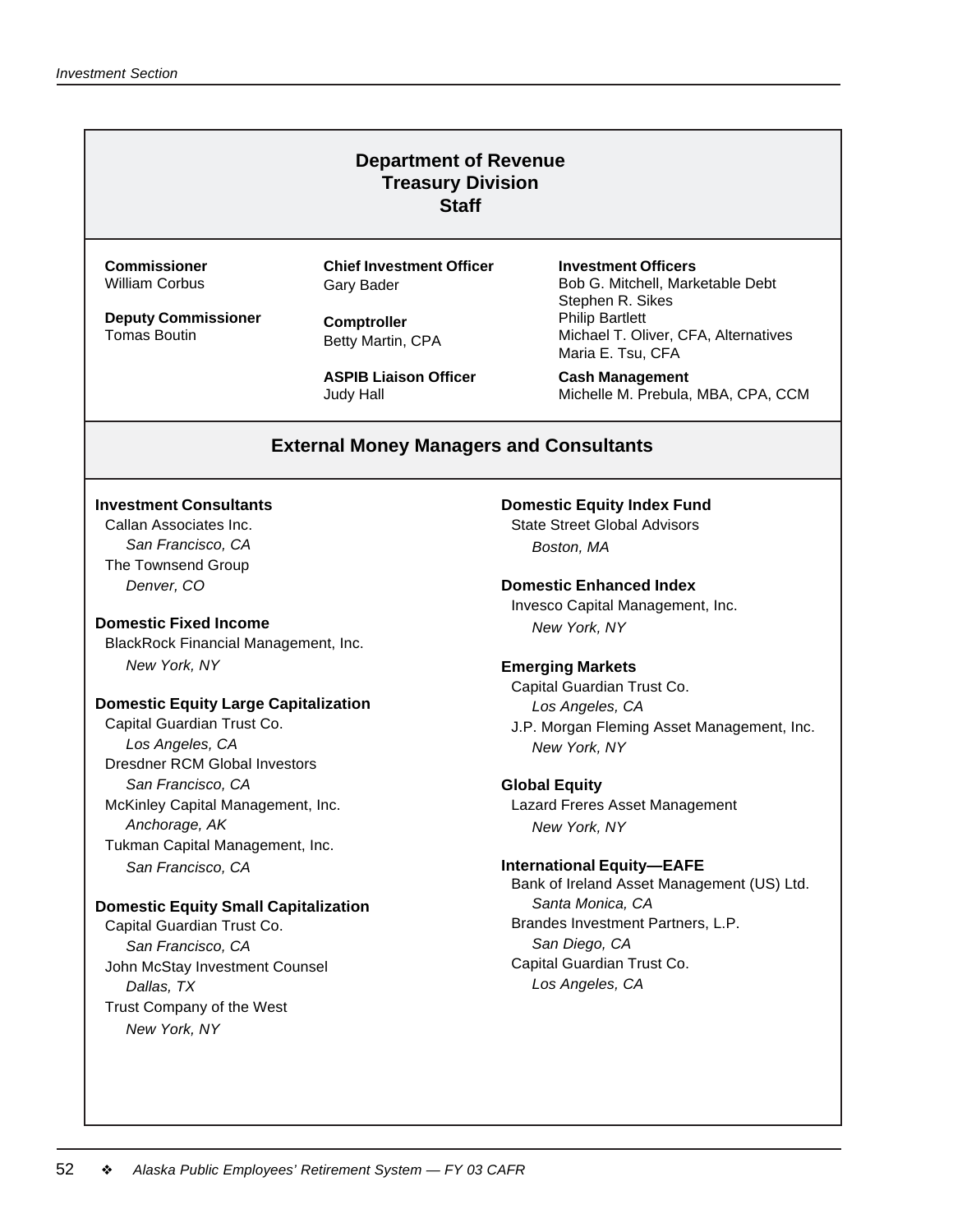## Department of Revenue
## Treasury Division
## Staff

**Commissioner**
William Corbus

**Deputy Commissioner**
Tomas Boutin

**Chief Investment Officer**
Gary Bader

**Comptroller**
Betty Martin, CPA

**ASPIB Liaison Officer**
Judy Hall

**Investment Officers**
Bob G. Mitchell, Marketable Debt
Stephen R. Sikes
Philip Bartlett
Michael T. Oliver, CFA, Alternatives
Maria E. Tsu, CFA

**Cash Management**
Michelle M. Prebula, MBA, CPA, CCM

## External Money Managers and Consultants

**Investment Consultants**
Callan Associates Inc.
*San Francisco, CA*
The Townsend Group
*Denver, CO*

**Domestic Fixed Income**
BlackRock Financial Management, Inc.
*New York, NY*

**Domestic Equity Large Capitalization**
Capital Guardian Trust Co.
*Los Angeles, CA*
Dresdner RCM Global Investors
*San Francisco, CA*
McKinley Capital Management, Inc.
*Anchorage, AK*
Tukman Capital Management, Inc.
*San Francisco, CA*

**Domestic Equity Small Capitalization**
Capital Guardian Trust Co.
*San Francisco, CA*
John McStay Investment Counsel
*Dallas, TX*
Trust Company of the West
*New York, NY*

**Domestic Equity Index Fund**
State Street Global Advisors
*Boston, MA*

**Domestic Enhanced Index**
Invesco Capital Management, Inc.
*New York, NY*

**Emerging Markets**
Capital Guardian Trust Co.
*Los Angeles, CA*
J.P. Morgan Fleming Asset Management, Inc.
*New York, NY*

**Global Equity**
Lazard Freres Asset Management
*New York, NY*

**International Equity—EAFE**
Bank of Ireland Asset Management (US) Ltd.
*Santa Monica, CA*
Brandes Investment Partners, L.P.
*San Diego, CA*
Capital Guardian Trust Co.
*Los Angeles, CA*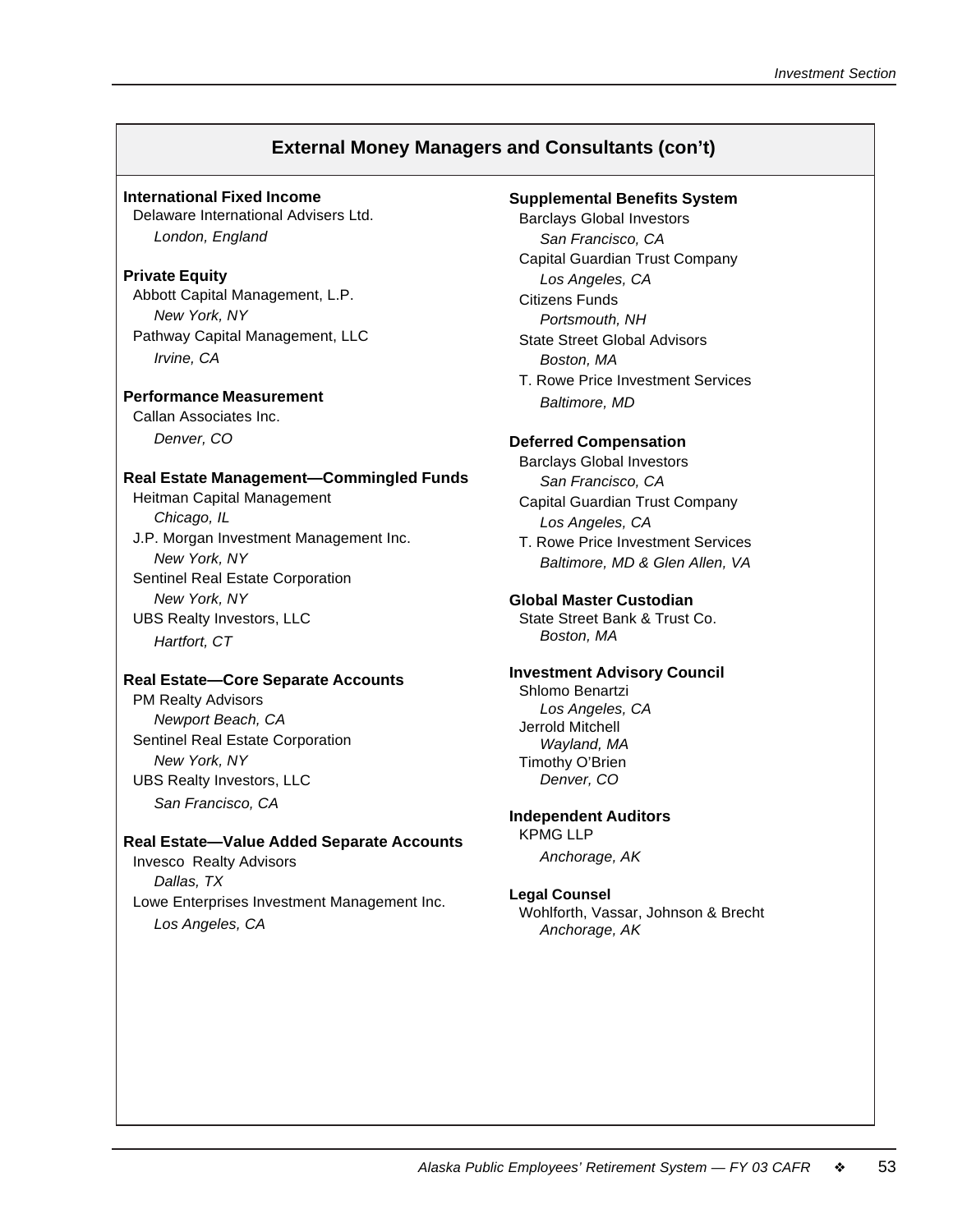## External Money Managers and Consultants (con't)

**International Fixed Income**

Delaware International Advisers Ltd.
*London, England*

**Private Equity**

Abbott Capital Management, L.P.
*New York, NY*

Pathway Capital Management, LLC
*Irvine, CA*

**Performance Measurement**

Callan Associates Inc.
*Denver, CO*

**Real Estate Management—Commingled Funds**

Heitman Capital Management
*Chicago, IL*

J.P. Morgan Investment Management Inc.
*New York, NY*

Sentinel Real Estate Corporation
*New York, NY*

UBS Realty Investors, LLC
*Hartfort, CT*

**Real Estate—Core Separate Accounts**

PM Realty Advisors
*Newport Beach, CA*

Sentinel Real Estate Corporation
*New York, NY*

UBS Realty Investors, LLC
*San Francisco, CA*

**Real Estate—Value Added Separate Accounts**

Invesco Realty Advisors
*Dallas, TX*

Lowe Enterprises Investment Management Inc.
*Los Angeles, CA*

**Supplemental Benefits System**

Barclays Global Investors
*San Francisco, CA*

Capital Guardian Trust Company
*Los Angeles, CA*

Citizens Funds
*Portsmouth, NH*

State Street Global Advisors
*Boston, MA*

T. Rowe Price Investment Services
*Baltimore, MD*

**Deferred Compensation**

Barclays Global Investors
*San Francisco, CA*

Capital Guardian Trust Company
*Los Angeles, CA*

T. Rowe Price Investment Services
*Baltimore, MD & Glen Allen, VA*

**Global Master Custodian**

State Street Bank & Trust Co.
*Boston, MA*

**Investment Advisory Council**

Shlomo Benartzi
*Los Angeles, CA*

Jerrold Mitchell
*Wayland, MA*

Timothy O'Brien
*Denver, CO*

**Independent Auditors**

KPMG LLP
*Anchorage, AK*

**Legal Counsel**

Wohlforth, Vassar, Johnson & Brecht
*Anchorage, AK*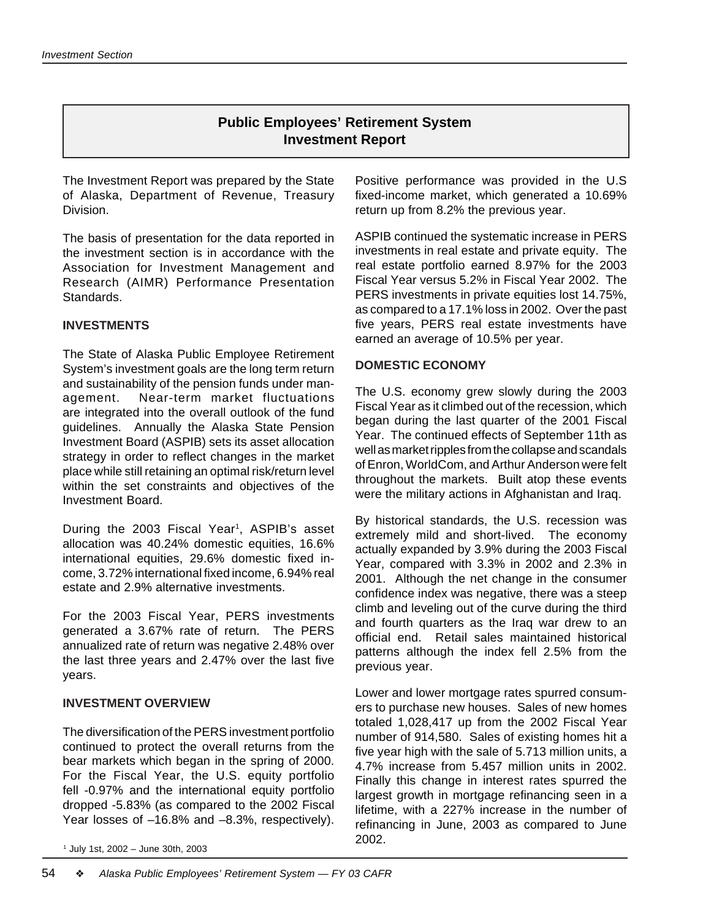# Public Employees' Retirement System Investment Report

The Investment Report was prepared by the State of Alaska, Department of Revenue, Treasury Division.

The basis of presentation for the data reported in the investment section is in accordance with the Association for Investment Management and Research (AIMR) Performance Presentation Standards.

## INVESTMENTS

The State of Alaska Public Employee Retirement System's investment goals are the long term return and sustainability of the pension funds under management. Near-term market fluctuations are integrated into the overall outlook of the fund guidelines. Annually the Alaska State Pension Investment Board (ASPIB) sets its asset allocation strategy in order to reflect changes in the market place while still retaining an optimal risk/return level within the set constraints and objectives of the Investment Board.

During the 2003 Fiscal Year[1], ASPIB's asset allocation was 40.24% domestic equities, 16.6% international equities, 29.6% domestic fixed income, 3.72% international fixed income, 6.94% real estate and 2.9% alternative investments.

For the 2003 Fiscal Year, PERS investments generated a 3.67% rate of return. The PERS annualized rate of return was negative 2.48% over the last three years and 2.47% over the last five years.

## INVESTMENT OVERVIEW

The diversification of the PERS investment portfolio continued to protect the overall returns from the bear markets which began in the spring of 2000. For the Fiscal Year, the U.S. equity portfolio fell -0.97% and the international equity portfolio dropped -5.83% (as compared to the 2002 Fiscal Year losses of –16.8% and –8.3%, respectively).

Positive performance was provided in the U.S fixed-income market, which generated a 10.69% return up from 8.2% the previous year.

ASPIB continued the systematic increase in PERS investments in real estate and private equity. The real estate portfolio earned 8.97% for the 2003 Fiscal Year versus 5.2% in Fiscal Year 2002. The PERS investments in private equities lost 14.75%, as compared to a 17.1% loss in 2002. Over the past five years, PERS real estate investments have earned an average of 10.5% per year.

## DOMESTIC ECONOMY

The U.S. economy grew slowly during the 2003 Fiscal Year as it climbed out of the recession, which began during the last quarter of the 2001 Fiscal Year. The continued effects of September 11th as well as market ripples from the collapse and scandals of Enron, WorldCom, and Arthur Anderson were felt throughout the markets. Built atop these events were the military actions in Afghanistan and Iraq.

By historical standards, the U.S. recession was extremely mild and short-lived. The economy actually expanded by 3.9% during the 2003 Fiscal Year, compared with 3.3% in 2002 and 2.3% in 2001. Although the net change in the consumer confidence index was negative, there was a steep climb and leveling out of the curve during the third and fourth quarters as the Iraq war drew to an official end. Retail sales maintained historical patterns although the index fell 2.5% from the previous year.

Lower and lower mortgage rates spurred consumers to purchase new houses. Sales of new homes totaled 1,028,417 up from the 2002 Fiscal Year number of 914,580. Sales of existing homes hit a five year high with the sale of 5.713 million units, a 4.7% increase from 5.457 million units in 2002. Finally this change in interest rates spurred the largest growth in mortgage refinancing seen in a lifetime, with a 227% increase in the number of refinancing in June, 2003 as compared to June 2002.

[1] July 1st, 2002 – June 30th, 2003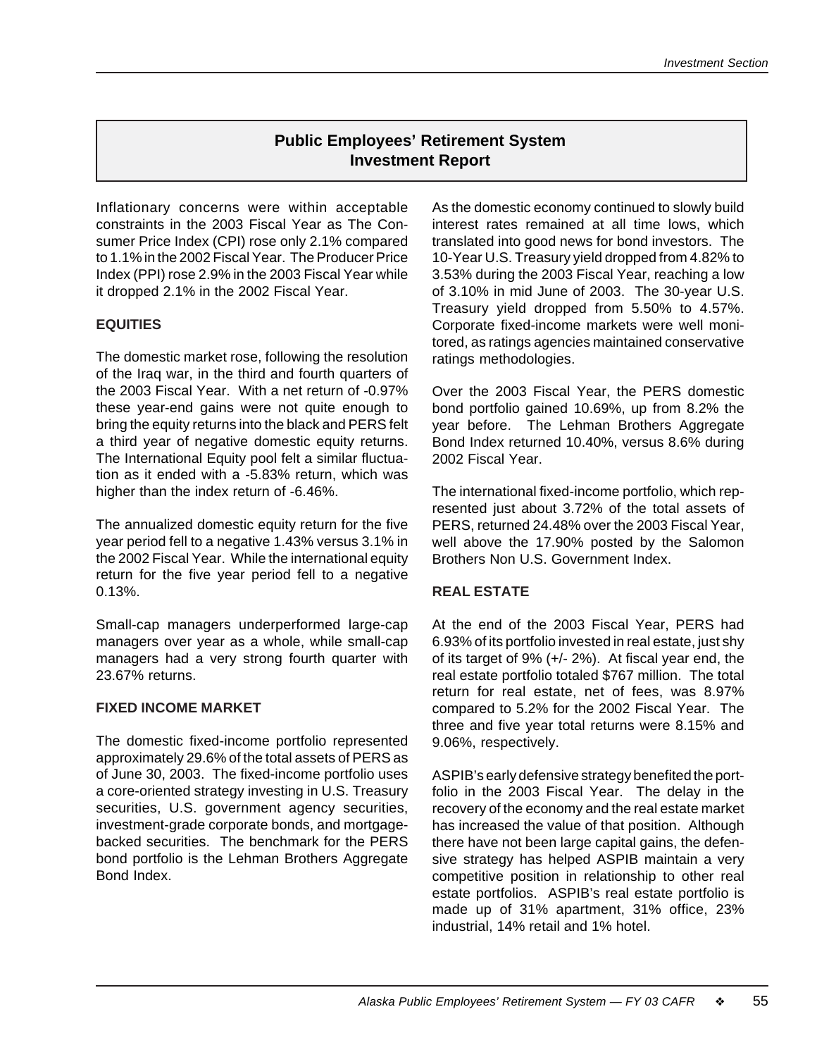## Public Employees' Retirement System Investment Report

Inflationary concerns were within acceptable constraints in the 2003 Fiscal Year as The Consumer Price Index (CPI) rose only 2.1% compared to 1.1% in the 2002 Fiscal Year. The Producer Price Index (PPI) rose 2.9% in the 2003 Fiscal Year while it dropped 2.1% in the 2002 Fiscal Year.

### EQUITIES

The domestic market rose, following the resolution of the Iraq war, in the third and fourth quarters of the 2003 Fiscal Year. With a net return of -0.97% these year-end gains were not quite enough to bring the equity returns into the black and PERS felt a third year of negative domestic equity returns. The International Equity pool felt a similar fluctuation as it ended with a -5.83% return, which was higher than the index return of -6.46%.

The annualized domestic equity return for the five year period fell to a negative 1.43% versus 3.1% in the 2002 Fiscal Year. While the international equity return for the five year period fell to a negative 0.13%.

Small-cap managers underperformed large-cap managers over year as a whole, while small-cap managers had a very strong fourth quarter with 23.67% returns.

### FIXED INCOME MARKET

The domestic fixed-income portfolio represented approximately 29.6% of the total assets of PERS as of June 30, 2003. The fixed-income portfolio uses a core-oriented strategy investing in U.S. Treasury securities, U.S. government agency securities, investment-grade corporate bonds, and mortgage-backed securities. The benchmark for the PERS bond portfolio is the Lehman Brothers Aggregate Bond Index.

As the domestic economy continued to slowly build interest rates remained at all time lows, which translated into good news for bond investors. The 10-Year U.S. Treasury yield dropped from 4.82% to 3.53% during the 2003 Fiscal Year, reaching a low of 3.10% in mid June of 2003. The 30-year U.S. Treasury yield dropped from 5.50% to 4.57%. Corporate fixed-income markets were well monitored, as ratings agencies maintained conservative ratings methodologies.

Over the 2003 Fiscal Year, the PERS domestic bond portfolio gained 10.69%, up from 8.2% the year before. The Lehman Brothers Aggregate Bond Index returned 10.40%, versus 8.6% during 2002 Fiscal Year.

The international fixed-income portfolio, which represented just about 3.72% of the total assets of PERS, returned 24.48% over the 2003 Fiscal Year, well above the 17.90% posted by the Salomon Brothers Non U.S. Government Index.

### REAL ESTATE

At the end of the 2003 Fiscal Year, PERS had 6.93% of its portfolio invested in real estate, just shy of its target of 9% (+/- 2%). At fiscal year end, the real estate portfolio totaled $767 million. The total return for real estate, net of fees, was 8.97% compared to 5.2% for the 2002 Fiscal Year. The three and five year total returns were 8.15% and 9.06%, respectively.

ASPIB's early defensive strategy benefited the portfolio in the 2003 Fiscal Year. The delay in the recovery of the economy and the real estate market has increased the value of that position. Although there have not been large capital gains, the defensive strategy has helped ASPIB maintain a very competitive position in relationship to other real estate portfolios. ASPIB's real estate portfolio is made up of 31% apartment, 31% office, 23% industrial, 14% retail and 1% hotel.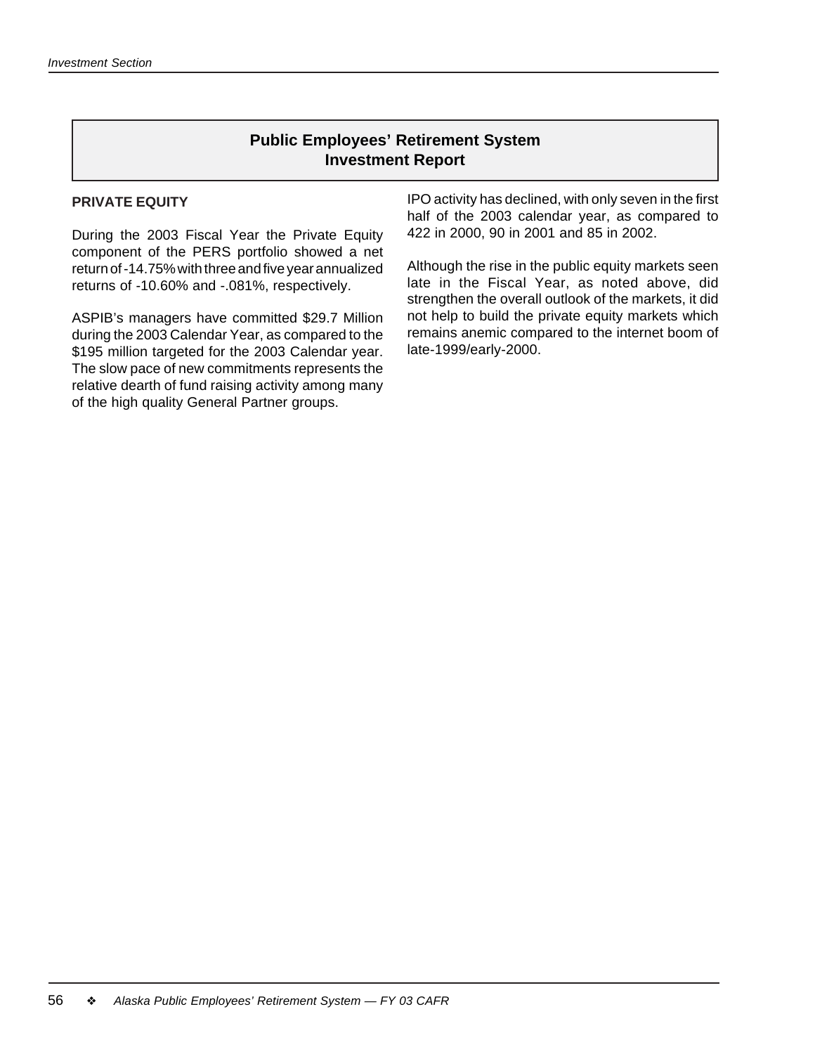# Public Employees' Retirement System
# Investment Report

## PRIVATE EQUITY

During the 2003 Fiscal Year the Private Equity component of the PERS portfolio showed a net return of -14.75% with three and five year annualized returns of -10.60% and -.081%, respectively.

ASPIB's managers have committed $29.7 Million during the 2003 Calendar Year, as compared to the $195 million targeted for the 2003 Calendar year. The slow pace of new commitments represents the relative dearth of fund raising activity among many of the high quality General Partner groups.

IPO activity has declined, with only seven in the first half of the 2003 calendar year, as compared to 422 in 2000, 90 in 2001 and 85 in 2002.

Although the rise in the public equity markets seen late in the Fiscal Year, as noted above, did strengthen the overall outlook of the markets, it did not help to build the private equity markets which remains anemic compared to the internet boom of late-1999/early-2000.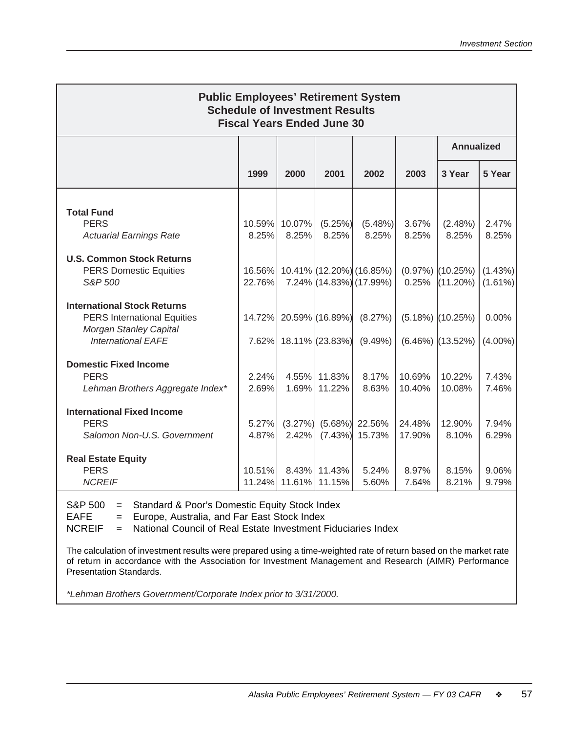## Public Employees' Retirement System
## Schedule of Investment Results
## Fiscal Years Ended June 30

| | 1999 | 2000 | 2001 | 2002 | 2003 | Annualized 3 Year | Annualized 5 Year |
|---|---|---|---|---|---|---|---|
| **Total Fund** | | | | | | | |
| PERS | 10.59% | 10.07% | (5.25%) | (5.48%) | 3.67% | (2.48%) | 2.47% |
| *Actuarial Earnings Rate* | 8.25% | 8.25% | 8.25% | 8.25% | 8.25% | 8.25% | 8.25% |
| **U.S. Common Stock Returns** | | | | | | | |
| PERS Domestic Equities | 16.56% | 10.41% | (12.20%) | (16.85%) | (0.97%) | (10.25%) | (1.43%) |
| *S&P 500* | 22.76% | 7.24% | (14.83%) | (17.99%) | 0.25% | (11.20%) | (1.61%) |
| **International Stock Returns** | | | | | | | |
| PERS International Equities | 14.72% | 20.59% | (16.89%) | (8.27%) | (5.18%) | (10.25%) | 0.00% |
| *Morgan Stanley Capital International EAFE* | 7.62% | 18.11% | (23.83%) | (9.49%) | (6.46%) | (13.52%) | (4.00%) |
| **Domestic Fixed Income** | | | | | | | |
| PERS | 2.24% | 4.55% | 11.83% | 8.17% | 10.69% | 10.22% | 7.43% |
| *Lehman Brothers Aggregate Index** | 2.69% | 1.69% | 11.22% | 8.63% | 10.40% | 10.08% | 7.46% |
| **International Fixed Income** | | | | | | | |
| PERS | 5.27% | (3.27%) | (5.68%) | 22.56% | 24.48% | 12.90% | 7.94% |
| *Salomon Non-U.S. Government* | 4.87% | 2.42% | (7.43%) | 15.73% | 17.90% | 8.10% | 6.29% |
| **Real Estate Equity** | | | | | | | |
| PERS | 10.51% | 8.43% | 11.43% | 5.24% | 8.97% | 8.15% | 9.06% |
| *NCREIF* | 11.24% | 11.61% | 11.15% | 5.60% | 7.64% | 8.21% | 9.79% |

S&P 500 = Standard & Poor's Domestic Equity Stock Index
EAFE = Europe, Australia, and Far East Stock Index
NCREIF = National Council of Real Estate Investment Fiduciaries Index

The calculation of investment results were prepared using a time-weighted rate of return based on the market rate of return in accordance with the Association for Investment Management and Research (AIMR) Performance Presentation Standards.

*\*Lehman Brothers Government/Corporate Index prior to 3/31/2000.*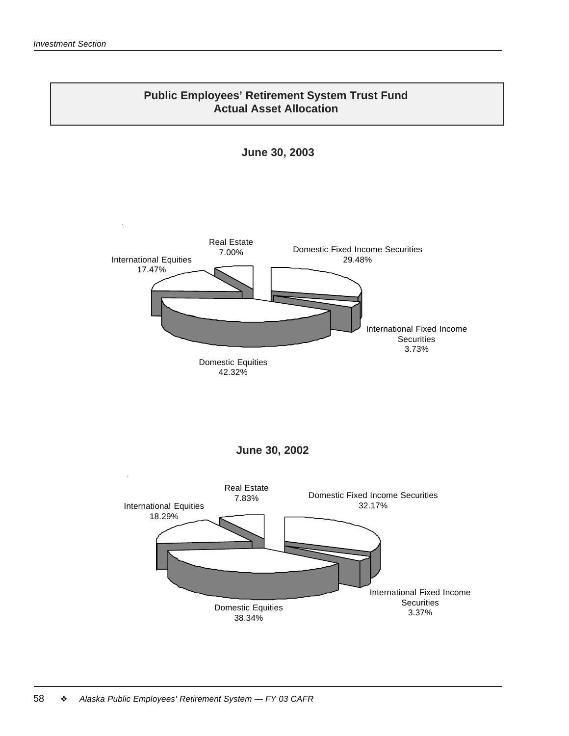## Public Employees' Retirement System Trust Fund
## Actual Asset Allocation

### June 30, 2003

Real Estate
7.00%

Domestic Fixed Income Securities
29.48%

International Equities
17.47%

International Fixed Income Securities
3.73%

Domestic Equities
42.32%

### June 30, 2002

Real Estate
7.83%

Domestic Fixed Income Securities
32.17%

International Equities
18.29%

International Fixed Income Securities
3.37%

Domestic Equities
38.34%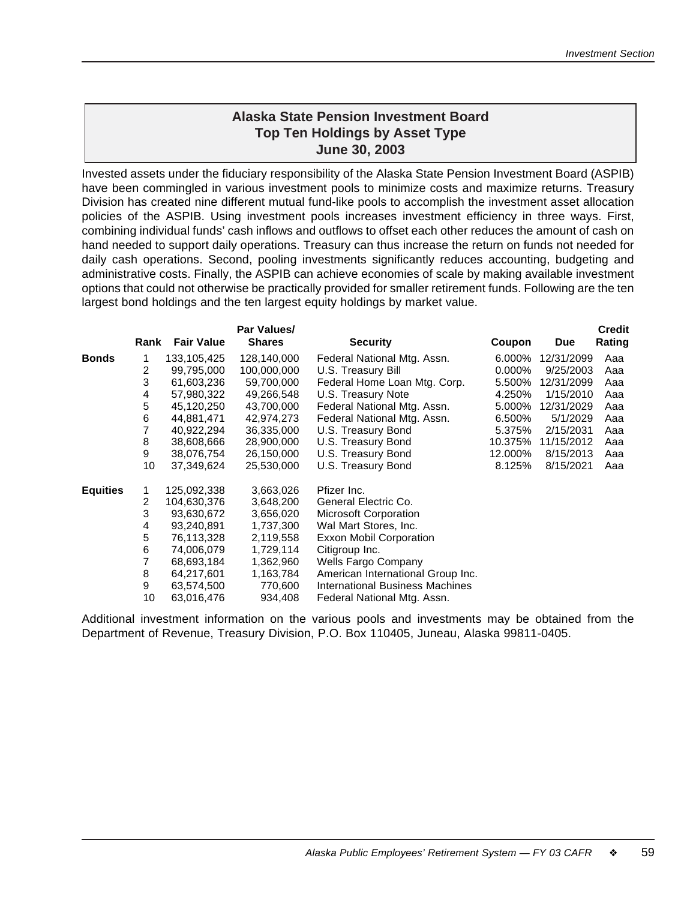## Alaska State Pension Investment Board
## Top Ten Holdings by Asset Type
## June 30, 2003

Invested assets under the fiduciary responsibility of the Alaska State Pension Investment Board (ASPIB) have been commingled in various investment pools to minimize costs and maximize returns. Treasury Division has created nine different mutual fund-like pools to accomplish the investment asset allocation policies of the ASPIB. Using investment pools increases investment efficiency in three ways. First, combining individual funds' cash inflows and outflows to offset each other reduces the amount of cash on hand needed to support daily operations. Treasury can thus increase the return on funds not needed for daily cash operations. Second, pooling investments significantly reduces accounting, budgeting and administrative costs. Finally, the ASPIB can achieve economies of scale by making available investment options that could not otherwise be practically provided for smaller retirement funds. Following are the ten largest bond holdings and the ten largest equity holdings by market value.

| | Rank | Fair Value | Par Values/ Shares | Security | Coupon | Due | Credit Rating |
|---|---|---|---|---|---|---|---|
| **Bonds** | 1 | 133,105,425 | 128,140,000 | Federal National Mtg. Assn. | 6.000% | 12/31/2099 | Aaa |
| | 2 | 99,795,000 | 100,000,000 | U.S. Treasury Bill | 0.000% | 9/25/2003 | Aaa |
| | 3 | 61,603,236 | 59,700,000 | Federal Home Loan Mtg. Corp. | 5.500% | 12/31/2099 | Aaa |
| | 4 | 57,980,322 | 49,266,548 | U.S. Treasury Note | 4.250% | 1/15/2010 | Aaa |
| | 5 | 45,120,250 | 43,700,000 | Federal National Mtg. Assn. | 5.000% | 12/31/2029 | Aaa |
| | 6 | 44,881,471 | 42,974,273 | Federal National Mtg. Assn. | 6.500% | 5/1/2029 | Aaa |
| | 7 | 40,922,294 | 36,335,000 | U.S. Treasury Bond | 5.375% | 2/15/2031 | Aaa |
| | 8 | 38,608,666 | 28,900,000 | U.S. Treasury Bond | 10.375% | 11/15/2012 | Aaa |
| | 9 | 38,076,754 | 26,150,000 | U.S. Treasury Bond | 12.000% | 8/15/2013 | Aaa |
| | 10 | 37,349,624 | 25,530,000 | U.S. Treasury Bond | 8.125% | 8/15/2021 | Aaa |
| **Equities** | 1 | 125,092,338 | 3,663,026 | Pfizer Inc. | | | |
| | 2 | 104,630,376 | 3,648,200 | General Electric Co. | | | |
| | 3 | 93,630,672 | 3,656,020 | Microsoft Corporation | | | |
| | 4 | 93,240,891 | 1,737,300 | Wal Mart Stores, Inc. | | | |
| | 5 | 76,113,328 | 2,119,558 | Exxon Mobil Corporation | | | |
| | 6 | 74,006,079 | 1,729,114 | Citigroup Inc. | | | |
| | 7 | 68,693,184 | 1,362,960 | Wells Fargo Company | | | |
| | 8 | 64,217,601 | 1,163,784 | American International Group Inc. | | | |
| | 9 | 63,574,500 | 770,600 | International Business Machines | | | |
| | 10 | 63,016,476 | 934,408 | Federal National Mtg. Assn. | | | |

Additional investment information on the various pools and investments may be obtained from the Department of Revenue, Treasury Division, P.O. Box 110405, Juneau, Alaska 99811-0405.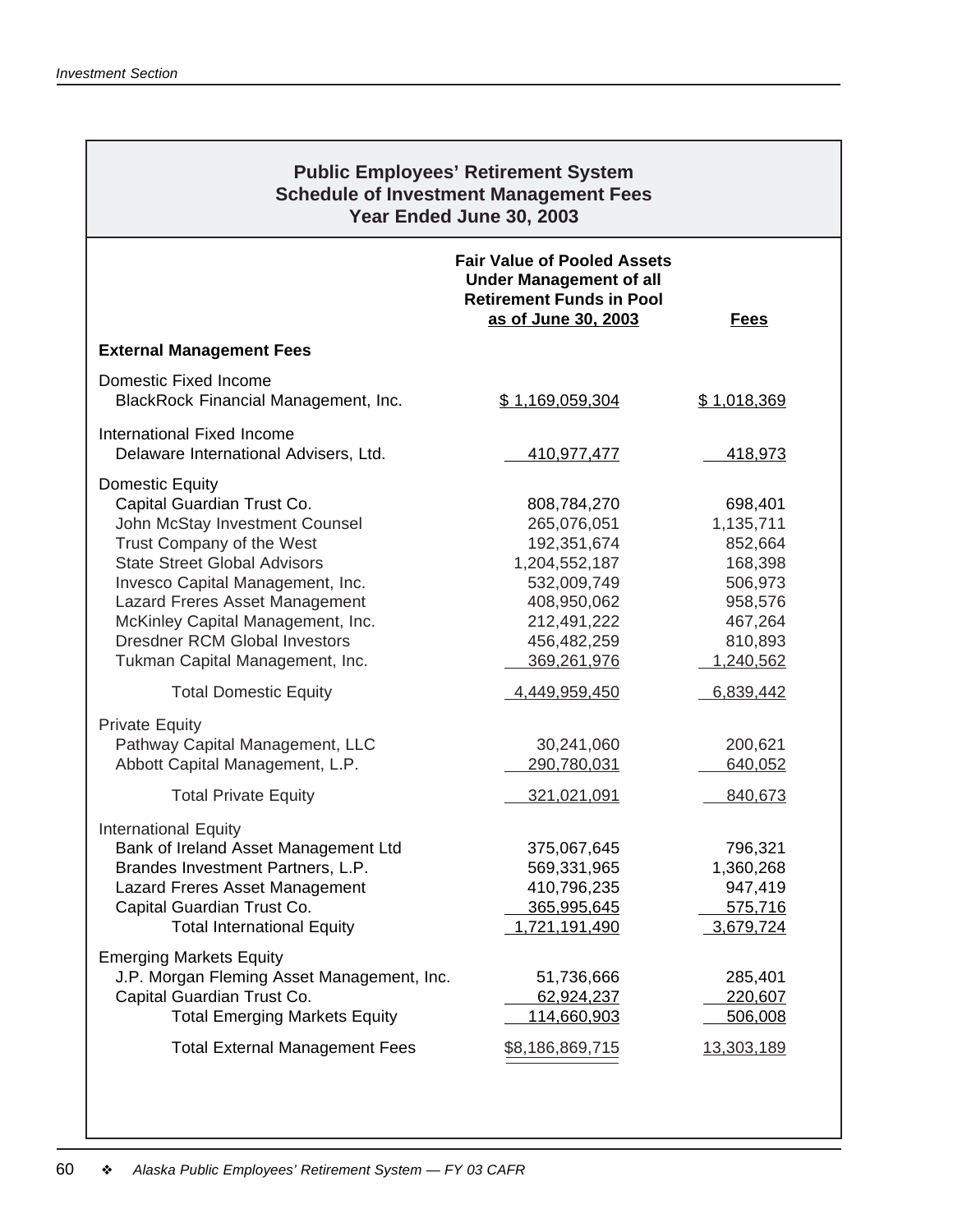## Public Employees' Retirement System
## Schedule of Investment Management Fees
## Year Ended June 30, 2003

| | Fair Value of Pooled Assets Under Management of all Retirement Funds in Pool as of June 30, 2003 | Fees |
|---|---|---|
| **External Management Fees** | | |
| Domestic Fixed Income | | |
| BlackRock Financial Management, Inc. | $ 1,169,059,304 | $ 1,018,369 |
| International Fixed Income | | |
| Delaware International Advisers, Ltd. | 410,977,477 | 418,973 |
| Domestic Equity | | |
| Capital Guardian Trust Co. | 808,784,270 | 698,401 |
| John McStay Investment Counsel | 265,076,051 | 1,135,711 |
| Trust Company of the West | 192,351,674 | 852,664 |
| State Street Global Advisors | 1,204,552,187 | 168,398 |
| Invesco Capital Management, Inc. | 532,009,749 | 506,973 |
| Lazard Freres Asset Management | 408,950,062 | 958,576 |
| McKinley Capital Management, Inc. | 212,491,222 | 467,264 |
| Dresdner RCM Global Investors | 456,482,259 | 810,893 |
| Tukman Capital Management, Inc. | 369,261,976 | 1,240,562 |
| Total Domestic Equity | 4,449,959,450 | 6,839,442 |
| Private Equity | | |
| Pathway Capital Management, LLC | 30,241,060 | 200,621 |
| Abbott Capital Management, L.P. | 290,780,031 | 640,052 |
| Total Private Equity | 321,021,091 | 840,673 |
| International Equity | | |
| Bank of Ireland Asset Management Ltd | 375,067,645 | 796,321 |
| Brandes Investment Partners, L.P. | 569,331,965 | 1,360,268 |
| Lazard Freres Asset Management | 410,796,235 | 947,419 |
| Capital Guardian Trust Co. | 365,995,645 | 575,716 |
| Total International Equity | 1,721,191,490 | 3,679,724 |
| Emerging Markets Equity | | |
| J.P. Morgan Fleming Asset Management, Inc. | 51,736,666 | 285,401 |
| Capital Guardian Trust Co. | 62,924,237 | 220,607 |
| Total Emerging Markets Equity | 114,660,903 | 506,008 |
| Total External Management Fees | $8,186,869,715 | 13,303,189 |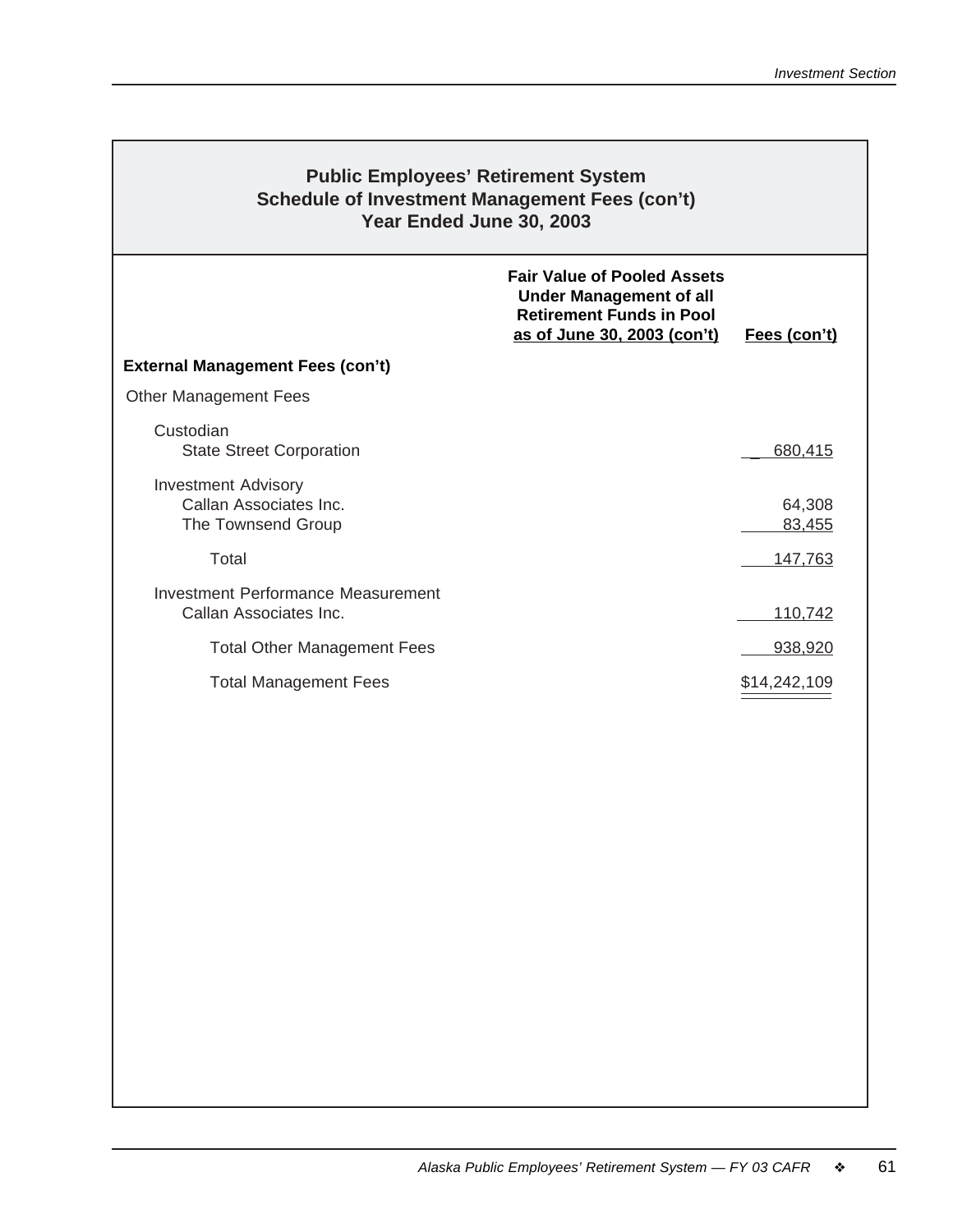## Public Employees' Retirement System
## Schedule of Investment Management Fees (con't)
## Year Ended June 30, 2003

| | Fair Value of Pooled Assets Under Management of all Retirement Funds in Pool as of June 30, 2003 (con't) | Fees (con't) |
|---|---|---|
| **External Management Fees (con't)** | | |
| Other Management Fees | | |
| Custodian | | |
| State Street Corporation | | 680,415 |
| Investment Advisory | | |
| Callan Associates Inc. | | 64,308 |
| The Townsend Group | | 83,455 |
| Total | | 147,763 |
| Investment Performance Measurement | | |
| Callan Associates Inc. | | 110,742 |
| Total Other Management Fees | | 938,920 |
| Total Management Fees | | $14,242,109 |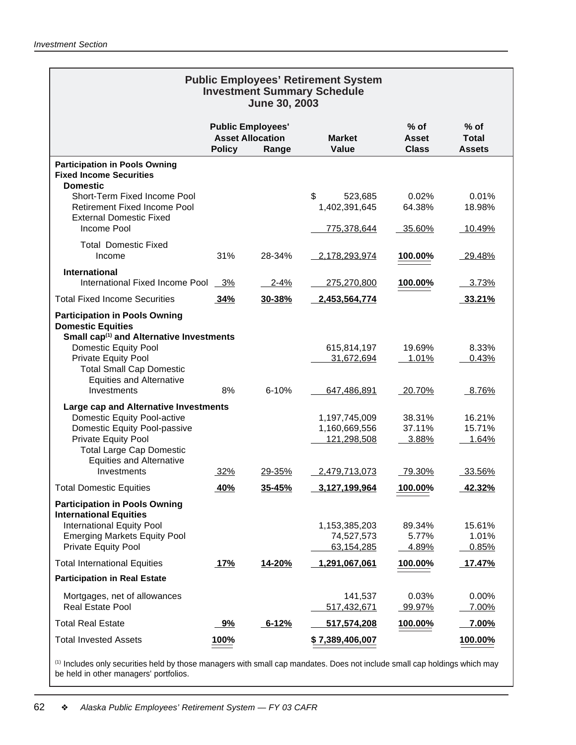## Public Employees' Retirement System
## Investment Summary Schedule
## June 30, 2003

| | Public Employees' Asset Allocation Policy | Range | Market Value | % of Asset Class | % of Total Assets |
|---|---|---|---|---|---|
| **Participation in Pools Owning Fixed Income Securities** | | | | | |
| **Domestic** | | | | | |
| Short-Term Fixed Income Pool | | | $ 523,685 | 0.02% | 0.01% |
| Retirement Fixed Income Pool | | | 1,402,391,645 | 64.38% | 18.98% |
| External Domestic Fixed Income Pool | | | 775,378,644 | 35.60% | 10.49% |
| Total Domestic Fixed Income | 31% | 28-34% | 2,178,293,974 | **100.00%** | 29.48% |
| **International** | | | | | |
| International Fixed Income Pool | 3% | 2-4% | 275,270,800 | **100.00%** | 3.73% |
| Total Fixed Income Securities | **34%** | **30-38%** | **2,453,564,774** | | **33.21%** |
| **Participation in Pools Owning Domestic Equities** | | | | | |
| **Small cap[1] and Alternative Investments** | | | | | |
| Domestic Equity Pool | | | 615,814,197 | 19.69% | 8.33% |
| Private Equity Pool | | | 31,672,694 | 1.01% | 0.43% |
| Total Small Cap Domestic Equities and Alternative Investments | 8% | 6-10% | 647,486,891 | 20.70% | 8.76% |
| **Large cap and Alternative Investments** | | | | | |
| Domestic Equity Pool-active | | | 1,197,745,009 | 38.31% | 16.21% |
| Domestic Equity Pool-passive | | | 1,160,669,556 | 37.11% | 15.71% |
| Private Equity Pool | | | 121,298,508 | 3.88% | 1.64% |
| Total Large Cap Domestic Equities and Alternative Investments | 32% | 29-35% | 2,479,713,073 | 79.30% | 33.56% |
| Total Domestic Equities | **40%** | **35-45%** | **3,127,199,964** | **100.00%** | **42.32%** |
| **Participation in Pools Owning International Equities** | | | | | |
| International Equity Pool | | | 1,153,385,203 | 89.34% | 15.61% |
| Emerging Markets Equity Pool | | | 74,527,573 | 5.77% | 1.01% |
| Private Equity Pool | | | 63,154,285 | 4.89% | 0.85% |
| Total International Equities | **17%** | **14-20%** | **1,291,067,061** | **100.00%** | **17.47%** |
| **Participation in Real Estate** | | | | | |
| Mortgages, net of allowances | | | 141,537 | 0.03% | 0.00% |
| Real Estate Pool | | | 517,432,671 | 99.97% | 7.00% |
| Total Real Estate | **9%** | **6-12%** | **517,574,208** | **100.00%** | **7.00%** |
| Total Invested Assets | **100%** | | **$ 7,389,406,007** | | **100.00%** |

[1] Includes only securities held by those managers with small cap mandates. Does not include small cap holdings which may be held in other managers' portfolios.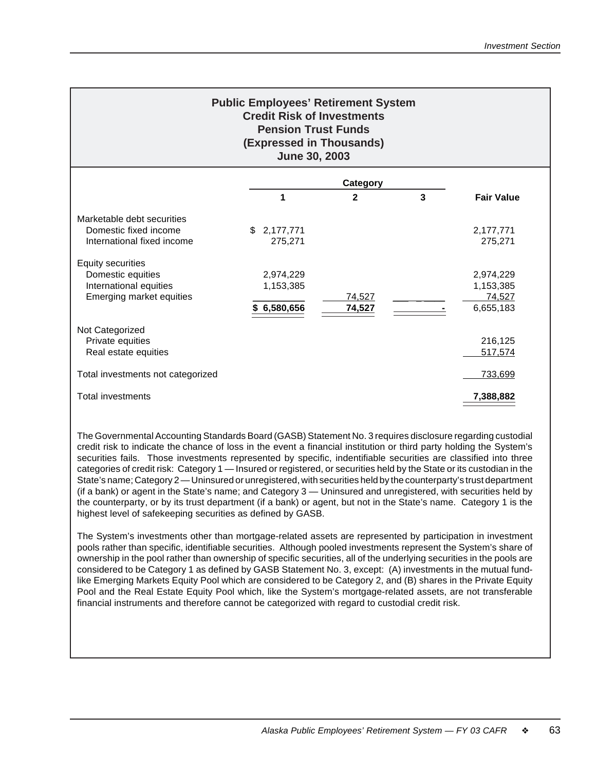## Public Employees' Retirement System
## Credit Risk of Investments
## Pension Trust Funds
## (Expressed in Thousands)
## June 30, 2003

| | Category 1 | Category 2 | Category 3 | Fair Value |
|---|---|---|---|---|
| Marketable debt securities | | | | |
| Domestic fixed income | $ 2,177,771 | | | 2,177,771 |
| International fixed income | 275,271 | | | 275,271 |
| Equity securities | | | | |
| Domestic equities | 2,974,229 | | | 2,974,229 |
| International equities | 1,153,385 | | | 1,153,385 |
| Emerging market equities | | 74,527 | | 74,527 |
| | **$ 6,580,656** | **74,527** | **-** | 6,655,183 |
| Not Categorized | | | | |
| Private equities | | | | 216,125 |
| Real estate equities | | | | 517,574 |
| Total investments not categorized | | | | 733,699 |
| Total investments | | | | **7,388,882** |

The Governmental Accounting Standards Board (GASB) Statement No. 3 requires disclosure regarding custodial credit risk to indicate the chance of loss in the event a financial institution or third party holding the System's securities fails. Those investments represented by specific, indentifiable securities are classified into three categories of credit risk: Category 1 — Insured or registered, or securities held by the State or its custodian in the State's name; Category 2 — Uninsured or unregistered, with securities held by the counterparty's trust department (if a bank) or agent in the State's name; and Category 3 — Uninsured and unregistered, with securities held by the counterparty, or by its trust department (if a bank) or agent, but not in the State's name. Category 1 is the highest level of safekeeping securities as defined by GASB.

The System's investments other than mortgage-related assets are represented by participation in investment pools rather than specific, identifiable securities. Although pooled investments represent the System's share of ownership in the pool rather than ownership of specific securities, all of the underlying securities in the pools are considered to be Category 1 as defined by GASB Statement No. 3, except: (A) investments in the mutual fund-like Emerging Markets Equity Pool which are considered to be Category 2, and (B) shares in the Private Equity Pool and the Real Estate Equity Pool which, like the System's mortgage-related assets, are not transferable financial instruments and therefore cannot be categorized with regard to custodial credit risk.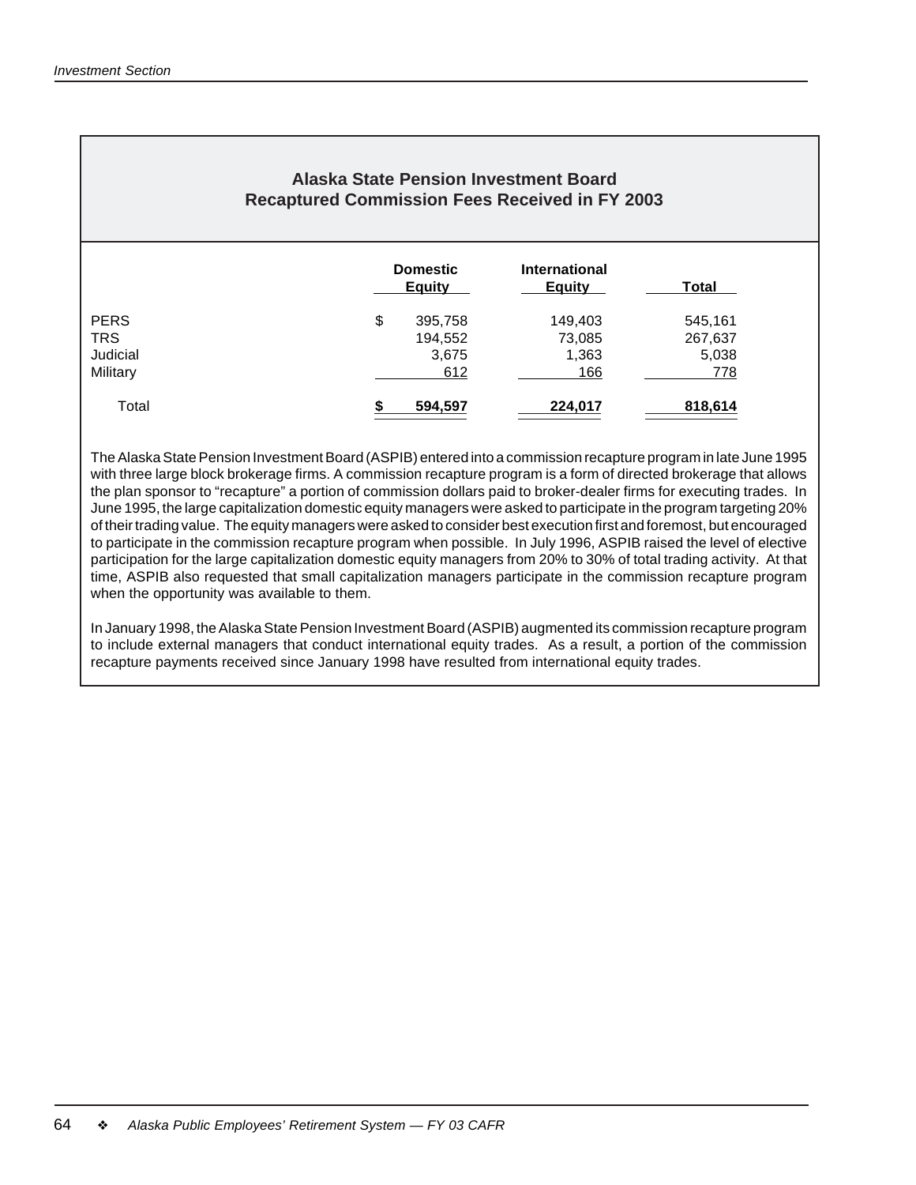## Alaska State Pension Investment Board
## Recaptured Commission Fees Received in FY 2003

| | Domestic Equity | International Equity | Total |
|---|---|---|---|
| PERS | $ 395,758 | 149,403 | 545,161 |
| TRS | 194,552 | 73,085 | 267,637 |
| Judicial | 3,675 | 1,363 | 5,038 |
| Military | 612 | 166 | 778 |
| Total | **$ 594,597** | **224,017** | **818,614** |

The Alaska State Pension Investment Board (ASPIB) entered into a commission recapture program in late June 1995 with three large block brokerage firms. A commission recapture program is a form of directed brokerage that allows the plan sponsor to "recapture" a portion of commission dollars paid to broker-dealer firms for executing trades. In June 1995, the large capitalization domestic equity managers were asked to participate in the program targeting 20% of their trading value. The equity managers were asked to consider best execution first and foremost, but encouraged to participate in the commission recapture program when possible. In July 1996, ASPIB raised the level of elective participation for the large capitalization domestic equity managers from 20% to 30% of total trading activity. At that time, ASPIB also requested that small capitalization managers participate in the commission recapture program when the opportunity was available to them.

In January 1998, the Alaska State Pension Investment Board (ASPIB) augmented its commission recapture program to include external managers that conduct international equity trades. As a result, a portion of the commission recapture payments received since January 1998 have resulted from international equity trades.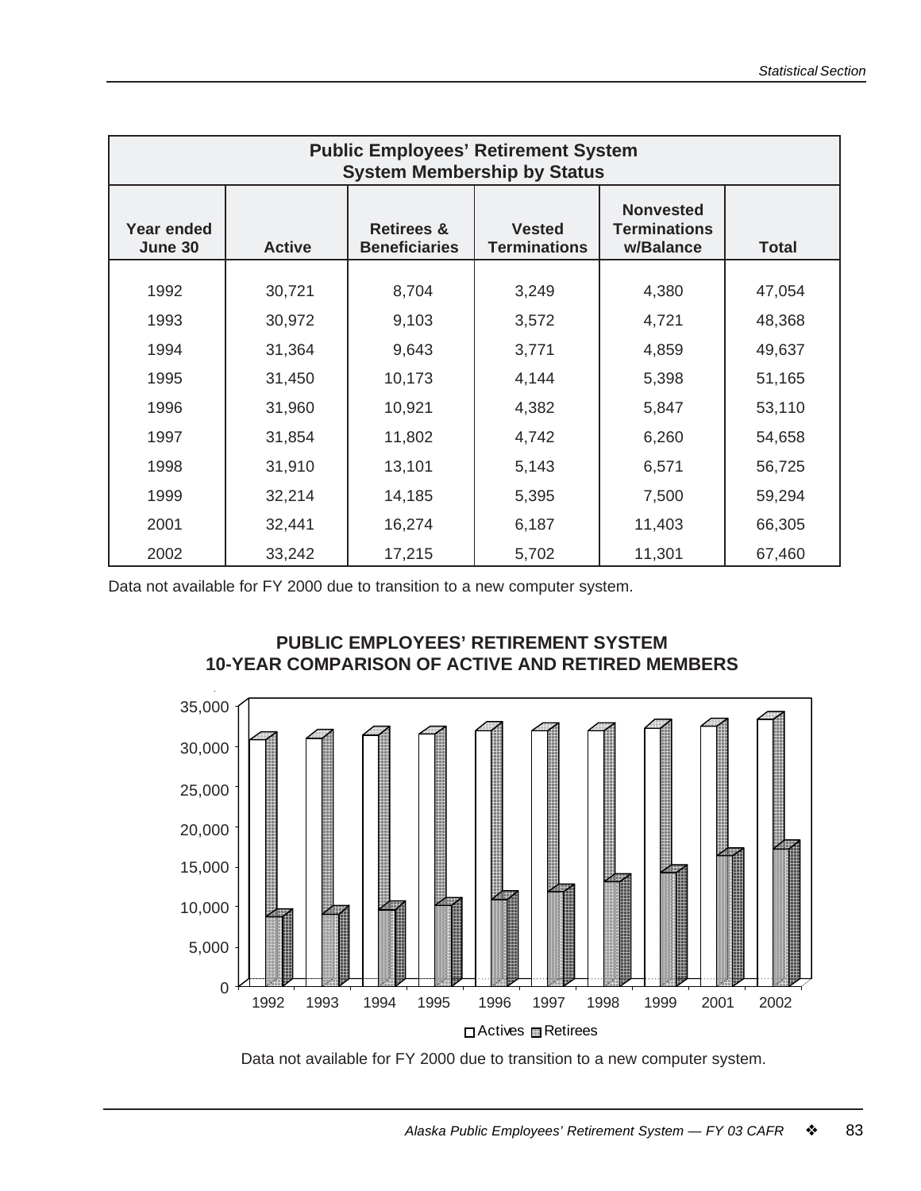## Public Employees' Retirement System
### System Membership by Status

| Year ended June 30 | Active | Retirees & Beneficiaries | Vested Terminations | Nonvested Terminations w/Balance | Total |
|---|---|---|---|---|---|
| 1992 | 30,721 | 8,704 | 3,249 | 4,380 | 47,054 |
| 1993 | 30,972 | 9,103 | 3,572 | 4,721 | 48,368 |
| 1994 | 31,364 | 9,643 | 3,771 | 4,859 | 49,637 |
| 1995 | 31,450 | 10,173 | 4,144 | 5,398 | 51,165 |
| 1996 | 31,960 | 10,921 | 4,382 | 5,847 | 53,110 |
| 1997 | 31,854 | 11,802 | 4,742 | 6,260 | 54,658 |
| 1998 | 31,910 | 13,101 | 5,143 | 6,571 | 56,725 |
| 1999 | 32,214 | 14,185 | 5,395 | 7,500 | 59,294 |
| 2001 | 32,441 | 16,274 | 6,187 | 11,403 | 66,305 |
| 2002 | 33,242 | 17,215 | 5,702 | 11,301 | 67,460 |

Data not available for FY 2000 due to transition to a new computer system.

**PUBLIC EMPLOYEES' RETIREMENT SYSTEM**
**10-YEAR COMPARISON OF ACTIVE AND RETIRED MEMBERS**

Data not available for FY 2000 due to transition to a new computer system.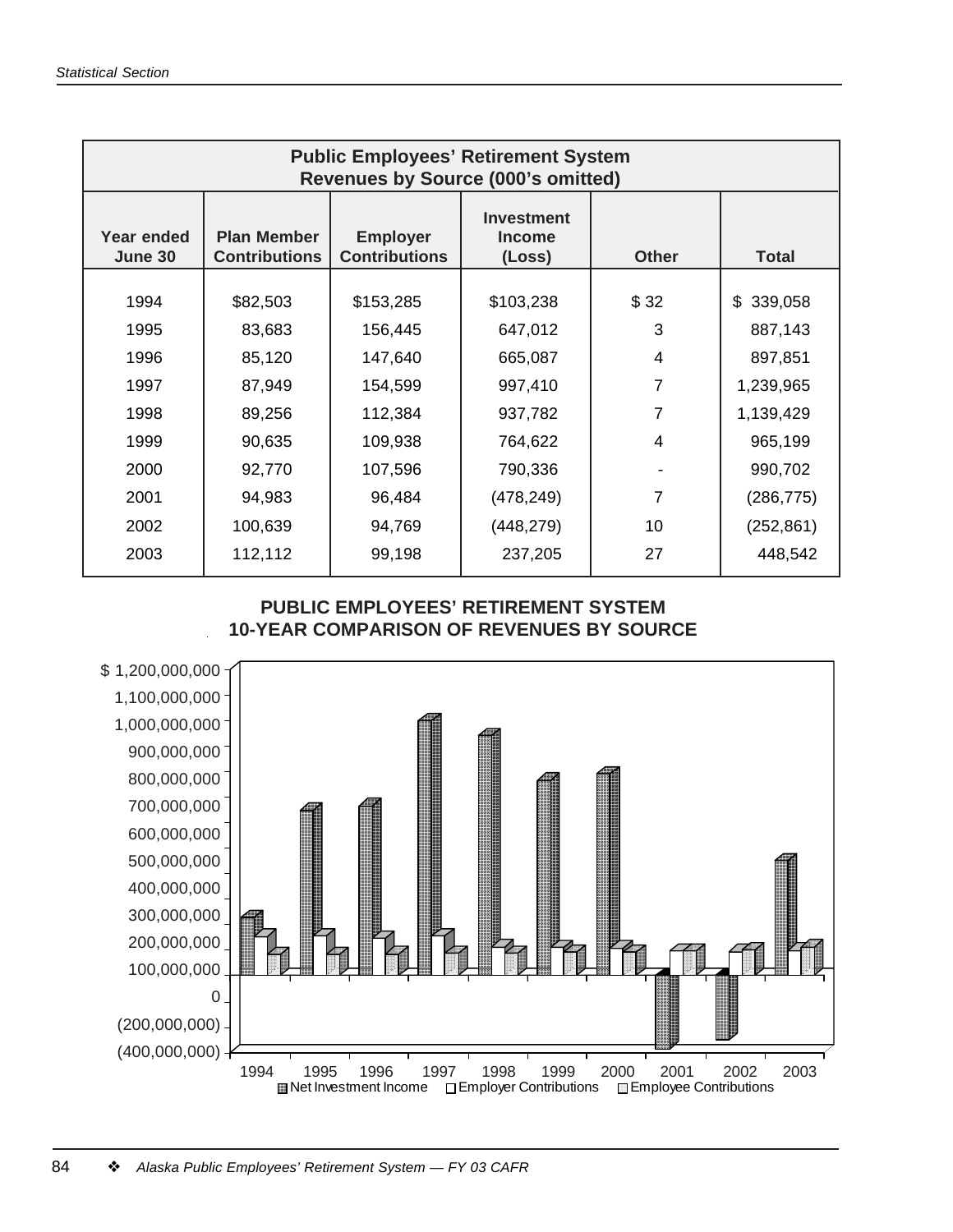## Public Employees' Retirement System
### Revenues by Source (000's omitted)

| Year ended June 30 | Plan Member Contributions | Employer Contributions | Investment Income (Loss) | Other | Total |
|---|---|---|---|---|---|
| 1994 | $82,503 | $153,285 | $103,238 | $ 32 | $ 339,058 |
| 1995 | 83,683 | 156,445 | 647,012 | 3 | 887,143 |
| 1996 | 85,120 | 147,640 | 665,087 | 4 | 897,851 |
| 1997 | 87,949 | 154,599 | 997,410 | 7 | 1,239,965 |
| 1998 | 89,256 | 112,384 | 937,782 | 7 | 1,139,429 |
| 1999 | 90,635 | 109,938 | 764,622 | 4 | 965,199 |
| 2000 | 92,770 | 107,596 | 790,336 | - | 990,702 |
| 2001 | 94,983 | 96,484 | (478,249) | 7 | (286,775) |
| 2002 | 100,639 | 94,769 | (448,279) | 10 | (252,861) |
| 2003 | 112,112 | 99,198 | 237,205 | 27 | 448,542 |

**PUBLIC EMPLOYEES' RETIREMENT SYSTEM**
**10-YEAR COMPARISON OF REVENUES BY SOURCE**

Chart: Y-axis from (400,000,000) to $ 1,200,000,000; X-axis 1994–2003. Legend: Net Investment Income, Employer Contributions, Employee Contributions.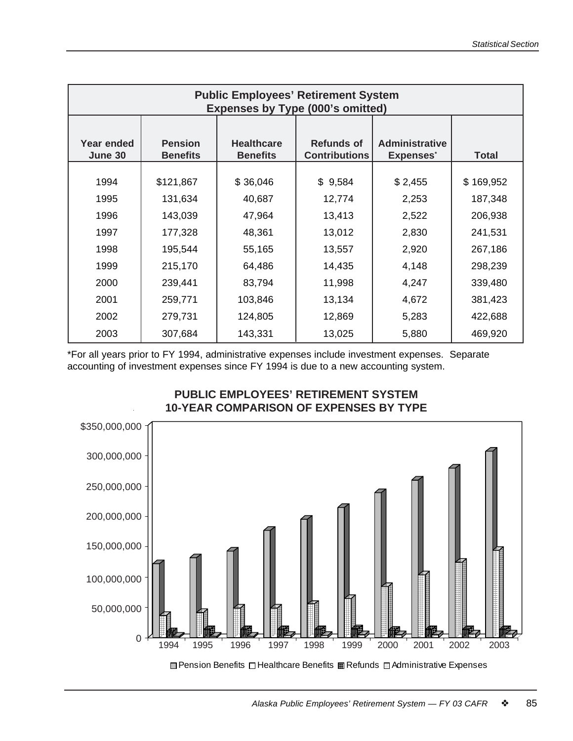## Public Employees' Retirement System
## Expenses by Type (000's omitted)

| Year ended June 30 | Pension Benefits | Healthcare Benefits | Refunds of Contributions | Administrative Expenses* | Total |
|---|---|---|---|---|---|
| 1994 | $121,867 | $ 36,046 | $ 9,584 | $ 2,455 | $ 169,952 |
| 1995 | 131,634 | 40,687 | 12,774 | 2,253 | 187,348 |
| 1996 | 143,039 | 47,964 | 13,413 | 2,522 | 206,938 |
| 1997 | 177,328 | 48,361 | 13,012 | 2,830 | 241,531 |
| 1998 | 195,544 | 55,165 | 13,557 | 2,920 | 267,186 |
| 1999 | 215,170 | 64,486 | 14,435 | 4,148 | 298,239 |
| 2000 | 239,441 | 83,794 | 11,998 | 4,247 | 339,480 |
| 2001 | 259,771 | 103,846 | 13,134 | 4,672 | 381,423 |
| 2002 | 279,731 | 124,805 | 12,869 | 5,283 | 422,688 |
| 2003 | 307,684 | 143,331 | 13,025 | 5,880 | 469,920 |

*For all years prior to FY 1994, administrative expenses include investment expenses. Separate accounting of investment expenses since FY 1994 is due to a new accounting system.

**PUBLIC EMPLOYEES' RETIREMENT SYSTEM**
**10-YEAR COMPARISON OF EXPENSES BY TYPE**

$350,000,000
300,000,000
250,000,000
200,000,000
150,000,000
100,000,000
50,000,000
0

1994 1995 1996 1997 1998 1999 2000 2001 2002 2003

Pension Benefits, Healthcare Benefits, Refunds, Administrative Expenses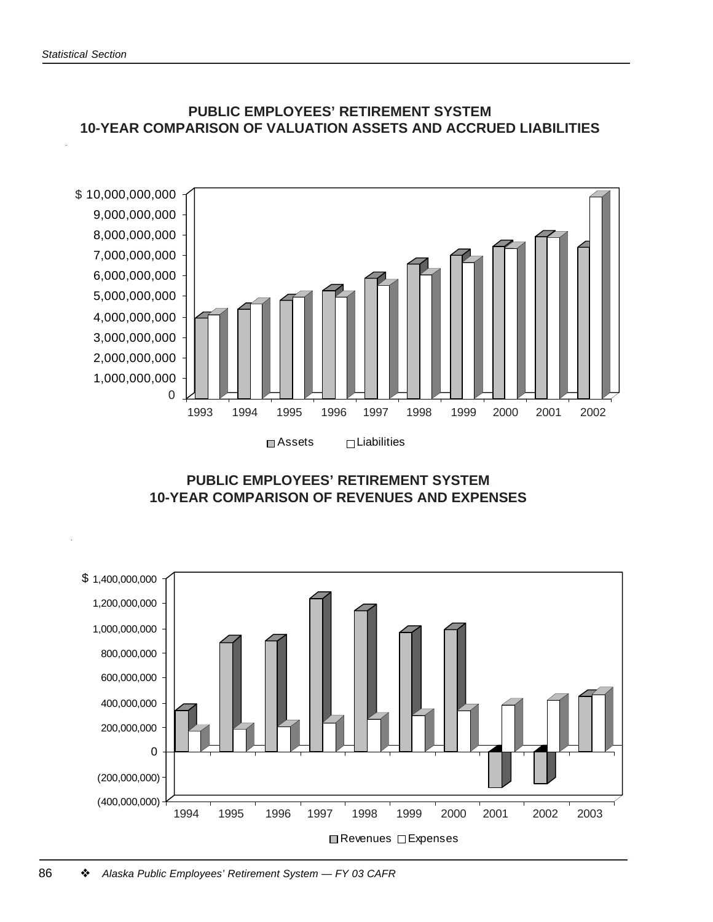## PUBLIC EMPLOYEES' RETIREMENT SYSTEM
## 10-YEAR COMPARISON OF VALUATION ASSETS AND ACCRUED LIABILITIES

$ 10,000,000,000
9,000,000,000
8,000,000,000
7,000,000,000
6,000,000,000
5,000,000,000
4,000,000,000
3,000,000,000
2,000,000,000
1,000,000,000
0

1993 1994 1995 1996 1997 1998 1999 2000 2001 2002

Assets Liabilities

## PUBLIC EMPLOYEES' RETIREMENT SYSTEM
## 10-YEAR COMPARISON OF REVENUES AND EXPENSES

$ 1,400,000,000
1,200,000,000
1,000,000,000
800,000,000
600,000,000
400,000,000
200,000,000
0
(200,000,000)
(400,000,000)

1994 1995 1996 1997 1998 1999 2000 2001 2002 2003

Revenues Expenses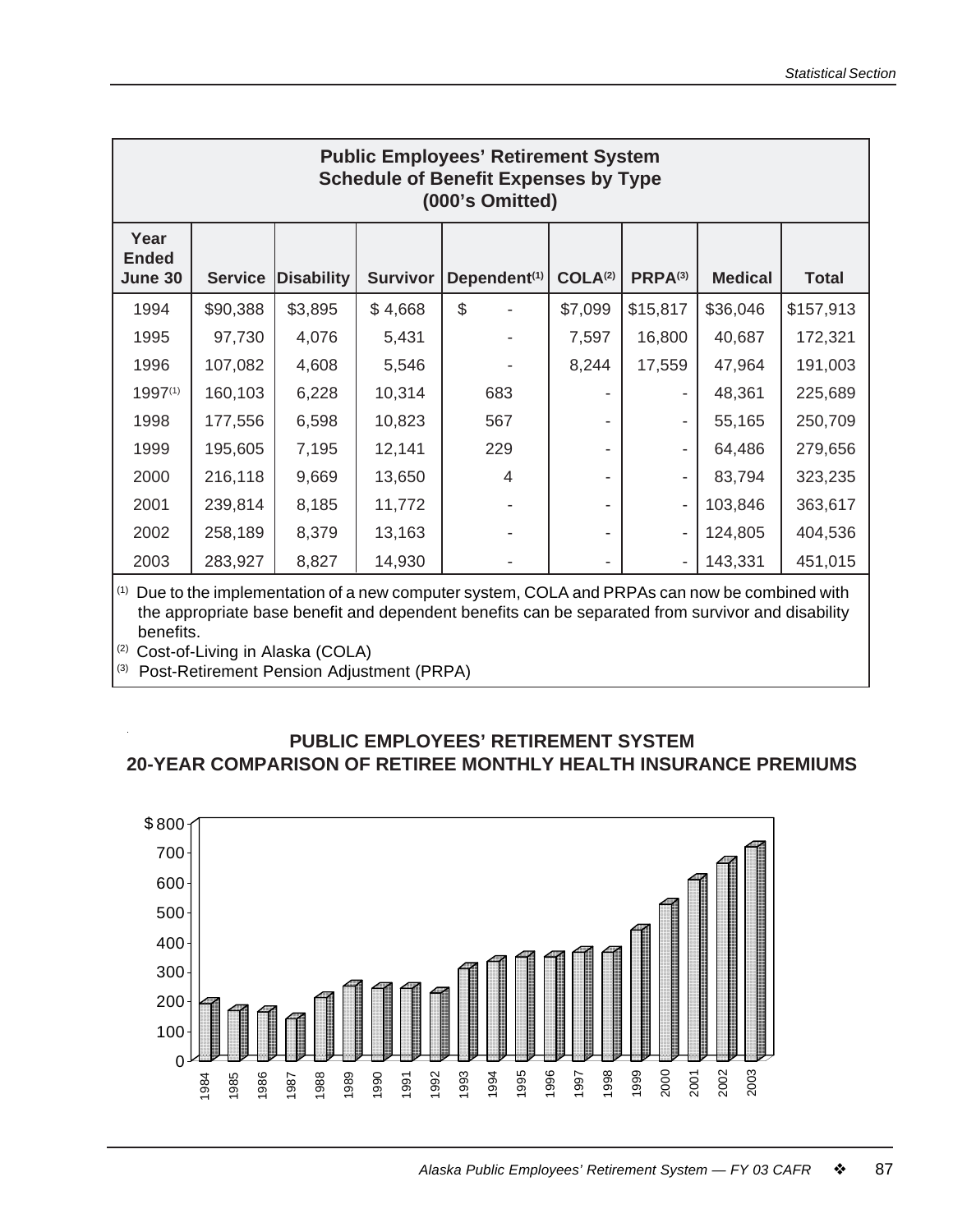## Public Employees' Retirement System
## Schedule of Benefit Expenses by Type
## (000's Omitted)

| Year Ended June 30 | Service | Disability | Survivor | Dependent[1] | COLA[2] | PRPA[3] | Medical | Total |
|---|---|---|---|---|---|---|---|---|
| 1994 | $90,388 | $3,895 | $ 4,668 | $ - | $7,099 | $15,817 | $36,046 | $157,913 |
| 1995 | 97,730 | 4,076 | 5,431 | - | 7,597 | 16,800 | 40,687 | 172,321 |
| 1996 | 107,082 | 4,608 | 5,546 | - | 8,244 | 17,559 | 47,964 | 191,003 |
| 1997[1] | 160,103 | 6,228 | 10,314 | 683 | - | - | 48,361 | 225,689 |
| 1998 | 177,556 | 6,598 | 10,823 | 567 | - | - | 55,165 | 250,709 |
| 1999 | 195,605 | 7,195 | 12,141 | 229 | - | - | 64,486 | 279,656 |
| 2000 | 216,118 | 9,669 | 13,650 | 4 | - | - | 83,794 | 323,235 |
| 2001 | 239,814 | 8,185 | 11,772 | - | - | - | 103,846 | 363,617 |
| 2002 | 258,189 | 8,379 | 13,163 | - | - | - | 124,805 | 404,536 |
| 2003 | 283,927 | 8,827 | 14,930 | - | - | - | 143,331 | 451,015 |

[1] Due to the implementation of a new computer system, COLA and PRPAs can now be combined with the appropriate base benefit and dependent benefits can be separated from survivor and disability benefits.

[2] Cost-of-Living in Alaska (COLA)

[3] Post-Retirement Pension Adjustment (PRPA)

## PUBLIC EMPLOYEES' RETIREMENT SYSTEM
## 20-YEAR COMPARISON OF RETIREE MONTHLY HEALTH INSURANCE PREMIUMS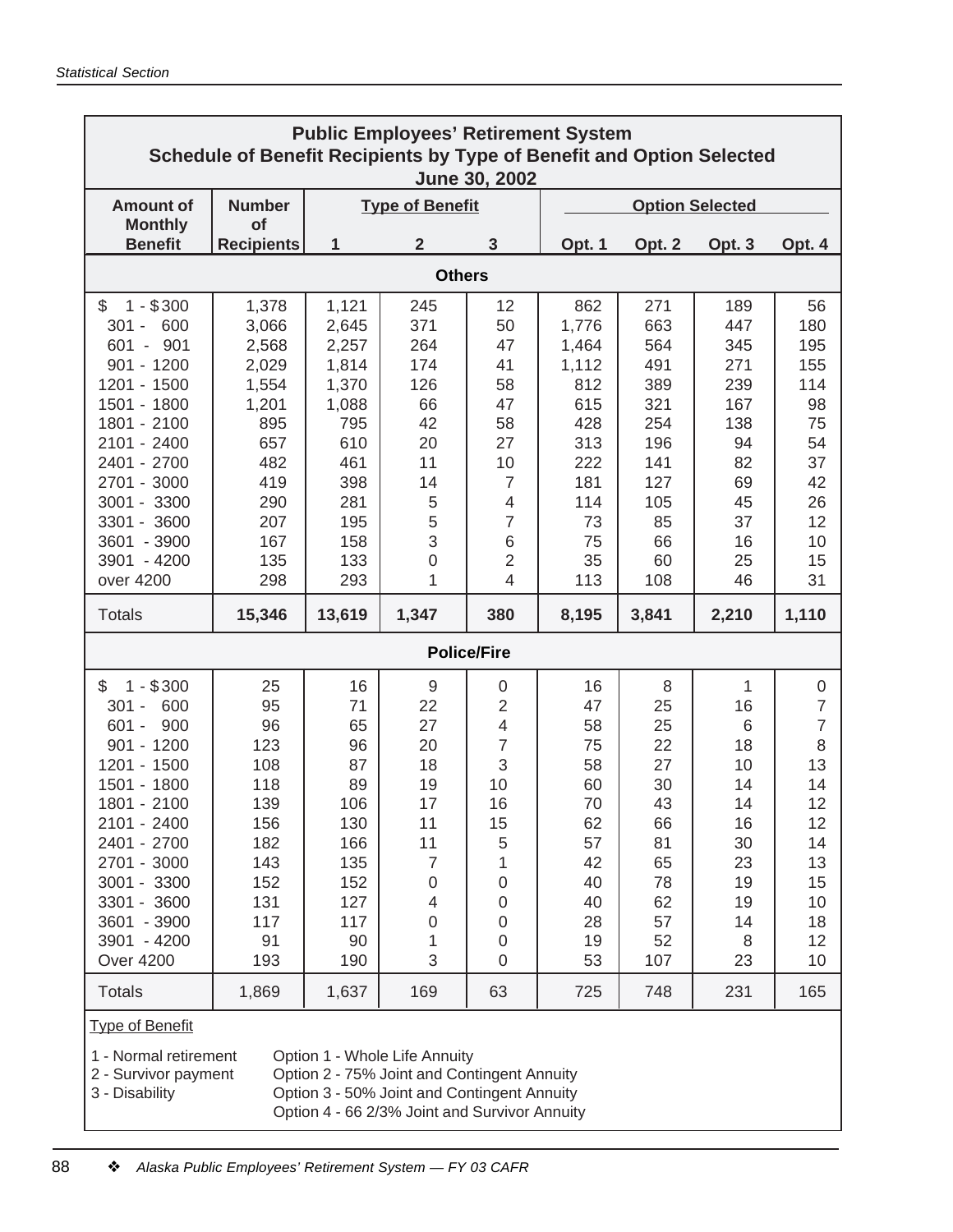## Public Employees' Retirement System
### Schedule of Benefit Recipients by Type of Benefit and Option Selected
### June 30, 2002

| Amount of Monthly Benefit | Number of Recipients | Type of Benefit 1 | Type of Benefit 2 | Type of Benefit 3 | Option Selected Opt. 1 | Opt. 2 | Opt. 3 | Opt. 4 |
|---|---|---|---|---|---|---|---|---|
| **Others** | | | | | | | | |
| $ 1 - $300 | 1,378 | 1,121 | 245 | 12 | 862 | 271 | 189 | 56 |
| 301 - 600 | 3,066 | 2,645 | 371 | 50 | 1,776 | 663 | 447 | 180 |
| 601 - 901 | 2,568 | 2,257 | 264 | 47 | 1,464 | 564 | 345 | 195 |
| 901 - 1200 | 2,029 | 1,814 | 174 | 41 | 1,112 | 491 | 271 | 155 |
| 1201 - 1500 | 1,554 | 1,370 | 126 | 58 | 812 | 389 | 239 | 114 |
| 1501 - 1800 | 1,201 | 1,088 | 66 | 47 | 615 | 321 | 167 | 98 |
| 1801 - 2100 | 895 | 795 | 42 | 58 | 428 | 254 | 138 | 75 |
| 2101 - 2400 | 657 | 610 | 20 | 27 | 313 | 196 | 94 | 54 |
| 2401 - 2700 | 482 | 461 | 11 | 10 | 222 | 141 | 82 | 37 |
| 2701 - 3000 | 419 | 398 | 14 | 7 | 181 | 127 | 69 | 42 |
| 3001 - 3300 | 290 | 281 | 5 | 4 | 114 | 105 | 45 | 26 |
| 3301 - 3600 | 207 | 195 | 5 | 7 | 73 | 85 | 37 | 12 |
| 3601 - 3900 | 167 | 158 | 3 | 6 | 75 | 66 | 16 | 10 |
| 3901 - 4200 | 135 | 133 | 0 | 2 | 35 | 60 | 25 | 15 |
| over 4200 | 298 | 293 | 1 | 4 | 113 | 108 | 46 | 31 |
| Totals | **15,346** | **13,619** | **1,347** | **380** | **8,195** | **3,841** | **2,210** | **1,110** |
| **Police/Fire** | | | | | | | | |
| $ 1 - $300 | 25 | 16 | 9 | 0 | 16 | 8 | 1 | 0 |
| 301 - 600 | 95 | 71 | 22 | 2 | 47 | 25 | 16 | 7 |
| 601 - 900 | 96 | 65 | 27 | 4 | 58 | 25 | 6 | 7 |
| 901 - 1200 | 123 | 96 | 20 | 7 | 75 | 22 | 18 | 8 |
| 1201 - 1500 | 108 | 87 | 18 | 3 | 58 | 27 | 10 | 13 |
| 1501 - 1800 | 118 | 89 | 19 | 10 | 60 | 30 | 14 | 14 |
| 1801 - 2100 | 139 | 106 | 17 | 16 | 70 | 43 | 14 | 12 |
| 2101 - 2400 | 156 | 130 | 11 | 15 | 62 | 66 | 16 | 12 |
| 2401 - 2700 | 182 | 166 | 11 | 5 | 57 | 81 | 30 | 14 |
| 2701 - 3000 | 143 | 135 | 7 | 1 | 42 | 65 | 23 | 13 |
| 3001 - 3300 | 152 | 152 | 0 | 0 | 40 | 78 | 19 | 15 |
| 3301 - 3600 | 131 | 127 | 4 | 0 | 40 | 62 | 19 | 10 |
| 3601 - 3900 | 117 | 117 | 0 | 0 | 28 | 57 | 14 | 18 |
| 3901 - 4200 | 91 | 90 | 1 | 0 | 19 | 52 | 8 | 12 |
| Over 4200 | 193 | 190 | 3 | 0 | 53 | 107 | 23 | 10 |
| Totals | 1,869 | 1,637 | 169 | 63 | 725 | 748 | 231 | 165 |

Type of Benefit

1 - Normal retirement
2 - Survivor payment
3 - Disability

Option 1 - Whole Life Annuity
Option 2 - 75% Joint and Contingent Annuity
Option 3 - 50% Joint and Contingent Annuity
Option 4 - 66 2/3% Joint and Survivor Annuity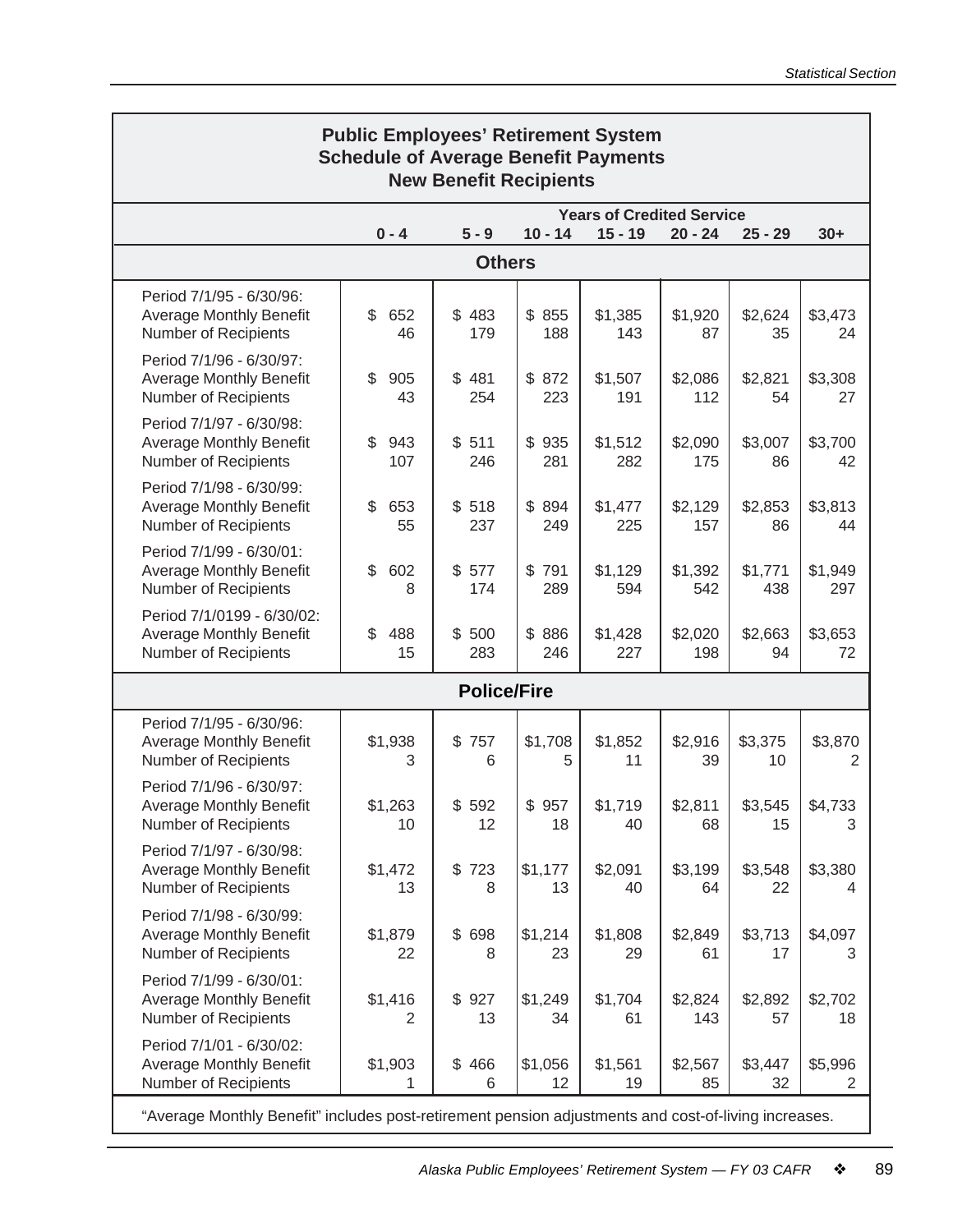# Public Employees' Retirement System
## Schedule of Average Benefit Payments
### New Benefit Recipients

| | Years of Credited Service | | | | | | |
|---|---|---|---|---|---|---|---|
| | 0 - 4 | 5 - 9 | 10 - 14 | 15 - 19 | 20 - 24 | 25 - 29 | 30+ |
| **Others** | | | | | | | |
| Period 7/1/95 - 6/30/96: | | | | | | | |
| Average Monthly Benefit | $ 652 | $ 483 | $ 855 | $1,385 | $1,920 | $2,624 | $3,473 |
| Number of Recipients | 46 | 179 | 188 | 143 | 87 | 35 | 24 |
| Period 7/1/96 - 6/30/97: | | | | | | | |
| Average Monthly Benefit | $ 905 | $ 481 | $ 872 | $1,507 | $2,086 | $2,821 | $3,308 |
| Number of Recipients | 43 | 254 | 223 | 191 | 112 | 54 | 27 |
| Period 7/1/97 - 6/30/98: | | | | | | | |
| Average Monthly Benefit | $ 943 | $ 511 | $ 935 | $1,512 | $2,090 | $3,007 | $3,700 |
| Number of Recipients | 107 | 246 | 281 | 282 | 175 | 86 | 42 |
| Period 7/1/98 - 6/30/99: | | | | | | | |
| Average Monthly Benefit | $ 653 | $ 518 | $ 894 | $1,477 | $2,129 | $2,853 | $3,813 |
| Number of Recipients | 55 | 237 | 249 | 225 | 157 | 86 | 44 |
| Period 7/1/99 - 6/30/01: | | | | | | | |
| Average Monthly Benefit | $ 602 | $ 577 | $ 791 | $1,129 | $1,392 | $1,771 | $1,949 |
| Number of Recipients | 8 | 174 | 289 | 594 | 542 | 438 | 297 |
| Period 7/1/0199 - 6/30/02: | | | | | | | |
| Average Monthly Benefit | $ 488 | $ 500 | $ 886 | $1,428 | $2,020 | $2,663 | $3,653 |
| Number of Recipients | 15 | 283 | 246 | 227 | 198 | 94 | 72 |
| **Police/Fire** | | | | | | | |
| Period 7/1/95 - 6/30/96: | | | | | | | |
| Average Monthly Benefit | $1,938 | $ 757 | $1,708 | $1,852 | $2,916 | $3,375 | $3,870 |
| Number of Recipients | 3 | 6 | 5 | 11 | 39 | 10 | 2 |
| Period 7/1/96 - 6/30/97: | | | | | | | |
| Average Monthly Benefit | $1,263 | $ 592 | $ 957 | $1,719 | $2,811 | $3,545 | $4,733 |
| Number of Recipients | 10 | 12 | 18 | 40 | 68 | 15 | 3 |
| Period 7/1/97 - 6/30/98: | | | | | | | |
| Average Monthly Benefit | $1,472 | $ 723 | $1,177 | $2,091 | $3,199 | $3,548 | $3,380 |
| Number of Recipients | 13 | 8 | 13 | 40 | 64 | 22 | 4 |
| Period 7/1/98 - 6/30/99: | | | | | | | |
| Average Monthly Benefit | $1,879 | $ 698 | $1,214 | $1,808 | $2,849 | $3,713 | $4,097 |
| Number of Recipients | 22 | 8 | 23 | 29 | 61 | 17 | 3 |
| Period 7/1/99 - 6/30/01: | | | | | | | |
| Average Monthly Benefit | $1,416 | $ 927 | $1,249 | $1,704 | $2,824 | $2,892 | $2,702 |
| Number of Recipients | 2 | 13 | 34 | 61 | 143 | 57 | 18 |
| Period 7/1/01 - 6/30/02: | | | | | | | |
| Average Monthly Benefit | $1,903 | $ 466 | $1,056 | $1,561 | $2,567 | $3,447 | $5,996 |
| Number of Recipients | 1 | 6 | 12 | 19 | 85 | 32 | 2 |

"Average Monthly Benefit" includes post-retirement pension adjustments and cost-of-living increases.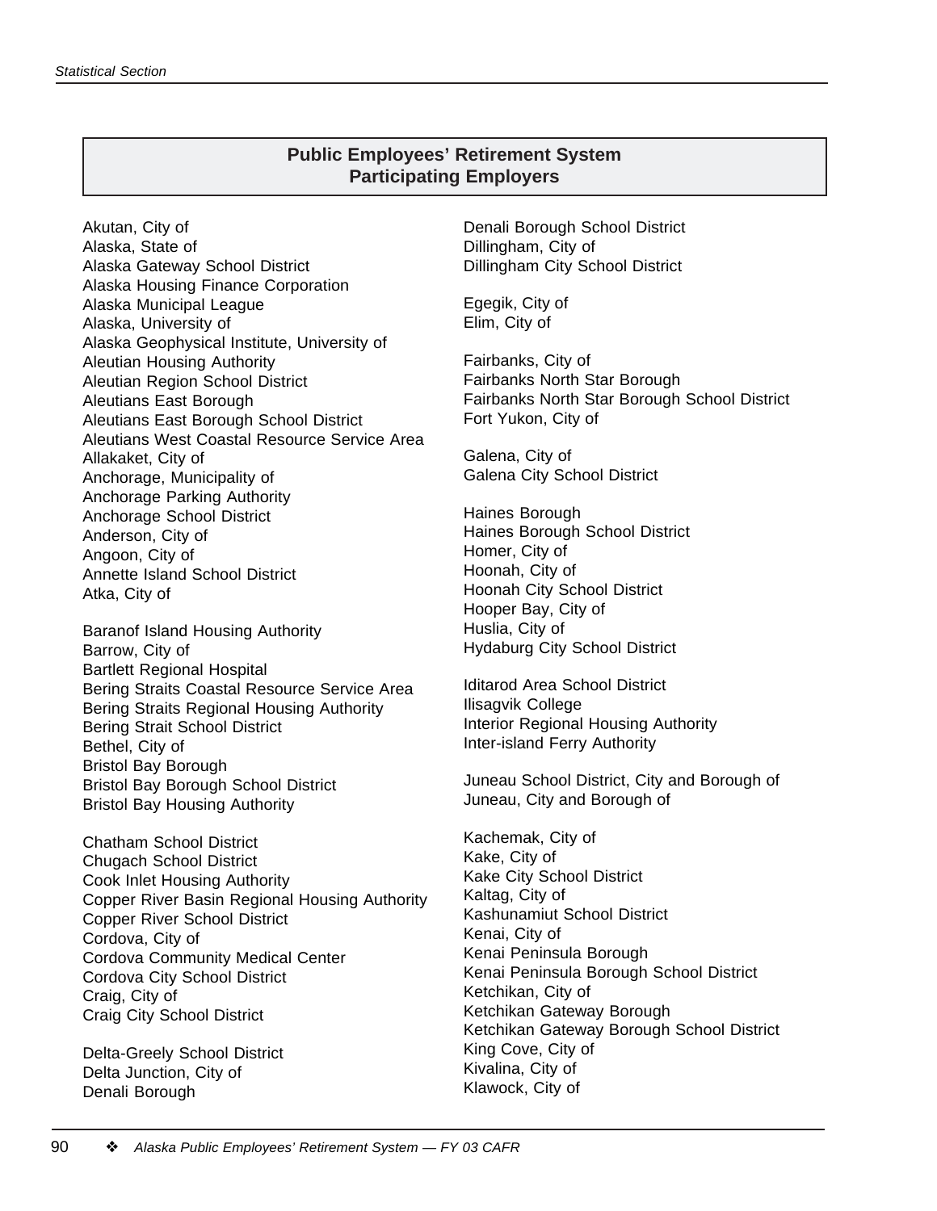## Public Employees' Retirement System Participating Employers

Akutan, City of
Alaska, State of
Alaska Gateway School District
Alaska Housing Finance Corporation
Alaska Municipal League
Alaska, University of
Alaska Geophysical Institute, University of
Aleutian Housing Authority
Aleutian Region School District
Aleutians East Borough
Aleutians East Borough School District
Aleutians West Coastal Resource Service Area
Allakaket, City of
Anchorage, Municipality of
Anchorage Parking Authority
Anchorage School District
Anderson, City of
Angoon, City of
Annette Island School District
Atka, City of

Baranof Island Housing Authority
Barrow, City of
Bartlett Regional Hospital
Bering Straits Coastal Resource Service Area
Bering Straits Regional Housing Authority
Bering Strait School District
Bethel, City of
Bristol Bay Borough
Bristol Bay Borough School District
Bristol Bay Housing Authority

Chatham School District
Chugach School District
Cook Inlet Housing Authority
Copper River Basin Regional Housing Authority
Copper River School District
Cordova, City of
Cordova Community Medical Center
Cordova City School District
Craig, City of
Craig City School District

Delta-Greely School District
Delta Junction, City of
Denali Borough
Denali Borough School District
Dillingham, City of
Dillingham City School District

Egegik, City of
Elim, City of

Fairbanks, City of
Fairbanks North Star Borough
Fairbanks North Star Borough School District
Fort Yukon, City of

Galena, City of
Galena City School District

Haines Borough
Haines Borough School District
Homer, City of
Hoonah, City of
Hoonah City School District
Hooper Bay, City of
Huslia, City of
Hydaburg City School District

Iditarod Area School District
Ilisagvik College
Interior Regional Housing Authority
Inter-island Ferry Authority

Juneau School District, City and Borough of
Juneau, City and Borough of

Kachemak, City of
Kake, City of
Kake City School District
Kaltag, City of
Kashunamiut School District
Kenai, City of
Kenai Peninsula Borough
Kenai Peninsula Borough School District
Ketchikan, City of
Ketchikan Gateway Borough
Ketchikan Gateway Borough School District
King Cove, City of
Kivalina, City of
Klawock, City of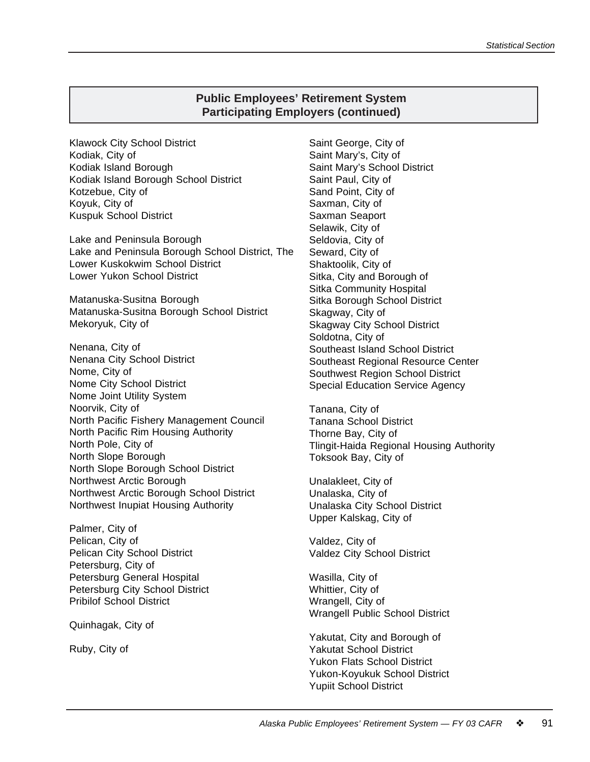## Public Employees' Retirement System
## Participating Employers (continued)

Klawock City School District
Kodiak, City of
Kodiak Island Borough
Kodiak Island Borough School District
Kotzebue, City of
Koyuk, City of
Kuspuk School District

Lake and Peninsula Borough
Lake and Peninsula Borough School District, The
Lower Kuskokwim School District
Lower Yukon School District

Matanuska-Susitna Borough
Matanuska-Susitna Borough School District
Mekoryuk, City of

Nenana, City of
Nenana City School District
Nome, City of
Nome City School District
Nome Joint Utility System
Noorvik, City of
North Pacific Fishery Management Council
North Pacific Rim Housing Authority
North Pole, City of
North Slope Borough
North Slope Borough School District
Northwest Arctic Borough
Northwest Arctic Borough School District
Northwest Inupiat Housing Authority

Palmer, City of
Pelican, City of
Pelican City School District
Petersburg, City of
Petersburg General Hospital
Petersburg City School District
Pribilof School District

Quinhagak, City of

Ruby, City of

Saint George, City of
Saint Mary's, City of
Saint Mary's School District
Saint Paul, City of
Sand Point, City of
Saxman, City of
Saxman Seaport
Selawik, City of
Seldovia, City of
Seward, City of
Shaktoolik, City of
Sitka, City and Borough of
Sitka Community Hospital
Sitka Borough School District
Skagway, City of
Skagway City School District
Soldotna, City of
Southeast Island School District
Southeast Regional Resource Center
Southwest Region School District
Special Education Service Agency

Tanana, City of
Tanana School District
Thorne Bay, City of
Tlingit-Haida Regional Housing Authority
Toksook Bay, City of

Unalakleet, City of
Unalaska, City of
Unalaska City School District
Upper Kalskag, City of

Valdez, City of
Valdez City School District

Wasilla, City of
Whittier, City of
Wrangell, City of
Wrangell Public School District

Yakutat, City and Borough of
Yakutat School District
Yukon Flats School District
Yukon-Koyukuk School District
Yupiit School District